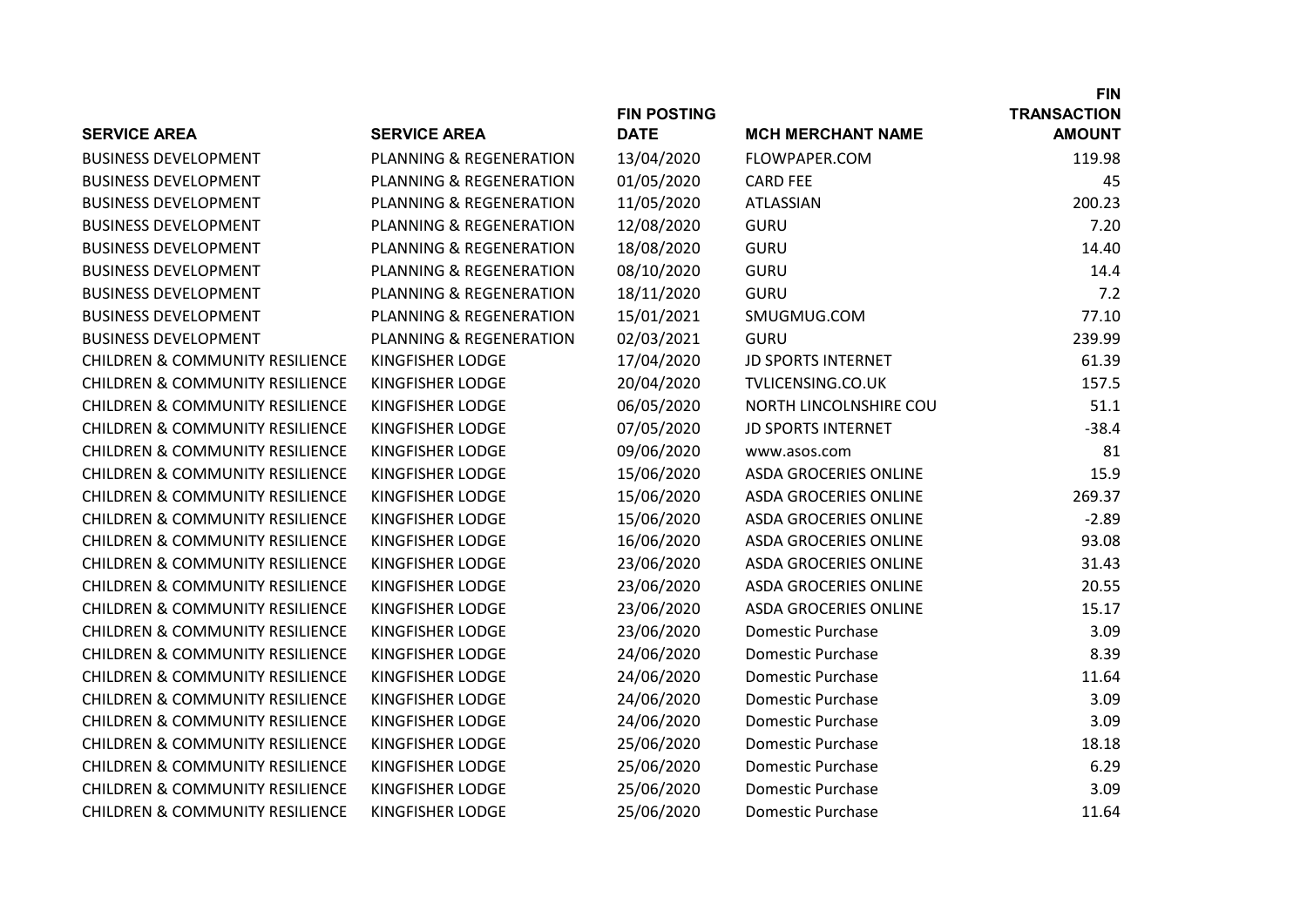| SERVICE AREA | SERVICE AREA | FIN POSTING DATE | MCH MERCHANT NAME | FIN TRANSACTION AMOUNT |
|---|---|---|---|---|
| BUSINESS DEVELOPMENT | PLANNING & REGENERATION | 13/04/2020 | FLOWPAPER.COM | 119.98 |
| BUSINESS DEVELOPMENT | PLANNING & REGENERATION | 01/05/2020 | CARD FEE | 45 |
| BUSINESS DEVELOPMENT | PLANNING & REGENERATION | 11/05/2020 | ATLASSIAN | 200.23 |
| BUSINESS DEVELOPMENT | PLANNING & REGENERATION | 12/08/2020 | GURU | 7.20 |
| BUSINESS DEVELOPMENT | PLANNING & REGENERATION | 18/08/2020 | GURU | 14.40 |
| BUSINESS DEVELOPMENT | PLANNING & REGENERATION | 08/10/2020 | GURU | 14.4 |
| BUSINESS DEVELOPMENT | PLANNING & REGENERATION | 18/11/2020 | GURU | 7.2 |
| BUSINESS DEVELOPMENT | PLANNING & REGENERATION | 15/01/2021 | SMUGMUG.COM | 77.10 |
| BUSINESS DEVELOPMENT | PLANNING & REGENERATION | 02/03/2021 | GURU | 239.99 |
| CHILDREN & COMMUNITY RESILIENCE | KINGFISHER LODGE | 17/04/2020 | JD SPORTS INTERNET | 61.39 |
| CHILDREN & COMMUNITY RESILIENCE | KINGFISHER LODGE | 20/04/2020 | TVLICENSING.CO.UK | 157.5 |
| CHILDREN & COMMUNITY RESILIENCE | KINGFISHER LODGE | 06/05/2020 | NORTH LINCOLNSHIRE COU | 51.1 |
| CHILDREN & COMMUNITY RESILIENCE | KINGFISHER LODGE | 07/05/2020 | JD SPORTS INTERNET | -38.4 |
| CHILDREN & COMMUNITY RESILIENCE | KINGFISHER LODGE | 09/06/2020 | www.asos.com | 81 |
| CHILDREN & COMMUNITY RESILIENCE | KINGFISHER LODGE | 15/06/2020 | ASDA GROCERIES ONLINE | 15.9 |
| CHILDREN & COMMUNITY RESILIENCE | KINGFISHER LODGE | 15/06/2020 | ASDA GROCERIES ONLINE | 269.37 |
| CHILDREN & COMMUNITY RESILIENCE | KINGFISHER LODGE | 15/06/2020 | ASDA GROCERIES ONLINE | -2.89 |
| CHILDREN & COMMUNITY RESILIENCE | KINGFISHER LODGE | 16/06/2020 | ASDA GROCERIES ONLINE | 93.08 |
| CHILDREN & COMMUNITY RESILIENCE | KINGFISHER LODGE | 23/06/2020 | ASDA GROCERIES ONLINE | 31.43 |
| CHILDREN & COMMUNITY RESILIENCE | KINGFISHER LODGE | 23/06/2020 | ASDA GROCERIES ONLINE | 20.55 |
| CHILDREN & COMMUNITY RESILIENCE | KINGFISHER LODGE | 23/06/2020 | ASDA GROCERIES ONLINE | 15.17 |
| CHILDREN & COMMUNITY RESILIENCE | KINGFISHER LODGE | 23/06/2020 | Domestic Purchase | 3.09 |
| CHILDREN & COMMUNITY RESILIENCE | KINGFISHER LODGE | 24/06/2020 | Domestic Purchase | 8.39 |
| CHILDREN & COMMUNITY RESILIENCE | KINGFISHER LODGE | 24/06/2020 | Domestic Purchase | 11.64 |
| CHILDREN & COMMUNITY RESILIENCE | KINGFISHER LODGE | 24/06/2020 | Domestic Purchase | 3.09 |
| CHILDREN & COMMUNITY RESILIENCE | KINGFISHER LODGE | 24/06/2020 | Domestic Purchase | 3.09 |
| CHILDREN & COMMUNITY RESILIENCE | KINGFISHER LODGE | 25/06/2020 | Domestic Purchase | 18.18 |
| CHILDREN & COMMUNITY RESILIENCE | KINGFISHER LODGE | 25/06/2020 | Domestic Purchase | 6.29 |
| CHILDREN & COMMUNITY RESILIENCE | KINGFISHER LODGE | 25/06/2020 | Domestic Purchase | 3.09 |
| CHILDREN & COMMUNITY RESILIENCE | KINGFISHER LODGE | 25/06/2020 | Domestic Purchase | 11.64 |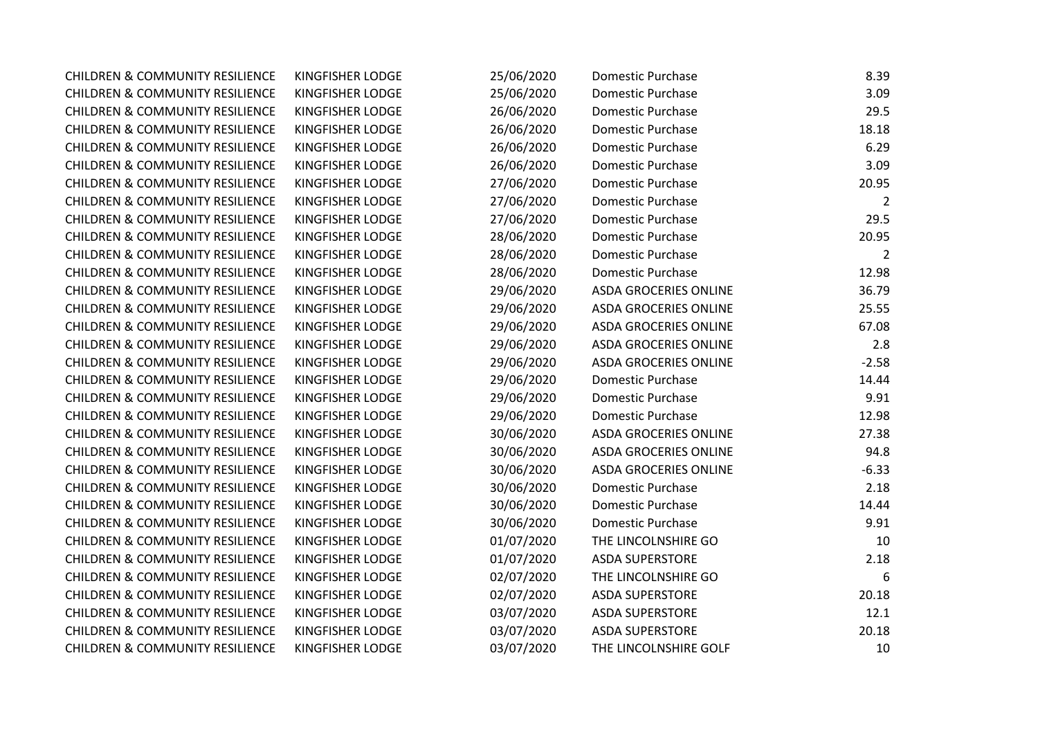| | | | | |
|---|---|---|---|---|
| CHILDREN & COMMUNITY RESILIENCE | KINGFISHER LODGE | 25/06/2020 | Domestic Purchase | 8.39 |
| CHILDREN & COMMUNITY RESILIENCE | KINGFISHER LODGE | 25/06/2020 | Domestic Purchase | 3.09 |
| CHILDREN & COMMUNITY RESILIENCE | KINGFISHER LODGE | 26/06/2020 | Domestic Purchase | 29.5 |
| CHILDREN & COMMUNITY RESILIENCE | KINGFISHER LODGE | 26/06/2020 | Domestic Purchase | 18.18 |
| CHILDREN & COMMUNITY RESILIENCE | KINGFISHER LODGE | 26/06/2020 | Domestic Purchase | 6.29 |
| CHILDREN & COMMUNITY RESILIENCE | KINGFISHER LODGE | 26/06/2020 | Domestic Purchase | 3.09 |
| CHILDREN & COMMUNITY RESILIENCE | KINGFISHER LODGE | 27/06/2020 | Domestic Purchase | 20.95 |
| CHILDREN & COMMUNITY RESILIENCE | KINGFISHER LODGE | 27/06/2020 | Domestic Purchase | 2 |
| CHILDREN & COMMUNITY RESILIENCE | KINGFISHER LODGE | 27/06/2020 | Domestic Purchase | 29.5 |
| CHILDREN & COMMUNITY RESILIENCE | KINGFISHER LODGE | 28/06/2020 | Domestic Purchase | 20.95 |
| CHILDREN & COMMUNITY RESILIENCE | KINGFISHER LODGE | 28/06/2020 | Domestic Purchase | 2 |
| CHILDREN & COMMUNITY RESILIENCE | KINGFISHER LODGE | 28/06/2020 | Domestic Purchase | 12.98 |
| CHILDREN & COMMUNITY RESILIENCE | KINGFISHER LODGE | 29/06/2020 | ASDA GROCERIES ONLINE | 36.79 |
| CHILDREN & COMMUNITY RESILIENCE | KINGFISHER LODGE | 29/06/2020 | ASDA GROCERIES ONLINE | 25.55 |
| CHILDREN & COMMUNITY RESILIENCE | KINGFISHER LODGE | 29/06/2020 | ASDA GROCERIES ONLINE | 67.08 |
| CHILDREN & COMMUNITY RESILIENCE | KINGFISHER LODGE | 29/06/2020 | ASDA GROCERIES ONLINE | 2.8 |
| CHILDREN & COMMUNITY RESILIENCE | KINGFISHER LODGE | 29/06/2020 | ASDA GROCERIES ONLINE | -2.58 |
| CHILDREN & COMMUNITY RESILIENCE | KINGFISHER LODGE | 29/06/2020 | Domestic Purchase | 14.44 |
| CHILDREN & COMMUNITY RESILIENCE | KINGFISHER LODGE | 29/06/2020 | Domestic Purchase | 9.91 |
| CHILDREN & COMMUNITY RESILIENCE | KINGFISHER LODGE | 29/06/2020 | Domestic Purchase | 12.98 |
| CHILDREN & COMMUNITY RESILIENCE | KINGFISHER LODGE | 30/06/2020 | ASDA GROCERIES ONLINE | 27.38 |
| CHILDREN & COMMUNITY RESILIENCE | KINGFISHER LODGE | 30/06/2020 | ASDA GROCERIES ONLINE | 94.8 |
| CHILDREN & COMMUNITY RESILIENCE | KINGFISHER LODGE | 30/06/2020 | ASDA GROCERIES ONLINE | -6.33 |
| CHILDREN & COMMUNITY RESILIENCE | KINGFISHER LODGE | 30/06/2020 | Domestic Purchase | 2.18 |
| CHILDREN & COMMUNITY RESILIENCE | KINGFISHER LODGE | 30/06/2020 | Domestic Purchase | 14.44 |
| CHILDREN & COMMUNITY RESILIENCE | KINGFISHER LODGE | 30/06/2020 | Domestic Purchase | 9.91 |
| CHILDREN & COMMUNITY RESILIENCE | KINGFISHER LODGE | 01/07/2020 | THE LINCOLNSHIRE GO | 10 |
| CHILDREN & COMMUNITY RESILIENCE | KINGFISHER LODGE | 01/07/2020 | ASDA SUPERSTORE | 2.18 |
| CHILDREN & COMMUNITY RESILIENCE | KINGFISHER LODGE | 02/07/2020 | THE LINCOLNSHIRE GO | 6 |
| CHILDREN & COMMUNITY RESILIENCE | KINGFISHER LODGE | 02/07/2020 | ASDA SUPERSTORE | 20.18 |
| CHILDREN & COMMUNITY RESILIENCE | KINGFISHER LODGE | 03/07/2020 | ASDA SUPERSTORE | 12.1 |
| CHILDREN & COMMUNITY RESILIENCE | KINGFISHER LODGE | 03/07/2020 | ASDA SUPERSTORE | 20.18 |
| CHILDREN & COMMUNITY RESILIENCE | KINGFISHER LODGE | 03/07/2020 | THE LINCOLNSHIRE GOLF | 10 |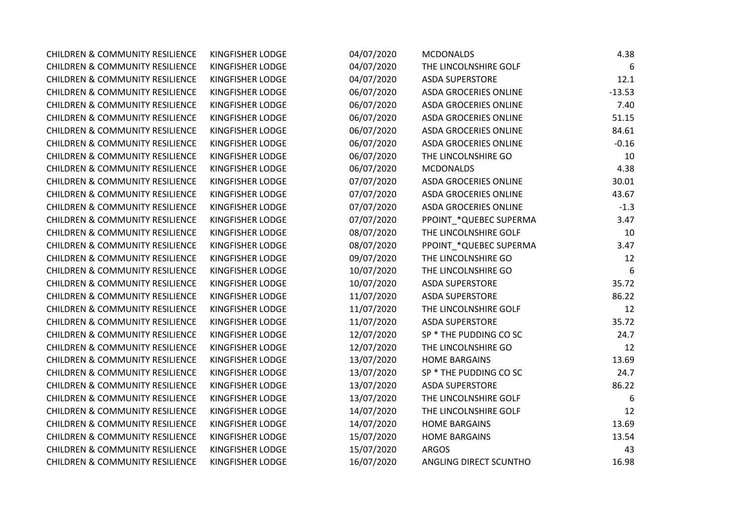| | | | | |
|---|---|---|---|---|
| CHILDREN & COMMUNITY RESILIENCE | KINGFISHER LODGE | 04/07/2020 | MCDONALDS | 4.38 |
| CHILDREN & COMMUNITY RESILIENCE | KINGFISHER LODGE | 04/07/2020 | THE LINCOLNSHIRE GOLF | 6 |
| CHILDREN & COMMUNITY RESILIENCE | KINGFISHER LODGE | 04/07/2020 | ASDA SUPERSTORE | 12.1 |
| CHILDREN & COMMUNITY RESILIENCE | KINGFISHER LODGE | 06/07/2020 | ASDA GROCERIES ONLINE | -13.53 |
| CHILDREN & COMMUNITY RESILIENCE | KINGFISHER LODGE | 06/07/2020 | ASDA GROCERIES ONLINE | 7.40 |
| CHILDREN & COMMUNITY RESILIENCE | KINGFISHER LODGE | 06/07/2020 | ASDA GROCERIES ONLINE | 51.15 |
| CHILDREN & COMMUNITY RESILIENCE | KINGFISHER LODGE | 06/07/2020 | ASDA GROCERIES ONLINE | 84.61 |
| CHILDREN & COMMUNITY RESILIENCE | KINGFISHER LODGE | 06/07/2020 | ASDA GROCERIES ONLINE | -0.16 |
| CHILDREN & COMMUNITY RESILIENCE | KINGFISHER LODGE | 06/07/2020 | THE LINCOLNSHIRE GO | 10 |
| CHILDREN & COMMUNITY RESILIENCE | KINGFISHER LODGE | 06/07/2020 | MCDONALDS | 4.38 |
| CHILDREN & COMMUNITY RESILIENCE | KINGFISHER LODGE | 07/07/2020 | ASDA GROCERIES ONLINE | 30.01 |
| CHILDREN & COMMUNITY RESILIENCE | KINGFISHER LODGE | 07/07/2020 | ASDA GROCERIES ONLINE | 43.67 |
| CHILDREN & COMMUNITY RESILIENCE | KINGFISHER LODGE | 07/07/2020 | ASDA GROCERIES ONLINE | -1.3 |
| CHILDREN & COMMUNITY RESILIENCE | KINGFISHER LODGE | 07/07/2020 | PPOINT_*QUEBEC SUPERMA | 3.47 |
| CHILDREN & COMMUNITY RESILIENCE | KINGFISHER LODGE | 08/07/2020 | THE LINCOLNSHIRE GOLF | 10 |
| CHILDREN & COMMUNITY RESILIENCE | KINGFISHER LODGE | 08/07/2020 | PPOINT_*QUEBEC SUPERMA | 3.47 |
| CHILDREN & COMMUNITY RESILIENCE | KINGFISHER LODGE | 09/07/2020 | THE LINCOLNSHIRE GO | 12 |
| CHILDREN & COMMUNITY RESILIENCE | KINGFISHER LODGE | 10/07/2020 | THE LINCOLNSHIRE GO | 6 |
| CHILDREN & COMMUNITY RESILIENCE | KINGFISHER LODGE | 10/07/2020 | ASDA SUPERSTORE | 35.72 |
| CHILDREN & COMMUNITY RESILIENCE | KINGFISHER LODGE | 11/07/2020 | ASDA SUPERSTORE | 86.22 |
| CHILDREN & COMMUNITY RESILIENCE | KINGFISHER LODGE | 11/07/2020 | THE LINCOLNSHIRE GOLF | 12 |
| CHILDREN & COMMUNITY RESILIENCE | KINGFISHER LODGE | 11/07/2020 | ASDA SUPERSTORE | 35.72 |
| CHILDREN & COMMUNITY RESILIENCE | KINGFISHER LODGE | 12/07/2020 | SP * THE PUDDING CO SC | 24.7 |
| CHILDREN & COMMUNITY RESILIENCE | KINGFISHER LODGE | 12/07/2020 | THE LINCOLNSHIRE GO | 12 |
| CHILDREN & COMMUNITY RESILIENCE | KINGFISHER LODGE | 13/07/2020 | HOME BARGAINS | 13.69 |
| CHILDREN & COMMUNITY RESILIENCE | KINGFISHER LODGE | 13/07/2020 | SP * THE PUDDING CO SC | 24.7 |
| CHILDREN & COMMUNITY RESILIENCE | KINGFISHER LODGE | 13/07/2020 | ASDA SUPERSTORE | 86.22 |
| CHILDREN & COMMUNITY RESILIENCE | KINGFISHER LODGE | 13/07/2020 | THE LINCOLNSHIRE GOLF | 6 |
| CHILDREN & COMMUNITY RESILIENCE | KINGFISHER LODGE | 14/07/2020 | THE LINCOLNSHIRE GOLF | 12 |
| CHILDREN & COMMUNITY RESILIENCE | KINGFISHER LODGE | 14/07/2020 | HOME BARGAINS | 13.69 |
| CHILDREN & COMMUNITY RESILIENCE | KINGFISHER LODGE | 15/07/2020 | HOME BARGAINS | 13.54 |
| CHILDREN & COMMUNITY RESILIENCE | KINGFISHER LODGE | 15/07/2020 | ARGOS | 43 |
| CHILDREN & COMMUNITY RESILIENCE | KINGFISHER LODGE | 16/07/2020 | ANGLING DIRECT SCUNTHO | 16.98 |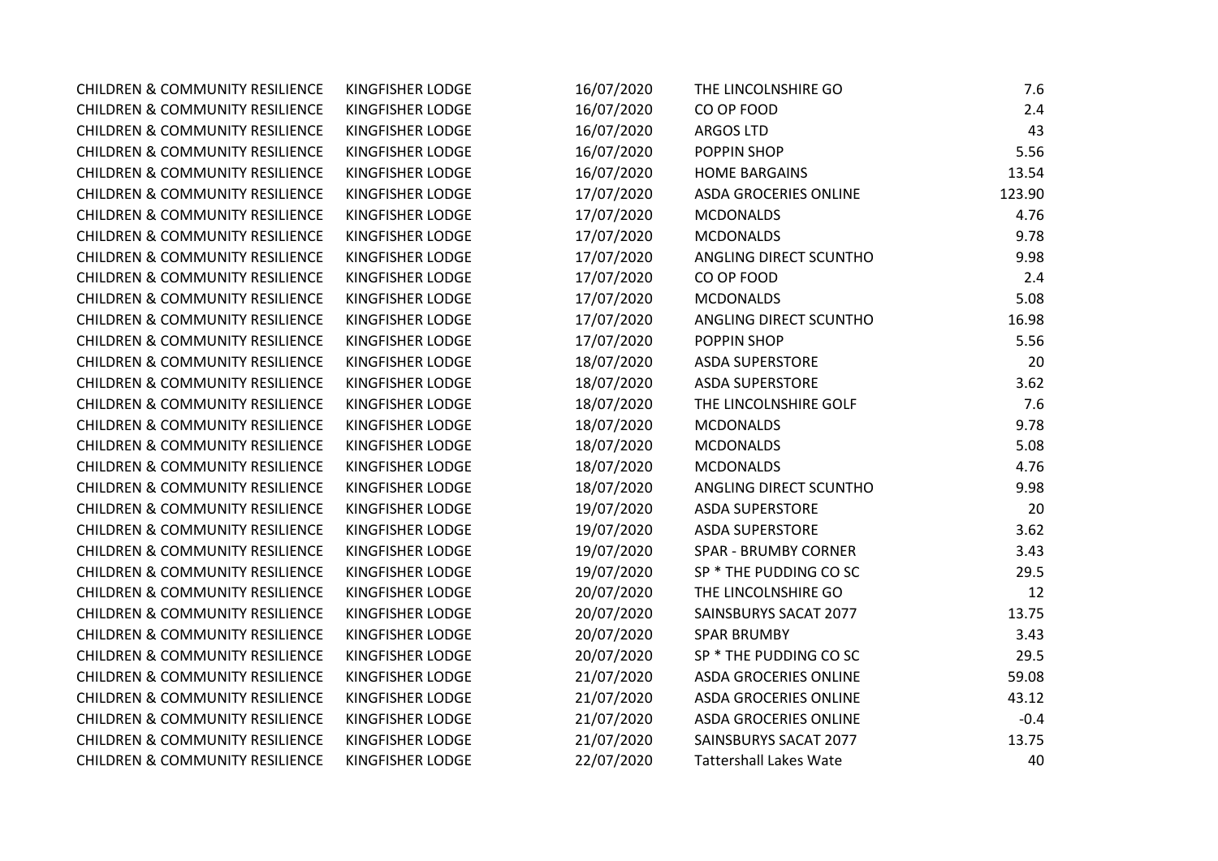| | | | | |
|---|---|---|---|---|
| CHILDREN & COMMUNITY RESILIENCE | KINGFISHER LODGE | 16/07/2020 | THE LINCOLNSHIRE GO | 7.6 |
| CHILDREN & COMMUNITY RESILIENCE | KINGFISHER LODGE | 16/07/2020 | CO OP FOOD | 2.4 |
| CHILDREN & COMMUNITY RESILIENCE | KINGFISHER LODGE | 16/07/2020 | ARGOS LTD | 43 |
| CHILDREN & COMMUNITY RESILIENCE | KINGFISHER LODGE | 16/07/2020 | POPPIN SHOP | 5.56 |
| CHILDREN & COMMUNITY RESILIENCE | KINGFISHER LODGE | 16/07/2020 | HOME BARGAINS | 13.54 |
| CHILDREN & COMMUNITY RESILIENCE | KINGFISHER LODGE | 17/07/2020 | ASDA GROCERIES ONLINE | 123.90 |
| CHILDREN & COMMUNITY RESILIENCE | KINGFISHER LODGE | 17/07/2020 | MCDONALDS | 4.76 |
| CHILDREN & COMMUNITY RESILIENCE | KINGFISHER LODGE | 17/07/2020 | MCDONALDS | 9.78 |
| CHILDREN & COMMUNITY RESILIENCE | KINGFISHER LODGE | 17/07/2020 | ANGLING DIRECT SCUNTHO | 9.98 |
| CHILDREN & COMMUNITY RESILIENCE | KINGFISHER LODGE | 17/07/2020 | CO OP FOOD | 2.4 |
| CHILDREN & COMMUNITY RESILIENCE | KINGFISHER LODGE | 17/07/2020 | MCDONALDS | 5.08 |
| CHILDREN & COMMUNITY RESILIENCE | KINGFISHER LODGE | 17/07/2020 | ANGLING DIRECT SCUNTHO | 16.98 |
| CHILDREN & COMMUNITY RESILIENCE | KINGFISHER LODGE | 17/07/2020 | POPPIN SHOP | 5.56 |
| CHILDREN & COMMUNITY RESILIENCE | KINGFISHER LODGE | 18/07/2020 | ASDA SUPERSTORE | 20 |
| CHILDREN & COMMUNITY RESILIENCE | KINGFISHER LODGE | 18/07/2020 | ASDA SUPERSTORE | 3.62 |
| CHILDREN & COMMUNITY RESILIENCE | KINGFISHER LODGE | 18/07/2020 | THE LINCOLNSHIRE GOLF | 7.6 |
| CHILDREN & COMMUNITY RESILIENCE | KINGFISHER LODGE | 18/07/2020 | MCDONALDS | 9.78 |
| CHILDREN & COMMUNITY RESILIENCE | KINGFISHER LODGE | 18/07/2020 | MCDONALDS | 5.08 |
| CHILDREN & COMMUNITY RESILIENCE | KINGFISHER LODGE | 18/07/2020 | MCDONALDS | 4.76 |
| CHILDREN & COMMUNITY RESILIENCE | KINGFISHER LODGE | 18/07/2020 | ANGLING DIRECT SCUNTHO | 9.98 |
| CHILDREN & COMMUNITY RESILIENCE | KINGFISHER LODGE | 19/07/2020 | ASDA SUPERSTORE | 20 |
| CHILDREN & COMMUNITY RESILIENCE | KINGFISHER LODGE | 19/07/2020 | ASDA SUPERSTORE | 3.62 |
| CHILDREN & COMMUNITY RESILIENCE | KINGFISHER LODGE | 19/07/2020 | SPAR - BRUMBY CORNER | 3.43 |
| CHILDREN & COMMUNITY RESILIENCE | KINGFISHER LODGE | 19/07/2020 | SP * THE PUDDING CO SC | 29.5 |
| CHILDREN & COMMUNITY RESILIENCE | KINGFISHER LODGE | 20/07/2020 | THE LINCOLNSHIRE GO | 12 |
| CHILDREN & COMMUNITY RESILIENCE | KINGFISHER LODGE | 20/07/2020 | SAINSBURYS SACAT 2077 | 13.75 |
| CHILDREN & COMMUNITY RESILIENCE | KINGFISHER LODGE | 20/07/2020 | SPAR BRUMBY | 3.43 |
| CHILDREN & COMMUNITY RESILIENCE | KINGFISHER LODGE | 20/07/2020 | SP * THE PUDDING CO SC | 29.5 |
| CHILDREN & COMMUNITY RESILIENCE | KINGFISHER LODGE | 21/07/2020 | ASDA GROCERIES ONLINE | 59.08 |
| CHILDREN & COMMUNITY RESILIENCE | KINGFISHER LODGE | 21/07/2020 | ASDA GROCERIES ONLINE | 43.12 |
| CHILDREN & COMMUNITY RESILIENCE | KINGFISHER LODGE | 21/07/2020 | ASDA GROCERIES ONLINE | -0.4 |
| CHILDREN & COMMUNITY RESILIENCE | KINGFISHER LODGE | 21/07/2020 | SAINSBURYS SACAT 2077 | 13.75 |
| CHILDREN & COMMUNITY RESILIENCE | KINGFISHER LODGE | 22/07/2020 | Tattershall Lakes Wate | 40 |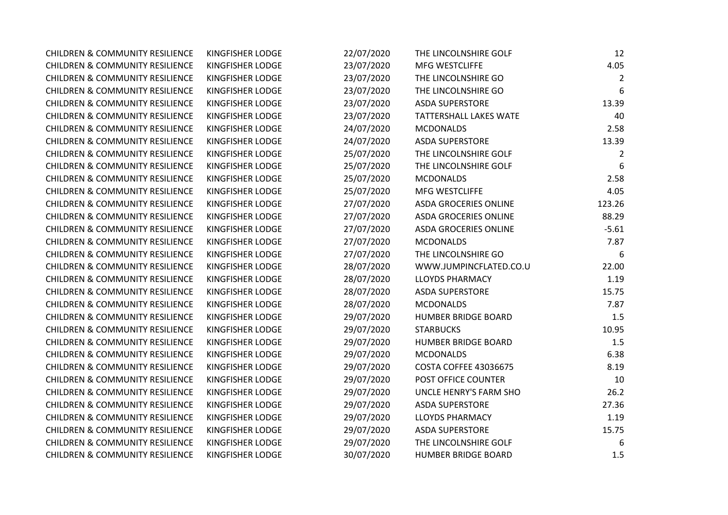| | | | | |
|---|---|---|---|---|
| CHILDREN & COMMUNITY RESILIENCE | KINGFISHER LODGE | 22/07/2020 | THE LINCOLNSHIRE GOLF | 12 |
| CHILDREN & COMMUNITY RESILIENCE | KINGFISHER LODGE | 23/07/2020 | MFG WESTCLIFFE | 4.05 |
| CHILDREN & COMMUNITY RESILIENCE | KINGFISHER LODGE | 23/07/2020 | THE LINCOLNSHIRE GO | 2 |
| CHILDREN & COMMUNITY RESILIENCE | KINGFISHER LODGE | 23/07/2020 | THE LINCOLNSHIRE GO | 6 |
| CHILDREN & COMMUNITY RESILIENCE | KINGFISHER LODGE | 23/07/2020 | ASDA SUPERSTORE | 13.39 |
| CHILDREN & COMMUNITY RESILIENCE | KINGFISHER LODGE | 23/07/2020 | TATTERSHALL LAKES WATE | 40 |
| CHILDREN & COMMUNITY RESILIENCE | KINGFISHER LODGE | 24/07/2020 | MCDONALDS | 2.58 |
| CHILDREN & COMMUNITY RESILIENCE | KINGFISHER LODGE | 24/07/2020 | ASDA SUPERSTORE | 13.39 |
| CHILDREN & COMMUNITY RESILIENCE | KINGFISHER LODGE | 25/07/2020 | THE LINCOLNSHIRE GOLF | 2 |
| CHILDREN & COMMUNITY RESILIENCE | KINGFISHER LODGE | 25/07/2020 | THE LINCOLNSHIRE GOLF | 6 |
| CHILDREN & COMMUNITY RESILIENCE | KINGFISHER LODGE | 25/07/2020 | MCDONALDS | 2.58 |
| CHILDREN & COMMUNITY RESILIENCE | KINGFISHER LODGE | 25/07/2020 | MFG WESTCLIFFE | 4.05 |
| CHILDREN & COMMUNITY RESILIENCE | KINGFISHER LODGE | 27/07/2020 | ASDA GROCERIES ONLINE | 123.26 |
| CHILDREN & COMMUNITY RESILIENCE | KINGFISHER LODGE | 27/07/2020 | ASDA GROCERIES ONLINE | 88.29 |
| CHILDREN & COMMUNITY RESILIENCE | KINGFISHER LODGE | 27/07/2020 | ASDA GROCERIES ONLINE | -5.61 |
| CHILDREN & COMMUNITY RESILIENCE | KINGFISHER LODGE | 27/07/2020 | MCDONALDS | 7.87 |
| CHILDREN & COMMUNITY RESILIENCE | KINGFISHER LODGE | 27/07/2020 | THE LINCOLNSHIRE GO | 6 |
| CHILDREN & COMMUNITY RESILIENCE | KINGFISHER LODGE | 28/07/2020 | WWW.JUMPINCFLATED.CO.U | 22.00 |
| CHILDREN & COMMUNITY RESILIENCE | KINGFISHER LODGE | 28/07/2020 | LLOYDS PHARMACY | 1.19 |
| CHILDREN & COMMUNITY RESILIENCE | KINGFISHER LODGE | 28/07/2020 | ASDA SUPERSTORE | 15.75 |
| CHILDREN & COMMUNITY RESILIENCE | KINGFISHER LODGE | 28/07/2020 | MCDONALDS | 7.87 |
| CHILDREN & COMMUNITY RESILIENCE | KINGFISHER LODGE | 29/07/2020 | HUMBER BRIDGE BOARD | 1.5 |
| CHILDREN & COMMUNITY RESILIENCE | KINGFISHER LODGE | 29/07/2020 | STARBUCKS | 10.95 |
| CHILDREN & COMMUNITY RESILIENCE | KINGFISHER LODGE | 29/07/2020 | HUMBER BRIDGE BOARD | 1.5 |
| CHILDREN & COMMUNITY RESILIENCE | KINGFISHER LODGE | 29/07/2020 | MCDONALDS | 6.38 |
| CHILDREN & COMMUNITY RESILIENCE | KINGFISHER LODGE | 29/07/2020 | COSTA COFFEE 43036675 | 8.19 |
| CHILDREN & COMMUNITY RESILIENCE | KINGFISHER LODGE | 29/07/2020 | POST OFFICE COUNTER | 10 |
| CHILDREN & COMMUNITY RESILIENCE | KINGFISHER LODGE | 29/07/2020 | UNCLE HENRY'S FARM SHO | 26.2 |
| CHILDREN & COMMUNITY RESILIENCE | KINGFISHER LODGE | 29/07/2020 | ASDA SUPERSTORE | 27.36 |
| CHILDREN & COMMUNITY RESILIENCE | KINGFISHER LODGE | 29/07/2020 | LLOYDS PHARMACY | 1.19 |
| CHILDREN & COMMUNITY RESILIENCE | KINGFISHER LODGE | 29/07/2020 | ASDA SUPERSTORE | 15.75 |
| CHILDREN & COMMUNITY RESILIENCE | KINGFISHER LODGE | 29/07/2020 | THE LINCOLNSHIRE GOLF | 6 |
| CHILDREN & COMMUNITY RESILIENCE | KINGFISHER LODGE | 30/07/2020 | HUMBER BRIDGE BOARD | 1.5 |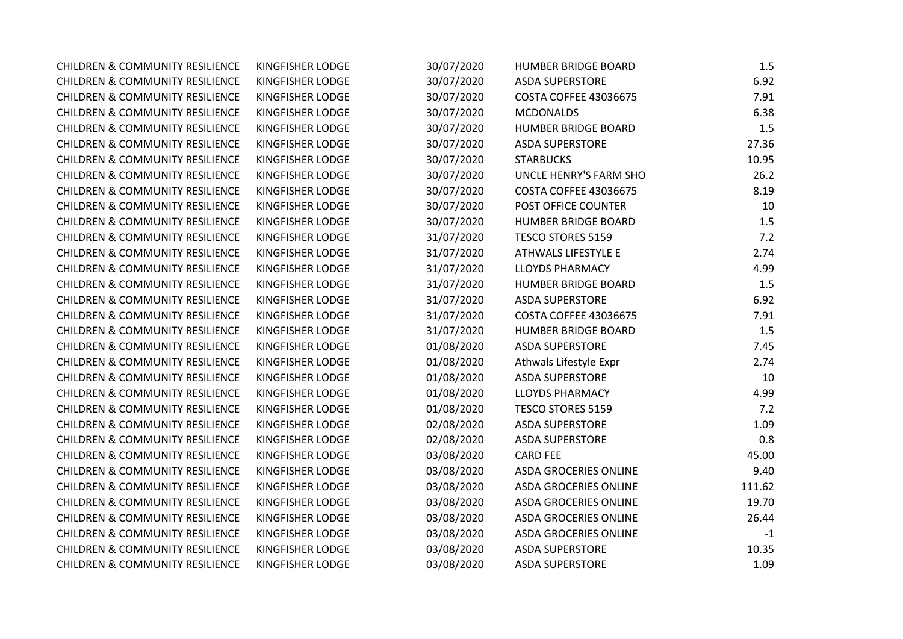| | | | | |
|---|---|---|---|---|
| CHILDREN & COMMUNITY RESILIENCE | KINGFISHER LODGE | 30/07/2020 | HUMBER BRIDGE BOARD | 1.5 |
| CHILDREN & COMMUNITY RESILIENCE | KINGFISHER LODGE | 30/07/2020 | ASDA SUPERSTORE | 6.92 |
| CHILDREN & COMMUNITY RESILIENCE | KINGFISHER LODGE | 30/07/2020 | COSTA COFFEE 43036675 | 7.91 |
| CHILDREN & COMMUNITY RESILIENCE | KINGFISHER LODGE | 30/07/2020 | MCDONALDS | 6.38 |
| CHILDREN & COMMUNITY RESILIENCE | KINGFISHER LODGE | 30/07/2020 | HUMBER BRIDGE BOARD | 1.5 |
| CHILDREN & COMMUNITY RESILIENCE | KINGFISHER LODGE | 30/07/2020 | ASDA SUPERSTORE | 27.36 |
| CHILDREN & COMMUNITY RESILIENCE | KINGFISHER LODGE | 30/07/2020 | STARBUCKS | 10.95 |
| CHILDREN & COMMUNITY RESILIENCE | KINGFISHER LODGE | 30/07/2020 | UNCLE HENRY'S FARM SHO | 26.2 |
| CHILDREN & COMMUNITY RESILIENCE | KINGFISHER LODGE | 30/07/2020 | COSTA COFFEE 43036675 | 8.19 |
| CHILDREN & COMMUNITY RESILIENCE | KINGFISHER LODGE | 30/07/2020 | POST OFFICE COUNTER | 10 |
| CHILDREN & COMMUNITY RESILIENCE | KINGFISHER LODGE | 30/07/2020 | HUMBER BRIDGE BOARD | 1.5 |
| CHILDREN & COMMUNITY RESILIENCE | KINGFISHER LODGE | 31/07/2020 | TESCO STORES 5159 | 7.2 |
| CHILDREN & COMMUNITY RESILIENCE | KINGFISHER LODGE | 31/07/2020 | ATHWALS LIFESTYLE E | 2.74 |
| CHILDREN & COMMUNITY RESILIENCE | KINGFISHER LODGE | 31/07/2020 | LLOYDS PHARMACY | 4.99 |
| CHILDREN & COMMUNITY RESILIENCE | KINGFISHER LODGE | 31/07/2020 | HUMBER BRIDGE BOARD | 1.5 |
| CHILDREN & COMMUNITY RESILIENCE | KINGFISHER LODGE | 31/07/2020 | ASDA SUPERSTORE | 6.92 |
| CHILDREN & COMMUNITY RESILIENCE | KINGFISHER LODGE | 31/07/2020 | COSTA COFFEE 43036675 | 7.91 |
| CHILDREN & COMMUNITY RESILIENCE | KINGFISHER LODGE | 31/07/2020 | HUMBER BRIDGE BOARD | 1.5 |
| CHILDREN & COMMUNITY RESILIENCE | KINGFISHER LODGE | 01/08/2020 | ASDA SUPERSTORE | 7.45 |
| CHILDREN & COMMUNITY RESILIENCE | KINGFISHER LODGE | 01/08/2020 | Athwals Lifestyle Expr | 2.74 |
| CHILDREN & COMMUNITY RESILIENCE | KINGFISHER LODGE | 01/08/2020 | ASDA SUPERSTORE | 10 |
| CHILDREN & COMMUNITY RESILIENCE | KINGFISHER LODGE | 01/08/2020 | LLOYDS PHARMACY | 4.99 |
| CHILDREN & COMMUNITY RESILIENCE | KINGFISHER LODGE | 01/08/2020 | TESCO STORES 5159 | 7.2 |
| CHILDREN & COMMUNITY RESILIENCE | KINGFISHER LODGE | 02/08/2020 | ASDA SUPERSTORE | 1.09 |
| CHILDREN & COMMUNITY RESILIENCE | KINGFISHER LODGE | 02/08/2020 | ASDA SUPERSTORE | 0.8 |
| CHILDREN & COMMUNITY RESILIENCE | KINGFISHER LODGE | 03/08/2020 | CARD FEE | 45.00 |
| CHILDREN & COMMUNITY RESILIENCE | KINGFISHER LODGE | 03/08/2020 | ASDA GROCERIES ONLINE | 9.40 |
| CHILDREN & COMMUNITY RESILIENCE | KINGFISHER LODGE | 03/08/2020 | ASDA GROCERIES ONLINE | 111.62 |
| CHILDREN & COMMUNITY RESILIENCE | KINGFISHER LODGE | 03/08/2020 | ASDA GROCERIES ONLINE | 19.70 |
| CHILDREN & COMMUNITY RESILIENCE | KINGFISHER LODGE | 03/08/2020 | ASDA GROCERIES ONLINE | 26.44 |
| CHILDREN & COMMUNITY RESILIENCE | KINGFISHER LODGE | 03/08/2020 | ASDA GROCERIES ONLINE | -1 |
| CHILDREN & COMMUNITY RESILIENCE | KINGFISHER LODGE | 03/08/2020 | ASDA SUPERSTORE | 10.35 |
| CHILDREN & COMMUNITY RESILIENCE | KINGFISHER LODGE | 03/08/2020 | ASDA SUPERSTORE | 1.09 |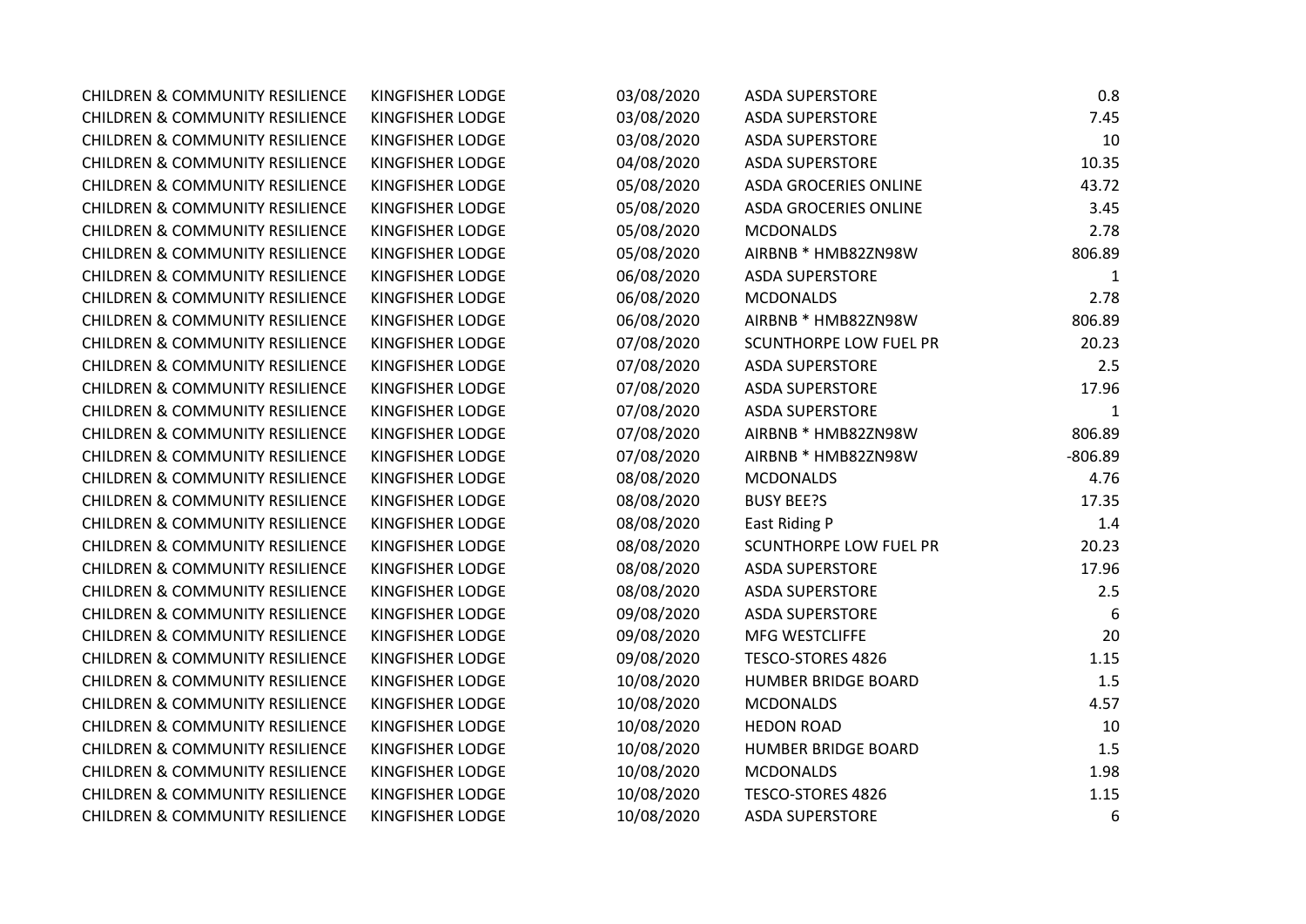| | | | | |
|---|---|---|---|---|
| CHILDREN & COMMUNITY RESILIENCE | KINGFISHER LODGE | 03/08/2020 | ASDA SUPERSTORE | 0.8 |
| CHILDREN & COMMUNITY RESILIENCE | KINGFISHER LODGE | 03/08/2020 | ASDA SUPERSTORE | 7.45 |
| CHILDREN & COMMUNITY RESILIENCE | KINGFISHER LODGE | 03/08/2020 | ASDA SUPERSTORE | 10 |
| CHILDREN & COMMUNITY RESILIENCE | KINGFISHER LODGE | 04/08/2020 | ASDA SUPERSTORE | 10.35 |
| CHILDREN & COMMUNITY RESILIENCE | KINGFISHER LODGE | 05/08/2020 | ASDA GROCERIES ONLINE | 43.72 |
| CHILDREN & COMMUNITY RESILIENCE | KINGFISHER LODGE | 05/08/2020 | ASDA GROCERIES ONLINE | 3.45 |
| CHILDREN & COMMUNITY RESILIENCE | KINGFISHER LODGE | 05/08/2020 | MCDONALDS | 2.78 |
| CHILDREN & COMMUNITY RESILIENCE | KINGFISHER LODGE | 05/08/2020 | AIRBNB * HMB82ZN98W | 806.89 |
| CHILDREN & COMMUNITY RESILIENCE | KINGFISHER LODGE | 06/08/2020 | ASDA SUPERSTORE | 1 |
| CHILDREN & COMMUNITY RESILIENCE | KINGFISHER LODGE | 06/08/2020 | MCDONALDS | 2.78 |
| CHILDREN & COMMUNITY RESILIENCE | KINGFISHER LODGE | 06/08/2020 | AIRBNB * HMB82ZN98W | 806.89 |
| CHILDREN & COMMUNITY RESILIENCE | KINGFISHER LODGE | 07/08/2020 | SCUNTHORPE LOW FUEL PR | 20.23 |
| CHILDREN & COMMUNITY RESILIENCE | KINGFISHER LODGE | 07/08/2020 | ASDA SUPERSTORE | 2.5 |
| CHILDREN & COMMUNITY RESILIENCE | KINGFISHER LODGE | 07/08/2020 | ASDA SUPERSTORE | 17.96 |
| CHILDREN & COMMUNITY RESILIENCE | KINGFISHER LODGE | 07/08/2020 | ASDA SUPERSTORE | 1 |
| CHILDREN & COMMUNITY RESILIENCE | KINGFISHER LODGE | 07/08/2020 | AIRBNB * HMB82ZN98W | 806.89 |
| CHILDREN & COMMUNITY RESILIENCE | KINGFISHER LODGE | 07/08/2020 | AIRBNB * HMB82ZN98W | -806.89 |
| CHILDREN & COMMUNITY RESILIENCE | KINGFISHER LODGE | 08/08/2020 | MCDONALDS | 4.76 |
| CHILDREN & COMMUNITY RESILIENCE | KINGFISHER LODGE | 08/08/2020 | BUSY BEE?S | 17.35 |
| CHILDREN & COMMUNITY RESILIENCE | KINGFISHER LODGE | 08/08/2020 | East Riding P | 1.4 |
| CHILDREN & COMMUNITY RESILIENCE | KINGFISHER LODGE | 08/08/2020 | SCUNTHORPE LOW FUEL PR | 20.23 |
| CHILDREN & COMMUNITY RESILIENCE | KINGFISHER LODGE | 08/08/2020 | ASDA SUPERSTORE | 17.96 |
| CHILDREN & COMMUNITY RESILIENCE | KINGFISHER LODGE | 08/08/2020 | ASDA SUPERSTORE | 2.5 |
| CHILDREN & COMMUNITY RESILIENCE | KINGFISHER LODGE | 09/08/2020 | ASDA SUPERSTORE | 6 |
| CHILDREN & COMMUNITY RESILIENCE | KINGFISHER LODGE | 09/08/2020 | MFG WESTCLIFFE | 20 |
| CHILDREN & COMMUNITY RESILIENCE | KINGFISHER LODGE | 09/08/2020 | TESCO-STORES 4826 | 1.15 |
| CHILDREN & COMMUNITY RESILIENCE | KINGFISHER LODGE | 10/08/2020 | HUMBER BRIDGE BOARD | 1.5 |
| CHILDREN & COMMUNITY RESILIENCE | KINGFISHER LODGE | 10/08/2020 | MCDONALDS | 4.57 |
| CHILDREN & COMMUNITY RESILIENCE | KINGFISHER LODGE | 10/08/2020 | HEDON ROAD | 10 |
| CHILDREN & COMMUNITY RESILIENCE | KINGFISHER LODGE | 10/08/2020 | HUMBER BRIDGE BOARD | 1.5 |
| CHILDREN & COMMUNITY RESILIENCE | KINGFISHER LODGE | 10/08/2020 | MCDONALDS | 1.98 |
| CHILDREN & COMMUNITY RESILIENCE | KINGFISHER LODGE | 10/08/2020 | TESCO-STORES 4826 | 1.15 |
| CHILDREN & COMMUNITY RESILIENCE | KINGFISHER LODGE | 10/08/2020 | ASDA SUPERSTORE | 6 |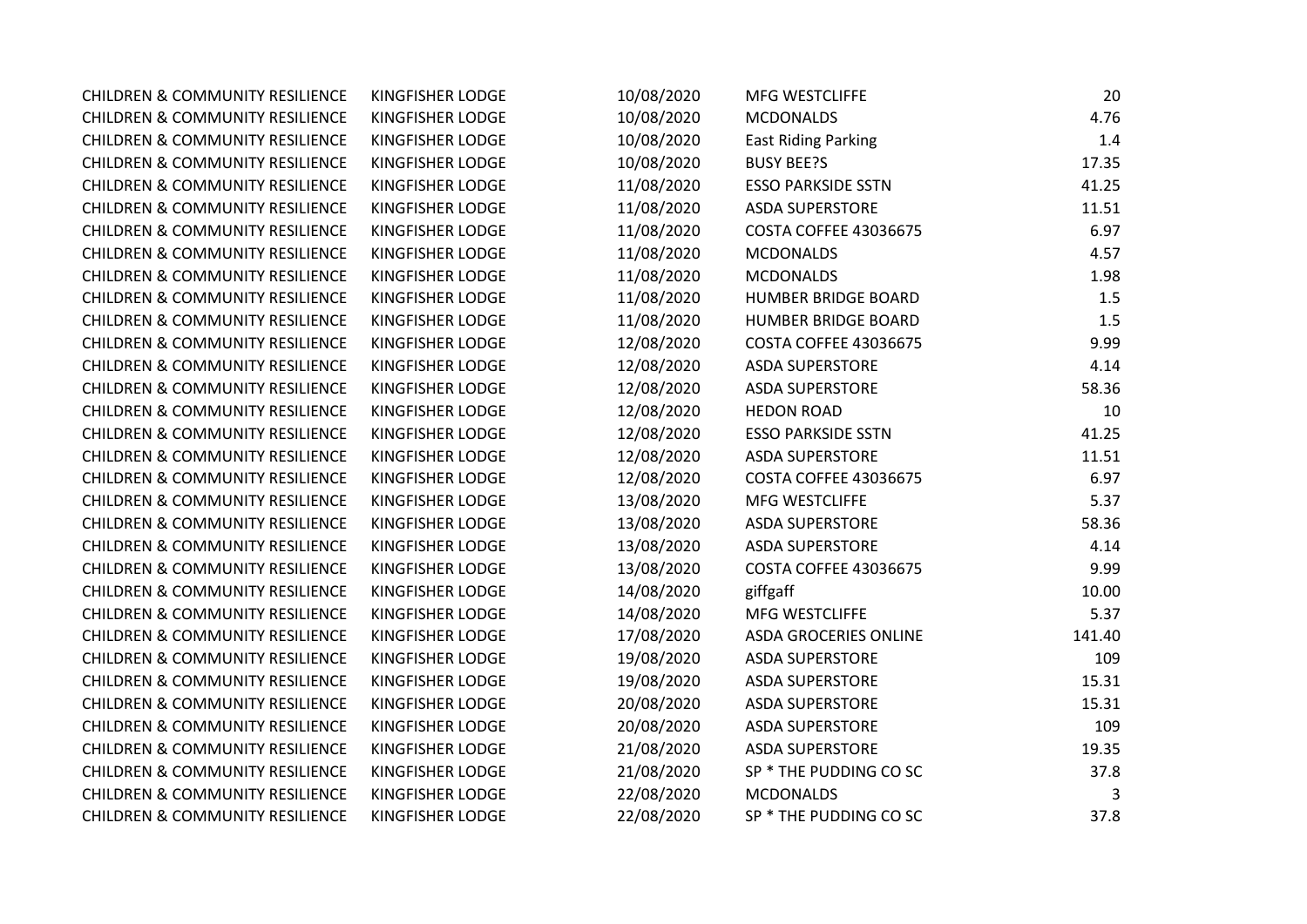| | | | | |
|---|---|---|---|---|
| CHILDREN & COMMUNITY RESILIENCE | KINGFISHER LODGE | 10/08/2020 | MFG WESTCLIFFE | 20 |
| CHILDREN & COMMUNITY RESILIENCE | KINGFISHER LODGE | 10/08/2020 | MCDONALDS | 4.76 |
| CHILDREN & COMMUNITY RESILIENCE | KINGFISHER LODGE | 10/08/2020 | East Riding Parking | 1.4 |
| CHILDREN & COMMUNITY RESILIENCE | KINGFISHER LODGE | 10/08/2020 | BUSY BEE?S | 17.35 |
| CHILDREN & COMMUNITY RESILIENCE | KINGFISHER LODGE | 11/08/2020 | ESSO PARKSIDE SSTN | 41.25 |
| CHILDREN & COMMUNITY RESILIENCE | KINGFISHER LODGE | 11/08/2020 | ASDA SUPERSTORE | 11.51 |
| CHILDREN & COMMUNITY RESILIENCE | KINGFISHER LODGE | 11/08/2020 | COSTA COFFEE 43036675 | 6.97 |
| CHILDREN & COMMUNITY RESILIENCE | KINGFISHER LODGE | 11/08/2020 | MCDONALDS | 4.57 |
| CHILDREN & COMMUNITY RESILIENCE | KINGFISHER LODGE | 11/08/2020 | MCDONALDS | 1.98 |
| CHILDREN & COMMUNITY RESILIENCE | KINGFISHER LODGE | 11/08/2020 | HUMBER BRIDGE BOARD | 1.5 |
| CHILDREN & COMMUNITY RESILIENCE | KINGFISHER LODGE | 11/08/2020 | HUMBER BRIDGE BOARD | 1.5 |
| CHILDREN & COMMUNITY RESILIENCE | KINGFISHER LODGE | 12/08/2020 | COSTA COFFEE 43036675 | 9.99 |
| CHILDREN & COMMUNITY RESILIENCE | KINGFISHER LODGE | 12/08/2020 | ASDA SUPERSTORE | 4.14 |
| CHILDREN & COMMUNITY RESILIENCE | KINGFISHER LODGE | 12/08/2020 | ASDA SUPERSTORE | 58.36 |
| CHILDREN & COMMUNITY RESILIENCE | KINGFISHER LODGE | 12/08/2020 | HEDON ROAD | 10 |
| CHILDREN & COMMUNITY RESILIENCE | KINGFISHER LODGE | 12/08/2020 | ESSO PARKSIDE SSTN | 41.25 |
| CHILDREN & COMMUNITY RESILIENCE | KINGFISHER LODGE | 12/08/2020 | ASDA SUPERSTORE | 11.51 |
| CHILDREN & COMMUNITY RESILIENCE | KINGFISHER LODGE | 12/08/2020 | COSTA COFFEE 43036675 | 6.97 |
| CHILDREN & COMMUNITY RESILIENCE | KINGFISHER LODGE | 13/08/2020 | MFG WESTCLIFFE | 5.37 |
| CHILDREN & COMMUNITY RESILIENCE | KINGFISHER LODGE | 13/08/2020 | ASDA SUPERSTORE | 58.36 |
| CHILDREN & COMMUNITY RESILIENCE | KINGFISHER LODGE | 13/08/2020 | ASDA SUPERSTORE | 4.14 |
| CHILDREN & COMMUNITY RESILIENCE | KINGFISHER LODGE | 13/08/2020 | COSTA COFFEE 43036675 | 9.99 |
| CHILDREN & COMMUNITY RESILIENCE | KINGFISHER LODGE | 14/08/2020 | giffgaff | 10.00 |
| CHILDREN & COMMUNITY RESILIENCE | KINGFISHER LODGE | 14/08/2020 | MFG WESTCLIFFE | 5.37 |
| CHILDREN & COMMUNITY RESILIENCE | KINGFISHER LODGE | 17/08/2020 | ASDA GROCERIES ONLINE | 141.40 |
| CHILDREN & COMMUNITY RESILIENCE | KINGFISHER LODGE | 19/08/2020 | ASDA SUPERSTORE | 109 |
| CHILDREN & COMMUNITY RESILIENCE | KINGFISHER LODGE | 19/08/2020 | ASDA SUPERSTORE | 15.31 |
| CHILDREN & COMMUNITY RESILIENCE | KINGFISHER LODGE | 20/08/2020 | ASDA SUPERSTORE | 15.31 |
| CHILDREN & COMMUNITY RESILIENCE | KINGFISHER LODGE | 20/08/2020 | ASDA SUPERSTORE | 109 |
| CHILDREN & COMMUNITY RESILIENCE | KINGFISHER LODGE | 21/08/2020 | ASDA SUPERSTORE | 19.35 |
| CHILDREN & COMMUNITY RESILIENCE | KINGFISHER LODGE | 21/08/2020 | SP * THE PUDDING CO SC | 37.8 |
| CHILDREN & COMMUNITY RESILIENCE | KINGFISHER LODGE | 22/08/2020 | MCDONALDS | 3 |
| CHILDREN & COMMUNITY RESILIENCE | KINGFISHER LODGE | 22/08/2020 | SP * THE PUDDING CO SC | 37.8 |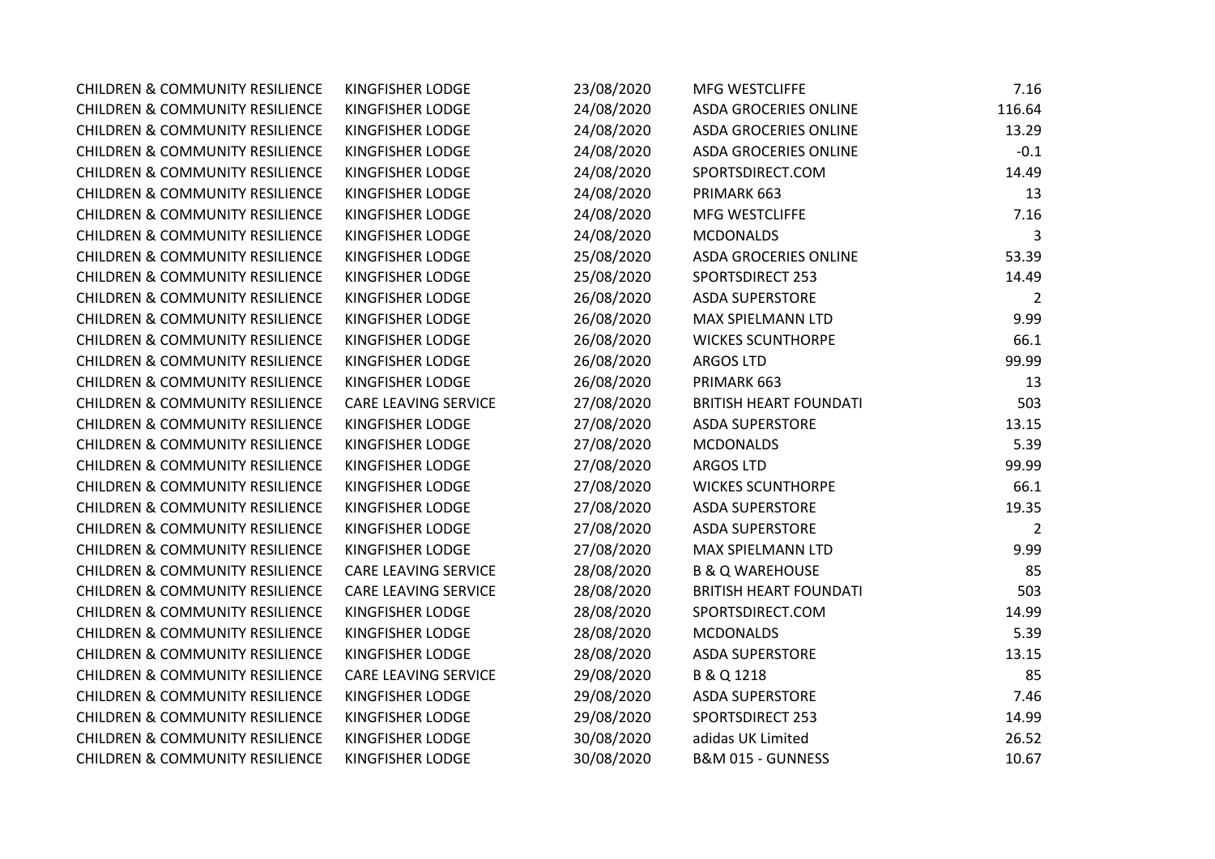| | | | | |
|---|---|---|---|---|
| CHILDREN & COMMUNITY RESILIENCE | KINGFISHER LODGE | 23/08/2020 | MFG WESTCLIFFE | 7.16 |
| CHILDREN & COMMUNITY RESILIENCE | KINGFISHER LODGE | 24/08/2020 | ASDA GROCERIES ONLINE | 116.64 |
| CHILDREN & COMMUNITY RESILIENCE | KINGFISHER LODGE | 24/08/2020 | ASDA GROCERIES ONLINE | 13.29 |
| CHILDREN & COMMUNITY RESILIENCE | KINGFISHER LODGE | 24/08/2020 | ASDA GROCERIES ONLINE | -0.1 |
| CHILDREN & COMMUNITY RESILIENCE | KINGFISHER LODGE | 24/08/2020 | SPORTSDIRECT.COM | 14.49 |
| CHILDREN & COMMUNITY RESILIENCE | KINGFISHER LODGE | 24/08/2020 | PRIMARK 663 | 13 |
| CHILDREN & COMMUNITY RESILIENCE | KINGFISHER LODGE | 24/08/2020 | MFG WESTCLIFFE | 7.16 |
| CHILDREN & COMMUNITY RESILIENCE | KINGFISHER LODGE | 24/08/2020 | MCDONALDS | 3 |
| CHILDREN & COMMUNITY RESILIENCE | KINGFISHER LODGE | 25/08/2020 | ASDA GROCERIES ONLINE | 53.39 |
| CHILDREN & COMMUNITY RESILIENCE | KINGFISHER LODGE | 25/08/2020 | SPORTSDIRECT 253 | 14.49 |
| CHILDREN & COMMUNITY RESILIENCE | KINGFISHER LODGE | 26/08/2020 | ASDA SUPERSTORE | 2 |
| CHILDREN & COMMUNITY RESILIENCE | KINGFISHER LODGE | 26/08/2020 | MAX SPIELMANN LTD | 9.99 |
| CHILDREN & COMMUNITY RESILIENCE | KINGFISHER LODGE | 26/08/2020 | WICKES SCUNTHORPE | 66.1 |
| CHILDREN & COMMUNITY RESILIENCE | KINGFISHER LODGE | 26/08/2020 | ARGOS LTD | 99.99 |
| CHILDREN & COMMUNITY RESILIENCE | KINGFISHER LODGE | 26/08/2020 | PRIMARK 663 | 13 |
| CHILDREN & COMMUNITY RESILIENCE | CARE LEAVING SERVICE | 27/08/2020 | BRITISH HEART FOUNDATI | 503 |
| CHILDREN & COMMUNITY RESILIENCE | KINGFISHER LODGE | 27/08/2020 | ASDA SUPERSTORE | 13.15 |
| CHILDREN & COMMUNITY RESILIENCE | KINGFISHER LODGE | 27/08/2020 | MCDONALDS | 5.39 |
| CHILDREN & COMMUNITY RESILIENCE | KINGFISHER LODGE | 27/08/2020 | ARGOS LTD | 99.99 |
| CHILDREN & COMMUNITY RESILIENCE | KINGFISHER LODGE | 27/08/2020 | WICKES SCUNTHORPE | 66.1 |
| CHILDREN & COMMUNITY RESILIENCE | KINGFISHER LODGE | 27/08/2020 | ASDA SUPERSTORE | 19.35 |
| CHILDREN & COMMUNITY RESILIENCE | KINGFISHER LODGE | 27/08/2020 | ASDA SUPERSTORE | 2 |
| CHILDREN & COMMUNITY RESILIENCE | KINGFISHER LODGE | 27/08/2020 | MAX SPIELMANN LTD | 9.99 |
| CHILDREN & COMMUNITY RESILIENCE | CARE LEAVING SERVICE | 28/08/2020 | B & Q WAREHOUSE | 85 |
| CHILDREN & COMMUNITY RESILIENCE | CARE LEAVING SERVICE | 28/08/2020 | BRITISH HEART FOUNDATI | 503 |
| CHILDREN & COMMUNITY RESILIENCE | KINGFISHER LODGE | 28/08/2020 | SPORTSDIRECT.COM | 14.99 |
| CHILDREN & COMMUNITY RESILIENCE | KINGFISHER LODGE | 28/08/2020 | MCDONALDS | 5.39 |
| CHILDREN & COMMUNITY RESILIENCE | KINGFISHER LODGE | 28/08/2020 | ASDA SUPERSTORE | 13.15 |
| CHILDREN & COMMUNITY RESILIENCE | CARE LEAVING SERVICE | 29/08/2020 | B & Q 1218 | 85 |
| CHILDREN & COMMUNITY RESILIENCE | KINGFISHER LODGE | 29/08/2020 | ASDA SUPERSTORE | 7.46 |
| CHILDREN & COMMUNITY RESILIENCE | KINGFISHER LODGE | 29/08/2020 | SPORTSDIRECT 253 | 14.99 |
| CHILDREN & COMMUNITY RESILIENCE | KINGFISHER LODGE | 30/08/2020 | adidas UK Limited | 26.52 |
| CHILDREN & COMMUNITY RESILIENCE | KINGFISHER LODGE | 30/08/2020 | B&M 015 - GUNNESS | 10.67 |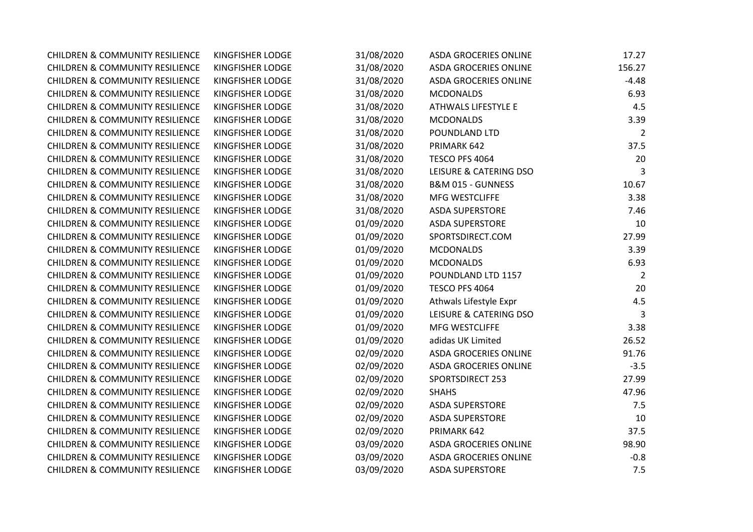| | | | | |
|---|---|---|---|---|
| CHILDREN & COMMUNITY RESILIENCE | KINGFISHER LODGE | 31/08/2020 | ASDA GROCERIES ONLINE | 17.27 |
| CHILDREN & COMMUNITY RESILIENCE | KINGFISHER LODGE | 31/08/2020 | ASDA GROCERIES ONLINE | 156.27 |
| CHILDREN & COMMUNITY RESILIENCE | KINGFISHER LODGE | 31/08/2020 | ASDA GROCERIES ONLINE | -4.48 |
| CHILDREN & COMMUNITY RESILIENCE | KINGFISHER LODGE | 31/08/2020 | MCDONALDS | 6.93 |
| CHILDREN & COMMUNITY RESILIENCE | KINGFISHER LODGE | 31/08/2020 | ATHWALS LIFESTYLE E | 4.5 |
| CHILDREN & COMMUNITY RESILIENCE | KINGFISHER LODGE | 31/08/2020 | MCDONALDS | 3.39 |
| CHILDREN & COMMUNITY RESILIENCE | KINGFISHER LODGE | 31/08/2020 | POUNDLAND LTD | 2 |
| CHILDREN & COMMUNITY RESILIENCE | KINGFISHER LODGE | 31/08/2020 | PRIMARK 642 | 37.5 |
| CHILDREN & COMMUNITY RESILIENCE | KINGFISHER LODGE | 31/08/2020 | TESCO PFS 4064 | 20 |
| CHILDREN & COMMUNITY RESILIENCE | KINGFISHER LODGE | 31/08/2020 | LEISURE & CATERING DSO | 3 |
| CHILDREN & COMMUNITY RESILIENCE | KINGFISHER LODGE | 31/08/2020 | B&M 015 - GUNNESS | 10.67 |
| CHILDREN & COMMUNITY RESILIENCE | KINGFISHER LODGE | 31/08/2020 | MFG WESTCLIFFE | 3.38 |
| CHILDREN & COMMUNITY RESILIENCE | KINGFISHER LODGE | 31/08/2020 | ASDA SUPERSTORE | 7.46 |
| CHILDREN & COMMUNITY RESILIENCE | KINGFISHER LODGE | 01/09/2020 | ASDA SUPERSTORE | 10 |
| CHILDREN & COMMUNITY RESILIENCE | KINGFISHER LODGE | 01/09/2020 | SPORTSDIRECT.COM | 27.99 |
| CHILDREN & COMMUNITY RESILIENCE | KINGFISHER LODGE | 01/09/2020 | MCDONALDS | 3.39 |
| CHILDREN & COMMUNITY RESILIENCE | KINGFISHER LODGE | 01/09/2020 | MCDONALDS | 6.93 |
| CHILDREN & COMMUNITY RESILIENCE | KINGFISHER LODGE | 01/09/2020 | POUNDLAND LTD 1157 | 2 |
| CHILDREN & COMMUNITY RESILIENCE | KINGFISHER LODGE | 01/09/2020 | TESCO PFS 4064 | 20 |
| CHILDREN & COMMUNITY RESILIENCE | KINGFISHER LODGE | 01/09/2020 | Athwals Lifestyle Expr | 4.5 |
| CHILDREN & COMMUNITY RESILIENCE | KINGFISHER LODGE | 01/09/2020 | LEISURE & CATERING DSO | 3 |
| CHILDREN & COMMUNITY RESILIENCE | KINGFISHER LODGE | 01/09/2020 | MFG WESTCLIFFE | 3.38 |
| CHILDREN & COMMUNITY RESILIENCE | KINGFISHER LODGE | 01/09/2020 | adidas UK Limited | 26.52 |
| CHILDREN & COMMUNITY RESILIENCE | KINGFISHER LODGE | 02/09/2020 | ASDA GROCERIES ONLINE | 91.76 |
| CHILDREN & COMMUNITY RESILIENCE | KINGFISHER LODGE | 02/09/2020 | ASDA GROCERIES ONLINE | -3.5 |
| CHILDREN & COMMUNITY RESILIENCE | KINGFISHER LODGE | 02/09/2020 | SPORTSDIRECT 253 | 27.99 |
| CHILDREN & COMMUNITY RESILIENCE | KINGFISHER LODGE | 02/09/2020 | SHAHS | 47.96 |
| CHILDREN & COMMUNITY RESILIENCE | KINGFISHER LODGE | 02/09/2020 | ASDA SUPERSTORE | 7.5 |
| CHILDREN & COMMUNITY RESILIENCE | KINGFISHER LODGE | 02/09/2020 | ASDA SUPERSTORE | 10 |
| CHILDREN & COMMUNITY RESILIENCE | KINGFISHER LODGE | 02/09/2020 | PRIMARK 642 | 37.5 |
| CHILDREN & COMMUNITY RESILIENCE | KINGFISHER LODGE | 03/09/2020 | ASDA GROCERIES ONLINE | 98.90 |
| CHILDREN & COMMUNITY RESILIENCE | KINGFISHER LODGE | 03/09/2020 | ASDA GROCERIES ONLINE | -0.8 |
| CHILDREN & COMMUNITY RESILIENCE | KINGFISHER LODGE | 03/09/2020 | ASDA SUPERSTORE | 7.5 |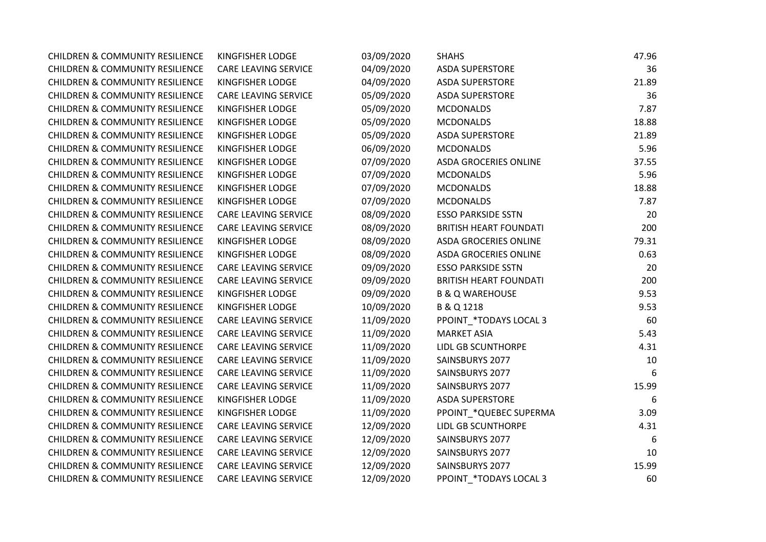| | | | | |
|---|---|---|---|---|
| CHILDREN & COMMUNITY RESILIENCE | KINGFISHER LODGE | 03/09/2020 | SHAHS | 47.96 |
| CHILDREN & COMMUNITY RESILIENCE | CARE LEAVING SERVICE | 04/09/2020 | ASDA SUPERSTORE | 36 |
| CHILDREN & COMMUNITY RESILIENCE | KINGFISHER LODGE | 04/09/2020 | ASDA SUPERSTORE | 21.89 |
| CHILDREN & COMMUNITY RESILIENCE | CARE LEAVING SERVICE | 05/09/2020 | ASDA SUPERSTORE | 36 |
| CHILDREN & COMMUNITY RESILIENCE | KINGFISHER LODGE | 05/09/2020 | MCDONALDS | 7.87 |
| CHILDREN & COMMUNITY RESILIENCE | KINGFISHER LODGE | 05/09/2020 | MCDONALDS | 18.88 |
| CHILDREN & COMMUNITY RESILIENCE | KINGFISHER LODGE | 05/09/2020 | ASDA SUPERSTORE | 21.89 |
| CHILDREN & COMMUNITY RESILIENCE | KINGFISHER LODGE | 06/09/2020 | MCDONALDS | 5.96 |
| CHILDREN & COMMUNITY RESILIENCE | KINGFISHER LODGE | 07/09/2020 | ASDA GROCERIES ONLINE | 37.55 |
| CHILDREN & COMMUNITY RESILIENCE | KINGFISHER LODGE | 07/09/2020 | MCDONALDS | 5.96 |
| CHILDREN & COMMUNITY RESILIENCE | KINGFISHER LODGE | 07/09/2020 | MCDONALDS | 18.88 |
| CHILDREN & COMMUNITY RESILIENCE | KINGFISHER LODGE | 07/09/2020 | MCDONALDS | 7.87 |
| CHILDREN & COMMUNITY RESILIENCE | CARE LEAVING SERVICE | 08/09/2020 | ESSO PARKSIDE SSTN | 20 |
| CHILDREN & COMMUNITY RESILIENCE | CARE LEAVING SERVICE | 08/09/2020 | BRITISH HEART FOUNDATI | 200 |
| CHILDREN & COMMUNITY RESILIENCE | KINGFISHER LODGE | 08/09/2020 | ASDA GROCERIES ONLINE | 79.31 |
| CHILDREN & COMMUNITY RESILIENCE | KINGFISHER LODGE | 08/09/2020 | ASDA GROCERIES ONLINE | 0.63 |
| CHILDREN & COMMUNITY RESILIENCE | CARE LEAVING SERVICE | 09/09/2020 | ESSO PARKSIDE SSTN | 20 |
| CHILDREN & COMMUNITY RESILIENCE | CARE LEAVING SERVICE | 09/09/2020 | BRITISH HEART FOUNDATI | 200 |
| CHILDREN & COMMUNITY RESILIENCE | KINGFISHER LODGE | 09/09/2020 | B & Q WAREHOUSE | 9.53 |
| CHILDREN & COMMUNITY RESILIENCE | KINGFISHER LODGE | 10/09/2020 | B & Q 1218 | 9.53 |
| CHILDREN & COMMUNITY RESILIENCE | CARE LEAVING SERVICE | 11/09/2020 | PPOINT_*TODAYS LOCAL 3 | 60 |
| CHILDREN & COMMUNITY RESILIENCE | CARE LEAVING SERVICE | 11/09/2020 | MARKET ASIA | 5.43 |
| CHILDREN & COMMUNITY RESILIENCE | CARE LEAVING SERVICE | 11/09/2020 | LIDL GB SCUNTHORPE | 4.31 |
| CHILDREN & COMMUNITY RESILIENCE | CARE LEAVING SERVICE | 11/09/2020 | SAINSBURYS 2077 | 10 |
| CHILDREN & COMMUNITY RESILIENCE | CARE LEAVING SERVICE | 11/09/2020 | SAINSBURYS 2077 | 6 |
| CHILDREN & COMMUNITY RESILIENCE | CARE LEAVING SERVICE | 11/09/2020 | SAINSBURYS 2077 | 15.99 |
| CHILDREN & COMMUNITY RESILIENCE | KINGFISHER LODGE | 11/09/2020 | ASDA SUPERSTORE | 6 |
| CHILDREN & COMMUNITY RESILIENCE | KINGFISHER LODGE | 11/09/2020 | PPOINT_*QUEBEC SUPERMA | 3.09 |
| CHILDREN & COMMUNITY RESILIENCE | CARE LEAVING SERVICE | 12/09/2020 | LIDL GB SCUNTHORPE | 4.31 |
| CHILDREN & COMMUNITY RESILIENCE | CARE LEAVING SERVICE | 12/09/2020 | SAINSBURYS 2077 | 6 |
| CHILDREN & COMMUNITY RESILIENCE | CARE LEAVING SERVICE | 12/09/2020 | SAINSBURYS 2077 | 10 |
| CHILDREN & COMMUNITY RESILIENCE | CARE LEAVING SERVICE | 12/09/2020 | SAINSBURYS 2077 | 15.99 |
| CHILDREN & COMMUNITY RESILIENCE | CARE LEAVING SERVICE | 12/09/2020 | PPOINT_*TODAYS LOCAL 3 | 60 |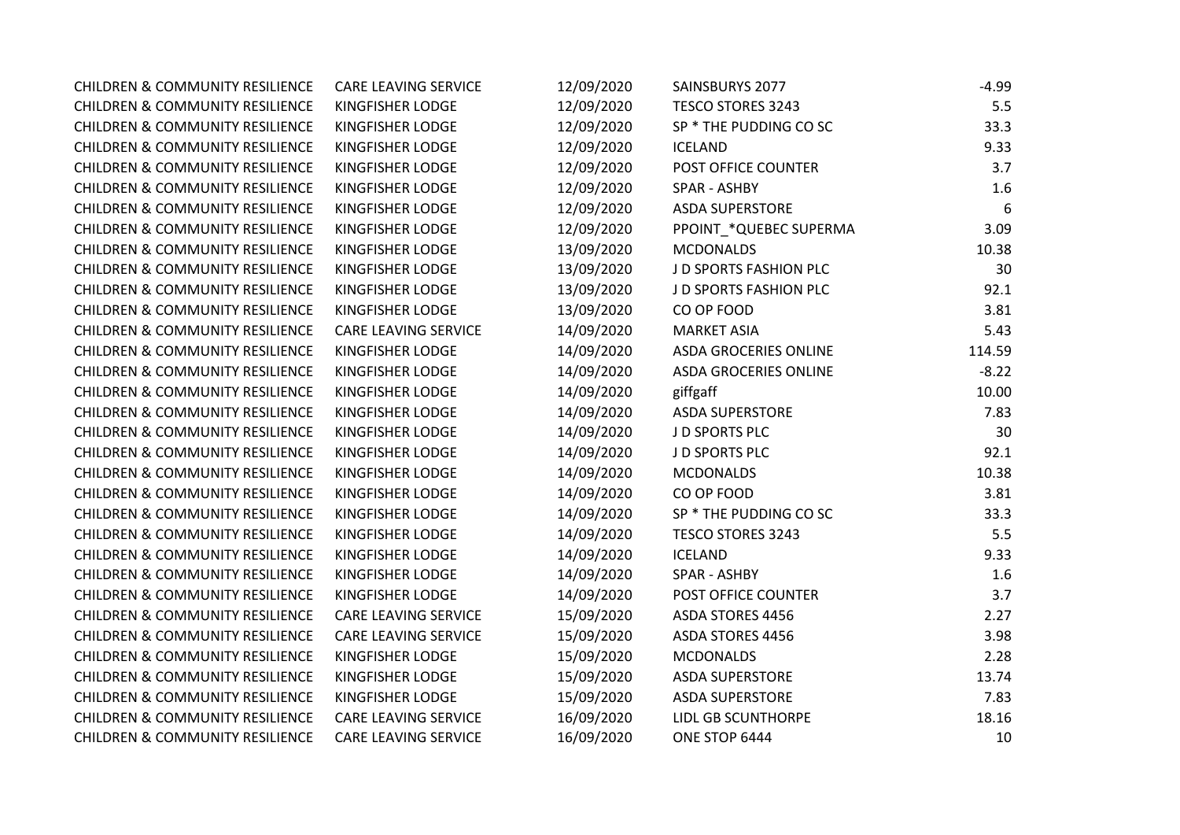| | | | | |
|---|---|---|---|---|
| CHILDREN & COMMUNITY RESILIENCE | CARE LEAVING SERVICE | 12/09/2020 | SAINSBURYS 2077 | -4.99 |
| CHILDREN & COMMUNITY RESILIENCE | KINGFISHER LODGE | 12/09/2020 | TESCO STORES 3243 | 5.5 |
| CHILDREN & COMMUNITY RESILIENCE | KINGFISHER LODGE | 12/09/2020 | SP * THE PUDDING CO SC | 33.3 |
| CHILDREN & COMMUNITY RESILIENCE | KINGFISHER LODGE | 12/09/2020 | ICELAND | 9.33 |
| CHILDREN & COMMUNITY RESILIENCE | KINGFISHER LODGE | 12/09/2020 | POST OFFICE COUNTER | 3.7 |
| CHILDREN & COMMUNITY RESILIENCE | KINGFISHER LODGE | 12/09/2020 | SPAR - ASHBY | 1.6 |
| CHILDREN & COMMUNITY RESILIENCE | KINGFISHER LODGE | 12/09/2020 | ASDA SUPERSTORE | 6 |
| CHILDREN & COMMUNITY RESILIENCE | KINGFISHER LODGE | 12/09/2020 | PPOINT_*QUEBEC SUPERMA | 3.09 |
| CHILDREN & COMMUNITY RESILIENCE | KINGFISHER LODGE | 13/09/2020 | MCDONALDS | 10.38 |
| CHILDREN & COMMUNITY RESILIENCE | KINGFISHER LODGE | 13/09/2020 | J D SPORTS FASHION PLC | 30 |
| CHILDREN & COMMUNITY RESILIENCE | KINGFISHER LODGE | 13/09/2020 | J D SPORTS FASHION PLC | 92.1 |
| CHILDREN & COMMUNITY RESILIENCE | KINGFISHER LODGE | 13/09/2020 | CO OP FOOD | 3.81 |
| CHILDREN & COMMUNITY RESILIENCE | CARE LEAVING SERVICE | 14/09/2020 | MARKET ASIA | 5.43 |
| CHILDREN & COMMUNITY RESILIENCE | KINGFISHER LODGE | 14/09/2020 | ASDA GROCERIES ONLINE | 114.59 |
| CHILDREN & COMMUNITY RESILIENCE | KINGFISHER LODGE | 14/09/2020 | ASDA GROCERIES ONLINE | -8.22 |
| CHILDREN & COMMUNITY RESILIENCE | KINGFISHER LODGE | 14/09/2020 | giffgaff | 10.00 |
| CHILDREN & COMMUNITY RESILIENCE | KINGFISHER LODGE | 14/09/2020 | ASDA SUPERSTORE | 7.83 |
| CHILDREN & COMMUNITY RESILIENCE | KINGFISHER LODGE | 14/09/2020 | J D SPORTS PLC | 30 |
| CHILDREN & COMMUNITY RESILIENCE | KINGFISHER LODGE | 14/09/2020 | J D SPORTS PLC | 92.1 |
| CHILDREN & COMMUNITY RESILIENCE | KINGFISHER LODGE | 14/09/2020 | MCDONALDS | 10.38 |
| CHILDREN & COMMUNITY RESILIENCE | KINGFISHER LODGE | 14/09/2020 | CO OP FOOD | 3.81 |
| CHILDREN & COMMUNITY RESILIENCE | KINGFISHER LODGE | 14/09/2020 | SP * THE PUDDING CO SC | 33.3 |
| CHILDREN & COMMUNITY RESILIENCE | KINGFISHER LODGE | 14/09/2020 | TESCO STORES 3243 | 5.5 |
| CHILDREN & COMMUNITY RESILIENCE | KINGFISHER LODGE | 14/09/2020 | ICELAND | 9.33 |
| CHILDREN & COMMUNITY RESILIENCE | KINGFISHER LODGE | 14/09/2020 | SPAR - ASHBY | 1.6 |
| CHILDREN & COMMUNITY RESILIENCE | KINGFISHER LODGE | 14/09/2020 | POST OFFICE COUNTER | 3.7 |
| CHILDREN & COMMUNITY RESILIENCE | CARE LEAVING SERVICE | 15/09/2020 | ASDA STORES 4456 | 2.27 |
| CHILDREN & COMMUNITY RESILIENCE | CARE LEAVING SERVICE | 15/09/2020 | ASDA STORES 4456 | 3.98 |
| CHILDREN & COMMUNITY RESILIENCE | KINGFISHER LODGE | 15/09/2020 | MCDONALDS | 2.28 |
| CHILDREN & COMMUNITY RESILIENCE | KINGFISHER LODGE | 15/09/2020 | ASDA SUPERSTORE | 13.74 |
| CHILDREN & COMMUNITY RESILIENCE | KINGFISHER LODGE | 15/09/2020 | ASDA SUPERSTORE | 7.83 |
| CHILDREN & COMMUNITY RESILIENCE | CARE LEAVING SERVICE | 16/09/2020 | LIDL GB SCUNTHORPE | 18.16 |
| CHILDREN & COMMUNITY RESILIENCE | CARE LEAVING SERVICE | 16/09/2020 | ONE STOP 6444 | 10 |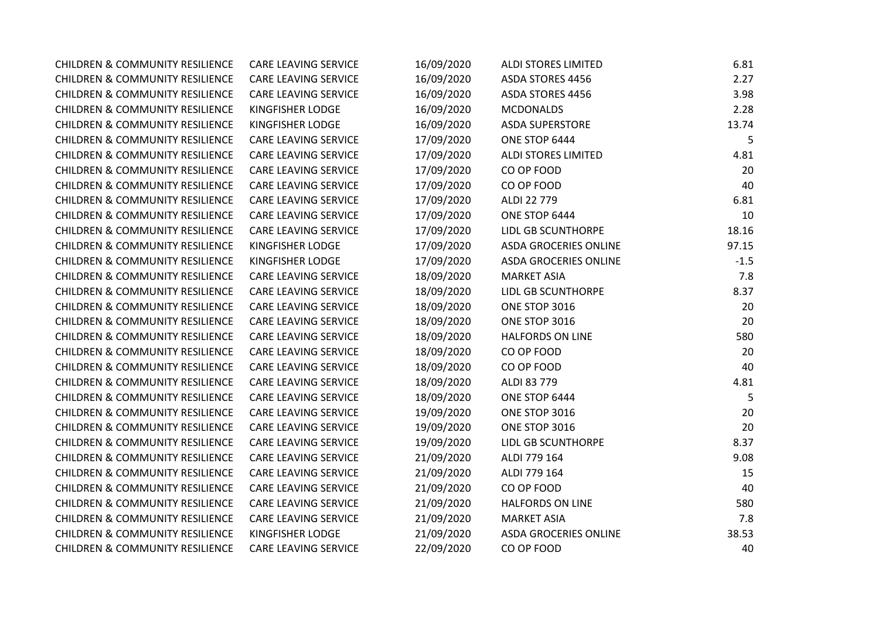| | | | | |
|---|---|---|---|---|
| CHILDREN & COMMUNITY RESILIENCE | CARE LEAVING SERVICE | 16/09/2020 | ALDI STORES LIMITED | 6.81 |
| CHILDREN & COMMUNITY RESILIENCE | CARE LEAVING SERVICE | 16/09/2020 | ASDA STORES 4456 | 2.27 |
| CHILDREN & COMMUNITY RESILIENCE | CARE LEAVING SERVICE | 16/09/2020 | ASDA STORES 4456 | 3.98 |
| CHILDREN & COMMUNITY RESILIENCE | KINGFISHER LODGE | 16/09/2020 | MCDONALDS | 2.28 |
| CHILDREN & COMMUNITY RESILIENCE | KINGFISHER LODGE | 16/09/2020 | ASDA SUPERSTORE | 13.74 |
| CHILDREN & COMMUNITY RESILIENCE | CARE LEAVING SERVICE | 17/09/2020 | ONE STOP 6444 | 5 |
| CHILDREN & COMMUNITY RESILIENCE | CARE LEAVING SERVICE | 17/09/2020 | ALDI STORES LIMITED | 4.81 |
| CHILDREN & COMMUNITY RESILIENCE | CARE LEAVING SERVICE | 17/09/2020 | CO OP FOOD | 20 |
| CHILDREN & COMMUNITY RESILIENCE | CARE LEAVING SERVICE | 17/09/2020 | CO OP FOOD | 40 |
| CHILDREN & COMMUNITY RESILIENCE | CARE LEAVING SERVICE | 17/09/2020 | ALDI 22 779 | 6.81 |
| CHILDREN & COMMUNITY RESILIENCE | CARE LEAVING SERVICE | 17/09/2020 | ONE STOP 6444 | 10 |
| CHILDREN & COMMUNITY RESILIENCE | CARE LEAVING SERVICE | 17/09/2020 | LIDL GB SCUNTHORPE | 18.16 |
| CHILDREN & COMMUNITY RESILIENCE | KINGFISHER LODGE | 17/09/2020 | ASDA GROCERIES ONLINE | 97.15 |
| CHILDREN & COMMUNITY RESILIENCE | KINGFISHER LODGE | 17/09/2020 | ASDA GROCERIES ONLINE | -1.5 |
| CHILDREN & COMMUNITY RESILIENCE | CARE LEAVING SERVICE | 18/09/2020 | MARKET ASIA | 7.8 |
| CHILDREN & COMMUNITY RESILIENCE | CARE LEAVING SERVICE | 18/09/2020 | LIDL GB SCUNTHORPE | 8.37 |
| CHILDREN & COMMUNITY RESILIENCE | CARE LEAVING SERVICE | 18/09/2020 | ONE STOP 3016 | 20 |
| CHILDREN & COMMUNITY RESILIENCE | CARE LEAVING SERVICE | 18/09/2020 | ONE STOP 3016 | 20 |
| CHILDREN & COMMUNITY RESILIENCE | CARE LEAVING SERVICE | 18/09/2020 | HALFORDS ON LINE | 580 |
| CHILDREN & COMMUNITY RESILIENCE | CARE LEAVING SERVICE | 18/09/2020 | CO OP FOOD | 20 |
| CHILDREN & COMMUNITY RESILIENCE | CARE LEAVING SERVICE | 18/09/2020 | CO OP FOOD | 40 |
| CHILDREN & COMMUNITY RESILIENCE | CARE LEAVING SERVICE | 18/09/2020 | ALDI 83 779 | 4.81 |
| CHILDREN & COMMUNITY RESILIENCE | CARE LEAVING SERVICE | 18/09/2020 | ONE STOP 6444 | 5 |
| CHILDREN & COMMUNITY RESILIENCE | CARE LEAVING SERVICE | 19/09/2020 | ONE STOP 3016 | 20 |
| CHILDREN & COMMUNITY RESILIENCE | CARE LEAVING SERVICE | 19/09/2020 | ONE STOP 3016 | 20 |
| CHILDREN & COMMUNITY RESILIENCE | CARE LEAVING SERVICE | 19/09/2020 | LIDL GB SCUNTHORPE | 8.37 |
| CHILDREN & COMMUNITY RESILIENCE | CARE LEAVING SERVICE | 21/09/2020 | ALDI 779 164 | 9.08 |
| CHILDREN & COMMUNITY RESILIENCE | CARE LEAVING SERVICE | 21/09/2020 | ALDI 779 164 | 15 |
| CHILDREN & COMMUNITY RESILIENCE | CARE LEAVING SERVICE | 21/09/2020 | CO OP FOOD | 40 |
| CHILDREN & COMMUNITY RESILIENCE | CARE LEAVING SERVICE | 21/09/2020 | HALFORDS ON LINE | 580 |
| CHILDREN & COMMUNITY RESILIENCE | CARE LEAVING SERVICE | 21/09/2020 | MARKET ASIA | 7.8 |
| CHILDREN & COMMUNITY RESILIENCE | KINGFISHER LODGE | 21/09/2020 | ASDA GROCERIES ONLINE | 38.53 |
| CHILDREN & COMMUNITY RESILIENCE | CARE LEAVING SERVICE | 22/09/2020 | CO OP FOOD | 40 |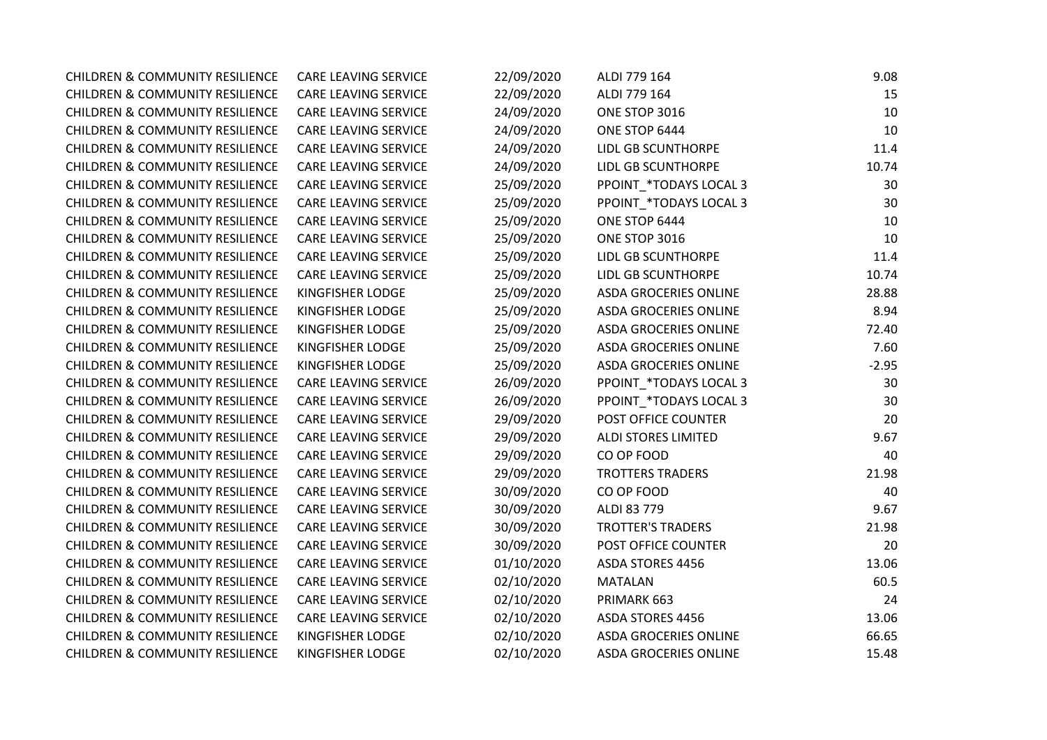| | | | | |
|---|---|---|---|---|
| CHILDREN & COMMUNITY RESILIENCE | CARE LEAVING SERVICE | 22/09/2020 | ALDI 779 164 | 9.08 |
| CHILDREN & COMMUNITY RESILIENCE | CARE LEAVING SERVICE | 22/09/2020 | ALDI 779 164 | 15 |
| CHILDREN & COMMUNITY RESILIENCE | CARE LEAVING SERVICE | 24/09/2020 | ONE STOP 3016 | 10 |
| CHILDREN & COMMUNITY RESILIENCE | CARE LEAVING SERVICE | 24/09/2020 | ONE STOP 6444 | 10 |
| CHILDREN & COMMUNITY RESILIENCE | CARE LEAVING SERVICE | 24/09/2020 | LIDL GB SCUNTHORPE | 11.4 |
| CHILDREN & COMMUNITY RESILIENCE | CARE LEAVING SERVICE | 24/09/2020 | LIDL GB SCUNTHORPE | 10.74 |
| CHILDREN & COMMUNITY RESILIENCE | CARE LEAVING SERVICE | 25/09/2020 | PPOINT_*TODAYS LOCAL 3 | 30 |
| CHILDREN & COMMUNITY RESILIENCE | CARE LEAVING SERVICE | 25/09/2020 | PPOINT_*TODAYS LOCAL 3 | 30 |
| CHILDREN & COMMUNITY RESILIENCE | CARE LEAVING SERVICE | 25/09/2020 | ONE STOP 6444 | 10 |
| CHILDREN & COMMUNITY RESILIENCE | CARE LEAVING SERVICE | 25/09/2020 | ONE STOP 3016 | 10 |
| CHILDREN & COMMUNITY RESILIENCE | CARE LEAVING SERVICE | 25/09/2020 | LIDL GB SCUNTHORPE | 11.4 |
| CHILDREN & COMMUNITY RESILIENCE | CARE LEAVING SERVICE | 25/09/2020 | LIDL GB SCUNTHORPE | 10.74 |
| CHILDREN & COMMUNITY RESILIENCE | KINGFISHER LODGE | 25/09/2020 | ASDA GROCERIES ONLINE | 28.88 |
| CHILDREN & COMMUNITY RESILIENCE | KINGFISHER LODGE | 25/09/2020 | ASDA GROCERIES ONLINE | 8.94 |
| CHILDREN & COMMUNITY RESILIENCE | KINGFISHER LODGE | 25/09/2020 | ASDA GROCERIES ONLINE | 72.40 |
| CHILDREN & COMMUNITY RESILIENCE | KINGFISHER LODGE | 25/09/2020 | ASDA GROCERIES ONLINE | 7.60 |
| CHILDREN & COMMUNITY RESILIENCE | KINGFISHER LODGE | 25/09/2020 | ASDA GROCERIES ONLINE | -2.95 |
| CHILDREN & COMMUNITY RESILIENCE | CARE LEAVING SERVICE | 26/09/2020 | PPOINT_*TODAYS LOCAL 3 | 30 |
| CHILDREN & COMMUNITY RESILIENCE | CARE LEAVING SERVICE | 26/09/2020 | PPOINT_*TODAYS LOCAL 3 | 30 |
| CHILDREN & COMMUNITY RESILIENCE | CARE LEAVING SERVICE | 29/09/2020 | POST OFFICE COUNTER | 20 |
| CHILDREN & COMMUNITY RESILIENCE | CARE LEAVING SERVICE | 29/09/2020 | ALDI STORES LIMITED | 9.67 |
| CHILDREN & COMMUNITY RESILIENCE | CARE LEAVING SERVICE | 29/09/2020 | CO OP FOOD | 40 |
| CHILDREN & COMMUNITY RESILIENCE | CARE LEAVING SERVICE | 29/09/2020 | TROTTERS TRADERS | 21.98 |
| CHILDREN & COMMUNITY RESILIENCE | CARE LEAVING SERVICE | 30/09/2020 | CO OP FOOD | 40 |
| CHILDREN & COMMUNITY RESILIENCE | CARE LEAVING SERVICE | 30/09/2020 | ALDI 83 779 | 9.67 |
| CHILDREN & COMMUNITY RESILIENCE | CARE LEAVING SERVICE | 30/09/2020 | TROTTER'S TRADERS | 21.98 |
| CHILDREN & COMMUNITY RESILIENCE | CARE LEAVING SERVICE | 30/09/2020 | POST OFFICE COUNTER | 20 |
| CHILDREN & COMMUNITY RESILIENCE | CARE LEAVING SERVICE | 01/10/2020 | ASDA STORES 4456 | 13.06 |
| CHILDREN & COMMUNITY RESILIENCE | CARE LEAVING SERVICE | 02/10/2020 | MATALAN | 60.5 |
| CHILDREN & COMMUNITY RESILIENCE | CARE LEAVING SERVICE | 02/10/2020 | PRIMARK 663 | 24 |
| CHILDREN & COMMUNITY RESILIENCE | CARE LEAVING SERVICE | 02/10/2020 | ASDA STORES 4456 | 13.06 |
| CHILDREN & COMMUNITY RESILIENCE | KINGFISHER LODGE | 02/10/2020 | ASDA GROCERIES ONLINE | 66.65 |
| CHILDREN & COMMUNITY RESILIENCE | KINGFISHER LODGE | 02/10/2020 | ASDA GROCERIES ONLINE | 15.48 |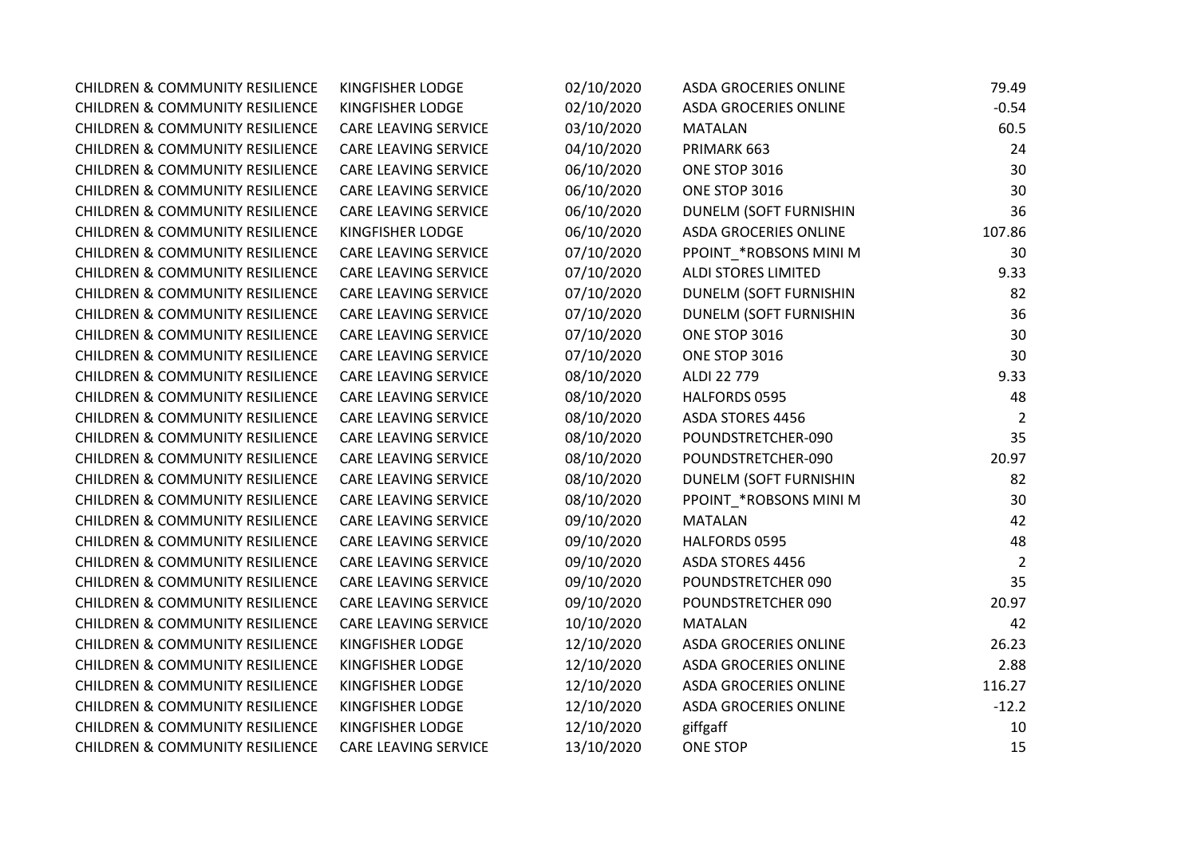| | | | | |
|---|---|---|---|---|
| CHILDREN & COMMUNITY RESILIENCE | KINGFISHER LODGE | 02/10/2020 | ASDA GROCERIES ONLINE | 79.49 |
| CHILDREN & COMMUNITY RESILIENCE | KINGFISHER LODGE | 02/10/2020 | ASDA GROCERIES ONLINE | -0.54 |
| CHILDREN & COMMUNITY RESILIENCE | CARE LEAVING SERVICE | 03/10/2020 | MATALAN | 60.5 |
| CHILDREN & COMMUNITY RESILIENCE | CARE LEAVING SERVICE | 04/10/2020 | PRIMARK 663 | 24 |
| CHILDREN & COMMUNITY RESILIENCE | CARE LEAVING SERVICE | 06/10/2020 | ONE STOP 3016 | 30 |
| CHILDREN & COMMUNITY RESILIENCE | CARE LEAVING SERVICE | 06/10/2020 | ONE STOP 3016 | 30 |
| CHILDREN & COMMUNITY RESILIENCE | CARE LEAVING SERVICE | 06/10/2020 | DUNELM (SOFT FURNISHIN | 36 |
| CHILDREN & COMMUNITY RESILIENCE | KINGFISHER LODGE | 06/10/2020 | ASDA GROCERIES ONLINE | 107.86 |
| CHILDREN & COMMUNITY RESILIENCE | CARE LEAVING SERVICE | 07/10/2020 | PPOINT_*ROBSONS MINI M | 30 |
| CHILDREN & COMMUNITY RESILIENCE | CARE LEAVING SERVICE | 07/10/2020 | ALDI STORES LIMITED | 9.33 |
| CHILDREN & COMMUNITY RESILIENCE | CARE LEAVING SERVICE | 07/10/2020 | DUNELM (SOFT FURNISHIN | 82 |
| CHILDREN & COMMUNITY RESILIENCE | CARE LEAVING SERVICE | 07/10/2020 | DUNELM (SOFT FURNISHIN | 36 |
| CHILDREN & COMMUNITY RESILIENCE | CARE LEAVING SERVICE | 07/10/2020 | ONE STOP 3016 | 30 |
| CHILDREN & COMMUNITY RESILIENCE | CARE LEAVING SERVICE | 07/10/2020 | ONE STOP 3016 | 30 |
| CHILDREN & COMMUNITY RESILIENCE | CARE LEAVING SERVICE | 08/10/2020 | ALDI 22 779 | 9.33 |
| CHILDREN & COMMUNITY RESILIENCE | CARE LEAVING SERVICE | 08/10/2020 | HALFORDS 0595 | 48 |
| CHILDREN & COMMUNITY RESILIENCE | CARE LEAVING SERVICE | 08/10/2020 | ASDA STORES 4456 | 2 |
| CHILDREN & COMMUNITY RESILIENCE | CARE LEAVING SERVICE | 08/10/2020 | POUNDSTRETCHER-090 | 35 |
| CHILDREN & COMMUNITY RESILIENCE | CARE LEAVING SERVICE | 08/10/2020 | POUNDSTRETCHER-090 | 20.97 |
| CHILDREN & COMMUNITY RESILIENCE | CARE LEAVING SERVICE | 08/10/2020 | DUNELM (SOFT FURNISHIN | 82 |
| CHILDREN & COMMUNITY RESILIENCE | CARE LEAVING SERVICE | 08/10/2020 | PPOINT_*ROBSONS MINI M | 30 |
| CHILDREN & COMMUNITY RESILIENCE | CARE LEAVING SERVICE | 09/10/2020 | MATALAN | 42 |
| CHILDREN & COMMUNITY RESILIENCE | CARE LEAVING SERVICE | 09/10/2020 | HALFORDS 0595 | 48 |
| CHILDREN & COMMUNITY RESILIENCE | CARE LEAVING SERVICE | 09/10/2020 | ASDA STORES 4456 | 2 |
| CHILDREN & COMMUNITY RESILIENCE | CARE LEAVING SERVICE | 09/10/2020 | POUNDSTRETCHER 090 | 35 |
| CHILDREN & COMMUNITY RESILIENCE | CARE LEAVING SERVICE | 09/10/2020 | POUNDSTRETCHER 090 | 20.97 |
| CHILDREN & COMMUNITY RESILIENCE | CARE LEAVING SERVICE | 10/10/2020 | MATALAN | 42 |
| CHILDREN & COMMUNITY RESILIENCE | KINGFISHER LODGE | 12/10/2020 | ASDA GROCERIES ONLINE | 26.23 |
| CHILDREN & COMMUNITY RESILIENCE | KINGFISHER LODGE | 12/10/2020 | ASDA GROCERIES ONLINE | 2.88 |
| CHILDREN & COMMUNITY RESILIENCE | KINGFISHER LODGE | 12/10/2020 | ASDA GROCERIES ONLINE | 116.27 |
| CHILDREN & COMMUNITY RESILIENCE | KINGFISHER LODGE | 12/10/2020 | ASDA GROCERIES ONLINE | -12.2 |
| CHILDREN & COMMUNITY RESILIENCE | KINGFISHER LODGE | 12/10/2020 | giffgaff | 10 |
| CHILDREN & COMMUNITY RESILIENCE | CARE LEAVING SERVICE | 13/10/2020 | ONE STOP | 15 |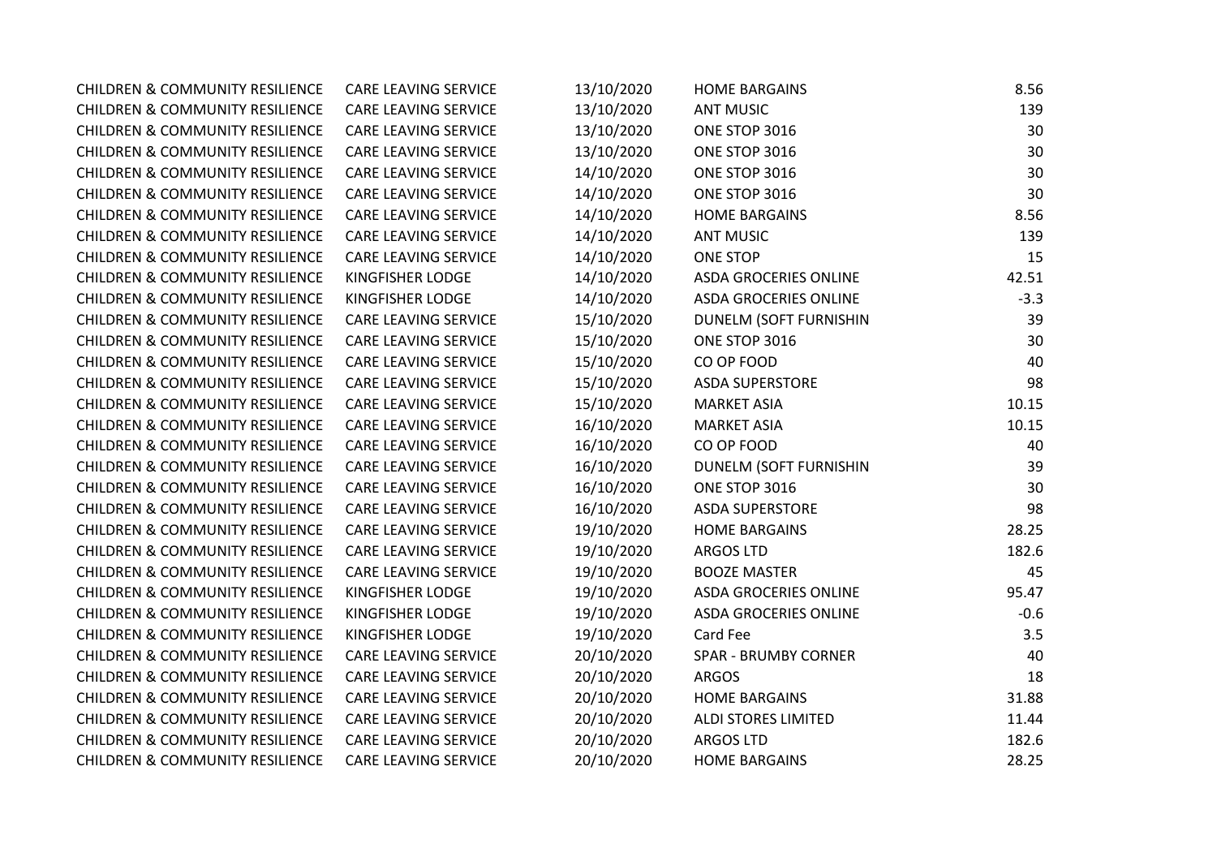| | | | | |
|---|---|---|---|---|
| CHILDREN & COMMUNITY RESILIENCE | CARE LEAVING SERVICE | 13/10/2020 | HOME BARGAINS | 8.56 |
| CHILDREN & COMMUNITY RESILIENCE | CARE LEAVING SERVICE | 13/10/2020 | ANT MUSIC | 139 |
| CHILDREN & COMMUNITY RESILIENCE | CARE LEAVING SERVICE | 13/10/2020 | ONE STOP 3016 | 30 |
| CHILDREN & COMMUNITY RESILIENCE | CARE LEAVING SERVICE | 13/10/2020 | ONE STOP 3016 | 30 |
| CHILDREN & COMMUNITY RESILIENCE | CARE LEAVING SERVICE | 14/10/2020 | ONE STOP 3016 | 30 |
| CHILDREN & COMMUNITY RESILIENCE | CARE LEAVING SERVICE | 14/10/2020 | ONE STOP 3016 | 30 |
| CHILDREN & COMMUNITY RESILIENCE | CARE LEAVING SERVICE | 14/10/2020 | HOME BARGAINS | 8.56 |
| CHILDREN & COMMUNITY RESILIENCE | CARE LEAVING SERVICE | 14/10/2020 | ANT MUSIC | 139 |
| CHILDREN & COMMUNITY RESILIENCE | CARE LEAVING SERVICE | 14/10/2020 | ONE STOP | 15 |
| CHILDREN & COMMUNITY RESILIENCE | KINGFISHER LODGE | 14/10/2020 | ASDA GROCERIES ONLINE | 42.51 |
| CHILDREN & COMMUNITY RESILIENCE | KINGFISHER LODGE | 14/10/2020 | ASDA GROCERIES ONLINE | -3.3 |
| CHILDREN & COMMUNITY RESILIENCE | CARE LEAVING SERVICE | 15/10/2020 | DUNELM (SOFT FURNISHIN | 39 |
| CHILDREN & COMMUNITY RESILIENCE | CARE LEAVING SERVICE | 15/10/2020 | ONE STOP 3016 | 30 |
| CHILDREN & COMMUNITY RESILIENCE | CARE LEAVING SERVICE | 15/10/2020 | CO OP FOOD | 40 |
| CHILDREN & COMMUNITY RESILIENCE | CARE LEAVING SERVICE | 15/10/2020 | ASDA SUPERSTORE | 98 |
| CHILDREN & COMMUNITY RESILIENCE | CARE LEAVING SERVICE | 15/10/2020 | MARKET ASIA | 10.15 |
| CHILDREN & COMMUNITY RESILIENCE | CARE LEAVING SERVICE | 16/10/2020 | MARKET ASIA | 10.15 |
| CHILDREN & COMMUNITY RESILIENCE | CARE LEAVING SERVICE | 16/10/2020 | CO OP FOOD | 40 |
| CHILDREN & COMMUNITY RESILIENCE | CARE LEAVING SERVICE | 16/10/2020 | DUNELM (SOFT FURNISHIN | 39 |
| CHILDREN & COMMUNITY RESILIENCE | CARE LEAVING SERVICE | 16/10/2020 | ONE STOP 3016 | 30 |
| CHILDREN & COMMUNITY RESILIENCE | CARE LEAVING SERVICE | 16/10/2020 | ASDA SUPERSTORE | 98 |
| CHILDREN & COMMUNITY RESILIENCE | CARE LEAVING SERVICE | 19/10/2020 | HOME BARGAINS | 28.25 |
| CHILDREN & COMMUNITY RESILIENCE | CARE LEAVING SERVICE | 19/10/2020 | ARGOS LTD | 182.6 |
| CHILDREN & COMMUNITY RESILIENCE | CARE LEAVING SERVICE | 19/10/2020 | BOOZE MASTER | 45 |
| CHILDREN & COMMUNITY RESILIENCE | KINGFISHER LODGE | 19/10/2020 | ASDA GROCERIES ONLINE | 95.47 |
| CHILDREN & COMMUNITY RESILIENCE | KINGFISHER LODGE | 19/10/2020 | ASDA GROCERIES ONLINE | -0.6 |
| CHILDREN & COMMUNITY RESILIENCE | KINGFISHER LODGE | 19/10/2020 | Card Fee | 3.5 |
| CHILDREN & COMMUNITY RESILIENCE | CARE LEAVING SERVICE | 20/10/2020 | SPAR - BRUMBY CORNER | 40 |
| CHILDREN & COMMUNITY RESILIENCE | CARE LEAVING SERVICE | 20/10/2020 | ARGOS | 18 |
| CHILDREN & COMMUNITY RESILIENCE | CARE LEAVING SERVICE | 20/10/2020 | HOME BARGAINS | 31.88 |
| CHILDREN & COMMUNITY RESILIENCE | CARE LEAVING SERVICE | 20/10/2020 | ALDI STORES LIMITED | 11.44 |
| CHILDREN & COMMUNITY RESILIENCE | CARE LEAVING SERVICE | 20/10/2020 | ARGOS LTD | 182.6 |
| CHILDREN & COMMUNITY RESILIENCE | CARE LEAVING SERVICE | 20/10/2020 | HOME BARGAINS | 28.25 |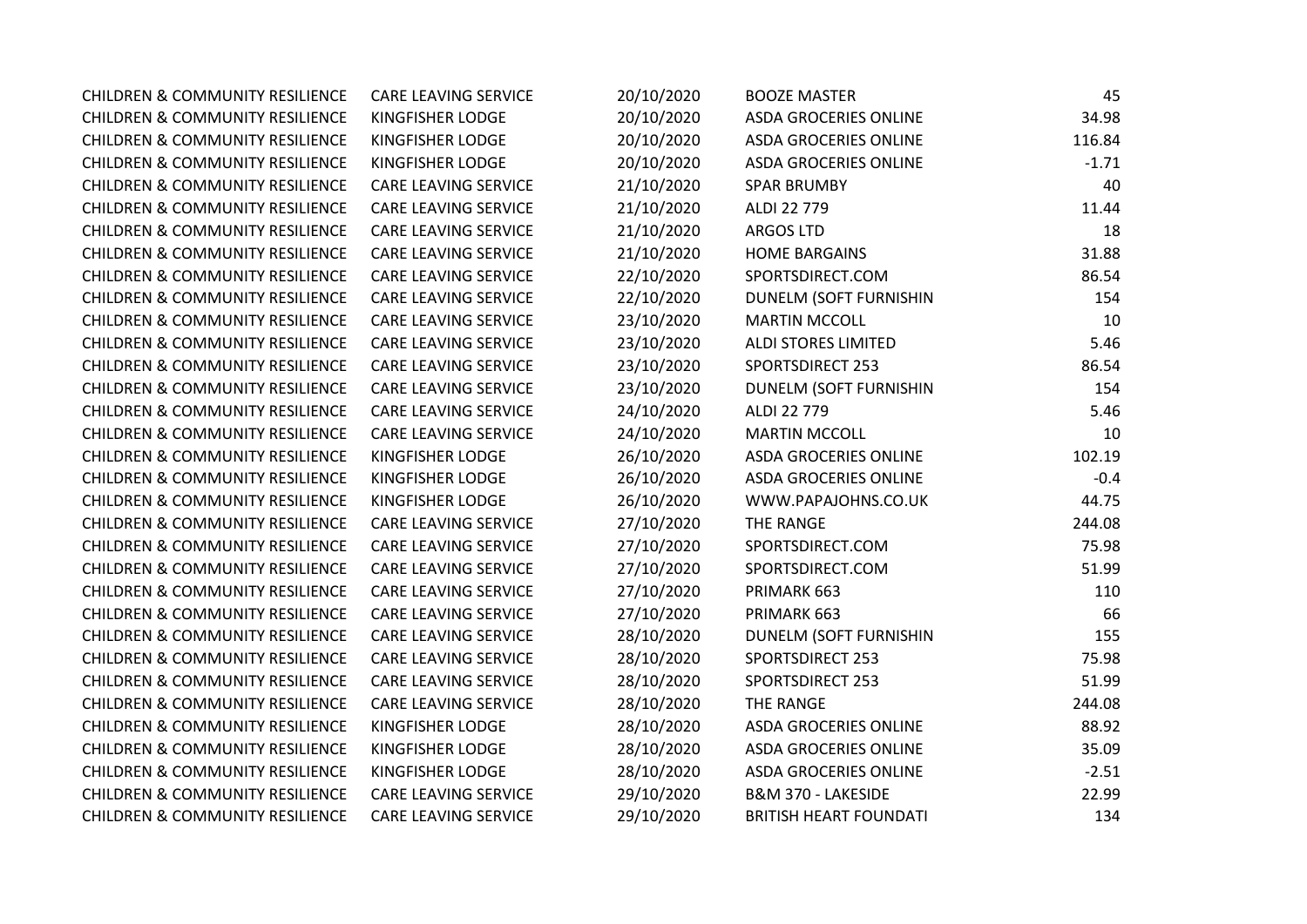| | | | | |
|---|---|---|---|---|
| CHILDREN & COMMUNITY RESILIENCE | CARE LEAVING SERVICE | 20/10/2020 | BOOZE MASTER | 45 |
| CHILDREN & COMMUNITY RESILIENCE | KINGFISHER LODGE | 20/10/2020 | ASDA GROCERIES ONLINE | 34.98 |
| CHILDREN & COMMUNITY RESILIENCE | KINGFISHER LODGE | 20/10/2020 | ASDA GROCERIES ONLINE | 116.84 |
| CHILDREN & COMMUNITY RESILIENCE | KINGFISHER LODGE | 20/10/2020 | ASDA GROCERIES ONLINE | -1.71 |
| CHILDREN & COMMUNITY RESILIENCE | CARE LEAVING SERVICE | 21/10/2020 | SPAR BRUMBY | 40 |
| CHILDREN & COMMUNITY RESILIENCE | CARE LEAVING SERVICE | 21/10/2020 | ALDI 22 779 | 11.44 |
| CHILDREN & COMMUNITY RESILIENCE | CARE LEAVING SERVICE | 21/10/2020 | ARGOS LTD | 18 |
| CHILDREN & COMMUNITY RESILIENCE | CARE LEAVING SERVICE | 21/10/2020 | HOME BARGAINS | 31.88 |
| CHILDREN & COMMUNITY RESILIENCE | CARE LEAVING SERVICE | 22/10/2020 | SPORTSDIRECT.COM | 86.54 |
| CHILDREN & COMMUNITY RESILIENCE | CARE LEAVING SERVICE | 22/10/2020 | DUNELM (SOFT FURNISHIN | 154 |
| CHILDREN & COMMUNITY RESILIENCE | CARE LEAVING SERVICE | 23/10/2020 | MARTIN MCCOLL | 10 |
| CHILDREN & COMMUNITY RESILIENCE | CARE LEAVING SERVICE | 23/10/2020 | ALDI STORES LIMITED | 5.46 |
| CHILDREN & COMMUNITY RESILIENCE | CARE LEAVING SERVICE | 23/10/2020 | SPORTSDIRECT 253 | 86.54 |
| CHILDREN & COMMUNITY RESILIENCE | CARE LEAVING SERVICE | 23/10/2020 | DUNELM (SOFT FURNISHIN | 154 |
| CHILDREN & COMMUNITY RESILIENCE | CARE LEAVING SERVICE | 24/10/2020 | ALDI 22 779 | 5.46 |
| CHILDREN & COMMUNITY RESILIENCE | CARE LEAVING SERVICE | 24/10/2020 | MARTIN MCCOLL | 10 |
| CHILDREN & COMMUNITY RESILIENCE | KINGFISHER LODGE | 26/10/2020 | ASDA GROCERIES ONLINE | 102.19 |
| CHILDREN & COMMUNITY RESILIENCE | KINGFISHER LODGE | 26/10/2020 | ASDA GROCERIES ONLINE | -0.4 |
| CHILDREN & COMMUNITY RESILIENCE | KINGFISHER LODGE | 26/10/2020 | WWW.PAPAJOHNS.CO.UK | 44.75 |
| CHILDREN & COMMUNITY RESILIENCE | CARE LEAVING SERVICE | 27/10/2020 | THE RANGE | 244.08 |
| CHILDREN & COMMUNITY RESILIENCE | CARE LEAVING SERVICE | 27/10/2020 | SPORTSDIRECT.COM | 75.98 |
| CHILDREN & COMMUNITY RESILIENCE | CARE LEAVING SERVICE | 27/10/2020 | SPORTSDIRECT.COM | 51.99 |
| CHILDREN & COMMUNITY RESILIENCE | CARE LEAVING SERVICE | 27/10/2020 | PRIMARK 663 | 110 |
| CHILDREN & COMMUNITY RESILIENCE | CARE LEAVING SERVICE | 27/10/2020 | PRIMARK 663 | 66 |
| CHILDREN & COMMUNITY RESILIENCE | CARE LEAVING SERVICE | 28/10/2020 | DUNELM (SOFT FURNISHIN | 155 |
| CHILDREN & COMMUNITY RESILIENCE | CARE LEAVING SERVICE | 28/10/2020 | SPORTSDIRECT 253 | 75.98 |
| CHILDREN & COMMUNITY RESILIENCE | CARE LEAVING SERVICE | 28/10/2020 | SPORTSDIRECT 253 | 51.99 |
| CHILDREN & COMMUNITY RESILIENCE | CARE LEAVING SERVICE | 28/10/2020 | THE RANGE | 244.08 |
| CHILDREN & COMMUNITY RESILIENCE | KINGFISHER LODGE | 28/10/2020 | ASDA GROCERIES ONLINE | 88.92 |
| CHILDREN & COMMUNITY RESILIENCE | KINGFISHER LODGE | 28/10/2020 | ASDA GROCERIES ONLINE | 35.09 |
| CHILDREN & COMMUNITY RESILIENCE | KINGFISHER LODGE | 28/10/2020 | ASDA GROCERIES ONLINE | -2.51 |
| CHILDREN & COMMUNITY RESILIENCE | CARE LEAVING SERVICE | 29/10/2020 | B&M 370 - LAKESIDE | 22.99 |
| CHILDREN & COMMUNITY RESILIENCE | CARE LEAVING SERVICE | 29/10/2020 | BRITISH HEART FOUNDATI | 134 |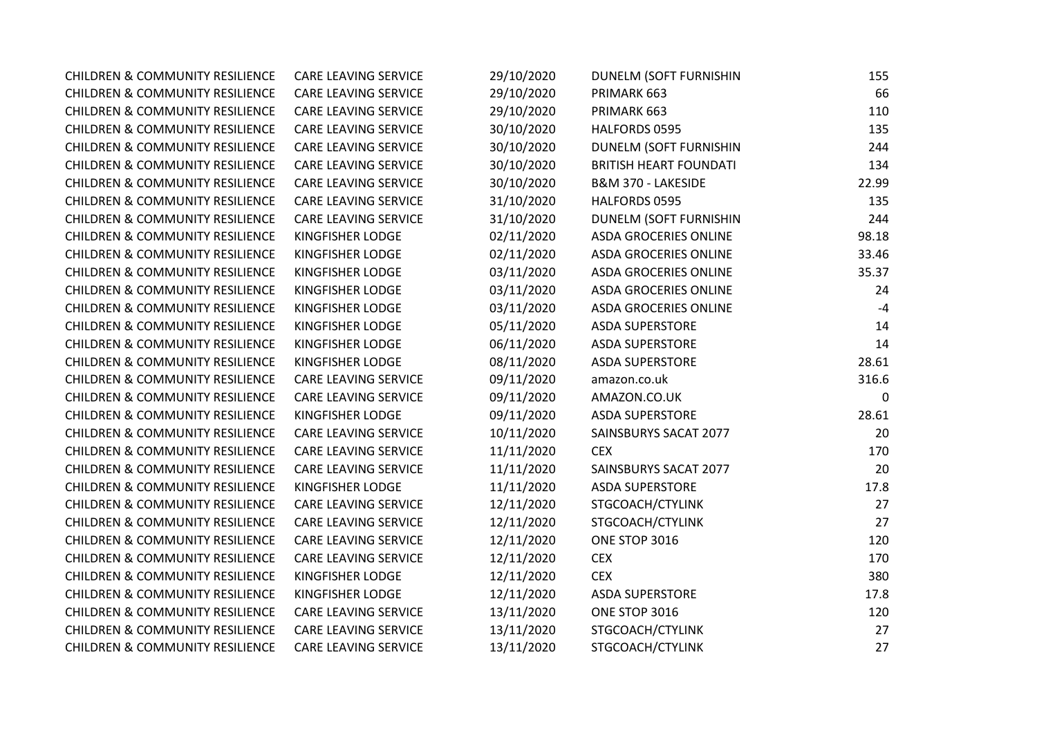| | | | | |
|---|---|---|---|---|
| CHILDREN & COMMUNITY RESILIENCE | CARE LEAVING SERVICE | 29/10/2020 | DUNELM (SOFT FURNISHIN | 155 |
| CHILDREN & COMMUNITY RESILIENCE | CARE LEAVING SERVICE | 29/10/2020 | PRIMARK 663 | 66 |
| CHILDREN & COMMUNITY RESILIENCE | CARE LEAVING SERVICE | 29/10/2020 | PRIMARK 663 | 110 |
| CHILDREN & COMMUNITY RESILIENCE | CARE LEAVING SERVICE | 30/10/2020 | HALFORDS 0595 | 135 |
| CHILDREN & COMMUNITY RESILIENCE | CARE LEAVING SERVICE | 30/10/2020 | DUNELM (SOFT FURNISHIN | 244 |
| CHILDREN & COMMUNITY RESILIENCE | CARE LEAVING SERVICE | 30/10/2020 | BRITISH HEART FOUNDATI | 134 |
| CHILDREN & COMMUNITY RESILIENCE | CARE LEAVING SERVICE | 30/10/2020 | B&M 370 - LAKESIDE | 22.99 |
| CHILDREN & COMMUNITY RESILIENCE | CARE LEAVING SERVICE | 31/10/2020 | HALFORDS 0595 | 135 |
| CHILDREN & COMMUNITY RESILIENCE | CARE LEAVING SERVICE | 31/10/2020 | DUNELM (SOFT FURNISHIN | 244 |
| CHILDREN & COMMUNITY RESILIENCE | KINGFISHER LODGE | 02/11/2020 | ASDA GROCERIES ONLINE | 98.18 |
| CHILDREN & COMMUNITY RESILIENCE | KINGFISHER LODGE | 02/11/2020 | ASDA GROCERIES ONLINE | 33.46 |
| CHILDREN & COMMUNITY RESILIENCE | KINGFISHER LODGE | 03/11/2020 | ASDA GROCERIES ONLINE | 35.37 |
| CHILDREN & COMMUNITY RESILIENCE | KINGFISHER LODGE | 03/11/2020 | ASDA GROCERIES ONLINE | 24 |
| CHILDREN & COMMUNITY RESILIENCE | KINGFISHER LODGE | 03/11/2020 | ASDA GROCERIES ONLINE | -4 |
| CHILDREN & COMMUNITY RESILIENCE | KINGFISHER LODGE | 05/11/2020 | ASDA SUPERSTORE | 14 |
| CHILDREN & COMMUNITY RESILIENCE | KINGFISHER LODGE | 06/11/2020 | ASDA SUPERSTORE | 14 |
| CHILDREN & COMMUNITY RESILIENCE | KINGFISHER LODGE | 08/11/2020 | ASDA SUPERSTORE | 28.61 |
| CHILDREN & COMMUNITY RESILIENCE | CARE LEAVING SERVICE | 09/11/2020 | amazon.co.uk | 316.6 |
| CHILDREN & COMMUNITY RESILIENCE | CARE LEAVING SERVICE | 09/11/2020 | AMAZON.CO.UK | 0 |
| CHILDREN & COMMUNITY RESILIENCE | KINGFISHER LODGE | 09/11/2020 | ASDA SUPERSTORE | 28.61 |
| CHILDREN & COMMUNITY RESILIENCE | CARE LEAVING SERVICE | 10/11/2020 | SAINSBURYS SACAT 2077 | 20 |
| CHILDREN & COMMUNITY RESILIENCE | CARE LEAVING SERVICE | 11/11/2020 | CEX | 170 |
| CHILDREN & COMMUNITY RESILIENCE | CARE LEAVING SERVICE | 11/11/2020 | SAINSBURYS SACAT 2077 | 20 |
| CHILDREN & COMMUNITY RESILIENCE | KINGFISHER LODGE | 11/11/2020 | ASDA SUPERSTORE | 17.8 |
| CHILDREN & COMMUNITY RESILIENCE | CARE LEAVING SERVICE | 12/11/2020 | STGCOACH/CTYLINK | 27 |
| CHILDREN & COMMUNITY RESILIENCE | CARE LEAVING SERVICE | 12/11/2020 | STGCOACH/CTYLINK | 27 |
| CHILDREN & COMMUNITY RESILIENCE | CARE LEAVING SERVICE | 12/11/2020 | ONE STOP 3016 | 120 |
| CHILDREN & COMMUNITY RESILIENCE | CARE LEAVING SERVICE | 12/11/2020 | CEX | 170 |
| CHILDREN & COMMUNITY RESILIENCE | KINGFISHER LODGE | 12/11/2020 | CEX | 380 |
| CHILDREN & COMMUNITY RESILIENCE | KINGFISHER LODGE | 12/11/2020 | ASDA SUPERSTORE | 17.8 |
| CHILDREN & COMMUNITY RESILIENCE | CARE LEAVING SERVICE | 13/11/2020 | ONE STOP 3016 | 120 |
| CHILDREN & COMMUNITY RESILIENCE | CARE LEAVING SERVICE | 13/11/2020 | STGCOACH/CTYLINK | 27 |
| CHILDREN & COMMUNITY RESILIENCE | CARE LEAVING SERVICE | 13/11/2020 | STGCOACH/CTYLINK | 27 |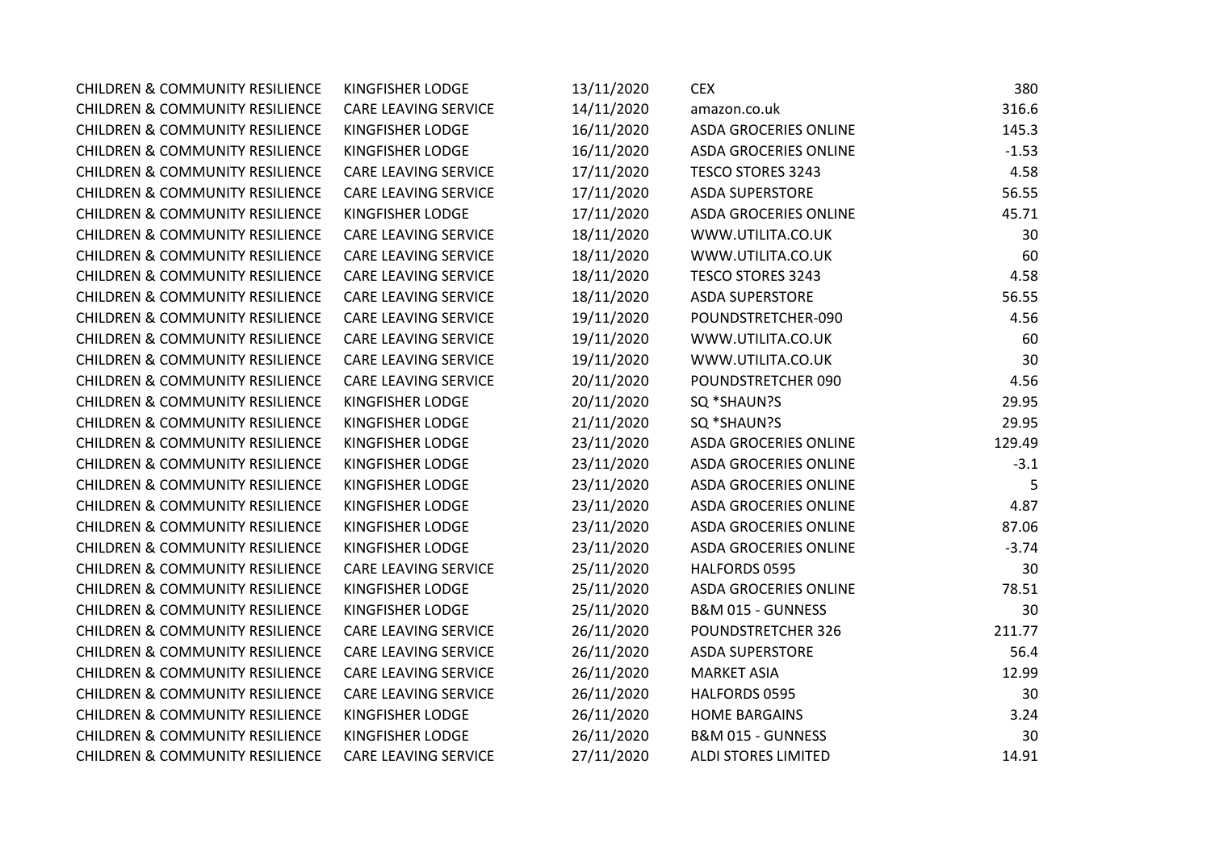| | | | | |
|---|---|---|---|---|
| CHILDREN & COMMUNITY RESILIENCE | KINGFISHER LODGE | 13/11/2020 | CEX | 380 |
| CHILDREN & COMMUNITY RESILIENCE | CARE LEAVING SERVICE | 14/11/2020 | amazon.co.uk | 316.6 |
| CHILDREN & COMMUNITY RESILIENCE | KINGFISHER LODGE | 16/11/2020 | ASDA GROCERIES ONLINE | 145.3 |
| CHILDREN & COMMUNITY RESILIENCE | KINGFISHER LODGE | 16/11/2020 | ASDA GROCERIES ONLINE | -1.53 |
| CHILDREN & COMMUNITY RESILIENCE | CARE LEAVING SERVICE | 17/11/2020 | TESCO STORES 3243 | 4.58 |
| CHILDREN & COMMUNITY RESILIENCE | CARE LEAVING SERVICE | 17/11/2020 | ASDA SUPERSTORE | 56.55 |
| CHILDREN & COMMUNITY RESILIENCE | KINGFISHER LODGE | 17/11/2020 | ASDA GROCERIES ONLINE | 45.71 |
| CHILDREN & COMMUNITY RESILIENCE | CARE LEAVING SERVICE | 18/11/2020 | WWW.UTILITA.CO.UK | 30 |
| CHILDREN & COMMUNITY RESILIENCE | CARE LEAVING SERVICE | 18/11/2020 | WWW.UTILITA.CO.UK | 60 |
| CHILDREN & COMMUNITY RESILIENCE | CARE LEAVING SERVICE | 18/11/2020 | TESCO STORES 3243 | 4.58 |
| CHILDREN & COMMUNITY RESILIENCE | CARE LEAVING SERVICE | 18/11/2020 | ASDA SUPERSTORE | 56.55 |
| CHILDREN & COMMUNITY RESILIENCE | CARE LEAVING SERVICE | 19/11/2020 | POUNDSTRETCHER-090 | 4.56 |
| CHILDREN & COMMUNITY RESILIENCE | CARE LEAVING SERVICE | 19/11/2020 | WWW.UTILITA.CO.UK | 60 |
| CHILDREN & COMMUNITY RESILIENCE | CARE LEAVING SERVICE | 19/11/2020 | WWW.UTILITA.CO.UK | 30 |
| CHILDREN & COMMUNITY RESILIENCE | CARE LEAVING SERVICE | 20/11/2020 | POUNDSTRETCHER 090 | 4.56 |
| CHILDREN & COMMUNITY RESILIENCE | KINGFISHER LODGE | 20/11/2020 | SQ *SHAUN?S | 29.95 |
| CHILDREN & COMMUNITY RESILIENCE | KINGFISHER LODGE | 21/11/2020 | SQ *SHAUN?S | 29.95 |
| CHILDREN & COMMUNITY RESILIENCE | KINGFISHER LODGE | 23/11/2020 | ASDA GROCERIES ONLINE | 129.49 |
| CHILDREN & COMMUNITY RESILIENCE | KINGFISHER LODGE | 23/11/2020 | ASDA GROCERIES ONLINE | -3.1 |
| CHILDREN & COMMUNITY RESILIENCE | KINGFISHER LODGE | 23/11/2020 | ASDA GROCERIES ONLINE | 5 |
| CHILDREN & COMMUNITY RESILIENCE | KINGFISHER LODGE | 23/11/2020 | ASDA GROCERIES ONLINE | 4.87 |
| CHILDREN & COMMUNITY RESILIENCE | KINGFISHER LODGE | 23/11/2020 | ASDA GROCERIES ONLINE | 87.06 |
| CHILDREN & COMMUNITY RESILIENCE | KINGFISHER LODGE | 23/11/2020 | ASDA GROCERIES ONLINE | -3.74 |
| CHILDREN & COMMUNITY RESILIENCE | CARE LEAVING SERVICE | 25/11/2020 | HALFORDS 0595 | 30 |
| CHILDREN & COMMUNITY RESILIENCE | KINGFISHER LODGE | 25/11/2020 | ASDA GROCERIES ONLINE | 78.51 |
| CHILDREN & COMMUNITY RESILIENCE | KINGFISHER LODGE | 25/11/2020 | B&M 015 - GUNNESS | 30 |
| CHILDREN & COMMUNITY RESILIENCE | CARE LEAVING SERVICE | 26/11/2020 | POUNDSTRETCHER 326 | 211.77 |
| CHILDREN & COMMUNITY RESILIENCE | CARE LEAVING SERVICE | 26/11/2020 | ASDA SUPERSTORE | 56.4 |
| CHILDREN & COMMUNITY RESILIENCE | CARE LEAVING SERVICE | 26/11/2020 | MARKET ASIA | 12.99 |
| CHILDREN & COMMUNITY RESILIENCE | CARE LEAVING SERVICE | 26/11/2020 | HALFORDS 0595 | 30 |
| CHILDREN & COMMUNITY RESILIENCE | KINGFISHER LODGE | 26/11/2020 | HOME BARGAINS | 3.24 |
| CHILDREN & COMMUNITY RESILIENCE | KINGFISHER LODGE | 26/11/2020 | B&M 015 - GUNNESS | 30 |
| CHILDREN & COMMUNITY RESILIENCE | CARE LEAVING SERVICE | 27/11/2020 | ALDI STORES LIMITED | 14.91 |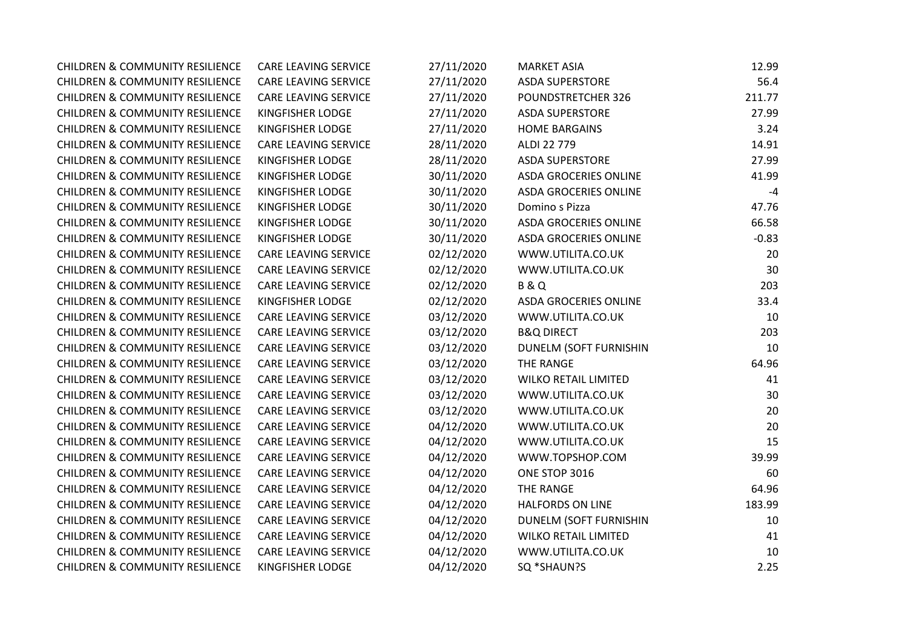| | | | | |
|---|---|---|---|---|
| CHILDREN & COMMUNITY RESILIENCE | CARE LEAVING SERVICE | 27/11/2020 | MARKET ASIA | 12.99 |
| CHILDREN & COMMUNITY RESILIENCE | CARE LEAVING SERVICE | 27/11/2020 | ASDA SUPERSTORE | 56.4 |
| CHILDREN & COMMUNITY RESILIENCE | CARE LEAVING SERVICE | 27/11/2020 | POUNDSTRETCHER 326 | 211.77 |
| CHILDREN & COMMUNITY RESILIENCE | KINGFISHER LODGE | 27/11/2020 | ASDA SUPERSTORE | 27.99 |
| CHILDREN & COMMUNITY RESILIENCE | KINGFISHER LODGE | 27/11/2020 | HOME BARGAINS | 3.24 |
| CHILDREN & COMMUNITY RESILIENCE | CARE LEAVING SERVICE | 28/11/2020 | ALDI 22 779 | 14.91 |
| CHILDREN & COMMUNITY RESILIENCE | KINGFISHER LODGE | 28/11/2020 | ASDA SUPERSTORE | 27.99 |
| CHILDREN & COMMUNITY RESILIENCE | KINGFISHER LODGE | 30/11/2020 | ASDA GROCERIES ONLINE | 41.99 |
| CHILDREN & COMMUNITY RESILIENCE | KINGFISHER LODGE | 30/11/2020 | ASDA GROCERIES ONLINE | -4 |
| CHILDREN & COMMUNITY RESILIENCE | KINGFISHER LODGE | 30/11/2020 | Domino s Pizza | 47.76 |
| CHILDREN & COMMUNITY RESILIENCE | KINGFISHER LODGE | 30/11/2020 | ASDA GROCERIES ONLINE | 66.58 |
| CHILDREN & COMMUNITY RESILIENCE | KINGFISHER LODGE | 30/11/2020 | ASDA GROCERIES ONLINE | -0.83 |
| CHILDREN & COMMUNITY RESILIENCE | CARE LEAVING SERVICE | 02/12/2020 | WWW.UTILITA.CO.UK | 20 |
| CHILDREN & COMMUNITY RESILIENCE | CARE LEAVING SERVICE | 02/12/2020 | WWW.UTILITA.CO.UK | 30 |
| CHILDREN & COMMUNITY RESILIENCE | CARE LEAVING SERVICE | 02/12/2020 | B & Q | 203 |
| CHILDREN & COMMUNITY RESILIENCE | KINGFISHER LODGE | 02/12/2020 | ASDA GROCERIES ONLINE | 33.4 |
| CHILDREN & COMMUNITY RESILIENCE | CARE LEAVING SERVICE | 03/12/2020 | WWW.UTILITA.CO.UK | 10 |
| CHILDREN & COMMUNITY RESILIENCE | CARE LEAVING SERVICE | 03/12/2020 | B&Q DIRECT | 203 |
| CHILDREN & COMMUNITY RESILIENCE | CARE LEAVING SERVICE | 03/12/2020 | DUNELM (SOFT FURNISHIN | 10 |
| CHILDREN & COMMUNITY RESILIENCE | CARE LEAVING SERVICE | 03/12/2020 | THE RANGE | 64.96 |
| CHILDREN & COMMUNITY RESILIENCE | CARE LEAVING SERVICE | 03/12/2020 | WILKO RETAIL LIMITED | 41 |
| CHILDREN & COMMUNITY RESILIENCE | CARE LEAVING SERVICE | 03/12/2020 | WWW.UTILITA.CO.UK | 30 |
| CHILDREN & COMMUNITY RESILIENCE | CARE LEAVING SERVICE | 03/12/2020 | WWW.UTILITA.CO.UK | 20 |
| CHILDREN & COMMUNITY RESILIENCE | CARE LEAVING SERVICE | 04/12/2020 | WWW.UTILITA.CO.UK | 20 |
| CHILDREN & COMMUNITY RESILIENCE | CARE LEAVING SERVICE | 04/12/2020 | WWW.UTILITA.CO.UK | 15 |
| CHILDREN & COMMUNITY RESILIENCE | CARE LEAVING SERVICE | 04/12/2020 | WWW.TOPSHOP.COM | 39.99 |
| CHILDREN & COMMUNITY RESILIENCE | CARE LEAVING SERVICE | 04/12/2020 | ONE STOP 3016 | 60 |
| CHILDREN & COMMUNITY RESILIENCE | CARE LEAVING SERVICE | 04/12/2020 | THE RANGE | 64.96 |
| CHILDREN & COMMUNITY RESILIENCE | CARE LEAVING SERVICE | 04/12/2020 | HALFORDS ON LINE | 183.99 |
| CHILDREN & COMMUNITY RESILIENCE | CARE LEAVING SERVICE | 04/12/2020 | DUNELM (SOFT FURNISHIN | 10 |
| CHILDREN & COMMUNITY RESILIENCE | CARE LEAVING SERVICE | 04/12/2020 | WILKO RETAIL LIMITED | 41 |
| CHILDREN & COMMUNITY RESILIENCE | CARE LEAVING SERVICE | 04/12/2020 | WWW.UTILITA.CO.UK | 10 |
| CHILDREN & COMMUNITY RESILIENCE | KINGFISHER LODGE | 04/12/2020 | SQ *SHAUN?S | 2.25 |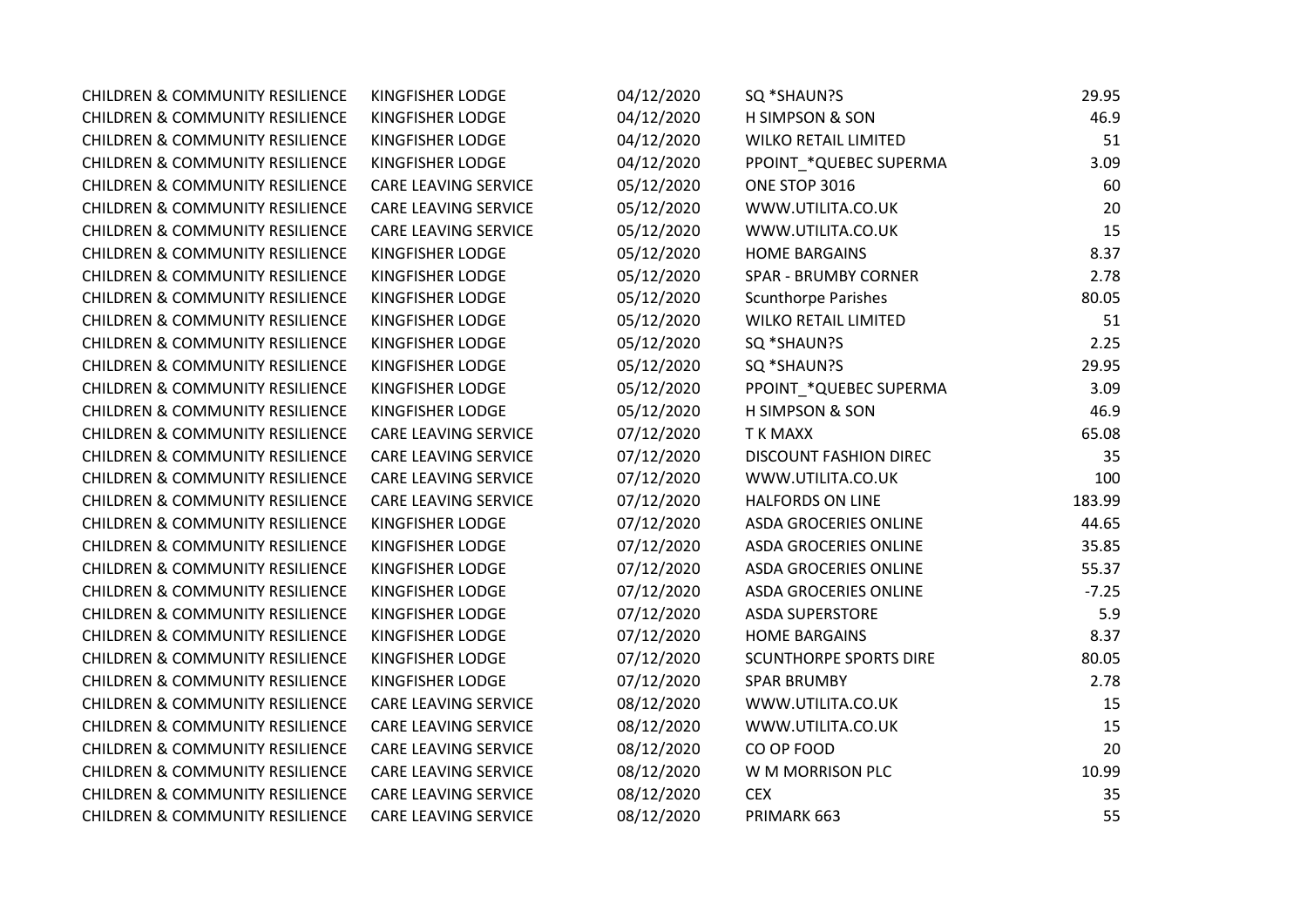| | | | | |
|---|---|---|---|---|
| CHILDREN & COMMUNITY RESILIENCE | KINGFISHER LODGE | 04/12/2020 | SQ *SHAUN?S | 29.95 |
| CHILDREN & COMMUNITY RESILIENCE | KINGFISHER LODGE | 04/12/2020 | H SIMPSON & SON | 46.9 |
| CHILDREN & COMMUNITY RESILIENCE | KINGFISHER LODGE | 04/12/2020 | WILKO RETAIL LIMITED | 51 |
| CHILDREN & COMMUNITY RESILIENCE | KINGFISHER LODGE | 04/12/2020 | PPOINT_*QUEBEC SUPERMA | 3.09 |
| CHILDREN & COMMUNITY RESILIENCE | CARE LEAVING SERVICE | 05/12/2020 | ONE STOP 3016 | 60 |
| CHILDREN & COMMUNITY RESILIENCE | CARE LEAVING SERVICE | 05/12/2020 | WWW.UTILITA.CO.UK | 20 |
| CHILDREN & COMMUNITY RESILIENCE | CARE LEAVING SERVICE | 05/12/2020 | WWW.UTILITA.CO.UK | 15 |
| CHILDREN & COMMUNITY RESILIENCE | KINGFISHER LODGE | 05/12/2020 | HOME BARGAINS | 8.37 |
| CHILDREN & COMMUNITY RESILIENCE | KINGFISHER LODGE | 05/12/2020 | SPAR - BRUMBY CORNER | 2.78 |
| CHILDREN & COMMUNITY RESILIENCE | KINGFISHER LODGE | 05/12/2020 | Scunthorpe Parishes | 80.05 |
| CHILDREN & COMMUNITY RESILIENCE | KINGFISHER LODGE | 05/12/2020 | WILKO RETAIL LIMITED | 51 |
| CHILDREN & COMMUNITY RESILIENCE | KINGFISHER LODGE | 05/12/2020 | SQ *SHAUN?S | 2.25 |
| CHILDREN & COMMUNITY RESILIENCE | KINGFISHER LODGE | 05/12/2020 | SQ *SHAUN?S | 29.95 |
| CHILDREN & COMMUNITY RESILIENCE | KINGFISHER LODGE | 05/12/2020 | PPOINT_*QUEBEC SUPERMA | 3.09 |
| CHILDREN & COMMUNITY RESILIENCE | KINGFISHER LODGE | 05/12/2020 | H SIMPSON & SON | 46.9 |
| CHILDREN & COMMUNITY RESILIENCE | CARE LEAVING SERVICE | 07/12/2020 | T K MAXX | 65.08 |
| CHILDREN & COMMUNITY RESILIENCE | CARE LEAVING SERVICE | 07/12/2020 | DISCOUNT FASHION DIREC | 35 |
| CHILDREN & COMMUNITY RESILIENCE | CARE LEAVING SERVICE | 07/12/2020 | WWW.UTILITA.CO.UK | 100 |
| CHILDREN & COMMUNITY RESILIENCE | CARE LEAVING SERVICE | 07/12/2020 | HALFORDS ON LINE | 183.99 |
| CHILDREN & COMMUNITY RESILIENCE | KINGFISHER LODGE | 07/12/2020 | ASDA GROCERIES ONLINE | 44.65 |
| CHILDREN & COMMUNITY RESILIENCE | KINGFISHER LODGE | 07/12/2020 | ASDA GROCERIES ONLINE | 35.85 |
| CHILDREN & COMMUNITY RESILIENCE | KINGFISHER LODGE | 07/12/2020 | ASDA GROCERIES ONLINE | 55.37 |
| CHILDREN & COMMUNITY RESILIENCE | KINGFISHER LODGE | 07/12/2020 | ASDA GROCERIES ONLINE | -7.25 |
| CHILDREN & COMMUNITY RESILIENCE | KINGFISHER LODGE | 07/12/2020 | ASDA SUPERSTORE | 5.9 |
| CHILDREN & COMMUNITY RESILIENCE | KINGFISHER LODGE | 07/12/2020 | HOME BARGAINS | 8.37 |
| CHILDREN & COMMUNITY RESILIENCE | KINGFISHER LODGE | 07/12/2020 | SCUNTHORPE SPORTS DIRE | 80.05 |
| CHILDREN & COMMUNITY RESILIENCE | KINGFISHER LODGE | 07/12/2020 | SPAR BRUMBY | 2.78 |
| CHILDREN & COMMUNITY RESILIENCE | CARE LEAVING SERVICE | 08/12/2020 | WWW.UTILITA.CO.UK | 15 |
| CHILDREN & COMMUNITY RESILIENCE | CARE LEAVING SERVICE | 08/12/2020 | WWW.UTILITA.CO.UK | 15 |
| CHILDREN & COMMUNITY RESILIENCE | CARE LEAVING SERVICE | 08/12/2020 | CO OP FOOD | 20 |
| CHILDREN & COMMUNITY RESILIENCE | CARE LEAVING SERVICE | 08/12/2020 | W M MORRISON PLC | 10.99 |
| CHILDREN & COMMUNITY RESILIENCE | CARE LEAVING SERVICE | 08/12/2020 | CEX | 35 |
| CHILDREN & COMMUNITY RESILIENCE | CARE LEAVING SERVICE | 08/12/2020 | PRIMARK 663 | 55 |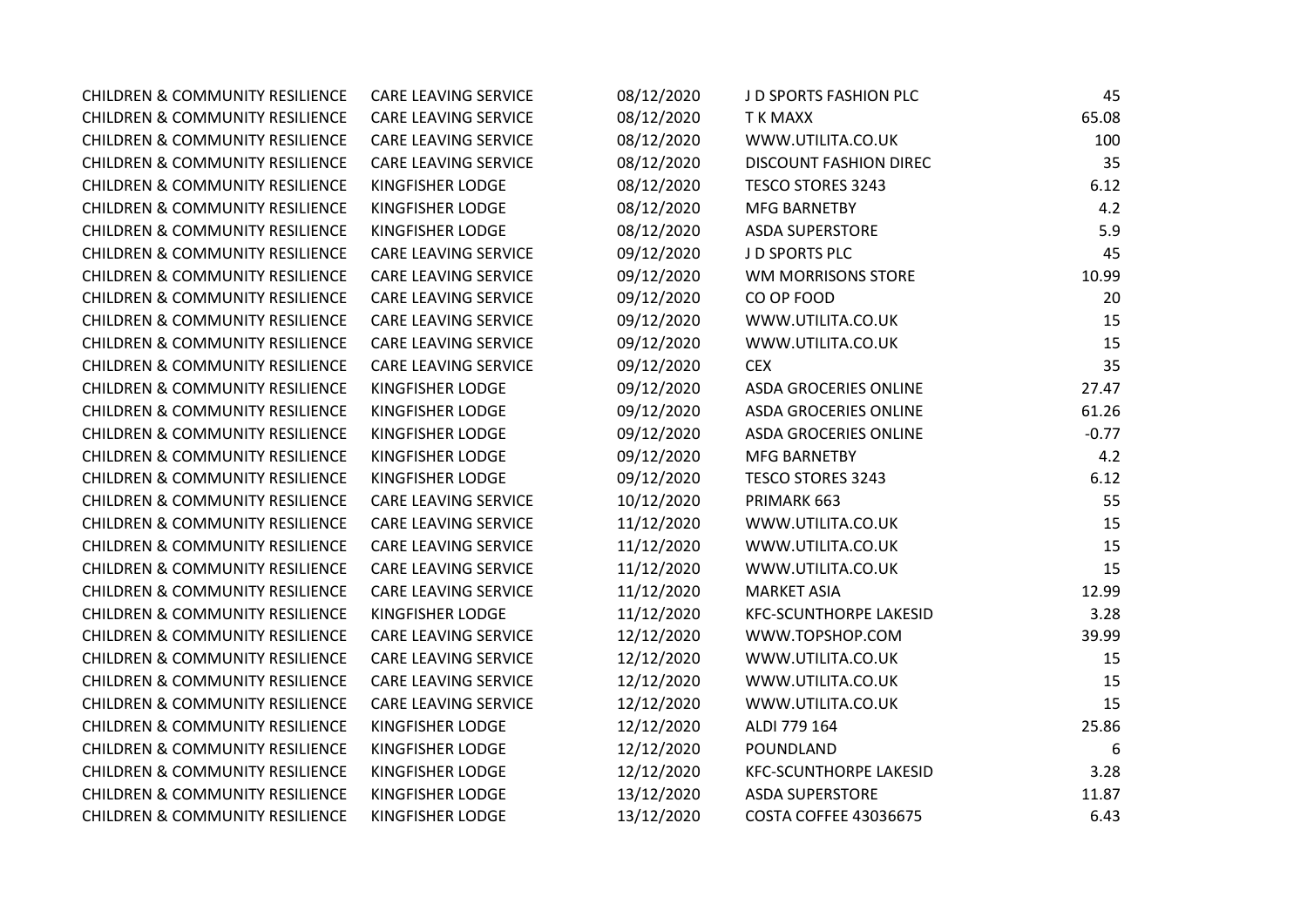| | | | | |
|---|---|---|---|---|
| CHILDREN & COMMUNITY RESILIENCE | CARE LEAVING SERVICE | 08/12/2020 | J D SPORTS FASHION PLC | 45 |
| CHILDREN & COMMUNITY RESILIENCE | CARE LEAVING SERVICE | 08/12/2020 | T K MAXX | 65.08 |
| CHILDREN & COMMUNITY RESILIENCE | CARE LEAVING SERVICE | 08/12/2020 | WWW.UTILITA.CO.UK | 100 |
| CHILDREN & COMMUNITY RESILIENCE | CARE LEAVING SERVICE | 08/12/2020 | DISCOUNT FASHION DIREC | 35 |
| CHILDREN & COMMUNITY RESILIENCE | KINGFISHER LODGE | 08/12/2020 | TESCO STORES 3243 | 6.12 |
| CHILDREN & COMMUNITY RESILIENCE | KINGFISHER LODGE | 08/12/2020 | MFG BARNETBY | 4.2 |
| CHILDREN & COMMUNITY RESILIENCE | KINGFISHER LODGE | 08/12/2020 | ASDA SUPERSTORE | 5.9 |
| CHILDREN & COMMUNITY RESILIENCE | CARE LEAVING SERVICE | 09/12/2020 | J D SPORTS PLC | 45 |
| CHILDREN & COMMUNITY RESILIENCE | CARE LEAVING SERVICE | 09/12/2020 | WM MORRISONS STORE | 10.99 |
| CHILDREN & COMMUNITY RESILIENCE | CARE LEAVING SERVICE | 09/12/2020 | CO OP FOOD | 20 |
| CHILDREN & COMMUNITY RESILIENCE | CARE LEAVING SERVICE | 09/12/2020 | WWW.UTILITA.CO.UK | 15 |
| CHILDREN & COMMUNITY RESILIENCE | CARE LEAVING SERVICE | 09/12/2020 | WWW.UTILITA.CO.UK | 15 |
| CHILDREN & COMMUNITY RESILIENCE | CARE LEAVING SERVICE | 09/12/2020 | CEX | 35 |
| CHILDREN & COMMUNITY RESILIENCE | KINGFISHER LODGE | 09/12/2020 | ASDA GROCERIES ONLINE | 27.47 |
| CHILDREN & COMMUNITY RESILIENCE | KINGFISHER LODGE | 09/12/2020 | ASDA GROCERIES ONLINE | 61.26 |
| CHILDREN & COMMUNITY RESILIENCE | KINGFISHER LODGE | 09/12/2020 | ASDA GROCERIES ONLINE | -0.77 |
| CHILDREN & COMMUNITY RESILIENCE | KINGFISHER LODGE | 09/12/2020 | MFG BARNETBY | 4.2 |
| CHILDREN & COMMUNITY RESILIENCE | KINGFISHER LODGE | 09/12/2020 | TESCO STORES 3243 | 6.12 |
| CHILDREN & COMMUNITY RESILIENCE | CARE LEAVING SERVICE | 10/12/2020 | PRIMARK 663 | 55 |
| CHILDREN & COMMUNITY RESILIENCE | CARE LEAVING SERVICE | 11/12/2020 | WWW.UTILITA.CO.UK | 15 |
| CHILDREN & COMMUNITY RESILIENCE | CARE LEAVING SERVICE | 11/12/2020 | WWW.UTILITA.CO.UK | 15 |
| CHILDREN & COMMUNITY RESILIENCE | CARE LEAVING SERVICE | 11/12/2020 | WWW.UTILITA.CO.UK | 15 |
| CHILDREN & COMMUNITY RESILIENCE | CARE LEAVING SERVICE | 11/12/2020 | MARKET ASIA | 12.99 |
| CHILDREN & COMMUNITY RESILIENCE | KINGFISHER LODGE | 11/12/2020 | KFC-SCUNTHORPE LAKESID | 3.28 |
| CHILDREN & COMMUNITY RESILIENCE | CARE LEAVING SERVICE | 12/12/2020 | WWW.TOPSHOP.COM | 39.99 |
| CHILDREN & COMMUNITY RESILIENCE | CARE LEAVING SERVICE | 12/12/2020 | WWW.UTILITA.CO.UK | 15 |
| CHILDREN & COMMUNITY RESILIENCE | CARE LEAVING SERVICE | 12/12/2020 | WWW.UTILITA.CO.UK | 15 |
| CHILDREN & COMMUNITY RESILIENCE | CARE LEAVING SERVICE | 12/12/2020 | WWW.UTILITA.CO.UK | 15 |
| CHILDREN & COMMUNITY RESILIENCE | KINGFISHER LODGE | 12/12/2020 | ALDI 779 164 | 25.86 |
| CHILDREN & COMMUNITY RESILIENCE | KINGFISHER LODGE | 12/12/2020 | POUNDLAND | 6 |
| CHILDREN & COMMUNITY RESILIENCE | KINGFISHER LODGE | 12/12/2020 | KFC-SCUNTHORPE LAKESID | 3.28 |
| CHILDREN & COMMUNITY RESILIENCE | KINGFISHER LODGE | 13/12/2020 | ASDA SUPERSTORE | 11.87 |
| CHILDREN & COMMUNITY RESILIENCE | KINGFISHER LODGE | 13/12/2020 | COSTA COFFEE 43036675 | 6.43 |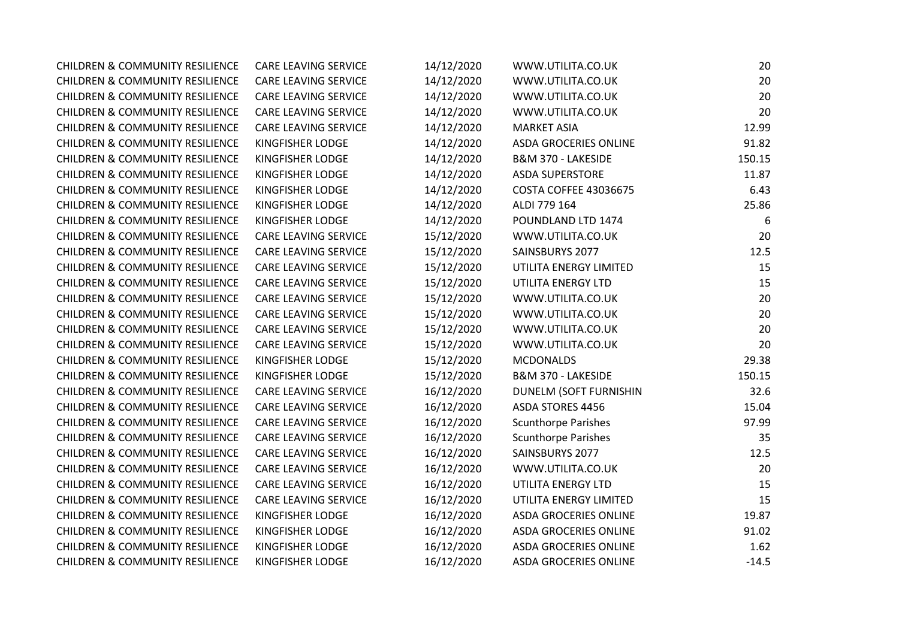| | | | | |
|---|---|---|---|---|
| CHILDREN & COMMUNITY RESILIENCE | CARE LEAVING SERVICE | 14/12/2020 | WWW.UTILITA.CO.UK | 20 |
| CHILDREN & COMMUNITY RESILIENCE | CARE LEAVING SERVICE | 14/12/2020 | WWW.UTILITA.CO.UK | 20 |
| CHILDREN & COMMUNITY RESILIENCE | CARE LEAVING SERVICE | 14/12/2020 | WWW.UTILITA.CO.UK | 20 |
| CHILDREN & COMMUNITY RESILIENCE | CARE LEAVING SERVICE | 14/12/2020 | WWW.UTILITA.CO.UK | 20 |
| CHILDREN & COMMUNITY RESILIENCE | CARE LEAVING SERVICE | 14/12/2020 | MARKET ASIA | 12.99 |
| CHILDREN & COMMUNITY RESILIENCE | KINGFISHER LODGE | 14/12/2020 | ASDA GROCERIES ONLINE | 91.82 |
| CHILDREN & COMMUNITY RESILIENCE | KINGFISHER LODGE | 14/12/2020 | B&M 370 - LAKESIDE | 150.15 |
| CHILDREN & COMMUNITY RESILIENCE | KINGFISHER LODGE | 14/12/2020 | ASDA SUPERSTORE | 11.87 |
| CHILDREN & COMMUNITY RESILIENCE | KINGFISHER LODGE | 14/12/2020 | COSTA COFFEE 43036675 | 6.43 |
| CHILDREN & COMMUNITY RESILIENCE | KINGFISHER LODGE | 14/12/2020 | ALDI 779 164 | 25.86 |
| CHILDREN & COMMUNITY RESILIENCE | KINGFISHER LODGE | 14/12/2020 | POUNDLAND LTD 1474 | 6 |
| CHILDREN & COMMUNITY RESILIENCE | CARE LEAVING SERVICE | 15/12/2020 | WWW.UTILITA.CO.UK | 20 |
| CHILDREN & COMMUNITY RESILIENCE | CARE LEAVING SERVICE | 15/12/2020 | SAINSBURYS 2077 | 12.5 |
| CHILDREN & COMMUNITY RESILIENCE | CARE LEAVING SERVICE | 15/12/2020 | UTILITA ENERGY LIMITED | 15 |
| CHILDREN & COMMUNITY RESILIENCE | CARE LEAVING SERVICE | 15/12/2020 | UTILITA ENERGY LTD | 15 |
| CHILDREN & COMMUNITY RESILIENCE | CARE LEAVING SERVICE | 15/12/2020 | WWW.UTILITA.CO.UK | 20 |
| CHILDREN & COMMUNITY RESILIENCE | CARE LEAVING SERVICE | 15/12/2020 | WWW.UTILITA.CO.UK | 20 |
| CHILDREN & COMMUNITY RESILIENCE | CARE LEAVING SERVICE | 15/12/2020 | WWW.UTILITA.CO.UK | 20 |
| CHILDREN & COMMUNITY RESILIENCE | CARE LEAVING SERVICE | 15/12/2020 | WWW.UTILITA.CO.UK | 20 |
| CHILDREN & COMMUNITY RESILIENCE | KINGFISHER LODGE | 15/12/2020 | MCDONALDS | 29.38 |
| CHILDREN & COMMUNITY RESILIENCE | KINGFISHER LODGE | 15/12/2020 | B&M 370 - LAKESIDE | 150.15 |
| CHILDREN & COMMUNITY RESILIENCE | CARE LEAVING SERVICE | 16/12/2020 | DUNELM (SOFT FURNISHIN | 32.6 |
| CHILDREN & COMMUNITY RESILIENCE | CARE LEAVING SERVICE | 16/12/2020 | ASDA STORES 4456 | 15.04 |
| CHILDREN & COMMUNITY RESILIENCE | CARE LEAVING SERVICE | 16/12/2020 | Scunthorpe Parishes | 97.99 |
| CHILDREN & COMMUNITY RESILIENCE | CARE LEAVING SERVICE | 16/12/2020 | Scunthorpe Parishes | 35 |
| CHILDREN & COMMUNITY RESILIENCE | CARE LEAVING SERVICE | 16/12/2020 | SAINSBURYS 2077 | 12.5 |
| CHILDREN & COMMUNITY RESILIENCE | CARE LEAVING SERVICE | 16/12/2020 | WWW.UTILITA.CO.UK | 20 |
| CHILDREN & COMMUNITY RESILIENCE | CARE LEAVING SERVICE | 16/12/2020 | UTILITA ENERGY LTD | 15 |
| CHILDREN & COMMUNITY RESILIENCE | CARE LEAVING SERVICE | 16/12/2020 | UTILITA ENERGY LIMITED | 15 |
| CHILDREN & COMMUNITY RESILIENCE | KINGFISHER LODGE | 16/12/2020 | ASDA GROCERIES ONLINE | 19.87 |
| CHILDREN & COMMUNITY RESILIENCE | KINGFISHER LODGE | 16/12/2020 | ASDA GROCERIES ONLINE | 91.02 |
| CHILDREN & COMMUNITY RESILIENCE | KINGFISHER LODGE | 16/12/2020 | ASDA GROCERIES ONLINE | 1.62 |
| CHILDREN & COMMUNITY RESILIENCE | KINGFISHER LODGE | 16/12/2020 | ASDA GROCERIES ONLINE | -14.5 |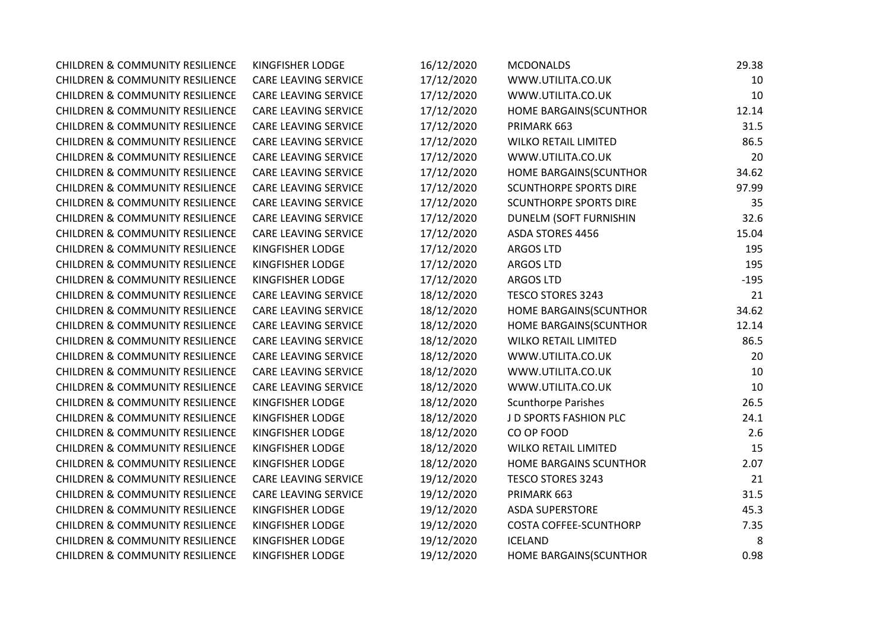| | | | | |
|---|---|---|---|---|
| CHILDREN & COMMUNITY RESILIENCE | KINGFISHER LODGE | 16/12/2020 | MCDONALDS | 29.38 |
| CHILDREN & COMMUNITY RESILIENCE | CARE LEAVING SERVICE | 17/12/2020 | WWW.UTILITA.CO.UK | 10 |
| CHILDREN & COMMUNITY RESILIENCE | CARE LEAVING SERVICE | 17/12/2020 | WWW.UTILITA.CO.UK | 10 |
| CHILDREN & COMMUNITY RESILIENCE | CARE LEAVING SERVICE | 17/12/2020 | HOME BARGAINS(SCUNTHOR | 12.14 |
| CHILDREN & COMMUNITY RESILIENCE | CARE LEAVING SERVICE | 17/12/2020 | PRIMARK 663 | 31.5 |
| CHILDREN & COMMUNITY RESILIENCE | CARE LEAVING SERVICE | 17/12/2020 | WILKO RETAIL LIMITED | 86.5 |
| CHILDREN & COMMUNITY RESILIENCE | CARE LEAVING SERVICE | 17/12/2020 | WWW.UTILITA.CO.UK | 20 |
| CHILDREN & COMMUNITY RESILIENCE | CARE LEAVING SERVICE | 17/12/2020 | HOME BARGAINS(SCUNTHOR | 34.62 |
| CHILDREN & COMMUNITY RESILIENCE | CARE LEAVING SERVICE | 17/12/2020 | SCUNTHORPE SPORTS DIRE | 97.99 |
| CHILDREN & COMMUNITY RESILIENCE | CARE LEAVING SERVICE | 17/12/2020 | SCUNTHORPE SPORTS DIRE | 35 |
| CHILDREN & COMMUNITY RESILIENCE | CARE LEAVING SERVICE | 17/12/2020 | DUNELM (SOFT FURNISHIN | 32.6 |
| CHILDREN & COMMUNITY RESILIENCE | CARE LEAVING SERVICE | 17/12/2020 | ASDA STORES 4456 | 15.04 |
| CHILDREN & COMMUNITY RESILIENCE | KINGFISHER LODGE | 17/12/2020 | ARGOS LTD | 195 |
| CHILDREN & COMMUNITY RESILIENCE | KINGFISHER LODGE | 17/12/2020 | ARGOS LTD | 195 |
| CHILDREN & COMMUNITY RESILIENCE | KINGFISHER LODGE | 17/12/2020 | ARGOS LTD | -195 |
| CHILDREN & COMMUNITY RESILIENCE | CARE LEAVING SERVICE | 18/12/2020 | TESCO STORES 3243 | 21 |
| CHILDREN & COMMUNITY RESILIENCE | CARE LEAVING SERVICE | 18/12/2020 | HOME BARGAINS(SCUNTHOR | 34.62 |
| CHILDREN & COMMUNITY RESILIENCE | CARE LEAVING SERVICE | 18/12/2020 | HOME BARGAINS(SCUNTHOR | 12.14 |
| CHILDREN & COMMUNITY RESILIENCE | CARE LEAVING SERVICE | 18/12/2020 | WILKO RETAIL LIMITED | 86.5 |
| CHILDREN & COMMUNITY RESILIENCE | CARE LEAVING SERVICE | 18/12/2020 | WWW.UTILITA.CO.UK | 20 |
| CHILDREN & COMMUNITY RESILIENCE | CARE LEAVING SERVICE | 18/12/2020 | WWW.UTILITA.CO.UK | 10 |
| CHILDREN & COMMUNITY RESILIENCE | CARE LEAVING SERVICE | 18/12/2020 | WWW.UTILITA.CO.UK | 10 |
| CHILDREN & COMMUNITY RESILIENCE | KINGFISHER LODGE | 18/12/2020 | Scunthorpe Parishes | 26.5 |
| CHILDREN & COMMUNITY RESILIENCE | KINGFISHER LODGE | 18/12/2020 | J D SPORTS FASHION PLC | 24.1 |
| CHILDREN & COMMUNITY RESILIENCE | KINGFISHER LODGE | 18/12/2020 | CO OP FOOD | 2.6 |
| CHILDREN & COMMUNITY RESILIENCE | KINGFISHER LODGE | 18/12/2020 | WILKO RETAIL LIMITED | 15 |
| CHILDREN & COMMUNITY RESILIENCE | KINGFISHER LODGE | 18/12/2020 | HOME BARGAINS SCUNTHOR | 2.07 |
| CHILDREN & COMMUNITY RESILIENCE | CARE LEAVING SERVICE | 19/12/2020 | TESCO STORES 3243 | 21 |
| CHILDREN & COMMUNITY RESILIENCE | CARE LEAVING SERVICE | 19/12/2020 | PRIMARK 663 | 31.5 |
| CHILDREN & COMMUNITY RESILIENCE | KINGFISHER LODGE | 19/12/2020 | ASDA SUPERSTORE | 45.3 |
| CHILDREN & COMMUNITY RESILIENCE | KINGFISHER LODGE | 19/12/2020 | COSTA COFFEE-SCUNTHORP | 7.35 |
| CHILDREN & COMMUNITY RESILIENCE | KINGFISHER LODGE | 19/12/2020 | ICELAND | 8 |
| CHILDREN & COMMUNITY RESILIENCE | KINGFISHER LODGE | 19/12/2020 | HOME BARGAINS(SCUNTHOR | 0.98 |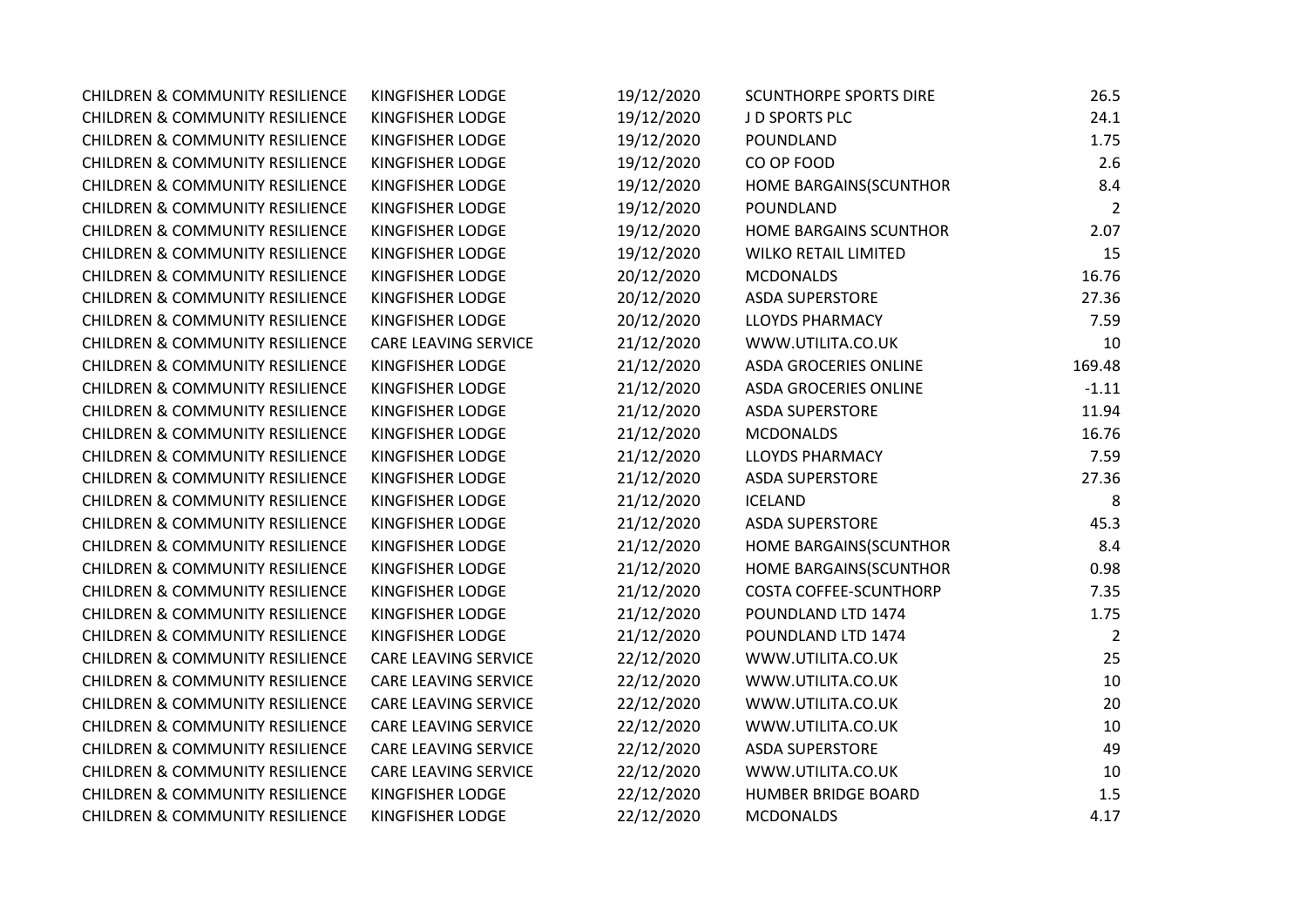| | | | | |
|---|---|---|---|---|
| CHILDREN & COMMUNITY RESILIENCE | KINGFISHER LODGE | 19/12/2020 | SCUNTHORPE SPORTS DIRE | 26.5 |
| CHILDREN & COMMUNITY RESILIENCE | KINGFISHER LODGE | 19/12/2020 | J D SPORTS PLC | 24.1 |
| CHILDREN & COMMUNITY RESILIENCE | KINGFISHER LODGE | 19/12/2020 | POUNDLAND | 1.75 |
| CHILDREN & COMMUNITY RESILIENCE | KINGFISHER LODGE | 19/12/2020 | CO OP FOOD | 2.6 |
| CHILDREN & COMMUNITY RESILIENCE | KINGFISHER LODGE | 19/12/2020 | HOME BARGAINS(SCUNTHOR | 8.4 |
| CHILDREN & COMMUNITY RESILIENCE | KINGFISHER LODGE | 19/12/2020 | POUNDLAND | 2 |
| CHILDREN & COMMUNITY RESILIENCE | KINGFISHER LODGE | 19/12/2020 | HOME BARGAINS SCUNTHOR | 2.07 |
| CHILDREN & COMMUNITY RESILIENCE | KINGFISHER LODGE | 19/12/2020 | WILKO RETAIL LIMITED | 15 |
| CHILDREN & COMMUNITY RESILIENCE | KINGFISHER LODGE | 20/12/2020 | MCDONALDS | 16.76 |
| CHILDREN & COMMUNITY RESILIENCE | KINGFISHER LODGE | 20/12/2020 | ASDA SUPERSTORE | 27.36 |
| CHILDREN & COMMUNITY RESILIENCE | KINGFISHER LODGE | 20/12/2020 | LLOYDS PHARMACY | 7.59 |
| CHILDREN & COMMUNITY RESILIENCE | CARE LEAVING SERVICE | 21/12/2020 | WWW.UTILITA.CO.UK | 10 |
| CHILDREN & COMMUNITY RESILIENCE | KINGFISHER LODGE | 21/12/2020 | ASDA GROCERIES ONLINE | 169.48 |
| CHILDREN & COMMUNITY RESILIENCE | KINGFISHER LODGE | 21/12/2020 | ASDA GROCERIES ONLINE | -1.11 |
| CHILDREN & COMMUNITY RESILIENCE | KINGFISHER LODGE | 21/12/2020 | ASDA SUPERSTORE | 11.94 |
| CHILDREN & COMMUNITY RESILIENCE | KINGFISHER LODGE | 21/12/2020 | MCDONALDS | 16.76 |
| CHILDREN & COMMUNITY RESILIENCE | KINGFISHER LODGE | 21/12/2020 | LLOYDS PHARMACY | 7.59 |
| CHILDREN & COMMUNITY RESILIENCE | KINGFISHER LODGE | 21/12/2020 | ASDA SUPERSTORE | 27.36 |
| CHILDREN & COMMUNITY RESILIENCE | KINGFISHER LODGE | 21/12/2020 | ICELAND | 8 |
| CHILDREN & COMMUNITY RESILIENCE | KINGFISHER LODGE | 21/12/2020 | ASDA SUPERSTORE | 45.3 |
| CHILDREN & COMMUNITY RESILIENCE | KINGFISHER LODGE | 21/12/2020 | HOME BARGAINS(SCUNTHOR | 8.4 |
| CHILDREN & COMMUNITY RESILIENCE | KINGFISHER LODGE | 21/12/2020 | HOME BARGAINS(SCUNTHOR | 0.98 |
| CHILDREN & COMMUNITY RESILIENCE | KINGFISHER LODGE | 21/12/2020 | COSTA COFFEE-SCUNTHORP | 7.35 |
| CHILDREN & COMMUNITY RESILIENCE | KINGFISHER LODGE | 21/12/2020 | POUNDLAND LTD 1474 | 1.75 |
| CHILDREN & COMMUNITY RESILIENCE | KINGFISHER LODGE | 21/12/2020 | POUNDLAND LTD 1474 | 2 |
| CHILDREN & COMMUNITY RESILIENCE | CARE LEAVING SERVICE | 22/12/2020 | WWW.UTILITA.CO.UK | 25 |
| CHILDREN & COMMUNITY RESILIENCE | CARE LEAVING SERVICE | 22/12/2020 | WWW.UTILITA.CO.UK | 10 |
| CHILDREN & COMMUNITY RESILIENCE | CARE LEAVING SERVICE | 22/12/2020 | WWW.UTILITA.CO.UK | 20 |
| CHILDREN & COMMUNITY RESILIENCE | CARE LEAVING SERVICE | 22/12/2020 | WWW.UTILITA.CO.UK | 10 |
| CHILDREN & COMMUNITY RESILIENCE | CARE LEAVING SERVICE | 22/12/2020 | ASDA SUPERSTORE | 49 |
| CHILDREN & COMMUNITY RESILIENCE | CARE LEAVING SERVICE | 22/12/2020 | WWW.UTILITA.CO.UK | 10 |
| CHILDREN & COMMUNITY RESILIENCE | KINGFISHER LODGE | 22/12/2020 | HUMBER BRIDGE BOARD | 1.5 |
| CHILDREN & COMMUNITY RESILIENCE | KINGFISHER LODGE | 22/12/2020 | MCDONALDS | 4.17 |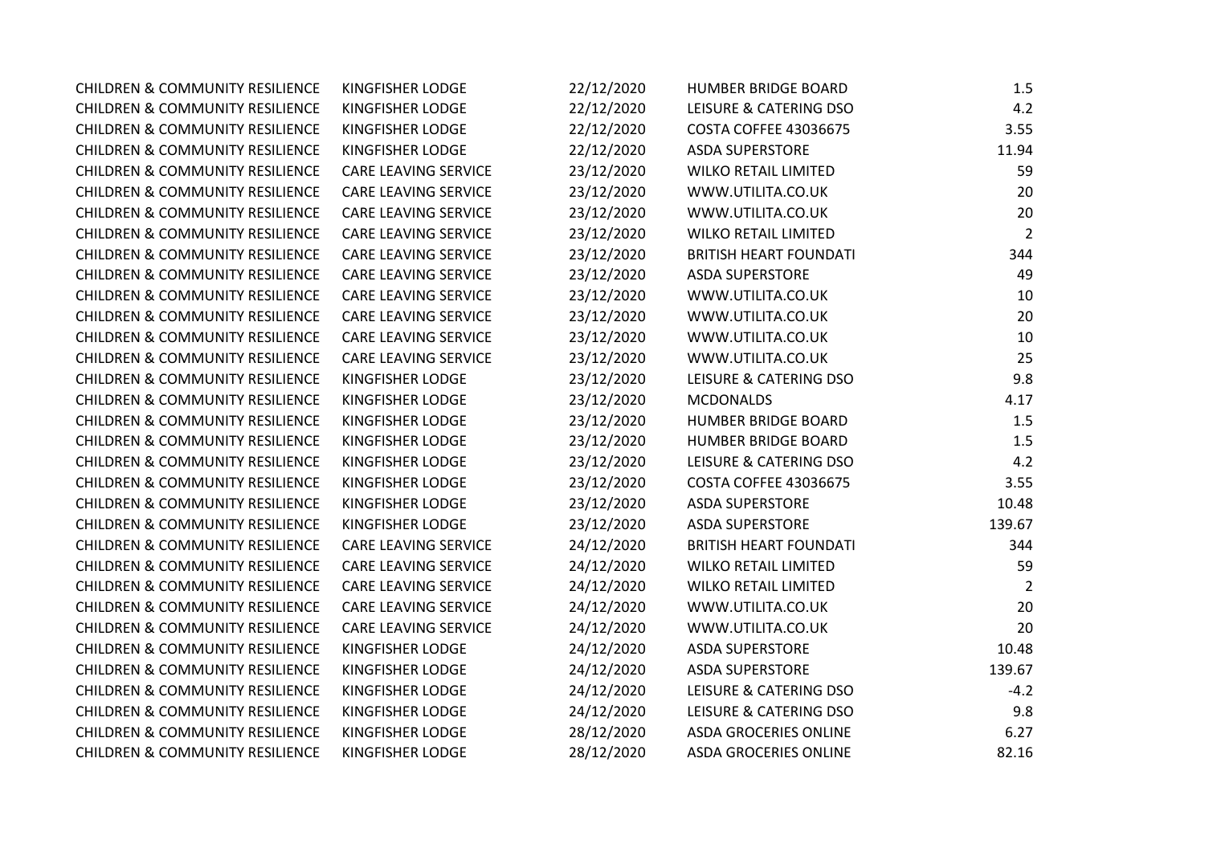| | | | | |
|---|---|---|---|---|
| CHILDREN & COMMUNITY RESILIENCE | KINGFISHER LODGE | 22/12/2020 | HUMBER BRIDGE BOARD | 1.5 |
| CHILDREN & COMMUNITY RESILIENCE | KINGFISHER LODGE | 22/12/2020 | LEISURE & CATERING DSO | 4.2 |
| CHILDREN & COMMUNITY RESILIENCE | KINGFISHER LODGE | 22/12/2020 | COSTA COFFEE 43036675 | 3.55 |
| CHILDREN & COMMUNITY RESILIENCE | KINGFISHER LODGE | 22/12/2020 | ASDA SUPERSTORE | 11.94 |
| CHILDREN & COMMUNITY RESILIENCE | CARE LEAVING SERVICE | 23/12/2020 | WILKO RETAIL LIMITED | 59 |
| CHILDREN & COMMUNITY RESILIENCE | CARE LEAVING SERVICE | 23/12/2020 | WWW.UTILITA.CO.UK | 20 |
| CHILDREN & COMMUNITY RESILIENCE | CARE LEAVING SERVICE | 23/12/2020 | WWW.UTILITA.CO.UK | 20 |
| CHILDREN & COMMUNITY RESILIENCE | CARE LEAVING SERVICE | 23/12/2020 | WILKO RETAIL LIMITED | 2 |
| CHILDREN & COMMUNITY RESILIENCE | CARE LEAVING SERVICE | 23/12/2020 | BRITISH HEART FOUNDATI | 344 |
| CHILDREN & COMMUNITY RESILIENCE | CARE LEAVING SERVICE | 23/12/2020 | ASDA SUPERSTORE | 49 |
| CHILDREN & COMMUNITY RESILIENCE | CARE LEAVING SERVICE | 23/12/2020 | WWW.UTILITA.CO.UK | 10 |
| CHILDREN & COMMUNITY RESILIENCE | CARE LEAVING SERVICE | 23/12/2020 | WWW.UTILITA.CO.UK | 20 |
| CHILDREN & COMMUNITY RESILIENCE | CARE LEAVING SERVICE | 23/12/2020 | WWW.UTILITA.CO.UK | 10 |
| CHILDREN & COMMUNITY RESILIENCE | CARE LEAVING SERVICE | 23/12/2020 | WWW.UTILITA.CO.UK | 25 |
| CHILDREN & COMMUNITY RESILIENCE | KINGFISHER LODGE | 23/12/2020 | LEISURE & CATERING DSO | 9.8 |
| CHILDREN & COMMUNITY RESILIENCE | KINGFISHER LODGE | 23/12/2020 | MCDONALDS | 4.17 |
| CHILDREN & COMMUNITY RESILIENCE | KINGFISHER LODGE | 23/12/2020 | HUMBER BRIDGE BOARD | 1.5 |
| CHILDREN & COMMUNITY RESILIENCE | KINGFISHER LODGE | 23/12/2020 | HUMBER BRIDGE BOARD | 1.5 |
| CHILDREN & COMMUNITY RESILIENCE | KINGFISHER LODGE | 23/12/2020 | LEISURE & CATERING DSO | 4.2 |
| CHILDREN & COMMUNITY RESILIENCE | KINGFISHER LODGE | 23/12/2020 | COSTA COFFEE 43036675 | 3.55 |
| CHILDREN & COMMUNITY RESILIENCE | KINGFISHER LODGE | 23/12/2020 | ASDA SUPERSTORE | 10.48 |
| CHILDREN & COMMUNITY RESILIENCE | KINGFISHER LODGE | 23/12/2020 | ASDA SUPERSTORE | 139.67 |
| CHILDREN & COMMUNITY RESILIENCE | CARE LEAVING SERVICE | 24/12/2020 | BRITISH HEART FOUNDATI | 344 |
| CHILDREN & COMMUNITY RESILIENCE | CARE LEAVING SERVICE | 24/12/2020 | WILKO RETAIL LIMITED | 59 |
| CHILDREN & COMMUNITY RESILIENCE | CARE LEAVING SERVICE | 24/12/2020 | WILKO RETAIL LIMITED | 2 |
| CHILDREN & COMMUNITY RESILIENCE | CARE LEAVING SERVICE | 24/12/2020 | WWW.UTILITA.CO.UK | 20 |
| CHILDREN & COMMUNITY RESILIENCE | CARE LEAVING SERVICE | 24/12/2020 | WWW.UTILITA.CO.UK | 20 |
| CHILDREN & COMMUNITY RESILIENCE | KINGFISHER LODGE | 24/12/2020 | ASDA SUPERSTORE | 10.48 |
| CHILDREN & COMMUNITY RESILIENCE | KINGFISHER LODGE | 24/12/2020 | ASDA SUPERSTORE | 139.67 |
| CHILDREN & COMMUNITY RESILIENCE | KINGFISHER LODGE | 24/12/2020 | LEISURE & CATERING DSO | -4.2 |
| CHILDREN & COMMUNITY RESILIENCE | KINGFISHER LODGE | 24/12/2020 | LEISURE & CATERING DSO | 9.8 |
| CHILDREN & COMMUNITY RESILIENCE | KINGFISHER LODGE | 28/12/2020 | ASDA GROCERIES ONLINE | 6.27 |
| CHILDREN & COMMUNITY RESILIENCE | KINGFISHER LODGE | 28/12/2020 | ASDA GROCERIES ONLINE | 82.16 |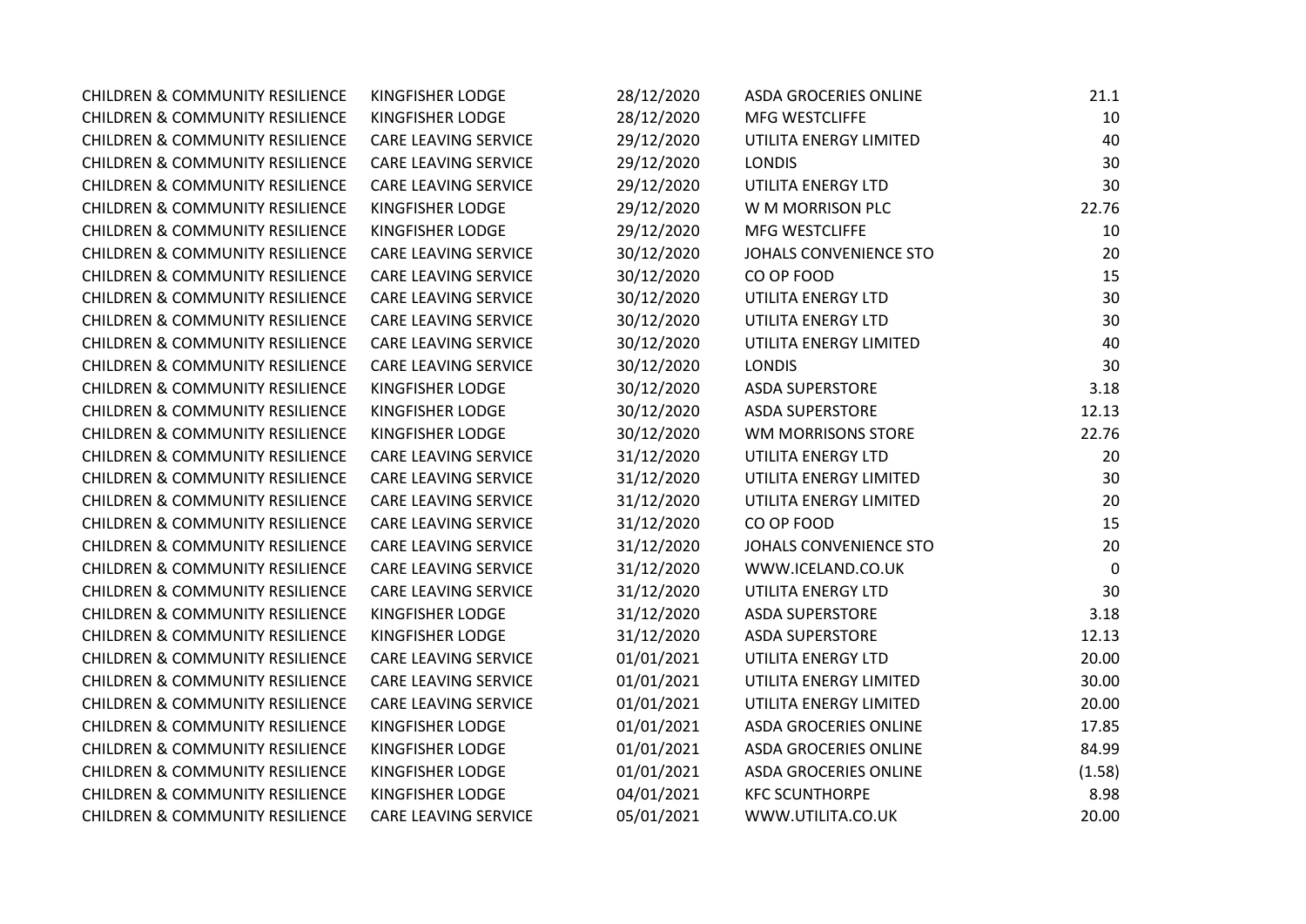| | | | | |
|---|---|---|---|---|
| CHILDREN & COMMUNITY RESILIENCE | KINGFISHER LODGE | 28/12/2020 | ASDA GROCERIES ONLINE | 21.1 |
| CHILDREN & COMMUNITY RESILIENCE | KINGFISHER LODGE | 28/12/2020 | MFG WESTCLIFFE | 10 |
| CHILDREN & COMMUNITY RESILIENCE | CARE LEAVING SERVICE | 29/12/2020 | UTILITA ENERGY LIMITED | 40 |
| CHILDREN & COMMUNITY RESILIENCE | CARE LEAVING SERVICE | 29/12/2020 | LONDIS | 30 |
| CHILDREN & COMMUNITY RESILIENCE | CARE LEAVING SERVICE | 29/12/2020 | UTILITA ENERGY LTD | 30 |
| CHILDREN & COMMUNITY RESILIENCE | KINGFISHER LODGE | 29/12/2020 | W M MORRISON PLC | 22.76 |
| CHILDREN & COMMUNITY RESILIENCE | KINGFISHER LODGE | 29/12/2020 | MFG WESTCLIFFE | 10 |
| CHILDREN & COMMUNITY RESILIENCE | CARE LEAVING SERVICE | 30/12/2020 | JOHALS CONVENIENCE STO | 20 |
| CHILDREN & COMMUNITY RESILIENCE | CARE LEAVING SERVICE | 30/12/2020 | CO OP FOOD | 15 |
| CHILDREN & COMMUNITY RESILIENCE | CARE LEAVING SERVICE | 30/12/2020 | UTILITA ENERGY LTD | 30 |
| CHILDREN & COMMUNITY RESILIENCE | CARE LEAVING SERVICE | 30/12/2020 | UTILITA ENERGY LTD | 30 |
| CHILDREN & COMMUNITY RESILIENCE | CARE LEAVING SERVICE | 30/12/2020 | UTILITA ENERGY LIMITED | 40 |
| CHILDREN & COMMUNITY RESILIENCE | CARE LEAVING SERVICE | 30/12/2020 | LONDIS | 30 |
| CHILDREN & COMMUNITY RESILIENCE | KINGFISHER LODGE | 30/12/2020 | ASDA SUPERSTORE | 3.18 |
| CHILDREN & COMMUNITY RESILIENCE | KINGFISHER LODGE | 30/12/2020 | ASDA SUPERSTORE | 12.13 |
| CHILDREN & COMMUNITY RESILIENCE | KINGFISHER LODGE | 30/12/2020 | WM MORRISONS STORE | 22.76 |
| CHILDREN & COMMUNITY RESILIENCE | CARE LEAVING SERVICE | 31/12/2020 | UTILITA ENERGY LTD | 20 |
| CHILDREN & COMMUNITY RESILIENCE | CARE LEAVING SERVICE | 31/12/2020 | UTILITA ENERGY LIMITED | 30 |
| CHILDREN & COMMUNITY RESILIENCE | CARE LEAVING SERVICE | 31/12/2020 | UTILITA ENERGY LIMITED | 20 |
| CHILDREN & COMMUNITY RESILIENCE | CARE LEAVING SERVICE | 31/12/2020 | CO OP FOOD | 15 |
| CHILDREN & COMMUNITY RESILIENCE | CARE LEAVING SERVICE | 31/12/2020 | JOHALS CONVENIENCE STO | 20 |
| CHILDREN & COMMUNITY RESILIENCE | CARE LEAVING SERVICE | 31/12/2020 | WWW.ICELAND.CO.UK | 0 |
| CHILDREN & COMMUNITY RESILIENCE | CARE LEAVING SERVICE | 31/12/2020 | UTILITA ENERGY LTD | 30 |
| CHILDREN & COMMUNITY RESILIENCE | KINGFISHER LODGE | 31/12/2020 | ASDA SUPERSTORE | 3.18 |
| CHILDREN & COMMUNITY RESILIENCE | KINGFISHER LODGE | 31/12/2020 | ASDA SUPERSTORE | 12.13 |
| CHILDREN & COMMUNITY RESILIENCE | CARE LEAVING SERVICE | 01/01/2021 | UTILITA ENERGY LTD | 20.00 |
| CHILDREN & COMMUNITY RESILIENCE | CARE LEAVING SERVICE | 01/01/2021 | UTILITA ENERGY LIMITED | 30.00 |
| CHILDREN & COMMUNITY RESILIENCE | CARE LEAVING SERVICE | 01/01/2021 | UTILITA ENERGY LIMITED | 20.00 |
| CHILDREN & COMMUNITY RESILIENCE | KINGFISHER LODGE | 01/01/2021 | ASDA GROCERIES ONLINE | 17.85 |
| CHILDREN & COMMUNITY RESILIENCE | KINGFISHER LODGE | 01/01/2021 | ASDA GROCERIES ONLINE | 84.99 |
| CHILDREN & COMMUNITY RESILIENCE | KINGFISHER LODGE | 01/01/2021 | ASDA GROCERIES ONLINE | (1.58) |
| CHILDREN & COMMUNITY RESILIENCE | KINGFISHER LODGE | 04/01/2021 | KFC SCUNTHORPE | 8.98 |
| CHILDREN & COMMUNITY RESILIENCE | CARE LEAVING SERVICE | 05/01/2021 | WWW.UTILITA.CO.UK | 20.00 |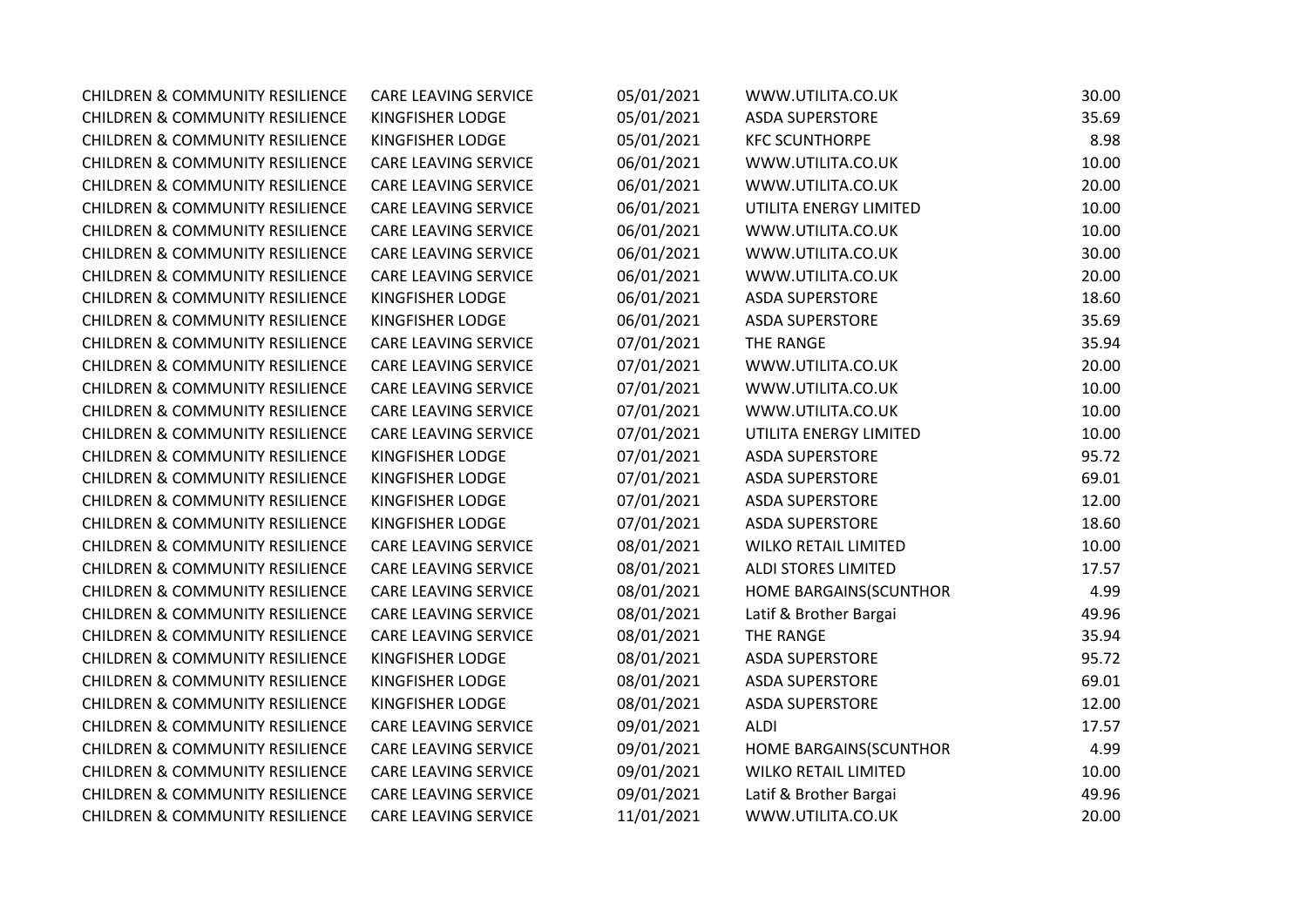| | | | | |
|---|---|---|---|---|
| CHILDREN & COMMUNITY RESILIENCE | CARE LEAVING SERVICE | 05/01/2021 | WWW.UTILITA.CO.UK | 30.00 |
| CHILDREN & COMMUNITY RESILIENCE | KINGFISHER LODGE | 05/01/2021 | ASDA SUPERSTORE | 35.69 |
| CHILDREN & COMMUNITY RESILIENCE | KINGFISHER LODGE | 05/01/2021 | KFC SCUNTHORPE | 8.98 |
| CHILDREN & COMMUNITY RESILIENCE | CARE LEAVING SERVICE | 06/01/2021 | WWW.UTILITA.CO.UK | 10.00 |
| CHILDREN & COMMUNITY RESILIENCE | CARE LEAVING SERVICE | 06/01/2021 | WWW.UTILITA.CO.UK | 20.00 |
| CHILDREN & COMMUNITY RESILIENCE | CARE LEAVING SERVICE | 06/01/2021 | UTILITA ENERGY LIMITED | 10.00 |
| CHILDREN & COMMUNITY RESILIENCE | CARE LEAVING SERVICE | 06/01/2021 | WWW.UTILITA.CO.UK | 10.00 |
| CHILDREN & COMMUNITY RESILIENCE | CARE LEAVING SERVICE | 06/01/2021 | WWW.UTILITA.CO.UK | 30.00 |
| CHILDREN & COMMUNITY RESILIENCE | CARE LEAVING SERVICE | 06/01/2021 | WWW.UTILITA.CO.UK | 20.00 |
| CHILDREN & COMMUNITY RESILIENCE | KINGFISHER LODGE | 06/01/2021 | ASDA SUPERSTORE | 18.60 |
| CHILDREN & COMMUNITY RESILIENCE | KINGFISHER LODGE | 06/01/2021 | ASDA SUPERSTORE | 35.69 |
| CHILDREN & COMMUNITY RESILIENCE | CARE LEAVING SERVICE | 07/01/2021 | THE RANGE | 35.94 |
| CHILDREN & COMMUNITY RESILIENCE | CARE LEAVING SERVICE | 07/01/2021 | WWW.UTILITA.CO.UK | 20.00 |
| CHILDREN & COMMUNITY RESILIENCE | CARE LEAVING SERVICE | 07/01/2021 | WWW.UTILITA.CO.UK | 10.00 |
| CHILDREN & COMMUNITY RESILIENCE | CARE LEAVING SERVICE | 07/01/2021 | WWW.UTILITA.CO.UK | 10.00 |
| CHILDREN & COMMUNITY RESILIENCE | CARE LEAVING SERVICE | 07/01/2021 | UTILITA ENERGY LIMITED | 10.00 |
| CHILDREN & COMMUNITY RESILIENCE | KINGFISHER LODGE | 07/01/2021 | ASDA SUPERSTORE | 95.72 |
| CHILDREN & COMMUNITY RESILIENCE | KINGFISHER LODGE | 07/01/2021 | ASDA SUPERSTORE | 69.01 |
| CHILDREN & COMMUNITY RESILIENCE | KINGFISHER LODGE | 07/01/2021 | ASDA SUPERSTORE | 12.00 |
| CHILDREN & COMMUNITY RESILIENCE | KINGFISHER LODGE | 07/01/2021 | ASDA SUPERSTORE | 18.60 |
| CHILDREN & COMMUNITY RESILIENCE | CARE LEAVING SERVICE | 08/01/2021 | WILKO RETAIL LIMITED | 10.00 |
| CHILDREN & COMMUNITY RESILIENCE | CARE LEAVING SERVICE | 08/01/2021 | ALDI STORES LIMITED | 17.57 |
| CHILDREN & COMMUNITY RESILIENCE | CARE LEAVING SERVICE | 08/01/2021 | HOME BARGAINS(SCUNTHOR | 4.99 |
| CHILDREN & COMMUNITY RESILIENCE | CARE LEAVING SERVICE | 08/01/2021 | Latif & Brother Bargai | 49.96 |
| CHILDREN & COMMUNITY RESILIENCE | CARE LEAVING SERVICE | 08/01/2021 | THE RANGE | 35.94 |
| CHILDREN & COMMUNITY RESILIENCE | KINGFISHER LODGE | 08/01/2021 | ASDA SUPERSTORE | 95.72 |
| CHILDREN & COMMUNITY RESILIENCE | KINGFISHER LODGE | 08/01/2021 | ASDA SUPERSTORE | 69.01 |
| CHILDREN & COMMUNITY RESILIENCE | KINGFISHER LODGE | 08/01/2021 | ASDA SUPERSTORE | 12.00 |
| CHILDREN & COMMUNITY RESILIENCE | CARE LEAVING SERVICE | 09/01/2021 | ALDI | 17.57 |
| CHILDREN & COMMUNITY RESILIENCE | CARE LEAVING SERVICE | 09/01/2021 | HOME BARGAINS(SCUNTHOR | 4.99 |
| CHILDREN & COMMUNITY RESILIENCE | CARE LEAVING SERVICE | 09/01/2021 | WILKO RETAIL LIMITED | 10.00 |
| CHILDREN & COMMUNITY RESILIENCE | CARE LEAVING SERVICE | 09/01/2021 | Latif & Brother Bargai | 49.96 |
| CHILDREN & COMMUNITY RESILIENCE | CARE LEAVING SERVICE | 11/01/2021 | WWW.UTILITA.CO.UK | 20.00 |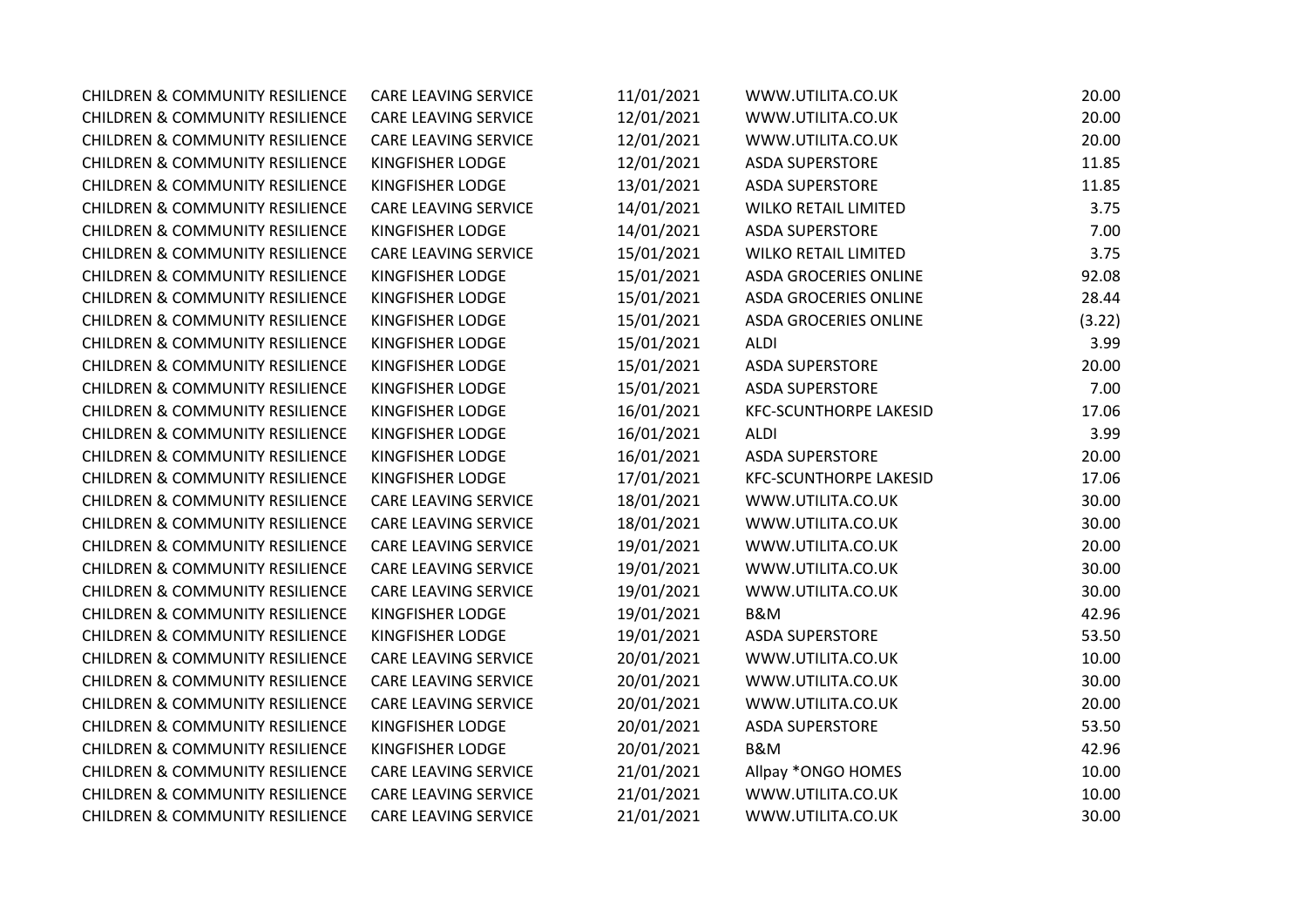| | | | | |
|---|---|---|---|---|
| CHILDREN & COMMUNITY RESILIENCE | CARE LEAVING SERVICE | 11/01/2021 | WWW.UTILITA.CO.UK | 20.00 |
| CHILDREN & COMMUNITY RESILIENCE | CARE LEAVING SERVICE | 12/01/2021 | WWW.UTILITA.CO.UK | 20.00 |
| CHILDREN & COMMUNITY RESILIENCE | CARE LEAVING SERVICE | 12/01/2021 | WWW.UTILITA.CO.UK | 20.00 |
| CHILDREN & COMMUNITY RESILIENCE | KINGFISHER LODGE | 12/01/2021 | ASDA SUPERSTORE | 11.85 |
| CHILDREN & COMMUNITY RESILIENCE | KINGFISHER LODGE | 13/01/2021 | ASDA SUPERSTORE | 11.85 |
| CHILDREN & COMMUNITY RESILIENCE | CARE LEAVING SERVICE | 14/01/2021 | WILKO RETAIL LIMITED | 3.75 |
| CHILDREN & COMMUNITY RESILIENCE | KINGFISHER LODGE | 14/01/2021 | ASDA SUPERSTORE | 7.00 |
| CHILDREN & COMMUNITY RESILIENCE | CARE LEAVING SERVICE | 15/01/2021 | WILKO RETAIL LIMITED | 3.75 |
| CHILDREN & COMMUNITY RESILIENCE | KINGFISHER LODGE | 15/01/2021 | ASDA GROCERIES ONLINE | 92.08 |
| CHILDREN & COMMUNITY RESILIENCE | KINGFISHER LODGE | 15/01/2021 | ASDA GROCERIES ONLINE | 28.44 |
| CHILDREN & COMMUNITY RESILIENCE | KINGFISHER LODGE | 15/01/2021 | ASDA GROCERIES ONLINE | (3.22) |
| CHILDREN & COMMUNITY RESILIENCE | KINGFISHER LODGE | 15/01/2021 | ALDI | 3.99 |
| CHILDREN & COMMUNITY RESILIENCE | KINGFISHER LODGE | 15/01/2021 | ASDA SUPERSTORE | 20.00 |
| CHILDREN & COMMUNITY RESILIENCE | KINGFISHER LODGE | 15/01/2021 | ASDA SUPERSTORE | 7.00 |
| CHILDREN & COMMUNITY RESILIENCE | KINGFISHER LODGE | 16/01/2021 | KFC-SCUNTHORPE LAKESID | 17.06 |
| CHILDREN & COMMUNITY RESILIENCE | KINGFISHER LODGE | 16/01/2021 | ALDI | 3.99 |
| CHILDREN & COMMUNITY RESILIENCE | KINGFISHER LODGE | 16/01/2021 | ASDA SUPERSTORE | 20.00 |
| CHILDREN & COMMUNITY RESILIENCE | KINGFISHER LODGE | 17/01/2021 | KFC-SCUNTHORPE LAKESID | 17.06 |
| CHILDREN & COMMUNITY RESILIENCE | CARE LEAVING SERVICE | 18/01/2021 | WWW.UTILITA.CO.UK | 30.00 |
| CHILDREN & COMMUNITY RESILIENCE | CARE LEAVING SERVICE | 18/01/2021 | WWW.UTILITA.CO.UK | 30.00 |
| CHILDREN & COMMUNITY RESILIENCE | CARE LEAVING SERVICE | 19/01/2021 | WWW.UTILITA.CO.UK | 20.00 |
| CHILDREN & COMMUNITY RESILIENCE | CARE LEAVING SERVICE | 19/01/2021 | WWW.UTILITA.CO.UK | 30.00 |
| CHILDREN & COMMUNITY RESILIENCE | CARE LEAVING SERVICE | 19/01/2021 | WWW.UTILITA.CO.UK | 30.00 |
| CHILDREN & COMMUNITY RESILIENCE | KINGFISHER LODGE | 19/01/2021 | B&M | 42.96 |
| CHILDREN & COMMUNITY RESILIENCE | KINGFISHER LODGE | 19/01/2021 | ASDA SUPERSTORE | 53.50 |
| CHILDREN & COMMUNITY RESILIENCE | CARE LEAVING SERVICE | 20/01/2021 | WWW.UTILITA.CO.UK | 10.00 |
| CHILDREN & COMMUNITY RESILIENCE | CARE LEAVING SERVICE | 20/01/2021 | WWW.UTILITA.CO.UK | 30.00 |
| CHILDREN & COMMUNITY RESILIENCE | CARE LEAVING SERVICE | 20/01/2021 | WWW.UTILITA.CO.UK | 20.00 |
| CHILDREN & COMMUNITY RESILIENCE | KINGFISHER LODGE | 20/01/2021 | ASDA SUPERSTORE | 53.50 |
| CHILDREN & COMMUNITY RESILIENCE | KINGFISHER LODGE | 20/01/2021 | B&M | 42.96 |
| CHILDREN & COMMUNITY RESILIENCE | CARE LEAVING SERVICE | 21/01/2021 | Allpay *ONGO HOMES | 10.00 |
| CHILDREN & COMMUNITY RESILIENCE | CARE LEAVING SERVICE | 21/01/2021 | WWW.UTILITA.CO.UK | 10.00 |
| CHILDREN & COMMUNITY RESILIENCE | CARE LEAVING SERVICE | 21/01/2021 | WWW.UTILITA.CO.UK | 30.00 |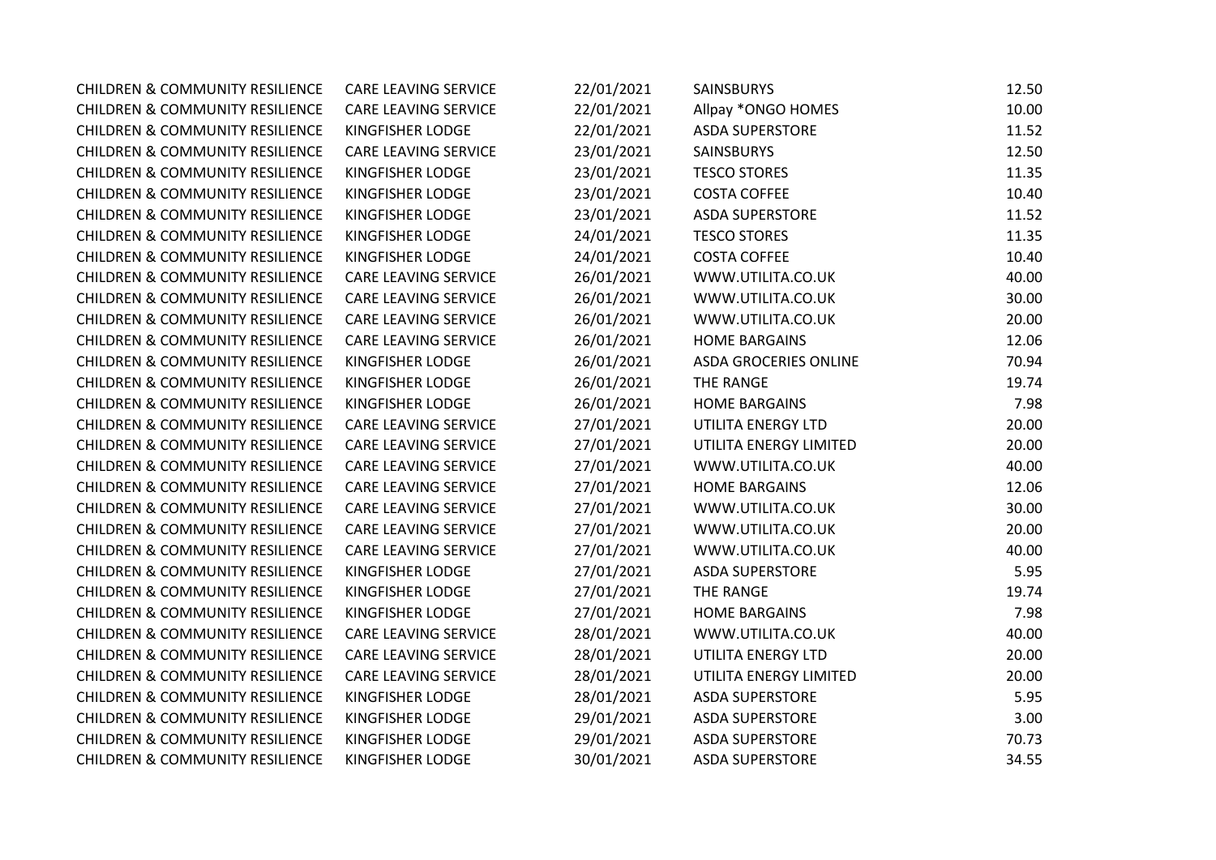| | | | | |
|---|---|---|---|---|
| CHILDREN & COMMUNITY RESILIENCE | CARE LEAVING SERVICE | 22/01/2021 | SAINSBURYS | 12.50 |
| CHILDREN & COMMUNITY RESILIENCE | CARE LEAVING SERVICE | 22/01/2021 | Allpay *ONGO HOMES | 10.00 |
| CHILDREN & COMMUNITY RESILIENCE | KINGFISHER LODGE | 22/01/2021 | ASDA SUPERSTORE | 11.52 |
| CHILDREN & COMMUNITY RESILIENCE | CARE LEAVING SERVICE | 23/01/2021 | SAINSBURYS | 12.50 |
| CHILDREN & COMMUNITY RESILIENCE | KINGFISHER LODGE | 23/01/2021 | TESCO STORES | 11.35 |
| CHILDREN & COMMUNITY RESILIENCE | KINGFISHER LODGE | 23/01/2021 | COSTA COFFEE | 10.40 |
| CHILDREN & COMMUNITY RESILIENCE | KINGFISHER LODGE | 23/01/2021 | ASDA SUPERSTORE | 11.52 |
| CHILDREN & COMMUNITY RESILIENCE | KINGFISHER LODGE | 24/01/2021 | TESCO STORES | 11.35 |
| CHILDREN & COMMUNITY RESILIENCE | KINGFISHER LODGE | 24/01/2021 | COSTA COFFEE | 10.40 |
| CHILDREN & COMMUNITY RESILIENCE | CARE LEAVING SERVICE | 26/01/2021 | WWW.UTILITA.CO.UK | 40.00 |
| CHILDREN & COMMUNITY RESILIENCE | CARE LEAVING SERVICE | 26/01/2021 | WWW.UTILITA.CO.UK | 30.00 |
| CHILDREN & COMMUNITY RESILIENCE | CARE LEAVING SERVICE | 26/01/2021 | WWW.UTILITA.CO.UK | 20.00 |
| CHILDREN & COMMUNITY RESILIENCE | CARE LEAVING SERVICE | 26/01/2021 | HOME BARGAINS | 12.06 |
| CHILDREN & COMMUNITY RESILIENCE | KINGFISHER LODGE | 26/01/2021 | ASDA GROCERIES ONLINE | 70.94 |
| CHILDREN & COMMUNITY RESILIENCE | KINGFISHER LODGE | 26/01/2021 | THE RANGE | 19.74 |
| CHILDREN & COMMUNITY RESILIENCE | KINGFISHER LODGE | 26/01/2021 | HOME BARGAINS | 7.98 |
| CHILDREN & COMMUNITY RESILIENCE | CARE LEAVING SERVICE | 27/01/2021 | UTILITA ENERGY LTD | 20.00 |
| CHILDREN & COMMUNITY RESILIENCE | CARE LEAVING SERVICE | 27/01/2021 | UTILITA ENERGY LIMITED | 20.00 |
| CHILDREN & COMMUNITY RESILIENCE | CARE LEAVING SERVICE | 27/01/2021 | WWW.UTILITA.CO.UK | 40.00 |
| CHILDREN & COMMUNITY RESILIENCE | CARE LEAVING SERVICE | 27/01/2021 | HOME BARGAINS | 12.06 |
| CHILDREN & COMMUNITY RESILIENCE | CARE LEAVING SERVICE | 27/01/2021 | WWW.UTILITA.CO.UK | 30.00 |
| CHILDREN & COMMUNITY RESILIENCE | CARE LEAVING SERVICE | 27/01/2021 | WWW.UTILITA.CO.UK | 20.00 |
| CHILDREN & COMMUNITY RESILIENCE | CARE LEAVING SERVICE | 27/01/2021 | WWW.UTILITA.CO.UK | 40.00 |
| CHILDREN & COMMUNITY RESILIENCE | KINGFISHER LODGE | 27/01/2021 | ASDA SUPERSTORE | 5.95 |
| CHILDREN & COMMUNITY RESILIENCE | KINGFISHER LODGE | 27/01/2021 | THE RANGE | 19.74 |
| CHILDREN & COMMUNITY RESILIENCE | KINGFISHER LODGE | 27/01/2021 | HOME BARGAINS | 7.98 |
| CHILDREN & COMMUNITY RESILIENCE | CARE LEAVING SERVICE | 28/01/2021 | WWW.UTILITA.CO.UK | 40.00 |
| CHILDREN & COMMUNITY RESILIENCE | CARE LEAVING SERVICE | 28/01/2021 | UTILITA ENERGY LTD | 20.00 |
| CHILDREN & COMMUNITY RESILIENCE | CARE LEAVING SERVICE | 28/01/2021 | UTILITA ENERGY LIMITED | 20.00 |
| CHILDREN & COMMUNITY RESILIENCE | KINGFISHER LODGE | 28/01/2021 | ASDA SUPERSTORE | 5.95 |
| CHILDREN & COMMUNITY RESILIENCE | KINGFISHER LODGE | 29/01/2021 | ASDA SUPERSTORE | 3.00 |
| CHILDREN & COMMUNITY RESILIENCE | KINGFISHER LODGE | 29/01/2021 | ASDA SUPERSTORE | 70.73 |
| CHILDREN & COMMUNITY RESILIENCE | KINGFISHER LODGE | 30/01/2021 | ASDA SUPERSTORE | 34.55 |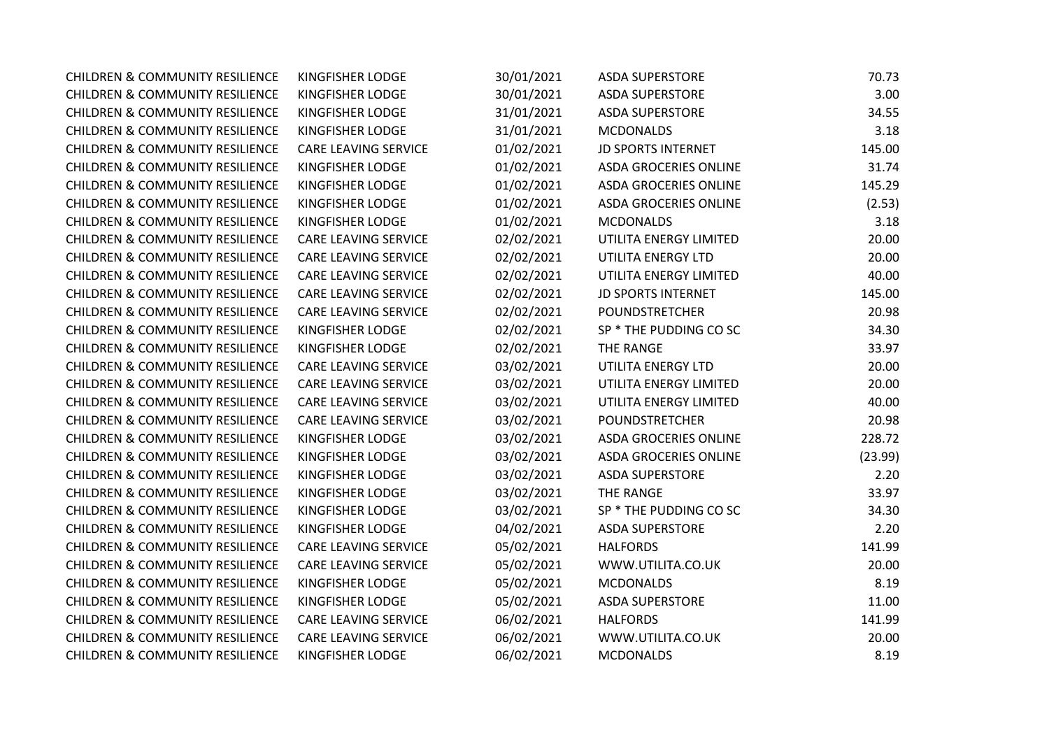| | | | | |
|---|---|---|---|---|
| CHILDREN & COMMUNITY RESILIENCE | KINGFISHER LODGE | 30/01/2021 | ASDA SUPERSTORE | 70.73 |
| CHILDREN & COMMUNITY RESILIENCE | KINGFISHER LODGE | 30/01/2021 | ASDA SUPERSTORE | 3.00 |
| CHILDREN & COMMUNITY RESILIENCE | KINGFISHER LODGE | 31/01/2021 | ASDA SUPERSTORE | 34.55 |
| CHILDREN & COMMUNITY RESILIENCE | KINGFISHER LODGE | 31/01/2021 | MCDONALDS | 3.18 |
| CHILDREN & COMMUNITY RESILIENCE | CARE LEAVING SERVICE | 01/02/2021 | JD SPORTS INTERNET | 145.00 |
| CHILDREN & COMMUNITY RESILIENCE | KINGFISHER LODGE | 01/02/2021 | ASDA GROCERIES ONLINE | 31.74 |
| CHILDREN & COMMUNITY RESILIENCE | KINGFISHER LODGE | 01/02/2021 | ASDA GROCERIES ONLINE | 145.29 |
| CHILDREN & COMMUNITY RESILIENCE | KINGFISHER LODGE | 01/02/2021 | ASDA GROCERIES ONLINE | (2.53) |
| CHILDREN & COMMUNITY RESILIENCE | KINGFISHER LODGE | 01/02/2021 | MCDONALDS | 3.18 |
| CHILDREN & COMMUNITY RESILIENCE | CARE LEAVING SERVICE | 02/02/2021 | UTILITA ENERGY LIMITED | 20.00 |
| CHILDREN & COMMUNITY RESILIENCE | CARE LEAVING SERVICE | 02/02/2021 | UTILITA ENERGY LTD | 20.00 |
| CHILDREN & COMMUNITY RESILIENCE | CARE LEAVING SERVICE | 02/02/2021 | UTILITA ENERGY LIMITED | 40.00 |
| CHILDREN & COMMUNITY RESILIENCE | CARE LEAVING SERVICE | 02/02/2021 | JD SPORTS INTERNET | 145.00 |
| CHILDREN & COMMUNITY RESILIENCE | CARE LEAVING SERVICE | 02/02/2021 | POUNDSTRETCHER | 20.98 |
| CHILDREN & COMMUNITY RESILIENCE | KINGFISHER LODGE | 02/02/2021 | SP * THE PUDDING CO SC | 34.30 |
| CHILDREN & COMMUNITY RESILIENCE | KINGFISHER LODGE | 02/02/2021 | THE RANGE | 33.97 |
| CHILDREN & COMMUNITY RESILIENCE | CARE LEAVING SERVICE | 03/02/2021 | UTILITA ENERGY LTD | 20.00 |
| CHILDREN & COMMUNITY RESILIENCE | CARE LEAVING SERVICE | 03/02/2021 | UTILITA ENERGY LIMITED | 20.00 |
| CHILDREN & COMMUNITY RESILIENCE | CARE LEAVING SERVICE | 03/02/2021 | UTILITA ENERGY LIMITED | 40.00 |
| CHILDREN & COMMUNITY RESILIENCE | CARE LEAVING SERVICE | 03/02/2021 | POUNDSTRETCHER | 20.98 |
| CHILDREN & COMMUNITY RESILIENCE | KINGFISHER LODGE | 03/02/2021 | ASDA GROCERIES ONLINE | 228.72 |
| CHILDREN & COMMUNITY RESILIENCE | KINGFISHER LODGE | 03/02/2021 | ASDA GROCERIES ONLINE | (23.99) |
| CHILDREN & COMMUNITY RESILIENCE | KINGFISHER LODGE | 03/02/2021 | ASDA SUPERSTORE | 2.20 |
| CHILDREN & COMMUNITY RESILIENCE | KINGFISHER LODGE | 03/02/2021 | THE RANGE | 33.97 |
| CHILDREN & COMMUNITY RESILIENCE | KINGFISHER LODGE | 03/02/2021 | SP * THE PUDDING CO SC | 34.30 |
| CHILDREN & COMMUNITY RESILIENCE | KINGFISHER LODGE | 04/02/2021 | ASDA SUPERSTORE | 2.20 |
| CHILDREN & COMMUNITY RESILIENCE | CARE LEAVING SERVICE | 05/02/2021 | HALFORDS | 141.99 |
| CHILDREN & COMMUNITY RESILIENCE | CARE LEAVING SERVICE | 05/02/2021 | WWW.UTILITA.CO.UK | 20.00 |
| CHILDREN & COMMUNITY RESILIENCE | KINGFISHER LODGE | 05/02/2021 | MCDONALDS | 8.19 |
| CHILDREN & COMMUNITY RESILIENCE | KINGFISHER LODGE | 05/02/2021 | ASDA SUPERSTORE | 11.00 |
| CHILDREN & COMMUNITY RESILIENCE | CARE LEAVING SERVICE | 06/02/2021 | HALFORDS | 141.99 |
| CHILDREN & COMMUNITY RESILIENCE | CARE LEAVING SERVICE | 06/02/2021 | WWW.UTILITA.CO.UK | 20.00 |
| CHILDREN & COMMUNITY RESILIENCE | KINGFISHER LODGE | 06/02/2021 | MCDONALDS | 8.19 |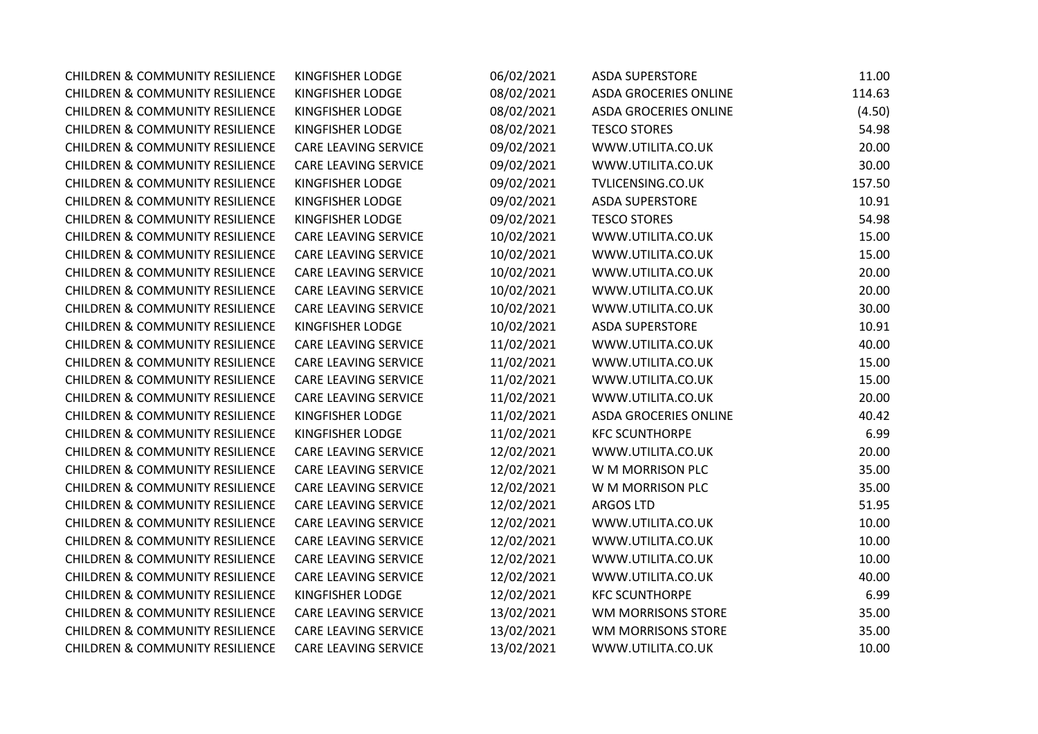| | | | | |
|---|---|---|---|---|
| CHILDREN & COMMUNITY RESILIENCE | KINGFISHER LODGE | 06/02/2021 | ASDA SUPERSTORE | 11.00 |
| CHILDREN & COMMUNITY RESILIENCE | KINGFISHER LODGE | 08/02/2021 | ASDA GROCERIES ONLINE | 114.63 |
| CHILDREN & COMMUNITY RESILIENCE | KINGFISHER LODGE | 08/02/2021 | ASDA GROCERIES ONLINE | (4.50) |
| CHILDREN & COMMUNITY RESILIENCE | KINGFISHER LODGE | 08/02/2021 | TESCO STORES | 54.98 |
| CHILDREN & COMMUNITY RESILIENCE | CARE LEAVING SERVICE | 09/02/2021 | WWW.UTILITA.CO.UK | 20.00 |
| CHILDREN & COMMUNITY RESILIENCE | CARE LEAVING SERVICE | 09/02/2021 | WWW.UTILITA.CO.UK | 30.00 |
| CHILDREN & COMMUNITY RESILIENCE | KINGFISHER LODGE | 09/02/2021 | TVLICENSING.CO.UK | 157.50 |
| CHILDREN & COMMUNITY RESILIENCE | KINGFISHER LODGE | 09/02/2021 | ASDA SUPERSTORE | 10.91 |
| CHILDREN & COMMUNITY RESILIENCE | KINGFISHER LODGE | 09/02/2021 | TESCO STORES | 54.98 |
| CHILDREN & COMMUNITY RESILIENCE | CARE LEAVING SERVICE | 10/02/2021 | WWW.UTILITA.CO.UK | 15.00 |
| CHILDREN & COMMUNITY RESILIENCE | CARE LEAVING SERVICE | 10/02/2021 | WWW.UTILITA.CO.UK | 15.00 |
| CHILDREN & COMMUNITY RESILIENCE | CARE LEAVING SERVICE | 10/02/2021 | WWW.UTILITA.CO.UK | 20.00 |
| CHILDREN & COMMUNITY RESILIENCE | CARE LEAVING SERVICE | 10/02/2021 | WWW.UTILITA.CO.UK | 20.00 |
| CHILDREN & COMMUNITY RESILIENCE | CARE LEAVING SERVICE | 10/02/2021 | WWW.UTILITA.CO.UK | 30.00 |
| CHILDREN & COMMUNITY RESILIENCE | KINGFISHER LODGE | 10/02/2021 | ASDA SUPERSTORE | 10.91 |
| CHILDREN & COMMUNITY RESILIENCE | CARE LEAVING SERVICE | 11/02/2021 | WWW.UTILITA.CO.UK | 40.00 |
| CHILDREN & COMMUNITY RESILIENCE | CARE LEAVING SERVICE | 11/02/2021 | WWW.UTILITA.CO.UK | 15.00 |
| CHILDREN & COMMUNITY RESILIENCE | CARE LEAVING SERVICE | 11/02/2021 | WWW.UTILITA.CO.UK | 15.00 |
| CHILDREN & COMMUNITY RESILIENCE | CARE LEAVING SERVICE | 11/02/2021 | WWW.UTILITA.CO.UK | 20.00 |
| CHILDREN & COMMUNITY RESILIENCE | KINGFISHER LODGE | 11/02/2021 | ASDA GROCERIES ONLINE | 40.42 |
| CHILDREN & COMMUNITY RESILIENCE | KINGFISHER LODGE | 11/02/2021 | KFC SCUNTHORPE | 6.99 |
| CHILDREN & COMMUNITY RESILIENCE | CARE LEAVING SERVICE | 12/02/2021 | WWW.UTILITA.CO.UK | 20.00 |
| CHILDREN & COMMUNITY RESILIENCE | CARE LEAVING SERVICE | 12/02/2021 | W M MORRISON PLC | 35.00 |
| CHILDREN & COMMUNITY RESILIENCE | CARE LEAVING SERVICE | 12/02/2021 | W M MORRISON PLC | 35.00 |
| CHILDREN & COMMUNITY RESILIENCE | CARE LEAVING SERVICE | 12/02/2021 | ARGOS LTD | 51.95 |
| CHILDREN & COMMUNITY RESILIENCE | CARE LEAVING SERVICE | 12/02/2021 | WWW.UTILITA.CO.UK | 10.00 |
| CHILDREN & COMMUNITY RESILIENCE | CARE LEAVING SERVICE | 12/02/2021 | WWW.UTILITA.CO.UK | 10.00 |
| CHILDREN & COMMUNITY RESILIENCE | CARE LEAVING SERVICE | 12/02/2021 | WWW.UTILITA.CO.UK | 10.00 |
| CHILDREN & COMMUNITY RESILIENCE | CARE LEAVING SERVICE | 12/02/2021 | WWW.UTILITA.CO.UK | 40.00 |
| CHILDREN & COMMUNITY RESILIENCE | KINGFISHER LODGE | 12/02/2021 | KFC SCUNTHORPE | 6.99 |
| CHILDREN & COMMUNITY RESILIENCE | CARE LEAVING SERVICE | 13/02/2021 | WM MORRISONS STORE | 35.00 |
| CHILDREN & COMMUNITY RESILIENCE | CARE LEAVING SERVICE | 13/02/2021 | WM MORRISONS STORE | 35.00 |
| CHILDREN & COMMUNITY RESILIENCE | CARE LEAVING SERVICE | 13/02/2021 | WWW.UTILITA.CO.UK | 10.00 |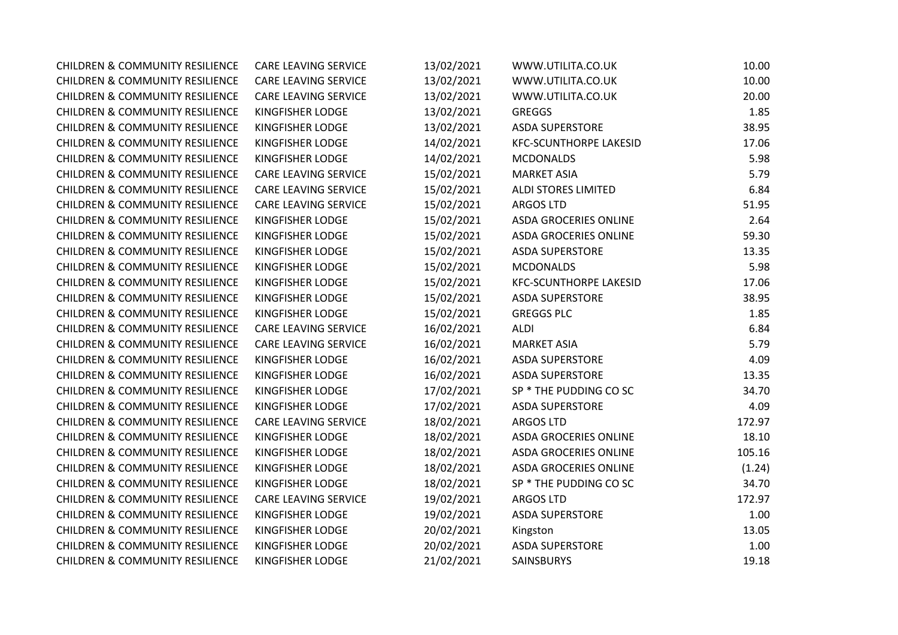| | | | | |
|---|---|---|---|---|
| CHILDREN & COMMUNITY RESILIENCE | CARE LEAVING SERVICE | 13/02/2021 | WWW.UTILITA.CO.UK | 10.00 |
| CHILDREN & COMMUNITY RESILIENCE | CARE LEAVING SERVICE | 13/02/2021 | WWW.UTILITA.CO.UK | 10.00 |
| CHILDREN & COMMUNITY RESILIENCE | CARE LEAVING SERVICE | 13/02/2021 | WWW.UTILITA.CO.UK | 20.00 |
| CHILDREN & COMMUNITY RESILIENCE | KINGFISHER LODGE | 13/02/2021 | GREGGS | 1.85 |
| CHILDREN & COMMUNITY RESILIENCE | KINGFISHER LODGE | 13/02/2021 | ASDA SUPERSTORE | 38.95 |
| CHILDREN & COMMUNITY RESILIENCE | KINGFISHER LODGE | 14/02/2021 | KFC-SCUNTHORPE LAKESID | 17.06 |
| CHILDREN & COMMUNITY RESILIENCE | KINGFISHER LODGE | 14/02/2021 | MCDONALDS | 5.98 |
| CHILDREN & COMMUNITY RESILIENCE | CARE LEAVING SERVICE | 15/02/2021 | MARKET ASIA | 5.79 |
| CHILDREN & COMMUNITY RESILIENCE | CARE LEAVING SERVICE | 15/02/2021 | ALDI STORES LIMITED | 6.84 |
| CHILDREN & COMMUNITY RESILIENCE | CARE LEAVING SERVICE | 15/02/2021 | ARGOS LTD | 51.95 |
| CHILDREN & COMMUNITY RESILIENCE | KINGFISHER LODGE | 15/02/2021 | ASDA GROCERIES ONLINE | 2.64 |
| CHILDREN & COMMUNITY RESILIENCE | KINGFISHER LODGE | 15/02/2021 | ASDA GROCERIES ONLINE | 59.30 |
| CHILDREN & COMMUNITY RESILIENCE | KINGFISHER LODGE | 15/02/2021 | ASDA SUPERSTORE | 13.35 |
| CHILDREN & COMMUNITY RESILIENCE | KINGFISHER LODGE | 15/02/2021 | MCDONALDS | 5.98 |
| CHILDREN & COMMUNITY RESILIENCE | KINGFISHER LODGE | 15/02/2021 | KFC-SCUNTHORPE LAKESID | 17.06 |
| CHILDREN & COMMUNITY RESILIENCE | KINGFISHER LODGE | 15/02/2021 | ASDA SUPERSTORE | 38.95 |
| CHILDREN & COMMUNITY RESILIENCE | KINGFISHER LODGE | 15/02/2021 | GREGGS PLC | 1.85 |
| CHILDREN & COMMUNITY RESILIENCE | CARE LEAVING SERVICE | 16/02/2021 | ALDI | 6.84 |
| CHILDREN & COMMUNITY RESILIENCE | CARE LEAVING SERVICE | 16/02/2021 | MARKET ASIA | 5.79 |
| CHILDREN & COMMUNITY RESILIENCE | KINGFISHER LODGE | 16/02/2021 | ASDA SUPERSTORE | 4.09 |
| CHILDREN & COMMUNITY RESILIENCE | KINGFISHER LODGE | 16/02/2021 | ASDA SUPERSTORE | 13.35 |
| CHILDREN & COMMUNITY RESILIENCE | KINGFISHER LODGE | 17/02/2021 | SP * THE PUDDING CO SC | 34.70 |
| CHILDREN & COMMUNITY RESILIENCE | KINGFISHER LODGE | 17/02/2021 | ASDA SUPERSTORE | 4.09 |
| CHILDREN & COMMUNITY RESILIENCE | CARE LEAVING SERVICE | 18/02/2021 | ARGOS LTD | 172.97 |
| CHILDREN & COMMUNITY RESILIENCE | KINGFISHER LODGE | 18/02/2021 | ASDA GROCERIES ONLINE | 18.10 |
| CHILDREN & COMMUNITY RESILIENCE | KINGFISHER LODGE | 18/02/2021 | ASDA GROCERIES ONLINE | 105.16 |
| CHILDREN & COMMUNITY RESILIENCE | KINGFISHER LODGE | 18/02/2021 | ASDA GROCERIES ONLINE | (1.24) |
| CHILDREN & COMMUNITY RESILIENCE | KINGFISHER LODGE | 18/02/2021 | SP * THE PUDDING CO SC | 34.70 |
| CHILDREN & COMMUNITY RESILIENCE | CARE LEAVING SERVICE | 19/02/2021 | ARGOS LTD | 172.97 |
| CHILDREN & COMMUNITY RESILIENCE | KINGFISHER LODGE | 19/02/2021 | ASDA SUPERSTORE | 1.00 |
| CHILDREN & COMMUNITY RESILIENCE | KINGFISHER LODGE | 20/02/2021 | Kingston | 13.05 |
| CHILDREN & COMMUNITY RESILIENCE | KINGFISHER LODGE | 20/02/2021 | ASDA SUPERSTORE | 1.00 |
| CHILDREN & COMMUNITY RESILIENCE | KINGFISHER LODGE | 21/02/2021 | SAINSBURYS | 19.18 |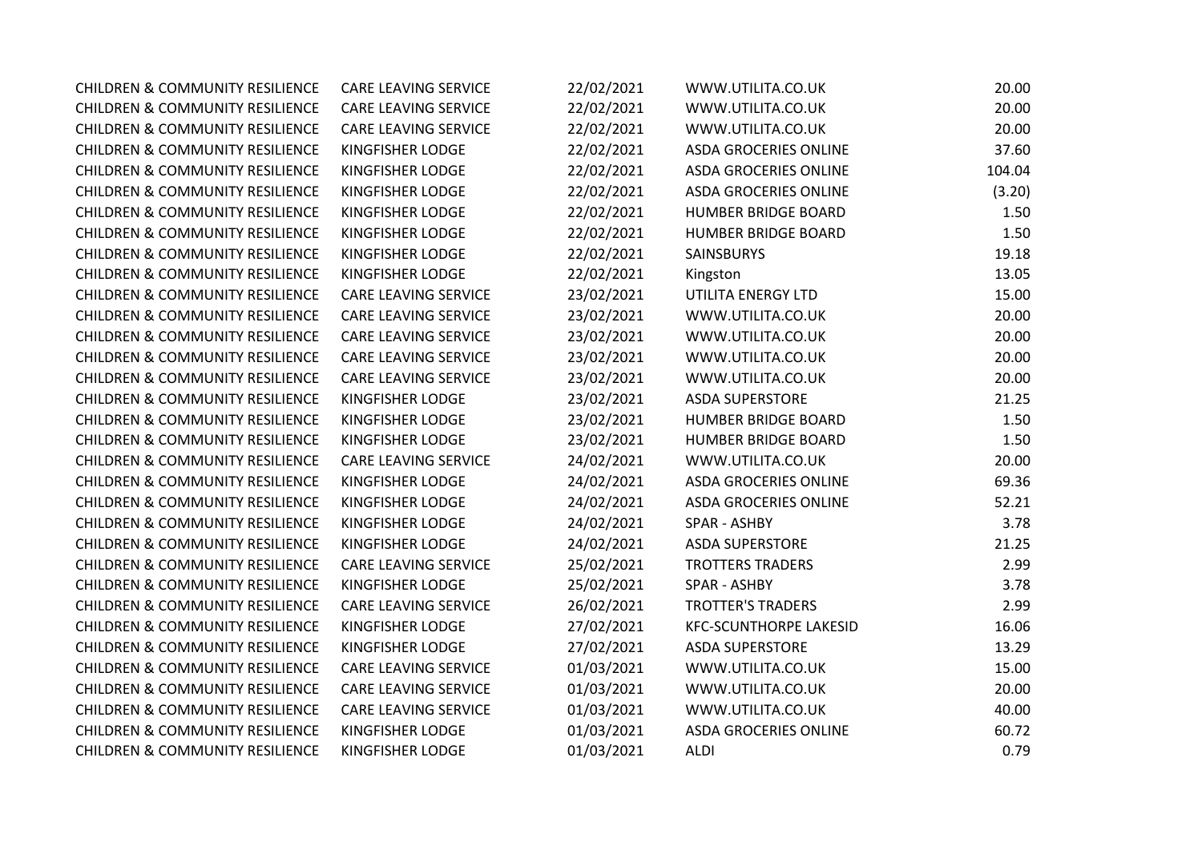| | | | | |
|---|---|---|---|---|
| CHILDREN & COMMUNITY RESILIENCE | CARE LEAVING SERVICE | 22/02/2021 | WWW.UTILITA.CO.UK | 20.00 |
| CHILDREN & COMMUNITY RESILIENCE | CARE LEAVING SERVICE | 22/02/2021 | WWW.UTILITA.CO.UK | 20.00 |
| CHILDREN & COMMUNITY RESILIENCE | CARE LEAVING SERVICE | 22/02/2021 | WWW.UTILITA.CO.UK | 20.00 |
| CHILDREN & COMMUNITY RESILIENCE | KINGFISHER LODGE | 22/02/2021 | ASDA GROCERIES ONLINE | 37.60 |
| CHILDREN & COMMUNITY RESILIENCE | KINGFISHER LODGE | 22/02/2021 | ASDA GROCERIES ONLINE | 104.04 |
| CHILDREN & COMMUNITY RESILIENCE | KINGFISHER LODGE | 22/02/2021 | ASDA GROCERIES ONLINE | (3.20) |
| CHILDREN & COMMUNITY RESILIENCE | KINGFISHER LODGE | 22/02/2021 | HUMBER BRIDGE BOARD | 1.50 |
| CHILDREN & COMMUNITY RESILIENCE | KINGFISHER LODGE | 22/02/2021 | HUMBER BRIDGE BOARD | 1.50 |
| CHILDREN & COMMUNITY RESILIENCE | KINGFISHER LODGE | 22/02/2021 | SAINSBURYS | 19.18 |
| CHILDREN & COMMUNITY RESILIENCE | KINGFISHER LODGE | 22/02/2021 | Kingston | 13.05 |
| CHILDREN & COMMUNITY RESILIENCE | CARE LEAVING SERVICE | 23/02/2021 | UTILITA ENERGY LTD | 15.00 |
| CHILDREN & COMMUNITY RESILIENCE | CARE LEAVING SERVICE | 23/02/2021 | WWW.UTILITA.CO.UK | 20.00 |
| CHILDREN & COMMUNITY RESILIENCE | CARE LEAVING SERVICE | 23/02/2021 | WWW.UTILITA.CO.UK | 20.00 |
| CHILDREN & COMMUNITY RESILIENCE | CARE LEAVING SERVICE | 23/02/2021 | WWW.UTILITA.CO.UK | 20.00 |
| CHILDREN & COMMUNITY RESILIENCE | CARE LEAVING SERVICE | 23/02/2021 | WWW.UTILITA.CO.UK | 20.00 |
| CHILDREN & COMMUNITY RESILIENCE | KINGFISHER LODGE | 23/02/2021 | ASDA SUPERSTORE | 21.25 |
| CHILDREN & COMMUNITY RESILIENCE | KINGFISHER LODGE | 23/02/2021 | HUMBER BRIDGE BOARD | 1.50 |
| CHILDREN & COMMUNITY RESILIENCE | KINGFISHER LODGE | 23/02/2021 | HUMBER BRIDGE BOARD | 1.50 |
| CHILDREN & COMMUNITY RESILIENCE | CARE LEAVING SERVICE | 24/02/2021 | WWW.UTILITA.CO.UK | 20.00 |
| CHILDREN & COMMUNITY RESILIENCE | KINGFISHER LODGE | 24/02/2021 | ASDA GROCERIES ONLINE | 69.36 |
| CHILDREN & COMMUNITY RESILIENCE | KINGFISHER LODGE | 24/02/2021 | ASDA GROCERIES ONLINE | 52.21 |
| CHILDREN & COMMUNITY RESILIENCE | KINGFISHER LODGE | 24/02/2021 | SPAR - ASHBY | 3.78 |
| CHILDREN & COMMUNITY RESILIENCE | KINGFISHER LODGE | 24/02/2021 | ASDA SUPERSTORE | 21.25 |
| CHILDREN & COMMUNITY RESILIENCE | CARE LEAVING SERVICE | 25/02/2021 | TROTTERS TRADERS | 2.99 |
| CHILDREN & COMMUNITY RESILIENCE | KINGFISHER LODGE | 25/02/2021 | SPAR - ASHBY | 3.78 |
| CHILDREN & COMMUNITY RESILIENCE | CARE LEAVING SERVICE | 26/02/2021 | TROTTER'S TRADERS | 2.99 |
| CHILDREN & COMMUNITY RESILIENCE | KINGFISHER LODGE | 27/02/2021 | KFC-SCUNTHORPE LAKESID | 16.06 |
| CHILDREN & COMMUNITY RESILIENCE | KINGFISHER LODGE | 27/02/2021 | ASDA SUPERSTORE | 13.29 |
| CHILDREN & COMMUNITY RESILIENCE | CARE LEAVING SERVICE | 01/03/2021 | WWW.UTILITA.CO.UK | 15.00 |
| CHILDREN & COMMUNITY RESILIENCE | CARE LEAVING SERVICE | 01/03/2021 | WWW.UTILITA.CO.UK | 20.00 |
| CHILDREN & COMMUNITY RESILIENCE | CARE LEAVING SERVICE | 01/03/2021 | WWW.UTILITA.CO.UK | 40.00 |
| CHILDREN & COMMUNITY RESILIENCE | KINGFISHER LODGE | 01/03/2021 | ASDA GROCERIES ONLINE | 60.72 |
| CHILDREN & COMMUNITY RESILIENCE | KINGFISHER LODGE | 01/03/2021 | ALDI | 0.79 |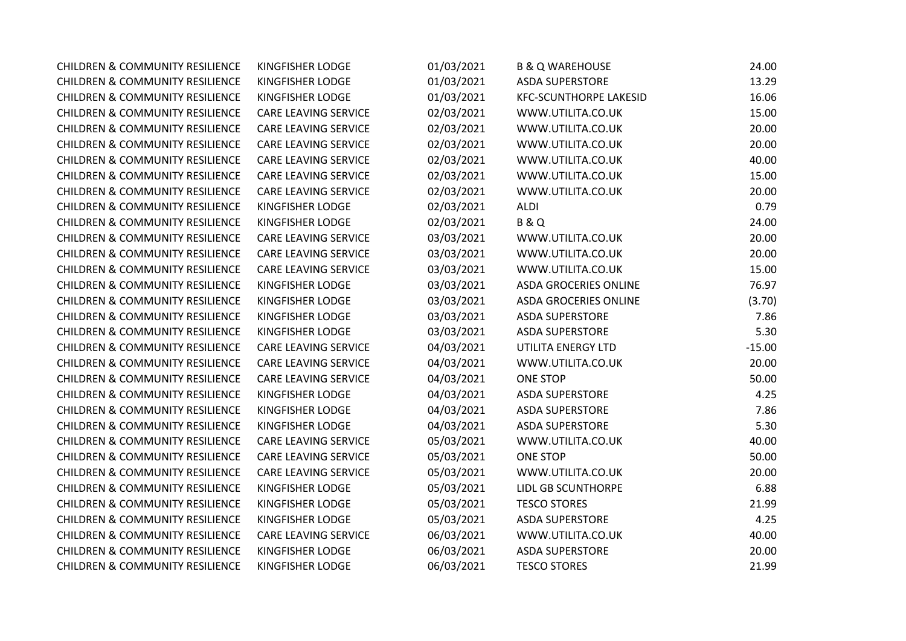| | | | | |
|---|---|---|---|---|
| CHILDREN & COMMUNITY RESILIENCE | KINGFISHER LODGE | 01/03/2021 | B & Q WAREHOUSE | 24.00 |
| CHILDREN & COMMUNITY RESILIENCE | KINGFISHER LODGE | 01/03/2021 | ASDA SUPERSTORE | 13.29 |
| CHILDREN & COMMUNITY RESILIENCE | KINGFISHER LODGE | 01/03/2021 | KFC-SCUNTHORPE LAKESID | 16.06 |
| CHILDREN & COMMUNITY RESILIENCE | CARE LEAVING SERVICE | 02/03/2021 | WWW.UTILITA.CO.UK | 15.00 |
| CHILDREN & COMMUNITY RESILIENCE | CARE LEAVING SERVICE | 02/03/2021 | WWW.UTILITA.CO.UK | 20.00 |
| CHILDREN & COMMUNITY RESILIENCE | CARE LEAVING SERVICE | 02/03/2021 | WWW.UTILITA.CO.UK | 20.00 |
| CHILDREN & COMMUNITY RESILIENCE | CARE LEAVING SERVICE | 02/03/2021 | WWW.UTILITA.CO.UK | 40.00 |
| CHILDREN & COMMUNITY RESILIENCE | CARE LEAVING SERVICE | 02/03/2021 | WWW.UTILITA.CO.UK | 15.00 |
| CHILDREN & COMMUNITY RESILIENCE | CARE LEAVING SERVICE | 02/03/2021 | WWW.UTILITA.CO.UK | 20.00 |
| CHILDREN & COMMUNITY RESILIENCE | KINGFISHER LODGE | 02/03/2021 | ALDI | 0.79 |
| CHILDREN & COMMUNITY RESILIENCE | KINGFISHER LODGE | 02/03/2021 | B & Q | 24.00 |
| CHILDREN & COMMUNITY RESILIENCE | CARE LEAVING SERVICE | 03/03/2021 | WWW.UTILITA.CO.UK | 20.00 |
| CHILDREN & COMMUNITY RESILIENCE | CARE LEAVING SERVICE | 03/03/2021 | WWW.UTILITA.CO.UK | 20.00 |
| CHILDREN & COMMUNITY RESILIENCE | CARE LEAVING SERVICE | 03/03/2021 | WWW.UTILITA.CO.UK | 15.00 |
| CHILDREN & COMMUNITY RESILIENCE | KINGFISHER LODGE | 03/03/2021 | ASDA GROCERIES ONLINE | 76.97 |
| CHILDREN & COMMUNITY RESILIENCE | KINGFISHER LODGE | 03/03/2021 | ASDA GROCERIES ONLINE | (3.70) |
| CHILDREN & COMMUNITY RESILIENCE | KINGFISHER LODGE | 03/03/2021 | ASDA SUPERSTORE | 7.86 |
| CHILDREN & COMMUNITY RESILIENCE | KINGFISHER LODGE | 03/03/2021 | ASDA SUPERSTORE | 5.30 |
| CHILDREN & COMMUNITY RESILIENCE | CARE LEAVING SERVICE | 04/03/2021 | UTILITA ENERGY LTD | -15.00 |
| CHILDREN & COMMUNITY RESILIENCE | CARE LEAVING SERVICE | 04/03/2021 | WWW.UTILITA.CO.UK | 20.00 |
| CHILDREN & COMMUNITY RESILIENCE | CARE LEAVING SERVICE | 04/03/2021 | ONE STOP | 50.00 |
| CHILDREN & COMMUNITY RESILIENCE | KINGFISHER LODGE | 04/03/2021 | ASDA SUPERSTORE | 4.25 |
| CHILDREN & COMMUNITY RESILIENCE | KINGFISHER LODGE | 04/03/2021 | ASDA SUPERSTORE | 7.86 |
| CHILDREN & COMMUNITY RESILIENCE | KINGFISHER LODGE | 04/03/2021 | ASDA SUPERSTORE | 5.30 |
| CHILDREN & COMMUNITY RESILIENCE | CARE LEAVING SERVICE | 05/03/2021 | WWW.UTILITA.CO.UK | 40.00 |
| CHILDREN & COMMUNITY RESILIENCE | CARE LEAVING SERVICE | 05/03/2021 | ONE STOP | 50.00 |
| CHILDREN & COMMUNITY RESILIENCE | CARE LEAVING SERVICE | 05/03/2021 | WWW.UTILITA.CO.UK | 20.00 |
| CHILDREN & COMMUNITY RESILIENCE | KINGFISHER LODGE | 05/03/2021 | LIDL GB SCUNTHORPE | 6.88 |
| CHILDREN & COMMUNITY RESILIENCE | KINGFISHER LODGE | 05/03/2021 | TESCO STORES | 21.99 |
| CHILDREN & COMMUNITY RESILIENCE | KINGFISHER LODGE | 05/03/2021 | ASDA SUPERSTORE | 4.25 |
| CHILDREN & COMMUNITY RESILIENCE | CARE LEAVING SERVICE | 06/03/2021 | WWW.UTILITA.CO.UK | 40.00 |
| CHILDREN & COMMUNITY RESILIENCE | KINGFISHER LODGE | 06/03/2021 | ASDA SUPERSTORE | 20.00 |
| CHILDREN & COMMUNITY RESILIENCE | KINGFISHER LODGE | 06/03/2021 | TESCO STORES | 21.99 |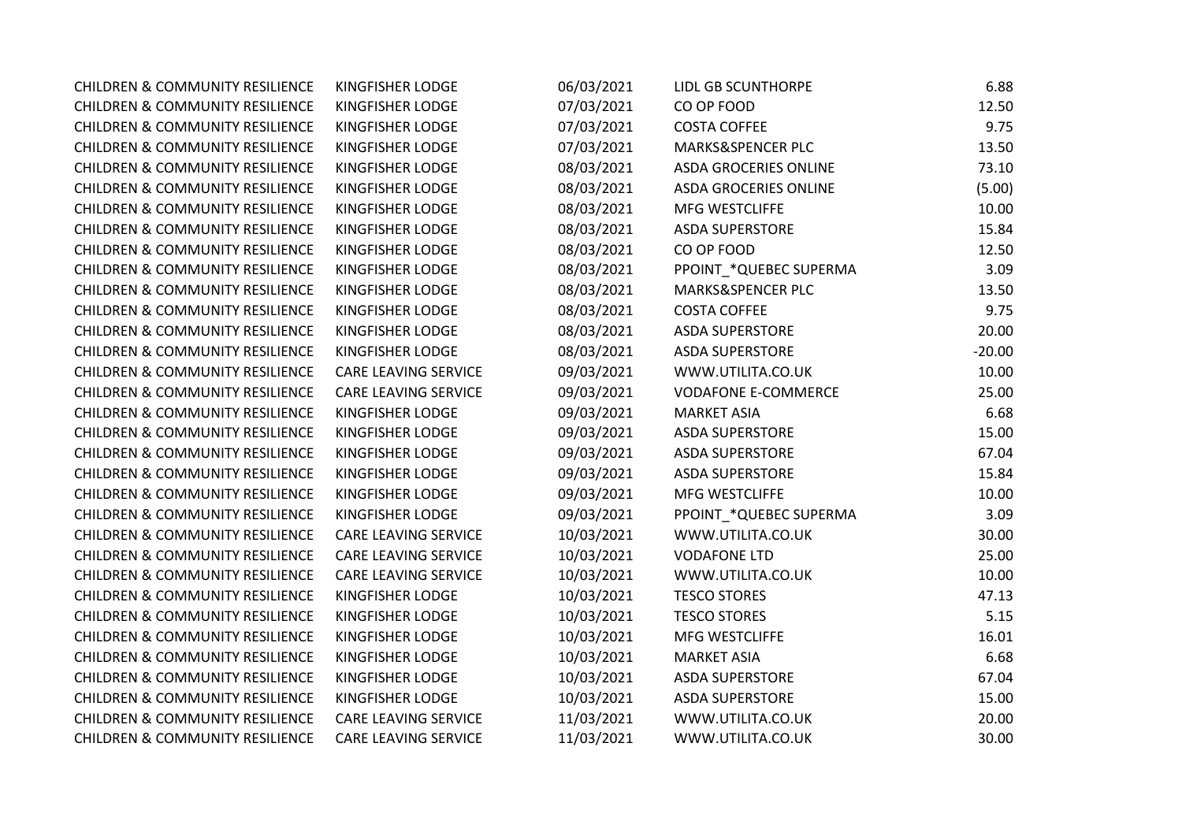| | | | | |
|---|---|---|---|---|
| CHILDREN & COMMUNITY RESILIENCE | KINGFISHER LODGE | 06/03/2021 | LIDL GB SCUNTHORPE | 6.88 |
| CHILDREN & COMMUNITY RESILIENCE | KINGFISHER LODGE | 07/03/2021 | CO OP FOOD | 12.50 |
| CHILDREN & COMMUNITY RESILIENCE | KINGFISHER LODGE | 07/03/2021 | COSTA COFFEE | 9.75 |
| CHILDREN & COMMUNITY RESILIENCE | KINGFISHER LODGE | 07/03/2021 | MARKS&SPENCER PLC | 13.50 |
| CHILDREN & COMMUNITY RESILIENCE | KINGFISHER LODGE | 08/03/2021 | ASDA GROCERIES ONLINE | 73.10 |
| CHILDREN & COMMUNITY RESILIENCE | KINGFISHER LODGE | 08/03/2021 | ASDA GROCERIES ONLINE | (5.00) |
| CHILDREN & COMMUNITY RESILIENCE | KINGFISHER LODGE | 08/03/2021 | MFG WESTCLIFFE | 10.00 |
| CHILDREN & COMMUNITY RESILIENCE | KINGFISHER LODGE | 08/03/2021 | ASDA SUPERSTORE | 15.84 |
| CHILDREN & COMMUNITY RESILIENCE | KINGFISHER LODGE | 08/03/2021 | CO OP FOOD | 12.50 |
| CHILDREN & COMMUNITY RESILIENCE | KINGFISHER LODGE | 08/03/2021 | PPOINT_*QUEBEC SUPERMA | 3.09 |
| CHILDREN & COMMUNITY RESILIENCE | KINGFISHER LODGE | 08/03/2021 | MARKS&SPENCER PLC | 13.50 |
| CHILDREN & COMMUNITY RESILIENCE | KINGFISHER LODGE | 08/03/2021 | COSTA COFFEE | 9.75 |
| CHILDREN & COMMUNITY RESILIENCE | KINGFISHER LODGE | 08/03/2021 | ASDA SUPERSTORE | 20.00 |
| CHILDREN & COMMUNITY RESILIENCE | KINGFISHER LODGE | 08/03/2021 | ASDA SUPERSTORE | -20.00 |
| CHILDREN & COMMUNITY RESILIENCE | CARE LEAVING SERVICE | 09/03/2021 | WWW.UTILITA.CO.UK | 10.00 |
| CHILDREN & COMMUNITY RESILIENCE | CARE LEAVING SERVICE | 09/03/2021 | VODAFONE E-COMMERCE | 25.00 |
| CHILDREN & COMMUNITY RESILIENCE | KINGFISHER LODGE | 09/03/2021 | MARKET ASIA | 6.68 |
| CHILDREN & COMMUNITY RESILIENCE | KINGFISHER LODGE | 09/03/2021 | ASDA SUPERSTORE | 15.00 |
| CHILDREN & COMMUNITY RESILIENCE | KINGFISHER LODGE | 09/03/2021 | ASDA SUPERSTORE | 67.04 |
| CHILDREN & COMMUNITY RESILIENCE | KINGFISHER LODGE | 09/03/2021 | ASDA SUPERSTORE | 15.84 |
| CHILDREN & COMMUNITY RESILIENCE | KINGFISHER LODGE | 09/03/2021 | MFG WESTCLIFFE | 10.00 |
| CHILDREN & COMMUNITY RESILIENCE | KINGFISHER LODGE | 09/03/2021 | PPOINT_*QUEBEC SUPERMA | 3.09 |
| CHILDREN & COMMUNITY RESILIENCE | CARE LEAVING SERVICE | 10/03/2021 | WWW.UTILITA.CO.UK | 30.00 |
| CHILDREN & COMMUNITY RESILIENCE | CARE LEAVING SERVICE | 10/03/2021 | VODAFONE LTD | 25.00 |
| CHILDREN & COMMUNITY RESILIENCE | CARE LEAVING SERVICE | 10/03/2021 | WWW.UTILITA.CO.UK | 10.00 |
| CHILDREN & COMMUNITY RESILIENCE | KINGFISHER LODGE | 10/03/2021 | TESCO STORES | 47.13 |
| CHILDREN & COMMUNITY RESILIENCE | KINGFISHER LODGE | 10/03/2021 | TESCO STORES | 5.15 |
| CHILDREN & COMMUNITY RESILIENCE | KINGFISHER LODGE | 10/03/2021 | MFG WESTCLIFFE | 16.01 |
| CHILDREN & COMMUNITY RESILIENCE | KINGFISHER LODGE | 10/03/2021 | MARKET ASIA | 6.68 |
| CHILDREN & COMMUNITY RESILIENCE | KINGFISHER LODGE | 10/03/2021 | ASDA SUPERSTORE | 67.04 |
| CHILDREN & COMMUNITY RESILIENCE | KINGFISHER LODGE | 10/03/2021 | ASDA SUPERSTORE | 15.00 |
| CHILDREN & COMMUNITY RESILIENCE | CARE LEAVING SERVICE | 11/03/2021 | WWW.UTILITA.CO.UK | 20.00 |
| CHILDREN & COMMUNITY RESILIENCE | CARE LEAVING SERVICE | 11/03/2021 | WWW.UTILITA.CO.UK | 30.00 |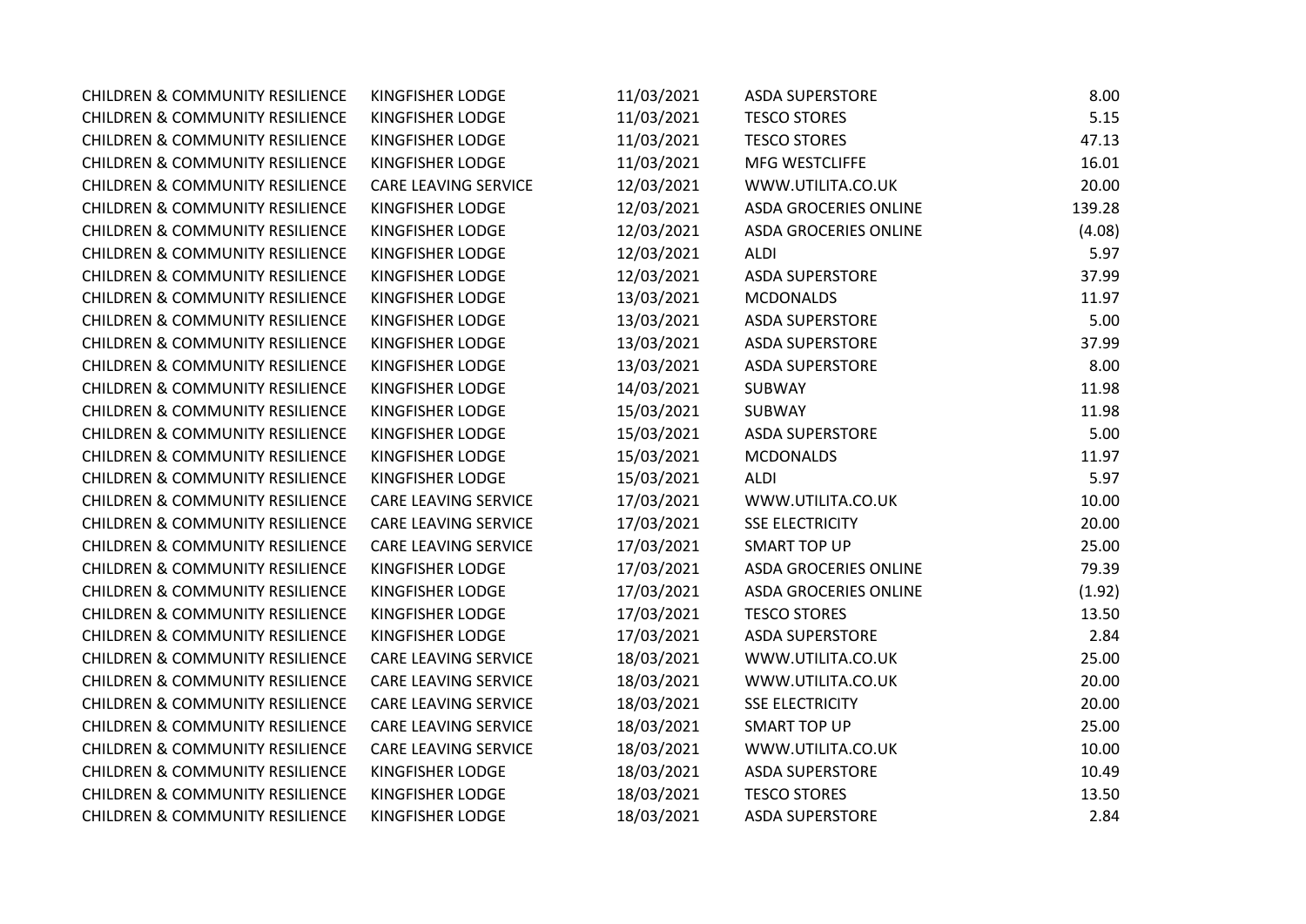| | | | | |
|---|---|---|---|---|
| CHILDREN & COMMUNITY RESILIENCE | KINGFISHER LODGE | 11/03/2021 | ASDA SUPERSTORE | 8.00 |
| CHILDREN & COMMUNITY RESILIENCE | KINGFISHER LODGE | 11/03/2021 | TESCO STORES | 5.15 |
| CHILDREN & COMMUNITY RESILIENCE | KINGFISHER LODGE | 11/03/2021 | TESCO STORES | 47.13 |
| CHILDREN & COMMUNITY RESILIENCE | KINGFISHER LODGE | 11/03/2021 | MFG WESTCLIFFE | 16.01 |
| CHILDREN & COMMUNITY RESILIENCE | CARE LEAVING SERVICE | 12/03/2021 | WWW.UTILITA.CO.UK | 20.00 |
| CHILDREN & COMMUNITY RESILIENCE | KINGFISHER LODGE | 12/03/2021 | ASDA GROCERIES ONLINE | 139.28 |
| CHILDREN & COMMUNITY RESILIENCE | KINGFISHER LODGE | 12/03/2021 | ASDA GROCERIES ONLINE | (4.08) |
| CHILDREN & COMMUNITY RESILIENCE | KINGFISHER LODGE | 12/03/2021 | ALDI | 5.97 |
| CHILDREN & COMMUNITY RESILIENCE | KINGFISHER LODGE | 12/03/2021 | ASDA SUPERSTORE | 37.99 |
| CHILDREN & COMMUNITY RESILIENCE | KINGFISHER LODGE | 13/03/2021 | MCDONALDS | 11.97 |
| CHILDREN & COMMUNITY RESILIENCE | KINGFISHER LODGE | 13/03/2021 | ASDA SUPERSTORE | 5.00 |
| CHILDREN & COMMUNITY RESILIENCE | KINGFISHER LODGE | 13/03/2021 | ASDA SUPERSTORE | 37.99 |
| CHILDREN & COMMUNITY RESILIENCE | KINGFISHER LODGE | 13/03/2021 | ASDA SUPERSTORE | 8.00 |
| CHILDREN & COMMUNITY RESILIENCE | KINGFISHER LODGE | 14/03/2021 | SUBWAY | 11.98 |
| CHILDREN & COMMUNITY RESILIENCE | KINGFISHER LODGE | 15/03/2021 | SUBWAY | 11.98 |
| CHILDREN & COMMUNITY RESILIENCE | KINGFISHER LODGE | 15/03/2021 | ASDA SUPERSTORE | 5.00 |
| CHILDREN & COMMUNITY RESILIENCE | KINGFISHER LODGE | 15/03/2021 | MCDONALDS | 11.97 |
| CHILDREN & COMMUNITY RESILIENCE | KINGFISHER LODGE | 15/03/2021 | ALDI | 5.97 |
| CHILDREN & COMMUNITY RESILIENCE | CARE LEAVING SERVICE | 17/03/2021 | WWW.UTILITA.CO.UK | 10.00 |
| CHILDREN & COMMUNITY RESILIENCE | CARE LEAVING SERVICE | 17/03/2021 | SSE ELECTRICITY | 20.00 |
| CHILDREN & COMMUNITY RESILIENCE | CARE LEAVING SERVICE | 17/03/2021 | SMART TOP UP | 25.00 |
| CHILDREN & COMMUNITY RESILIENCE | KINGFISHER LODGE | 17/03/2021 | ASDA GROCERIES ONLINE | 79.39 |
| CHILDREN & COMMUNITY RESILIENCE | KINGFISHER LODGE | 17/03/2021 | ASDA GROCERIES ONLINE | (1.92) |
| CHILDREN & COMMUNITY RESILIENCE | KINGFISHER LODGE | 17/03/2021 | TESCO STORES | 13.50 |
| CHILDREN & COMMUNITY RESILIENCE | KINGFISHER LODGE | 17/03/2021 | ASDA SUPERSTORE | 2.84 |
| CHILDREN & COMMUNITY RESILIENCE | CARE LEAVING SERVICE | 18/03/2021 | WWW.UTILITA.CO.UK | 25.00 |
| CHILDREN & COMMUNITY RESILIENCE | CARE LEAVING SERVICE | 18/03/2021 | WWW.UTILITA.CO.UK | 20.00 |
| CHILDREN & COMMUNITY RESILIENCE | CARE LEAVING SERVICE | 18/03/2021 | SSE ELECTRICITY | 20.00 |
| CHILDREN & COMMUNITY RESILIENCE | CARE LEAVING SERVICE | 18/03/2021 | SMART TOP UP | 25.00 |
| CHILDREN & COMMUNITY RESILIENCE | CARE LEAVING SERVICE | 18/03/2021 | WWW.UTILITA.CO.UK | 10.00 |
| CHILDREN & COMMUNITY RESILIENCE | KINGFISHER LODGE | 18/03/2021 | ASDA SUPERSTORE | 10.49 |
| CHILDREN & COMMUNITY RESILIENCE | KINGFISHER LODGE | 18/03/2021 | TESCO STORES | 13.50 |
| CHILDREN & COMMUNITY RESILIENCE | KINGFISHER LODGE | 18/03/2021 | ASDA SUPERSTORE | 2.84 |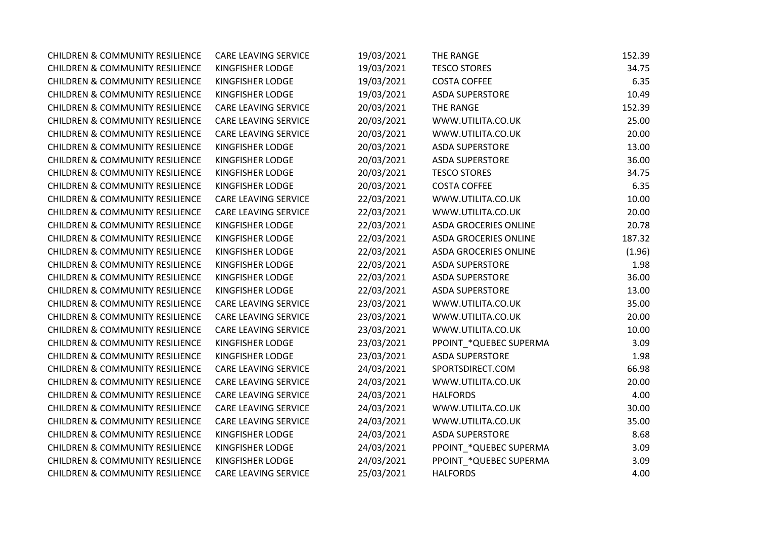| | | | | |
|---|---|---|---|---|
| CHILDREN & COMMUNITY RESILIENCE | CARE LEAVING SERVICE | 19/03/2021 | THE RANGE | 152.39 |
| CHILDREN & COMMUNITY RESILIENCE | KINGFISHER LODGE | 19/03/2021 | TESCO STORES | 34.75 |
| CHILDREN & COMMUNITY RESILIENCE | KINGFISHER LODGE | 19/03/2021 | COSTA COFFEE | 6.35 |
| CHILDREN & COMMUNITY RESILIENCE | KINGFISHER LODGE | 19/03/2021 | ASDA SUPERSTORE | 10.49 |
| CHILDREN & COMMUNITY RESILIENCE | CARE LEAVING SERVICE | 20/03/2021 | THE RANGE | 152.39 |
| CHILDREN & COMMUNITY RESILIENCE | CARE LEAVING SERVICE | 20/03/2021 | WWW.UTILITA.CO.UK | 25.00 |
| CHILDREN & COMMUNITY RESILIENCE | CARE LEAVING SERVICE | 20/03/2021 | WWW.UTILITA.CO.UK | 20.00 |
| CHILDREN & COMMUNITY RESILIENCE | KINGFISHER LODGE | 20/03/2021 | ASDA SUPERSTORE | 13.00 |
| CHILDREN & COMMUNITY RESILIENCE | KINGFISHER LODGE | 20/03/2021 | ASDA SUPERSTORE | 36.00 |
| CHILDREN & COMMUNITY RESILIENCE | KINGFISHER LODGE | 20/03/2021 | TESCO STORES | 34.75 |
| CHILDREN & COMMUNITY RESILIENCE | KINGFISHER LODGE | 20/03/2021 | COSTA COFFEE | 6.35 |
| CHILDREN & COMMUNITY RESILIENCE | CARE LEAVING SERVICE | 22/03/2021 | WWW.UTILITA.CO.UK | 10.00 |
| CHILDREN & COMMUNITY RESILIENCE | CARE LEAVING SERVICE | 22/03/2021 | WWW.UTILITA.CO.UK | 20.00 |
| CHILDREN & COMMUNITY RESILIENCE | KINGFISHER LODGE | 22/03/2021 | ASDA GROCERIES ONLINE | 20.78 |
| CHILDREN & COMMUNITY RESILIENCE | KINGFISHER LODGE | 22/03/2021 | ASDA GROCERIES ONLINE | 187.32 |
| CHILDREN & COMMUNITY RESILIENCE | KINGFISHER LODGE | 22/03/2021 | ASDA GROCERIES ONLINE | (1.96) |
| CHILDREN & COMMUNITY RESILIENCE | KINGFISHER LODGE | 22/03/2021 | ASDA SUPERSTORE | 1.98 |
| CHILDREN & COMMUNITY RESILIENCE | KINGFISHER LODGE | 22/03/2021 | ASDA SUPERSTORE | 36.00 |
| CHILDREN & COMMUNITY RESILIENCE | KINGFISHER LODGE | 22/03/2021 | ASDA SUPERSTORE | 13.00 |
| CHILDREN & COMMUNITY RESILIENCE | CARE LEAVING SERVICE | 23/03/2021 | WWW.UTILITA.CO.UK | 35.00 |
| CHILDREN & COMMUNITY RESILIENCE | CARE LEAVING SERVICE | 23/03/2021 | WWW.UTILITA.CO.UK | 20.00 |
| CHILDREN & COMMUNITY RESILIENCE | CARE LEAVING SERVICE | 23/03/2021 | WWW.UTILITA.CO.UK | 10.00 |
| CHILDREN & COMMUNITY RESILIENCE | KINGFISHER LODGE | 23/03/2021 | PPOINT_*QUEBEC SUPERMA | 3.09 |
| CHILDREN & COMMUNITY RESILIENCE | KINGFISHER LODGE | 23/03/2021 | ASDA SUPERSTORE | 1.98 |
| CHILDREN & COMMUNITY RESILIENCE | CARE LEAVING SERVICE | 24/03/2021 | SPORTSDIRECT.COM | 66.98 |
| CHILDREN & COMMUNITY RESILIENCE | CARE LEAVING SERVICE | 24/03/2021 | WWW.UTILITA.CO.UK | 20.00 |
| CHILDREN & COMMUNITY RESILIENCE | CARE LEAVING SERVICE | 24/03/2021 | HALFORDS | 4.00 |
| CHILDREN & COMMUNITY RESILIENCE | CARE LEAVING SERVICE | 24/03/2021 | WWW.UTILITA.CO.UK | 30.00 |
| CHILDREN & COMMUNITY RESILIENCE | CARE LEAVING SERVICE | 24/03/2021 | WWW.UTILITA.CO.UK | 35.00 |
| CHILDREN & COMMUNITY RESILIENCE | KINGFISHER LODGE | 24/03/2021 | ASDA SUPERSTORE | 8.68 |
| CHILDREN & COMMUNITY RESILIENCE | KINGFISHER LODGE | 24/03/2021 | PPOINT_*QUEBEC SUPERMA | 3.09 |
| CHILDREN & COMMUNITY RESILIENCE | KINGFISHER LODGE | 24/03/2021 | PPOINT_*QUEBEC SUPERMA | 3.09 |
| CHILDREN & COMMUNITY RESILIENCE | CARE LEAVING SERVICE | 25/03/2021 | HALFORDS | 4.00 |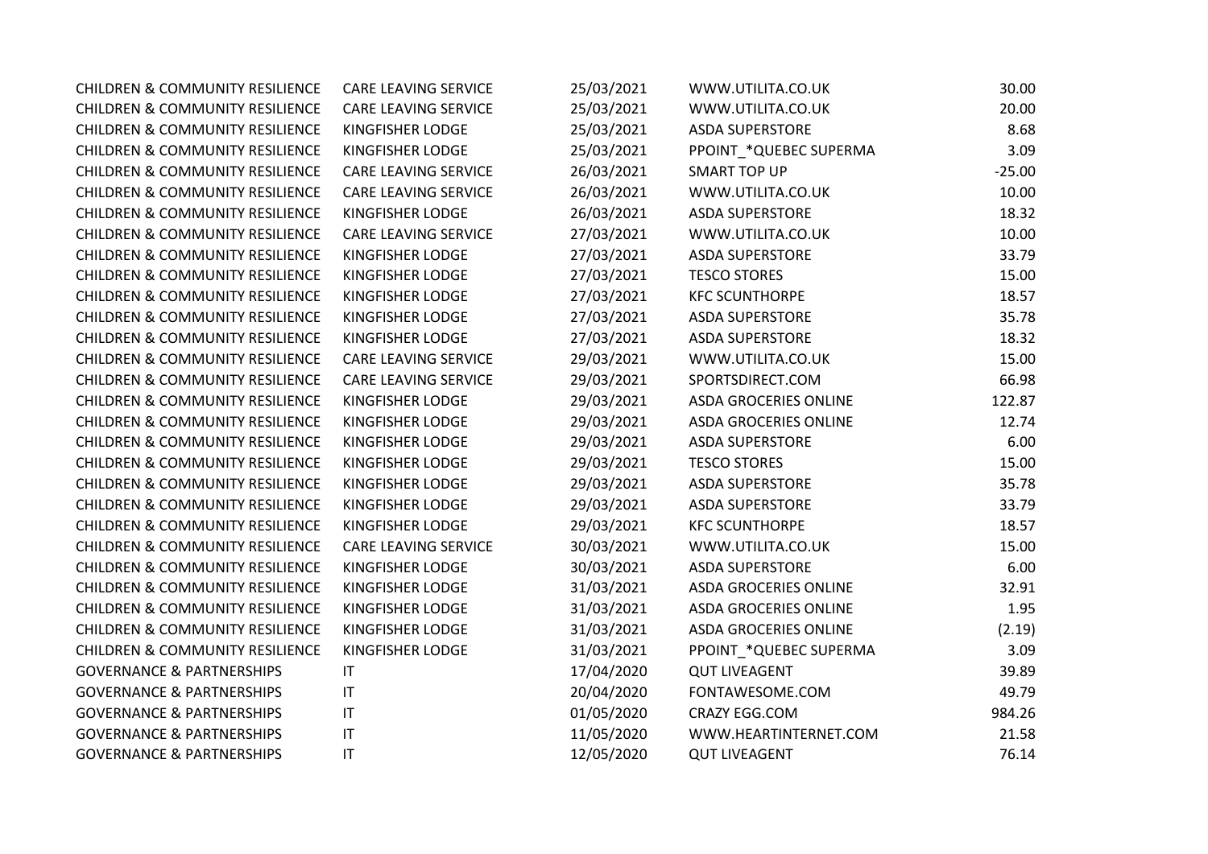| | | | | |
|---|---|---|---|---|
| CHILDREN & COMMUNITY RESILIENCE | CARE LEAVING SERVICE | 25/03/2021 | WWW.UTILITA.CO.UK | 30.00 |
| CHILDREN & COMMUNITY RESILIENCE | CARE LEAVING SERVICE | 25/03/2021 | WWW.UTILITA.CO.UK | 20.00 |
| CHILDREN & COMMUNITY RESILIENCE | KINGFISHER LODGE | 25/03/2021 | ASDA SUPERSTORE | 8.68 |
| CHILDREN & COMMUNITY RESILIENCE | KINGFISHER LODGE | 25/03/2021 | PPOINT_*QUEBEC SUPERMA | 3.09 |
| CHILDREN & COMMUNITY RESILIENCE | CARE LEAVING SERVICE | 26/03/2021 | SMART TOP UP | -25.00 |
| CHILDREN & COMMUNITY RESILIENCE | CARE LEAVING SERVICE | 26/03/2021 | WWW.UTILITA.CO.UK | 10.00 |
| CHILDREN & COMMUNITY RESILIENCE | KINGFISHER LODGE | 26/03/2021 | ASDA SUPERSTORE | 18.32 |
| CHILDREN & COMMUNITY RESILIENCE | CARE LEAVING SERVICE | 27/03/2021 | WWW.UTILITA.CO.UK | 10.00 |
| CHILDREN & COMMUNITY RESILIENCE | KINGFISHER LODGE | 27/03/2021 | ASDA SUPERSTORE | 33.79 |
| CHILDREN & COMMUNITY RESILIENCE | KINGFISHER LODGE | 27/03/2021 | TESCO STORES | 15.00 |
| CHILDREN & COMMUNITY RESILIENCE | KINGFISHER LODGE | 27/03/2021 | KFC SCUNTHORPE | 18.57 |
| CHILDREN & COMMUNITY RESILIENCE | KINGFISHER LODGE | 27/03/2021 | ASDA SUPERSTORE | 35.78 |
| CHILDREN & COMMUNITY RESILIENCE | KINGFISHER LODGE | 27/03/2021 | ASDA SUPERSTORE | 18.32 |
| CHILDREN & COMMUNITY RESILIENCE | CARE LEAVING SERVICE | 29/03/2021 | WWW.UTILITA.CO.UK | 15.00 |
| CHILDREN & COMMUNITY RESILIENCE | CARE LEAVING SERVICE | 29/03/2021 | SPORTSDIRECT.COM | 66.98 |
| CHILDREN & COMMUNITY RESILIENCE | KINGFISHER LODGE | 29/03/2021 | ASDA GROCERIES ONLINE | 122.87 |
| CHILDREN & COMMUNITY RESILIENCE | KINGFISHER LODGE | 29/03/2021 | ASDA GROCERIES ONLINE | 12.74 |
| CHILDREN & COMMUNITY RESILIENCE | KINGFISHER LODGE | 29/03/2021 | ASDA SUPERSTORE | 6.00 |
| CHILDREN & COMMUNITY RESILIENCE | KINGFISHER LODGE | 29/03/2021 | TESCO STORES | 15.00 |
| CHILDREN & COMMUNITY RESILIENCE | KINGFISHER LODGE | 29/03/2021 | ASDA SUPERSTORE | 35.78 |
| CHILDREN & COMMUNITY RESILIENCE | KINGFISHER LODGE | 29/03/2021 | ASDA SUPERSTORE | 33.79 |
| CHILDREN & COMMUNITY RESILIENCE | KINGFISHER LODGE | 29/03/2021 | KFC SCUNTHORPE | 18.57 |
| CHILDREN & COMMUNITY RESILIENCE | CARE LEAVING SERVICE | 30/03/2021 | WWW.UTILITA.CO.UK | 15.00 |
| CHILDREN & COMMUNITY RESILIENCE | KINGFISHER LODGE | 30/03/2021 | ASDA SUPERSTORE | 6.00 |
| CHILDREN & COMMUNITY RESILIENCE | KINGFISHER LODGE | 31/03/2021 | ASDA GROCERIES ONLINE | 32.91 |
| CHILDREN & COMMUNITY RESILIENCE | KINGFISHER LODGE | 31/03/2021 | ASDA GROCERIES ONLINE | 1.95 |
| CHILDREN & COMMUNITY RESILIENCE | KINGFISHER LODGE | 31/03/2021 | ASDA GROCERIES ONLINE | (2.19) |
| CHILDREN & COMMUNITY RESILIENCE | KINGFISHER LODGE | 31/03/2021 | PPOINT_*QUEBEC SUPERMA | 3.09 |
| GOVERNANCE & PARTNERSHIPS | IT | 17/04/2020 | QUT LIVEAGENT | 39.89 |
| GOVERNANCE & PARTNERSHIPS | IT | 20/04/2020 | FONTAWESOME.COM | 49.79 |
| GOVERNANCE & PARTNERSHIPS | IT | 01/05/2020 | CRAZY EGG.COM | 984.26 |
| GOVERNANCE & PARTNERSHIPS | IT | 11/05/2020 | WWW.HEARTINTERNET.COM | 21.58 |
| GOVERNANCE & PARTNERSHIPS | IT | 12/05/2020 | QUT LIVEAGENT | 76.14 |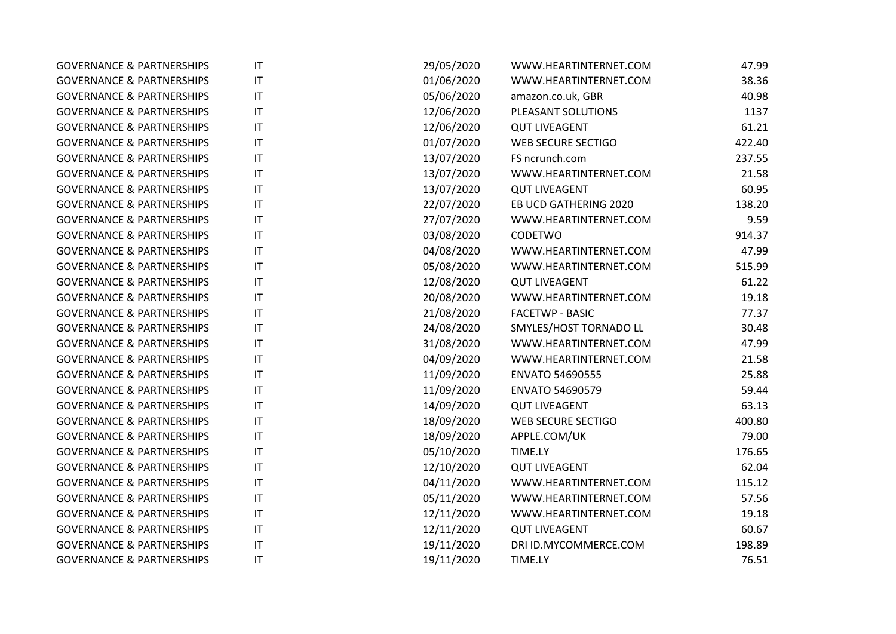| | | | | |
|---|---|---|---|---|
| GOVERNANCE & PARTNERSHIPS | IT | 29/05/2020 | WWW.HEARTINTERNET.COM | 47.99 |
| GOVERNANCE & PARTNERSHIPS | IT | 01/06/2020 | WWW.HEARTINTERNET.COM | 38.36 |
| GOVERNANCE & PARTNERSHIPS | IT | 05/06/2020 | amazon.co.uk, GBR | 40.98 |
| GOVERNANCE & PARTNERSHIPS | IT | 12/06/2020 | PLEASANT SOLUTIONS | 1137 |
| GOVERNANCE & PARTNERSHIPS | IT | 12/06/2020 | QUT LIVEAGENT | 61.21 |
| GOVERNANCE & PARTNERSHIPS | IT | 01/07/2020 | WEB SECURE SECTIGO | 422.40 |
| GOVERNANCE & PARTNERSHIPS | IT | 13/07/2020 | FS ncrunch.com | 237.55 |
| GOVERNANCE & PARTNERSHIPS | IT | 13/07/2020 | WWW.HEARTINTERNET.COM | 21.58 |
| GOVERNANCE & PARTNERSHIPS | IT | 13/07/2020 | QUT LIVEAGENT | 60.95 |
| GOVERNANCE & PARTNERSHIPS | IT | 22/07/2020 | EB UCD GATHERING 2020 | 138.20 |
| GOVERNANCE & PARTNERSHIPS | IT | 27/07/2020 | WWW.HEARTINTERNET.COM | 9.59 |
| GOVERNANCE & PARTNERSHIPS | IT | 03/08/2020 | CODETWO | 914.37 |
| GOVERNANCE & PARTNERSHIPS | IT | 04/08/2020 | WWW.HEARTINTERNET.COM | 47.99 |
| GOVERNANCE & PARTNERSHIPS | IT | 05/08/2020 | WWW.HEARTINTERNET.COM | 515.99 |
| GOVERNANCE & PARTNERSHIPS | IT | 12/08/2020 | QUT LIVEAGENT | 61.22 |
| GOVERNANCE & PARTNERSHIPS | IT | 20/08/2020 | WWW.HEARTINTERNET.COM | 19.18 |
| GOVERNANCE & PARTNERSHIPS | IT | 21/08/2020 | FACETWP - BASIC | 77.37 |
| GOVERNANCE & PARTNERSHIPS | IT | 24/08/2020 | SMYLES/HOST TORNADO LL | 30.48 |
| GOVERNANCE & PARTNERSHIPS | IT | 31/08/2020 | WWW.HEARTINTERNET.COM | 47.99 |
| GOVERNANCE & PARTNERSHIPS | IT | 04/09/2020 | WWW.HEARTINTERNET.COM | 21.58 |
| GOVERNANCE & PARTNERSHIPS | IT | 11/09/2020 | ENVATO 54690555 | 25.88 |
| GOVERNANCE & PARTNERSHIPS | IT | 11/09/2020 | ENVATO 54690579 | 59.44 |
| GOVERNANCE & PARTNERSHIPS | IT | 14/09/2020 | QUT LIVEAGENT | 63.13 |
| GOVERNANCE & PARTNERSHIPS | IT | 18/09/2020 | WEB SECURE SECTIGO | 400.80 |
| GOVERNANCE & PARTNERSHIPS | IT | 18/09/2020 | APPLE.COM/UK | 79.00 |
| GOVERNANCE & PARTNERSHIPS | IT | 05/10/2020 | TIME.LY | 176.65 |
| GOVERNANCE & PARTNERSHIPS | IT | 12/10/2020 | QUT LIVEAGENT | 62.04 |
| GOVERNANCE & PARTNERSHIPS | IT | 04/11/2020 | WWW.HEARTINTERNET.COM | 115.12 |
| GOVERNANCE & PARTNERSHIPS | IT | 05/11/2020 | WWW.HEARTINTERNET.COM | 57.56 |
| GOVERNANCE & PARTNERSHIPS | IT | 12/11/2020 | WWW.HEARTINTERNET.COM | 19.18 |
| GOVERNANCE & PARTNERSHIPS | IT | 12/11/2020 | QUT LIVEAGENT | 60.67 |
| GOVERNANCE & PARTNERSHIPS | IT | 19/11/2020 | DRI ID.MYCOMMERCE.COM | 198.89 |
| GOVERNANCE & PARTNERSHIPS | IT | 19/11/2020 | TIME.LY | 76.51 |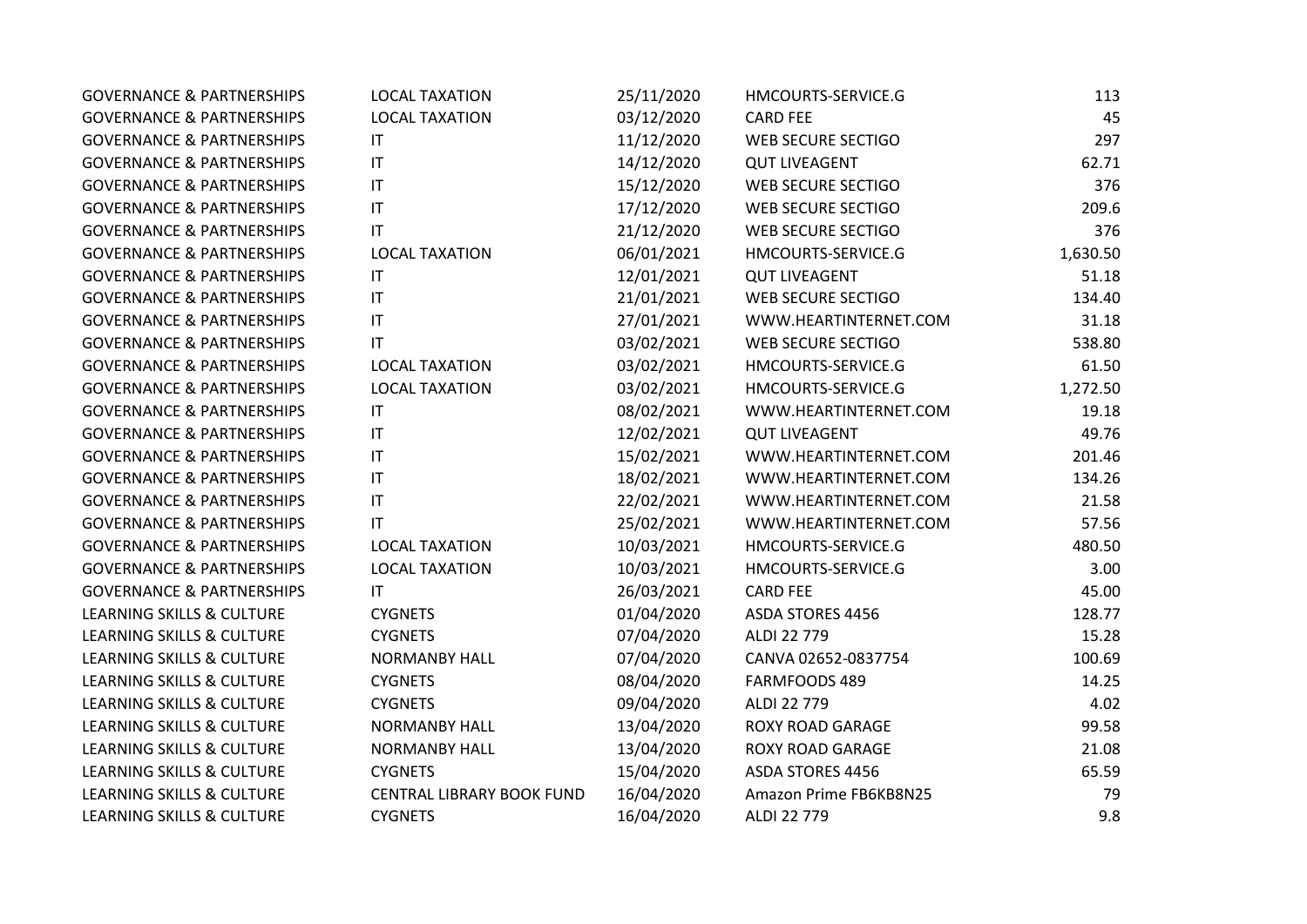| | | | | |
|---|---|---|---|---|
| GOVERNANCE & PARTNERSHIPS | LOCAL TAXATION | 25/11/2020 | HMCOURTS-SERVICE.G | 113 |
| GOVERNANCE & PARTNERSHIPS | LOCAL TAXATION | 03/12/2020 | CARD FEE | 45 |
| GOVERNANCE & PARTNERSHIPS | IT | 11/12/2020 | WEB SECURE SECTIGO | 297 |
| GOVERNANCE & PARTNERSHIPS | IT | 14/12/2020 | QUT LIVEAGENT | 62.71 |
| GOVERNANCE & PARTNERSHIPS | IT | 15/12/2020 | WEB SECURE SECTIGO | 376 |
| GOVERNANCE & PARTNERSHIPS | IT | 17/12/2020 | WEB SECURE SECTIGO | 209.6 |
| GOVERNANCE & PARTNERSHIPS | IT | 21/12/2020 | WEB SECURE SECTIGO | 376 |
| GOVERNANCE & PARTNERSHIPS | LOCAL TAXATION | 06/01/2021 | HMCOURTS-SERVICE.G | 1,630.50 |
| GOVERNANCE & PARTNERSHIPS | IT | 12/01/2021 | QUT LIVEAGENT | 51.18 |
| GOVERNANCE & PARTNERSHIPS | IT | 21/01/2021 | WEB SECURE SECTIGO | 134.40 |
| GOVERNANCE & PARTNERSHIPS | IT | 27/01/2021 | WWW.HEARTINTERNET.COM | 31.18 |
| GOVERNANCE & PARTNERSHIPS | IT | 03/02/2021 | WEB SECURE SECTIGO | 538.80 |
| GOVERNANCE & PARTNERSHIPS | LOCAL TAXATION | 03/02/2021 | HMCOURTS-SERVICE.G | 61.50 |
| GOVERNANCE & PARTNERSHIPS | LOCAL TAXATION | 03/02/2021 | HMCOURTS-SERVICE.G | 1,272.50 |
| GOVERNANCE & PARTNERSHIPS | IT | 08/02/2021 | WWW.HEARTINTERNET.COM | 19.18 |
| GOVERNANCE & PARTNERSHIPS | IT | 12/02/2021 | QUT LIVEAGENT | 49.76 |
| GOVERNANCE & PARTNERSHIPS | IT | 15/02/2021 | WWW.HEARTINTERNET.COM | 201.46 |
| GOVERNANCE & PARTNERSHIPS | IT | 18/02/2021 | WWW.HEARTINTERNET.COM | 134.26 |
| GOVERNANCE & PARTNERSHIPS | IT | 22/02/2021 | WWW.HEARTINTERNET.COM | 21.58 |
| GOVERNANCE & PARTNERSHIPS | IT | 25/02/2021 | WWW.HEARTINTERNET.COM | 57.56 |
| GOVERNANCE & PARTNERSHIPS | LOCAL TAXATION | 10/03/2021 | HMCOURTS-SERVICE.G | 480.50 |
| GOVERNANCE & PARTNERSHIPS | LOCAL TAXATION | 10/03/2021 | HMCOURTS-SERVICE.G | 3.00 |
| GOVERNANCE & PARTNERSHIPS | IT | 26/03/2021 | CARD FEE | 45.00 |
| LEARNING SKILLS & CULTURE | CYGNETS | 01/04/2020 | ASDA STORES 4456 | 128.77 |
| LEARNING SKILLS & CULTURE | CYGNETS | 07/04/2020 | ALDI 22 779 | 15.28 |
| LEARNING SKILLS & CULTURE | NORMANBY HALL | 07/04/2020 | CANVA 02652-0837754 | 100.69 |
| LEARNING SKILLS & CULTURE | CYGNETS | 08/04/2020 | FARMFOODS 489 | 14.25 |
| LEARNING SKILLS & CULTURE | CYGNETS | 09/04/2020 | ALDI 22 779 | 4.02 |
| LEARNING SKILLS & CULTURE | NORMANBY HALL | 13/04/2020 | ROXY ROAD GARAGE | 99.58 |
| LEARNING SKILLS & CULTURE | NORMANBY HALL | 13/04/2020 | ROXY ROAD GARAGE | 21.08 |
| LEARNING SKILLS & CULTURE | CYGNETS | 15/04/2020 | ASDA STORES 4456 | 65.59 |
| LEARNING SKILLS & CULTURE | CENTRAL LIBRARY BOOK FUND | 16/04/2020 | Amazon Prime FB6KB8N25 | 79 |
| LEARNING SKILLS & CULTURE | CYGNETS | 16/04/2020 | ALDI 22 779 | 9.8 |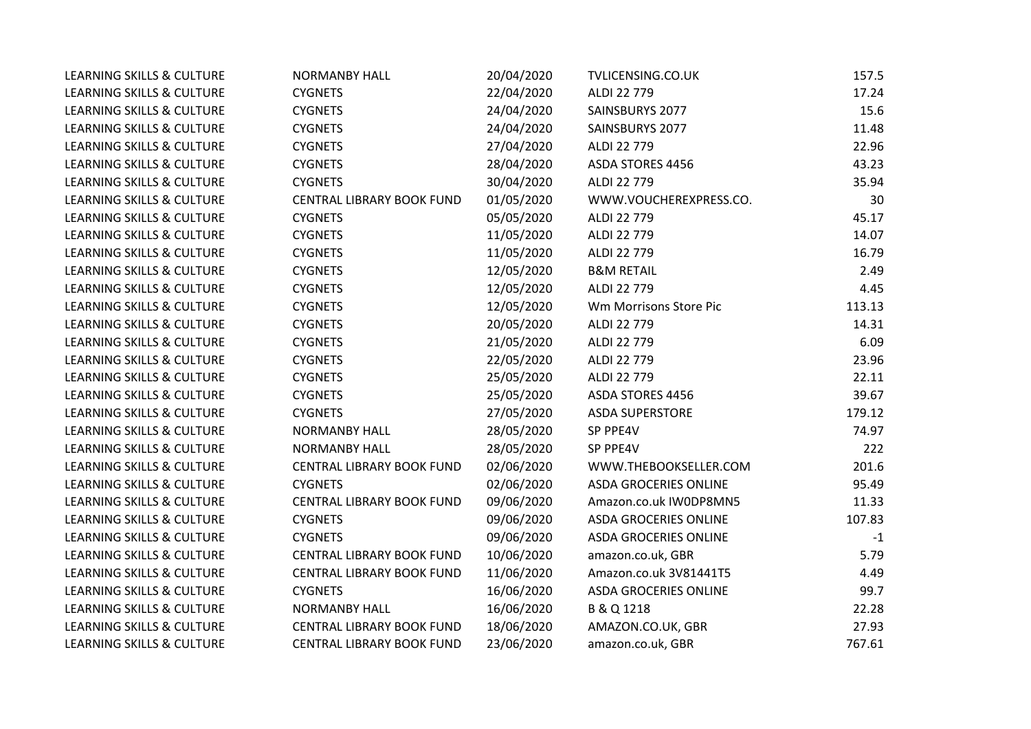| | | | | |
|---|---|---|---|---|
| LEARNING SKILLS & CULTURE | NORMANBY HALL | 20/04/2020 | TVLICENSING.CO.UK | 157.5 |
| LEARNING SKILLS & CULTURE | CYGNETS | 22/04/2020 | ALDI 22 779 | 17.24 |
| LEARNING SKILLS & CULTURE | CYGNETS | 24/04/2020 | SAINSBURYS 2077 | 15.6 |
| LEARNING SKILLS & CULTURE | CYGNETS | 24/04/2020 | SAINSBURYS 2077 | 11.48 |
| LEARNING SKILLS & CULTURE | CYGNETS | 27/04/2020 | ALDI 22 779 | 22.96 |
| LEARNING SKILLS & CULTURE | CYGNETS | 28/04/2020 | ASDA STORES 4456 | 43.23 |
| LEARNING SKILLS & CULTURE | CYGNETS | 30/04/2020 | ALDI 22 779 | 35.94 |
| LEARNING SKILLS & CULTURE | CENTRAL LIBRARY BOOK FUND | 01/05/2020 | WWW.VOUCHEREXPRESS.CO. | 30 |
| LEARNING SKILLS & CULTURE | CYGNETS | 05/05/2020 | ALDI 22 779 | 45.17 |
| LEARNING SKILLS & CULTURE | CYGNETS | 11/05/2020 | ALDI 22 779 | 14.07 |
| LEARNING SKILLS & CULTURE | CYGNETS | 11/05/2020 | ALDI 22 779 | 16.79 |
| LEARNING SKILLS & CULTURE | CYGNETS | 12/05/2020 | B&M RETAIL | 2.49 |
| LEARNING SKILLS & CULTURE | CYGNETS | 12/05/2020 | ALDI 22 779 | 4.45 |
| LEARNING SKILLS & CULTURE | CYGNETS | 12/05/2020 | Wm Morrisons Store Pic | 113.13 |
| LEARNING SKILLS & CULTURE | CYGNETS | 20/05/2020 | ALDI 22 779 | 14.31 |
| LEARNING SKILLS & CULTURE | CYGNETS | 21/05/2020 | ALDI 22 779 | 6.09 |
| LEARNING SKILLS & CULTURE | CYGNETS | 22/05/2020 | ALDI 22 779 | 23.96 |
| LEARNING SKILLS & CULTURE | CYGNETS | 25/05/2020 | ALDI 22 779 | 22.11 |
| LEARNING SKILLS & CULTURE | CYGNETS | 25/05/2020 | ASDA STORES 4456 | 39.67 |
| LEARNING SKILLS & CULTURE | CYGNETS | 27/05/2020 | ASDA SUPERSTORE | 179.12 |
| LEARNING SKILLS & CULTURE | NORMANBY HALL | 28/05/2020 | SP PPE4V | 74.97 |
| LEARNING SKILLS & CULTURE | NORMANBY HALL | 28/05/2020 | SP PPE4V | 222 |
| LEARNING SKILLS & CULTURE | CENTRAL LIBRARY BOOK FUND | 02/06/2020 | WWW.THEBOOKSELLER.COM | 201.6 |
| LEARNING SKILLS & CULTURE | CYGNETS | 02/06/2020 | ASDA GROCERIES ONLINE | 95.49 |
| LEARNING SKILLS & CULTURE | CENTRAL LIBRARY BOOK FUND | 09/06/2020 | Amazon.co.uk IW0DP8MN5 | 11.33 |
| LEARNING SKILLS & CULTURE | CYGNETS | 09/06/2020 | ASDA GROCERIES ONLINE | 107.83 |
| LEARNING SKILLS & CULTURE | CYGNETS | 09/06/2020 | ASDA GROCERIES ONLINE | -1 |
| LEARNING SKILLS & CULTURE | CENTRAL LIBRARY BOOK FUND | 10/06/2020 | amazon.co.uk, GBR | 5.79 |
| LEARNING SKILLS & CULTURE | CENTRAL LIBRARY BOOK FUND | 11/06/2020 | Amazon.co.uk 3V81441T5 | 4.49 |
| LEARNING SKILLS & CULTURE | CYGNETS | 16/06/2020 | ASDA GROCERIES ONLINE | 99.7 |
| LEARNING SKILLS & CULTURE | NORMANBY HALL | 16/06/2020 | B & Q 1218 | 22.28 |
| LEARNING SKILLS & CULTURE | CENTRAL LIBRARY BOOK FUND | 18/06/2020 | AMAZON.CO.UK, GBR | 27.93 |
| LEARNING SKILLS & CULTURE | CENTRAL LIBRARY BOOK FUND | 23/06/2020 | amazon.co.uk, GBR | 767.61 |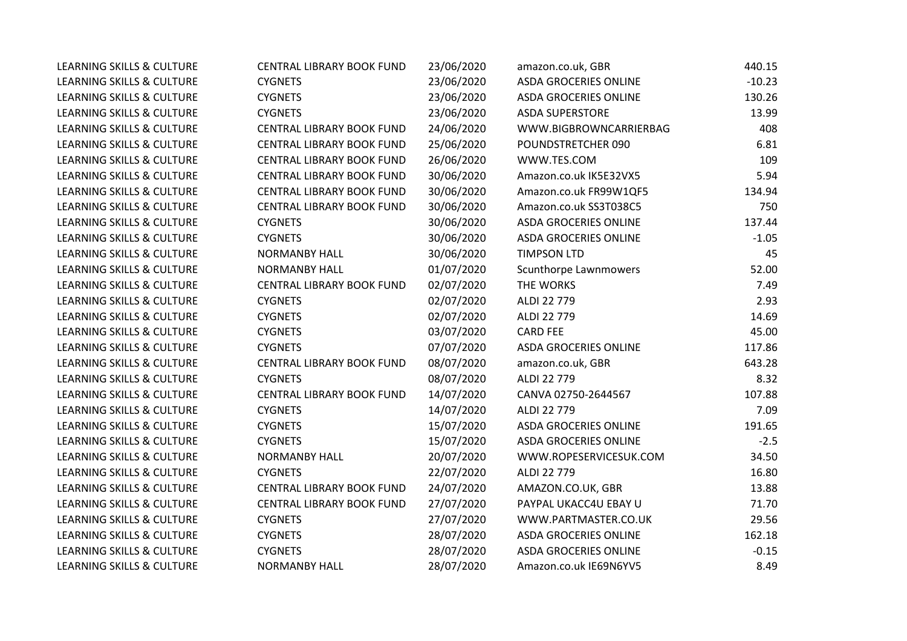| | | | | |
|---|---|---|---|---|
| LEARNING SKILLS & CULTURE | CENTRAL LIBRARY BOOK FUND | 23/06/2020 | amazon.co.uk, GBR | 440.15 |
| LEARNING SKILLS & CULTURE | CYGNETS | 23/06/2020 | ASDA GROCERIES ONLINE | -10.23 |
| LEARNING SKILLS & CULTURE | CYGNETS | 23/06/2020 | ASDA GROCERIES ONLINE | 130.26 |
| LEARNING SKILLS & CULTURE | CYGNETS | 23/06/2020 | ASDA SUPERSTORE | 13.99 |
| LEARNING SKILLS & CULTURE | CENTRAL LIBRARY BOOK FUND | 24/06/2020 | WWW.BIGBROWNCARRIERBAG | 408 |
| LEARNING SKILLS & CULTURE | CENTRAL LIBRARY BOOK FUND | 25/06/2020 | POUNDSTRETCHER 090 | 6.81 |
| LEARNING SKILLS & CULTURE | CENTRAL LIBRARY BOOK FUND | 26/06/2020 | WWW.TES.COM | 109 |
| LEARNING SKILLS & CULTURE | CENTRAL LIBRARY BOOK FUND | 30/06/2020 | Amazon.co.uk IK5E32VX5 | 5.94 |
| LEARNING SKILLS & CULTURE | CENTRAL LIBRARY BOOK FUND | 30/06/2020 | Amazon.co.uk FR99W1QF5 | 134.94 |
| LEARNING SKILLS & CULTURE | CENTRAL LIBRARY BOOK FUND | 30/06/2020 | Amazon.co.uk SS3T038C5 | 750 |
| LEARNING SKILLS & CULTURE | CYGNETS | 30/06/2020 | ASDA GROCERIES ONLINE | 137.44 |
| LEARNING SKILLS & CULTURE | CYGNETS | 30/06/2020 | ASDA GROCERIES ONLINE | -1.05 |
| LEARNING SKILLS & CULTURE | NORMANBY HALL | 30/06/2020 | TIMPSON LTD | 45 |
| LEARNING SKILLS & CULTURE | NORMANBY HALL | 01/07/2020 | Scunthorpe Lawnmowers | 52.00 |
| LEARNING SKILLS & CULTURE | CENTRAL LIBRARY BOOK FUND | 02/07/2020 | THE WORKS | 7.49 |
| LEARNING SKILLS & CULTURE | CYGNETS | 02/07/2020 | ALDI 22 779 | 2.93 |
| LEARNING SKILLS & CULTURE | CYGNETS | 02/07/2020 | ALDI 22 779 | 14.69 |
| LEARNING SKILLS & CULTURE | CYGNETS | 03/07/2020 | CARD FEE | 45.00 |
| LEARNING SKILLS & CULTURE | CYGNETS | 07/07/2020 | ASDA GROCERIES ONLINE | 117.86 |
| LEARNING SKILLS & CULTURE | CENTRAL LIBRARY BOOK FUND | 08/07/2020 | amazon.co.uk, GBR | 643.28 |
| LEARNING SKILLS & CULTURE | CYGNETS | 08/07/2020 | ALDI 22 779 | 8.32 |
| LEARNING SKILLS & CULTURE | CENTRAL LIBRARY BOOK FUND | 14/07/2020 | CANVA 02750-2644567 | 107.88 |
| LEARNING SKILLS & CULTURE | CYGNETS | 14/07/2020 | ALDI 22 779 | 7.09 |
| LEARNING SKILLS & CULTURE | CYGNETS | 15/07/2020 | ASDA GROCERIES ONLINE | 191.65 |
| LEARNING SKILLS & CULTURE | CYGNETS | 15/07/2020 | ASDA GROCERIES ONLINE | -2.5 |
| LEARNING SKILLS & CULTURE | NORMANBY HALL | 20/07/2020 | WWW.ROPESERVICESUK.COM | 34.50 |
| LEARNING SKILLS & CULTURE | CYGNETS | 22/07/2020 | ALDI 22 779 | 16.80 |
| LEARNING SKILLS & CULTURE | CENTRAL LIBRARY BOOK FUND | 24/07/2020 | AMAZON.CO.UK, GBR | 13.88 |
| LEARNING SKILLS & CULTURE | CENTRAL LIBRARY BOOK FUND | 27/07/2020 | PAYPAL UKACC4U EBAY U | 71.70 |
| LEARNING SKILLS & CULTURE | CYGNETS | 27/07/2020 | WWW.PARTMASTER.CO.UK | 29.56 |
| LEARNING SKILLS & CULTURE | CYGNETS | 28/07/2020 | ASDA GROCERIES ONLINE | 162.18 |
| LEARNING SKILLS & CULTURE | CYGNETS | 28/07/2020 | ASDA GROCERIES ONLINE | -0.15 |
| LEARNING SKILLS & CULTURE | NORMANBY HALL | 28/07/2020 | Amazon.co.uk IE69N6YV5 | 8.49 |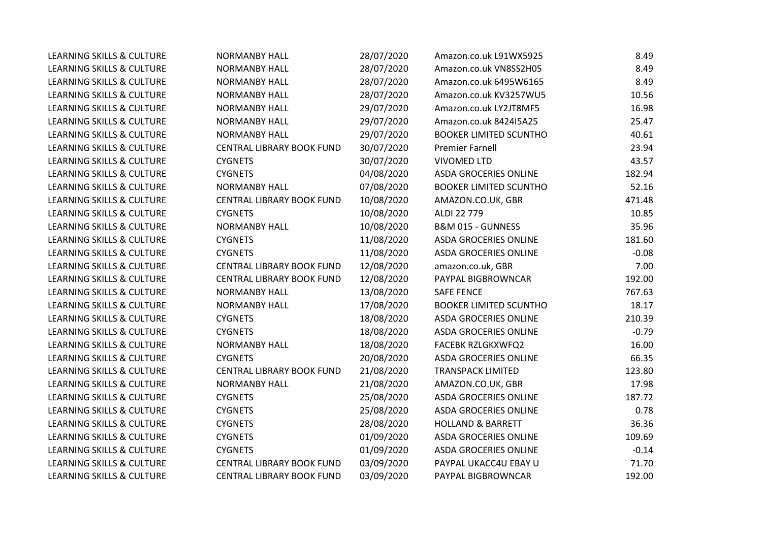| | | | | |
|---|---|---|---|---|
| LEARNING SKILLS & CULTURE | NORMANBY HALL | 28/07/2020 | Amazon.co.uk L91WX5925 | 8.49 |
| LEARNING SKILLS & CULTURE | NORMANBY HALL | 28/07/2020 | Amazon.co.uk VN8SS2H05 | 8.49 |
| LEARNING SKILLS & CULTURE | NORMANBY HALL | 28/07/2020 | Amazon.co.uk 6495W6165 | 8.49 |
| LEARNING SKILLS & CULTURE | NORMANBY HALL | 28/07/2020 | Amazon.co.uk KV3257WU5 | 10.56 |
| LEARNING SKILLS & CULTURE | NORMANBY HALL | 29/07/2020 | Amazon.co.uk LY2JT8MF5 | 16.98 |
| LEARNING SKILLS & CULTURE | NORMANBY HALL | 29/07/2020 | Amazon.co.uk 8424I5A25 | 25.47 |
| LEARNING SKILLS & CULTURE | NORMANBY HALL | 29/07/2020 | BOOKER LIMITED SCUNTHO | 40.61 |
| LEARNING SKILLS & CULTURE | CENTRAL LIBRARY BOOK FUND | 30/07/2020 | Premier Farnell | 23.94 |
| LEARNING SKILLS & CULTURE | CYGNETS | 30/07/2020 | VIVOMED LTD | 43.57 |
| LEARNING SKILLS & CULTURE | CYGNETS | 04/08/2020 | ASDA GROCERIES ONLINE | 182.94 |
| LEARNING SKILLS & CULTURE | NORMANBY HALL | 07/08/2020 | BOOKER LIMITED SCUNTHO | 52.16 |
| LEARNING SKILLS & CULTURE | CENTRAL LIBRARY BOOK FUND | 10/08/2020 | AMAZON.CO.UK, GBR | 471.48 |
| LEARNING SKILLS & CULTURE | CYGNETS | 10/08/2020 | ALDI 22 779 | 10.85 |
| LEARNING SKILLS & CULTURE | NORMANBY HALL | 10/08/2020 | B&M 015 - GUNNESS | 35.96 |
| LEARNING SKILLS & CULTURE | CYGNETS | 11/08/2020 | ASDA GROCERIES ONLINE | 181.60 |
| LEARNING SKILLS & CULTURE | CYGNETS | 11/08/2020 | ASDA GROCERIES ONLINE | -0.08 |
| LEARNING SKILLS & CULTURE | CENTRAL LIBRARY BOOK FUND | 12/08/2020 | amazon.co.uk, GBR | 7.00 |
| LEARNING SKILLS & CULTURE | CENTRAL LIBRARY BOOK FUND | 12/08/2020 | PAYPAL BIGBROWNCAR | 192.00 |
| LEARNING SKILLS & CULTURE | NORMANBY HALL | 13/08/2020 | SAFE FENCE | 767.63 |
| LEARNING SKILLS & CULTURE | NORMANBY HALL | 17/08/2020 | BOOKER LIMITED SCUNTHO | 18.17 |
| LEARNING SKILLS & CULTURE | CYGNETS | 18/08/2020 | ASDA GROCERIES ONLINE | 210.39 |
| LEARNING SKILLS & CULTURE | CYGNETS | 18/08/2020 | ASDA GROCERIES ONLINE | -0.79 |
| LEARNING SKILLS & CULTURE | NORMANBY HALL | 18/08/2020 | FACEBK RZLGKXWFQ2 | 16.00 |
| LEARNING SKILLS & CULTURE | CYGNETS | 20/08/2020 | ASDA GROCERIES ONLINE | 66.35 |
| LEARNING SKILLS & CULTURE | CENTRAL LIBRARY BOOK FUND | 21/08/2020 | TRANSPACK LIMITED | 123.80 |
| LEARNING SKILLS & CULTURE | NORMANBY HALL | 21/08/2020 | AMAZON.CO.UK, GBR | 17.98 |
| LEARNING SKILLS & CULTURE | CYGNETS | 25/08/2020 | ASDA GROCERIES ONLINE | 187.72 |
| LEARNING SKILLS & CULTURE | CYGNETS | 25/08/2020 | ASDA GROCERIES ONLINE | 0.78 |
| LEARNING SKILLS & CULTURE | CYGNETS | 28/08/2020 | HOLLAND & BARRETT | 36.36 |
| LEARNING SKILLS & CULTURE | CYGNETS | 01/09/2020 | ASDA GROCERIES ONLINE | 109.69 |
| LEARNING SKILLS & CULTURE | CYGNETS | 01/09/2020 | ASDA GROCERIES ONLINE | -0.14 |
| LEARNING SKILLS & CULTURE | CENTRAL LIBRARY BOOK FUND | 03/09/2020 | PAYPAL UKACC4U EBAY U | 71.70 |
| LEARNING SKILLS & CULTURE | CENTRAL LIBRARY BOOK FUND | 03/09/2020 | PAYPAL BIGBROWNCAR | 192.00 |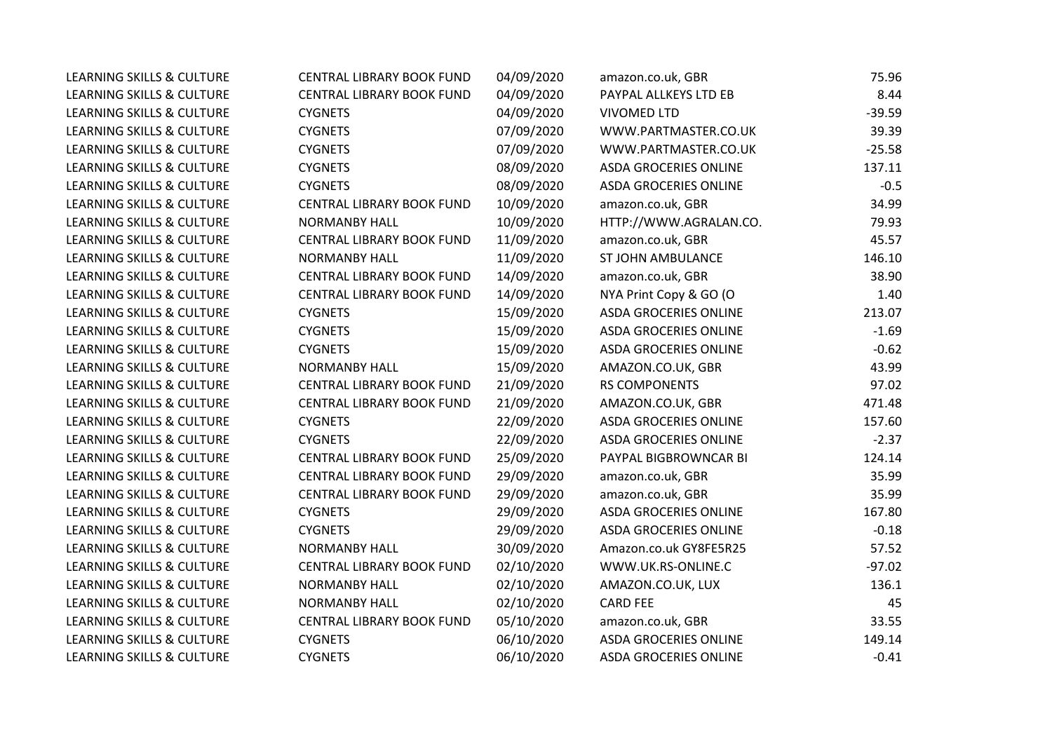| | | | | |
|---|---|---|---|---|
| LEARNING SKILLS & CULTURE | CENTRAL LIBRARY BOOK FUND | 04/09/2020 | amazon.co.uk, GBR | 75.96 |
| LEARNING SKILLS & CULTURE | CENTRAL LIBRARY BOOK FUND | 04/09/2020 | PAYPAL ALLKEYS LTD EB | 8.44 |
| LEARNING SKILLS & CULTURE | CYGNETS | 04/09/2020 | VIVOMED LTD | -39.59 |
| LEARNING SKILLS & CULTURE | CYGNETS | 07/09/2020 | WWW.PARTMASTER.CO.UK | 39.39 |
| LEARNING SKILLS & CULTURE | CYGNETS | 07/09/2020 | WWW.PARTMASTER.CO.UK | -25.58 |
| LEARNING SKILLS & CULTURE | CYGNETS | 08/09/2020 | ASDA GROCERIES ONLINE | 137.11 |
| LEARNING SKILLS & CULTURE | CYGNETS | 08/09/2020 | ASDA GROCERIES ONLINE | -0.5 |
| LEARNING SKILLS & CULTURE | CENTRAL LIBRARY BOOK FUND | 10/09/2020 | amazon.co.uk, GBR | 34.99 |
| LEARNING SKILLS & CULTURE | NORMANBY HALL | 10/09/2020 | HTTP://WWW.AGRALAN.CO. | 79.93 |
| LEARNING SKILLS & CULTURE | CENTRAL LIBRARY BOOK FUND | 11/09/2020 | amazon.co.uk, GBR | 45.57 |
| LEARNING SKILLS & CULTURE | NORMANBY HALL | 11/09/2020 | ST JOHN AMBULANCE | 146.10 |
| LEARNING SKILLS & CULTURE | CENTRAL LIBRARY BOOK FUND | 14/09/2020 | amazon.co.uk, GBR | 38.90 |
| LEARNING SKILLS & CULTURE | CENTRAL LIBRARY BOOK FUND | 14/09/2020 | NYA Print Copy & GO (O | 1.40 |
| LEARNING SKILLS & CULTURE | CYGNETS | 15/09/2020 | ASDA GROCERIES ONLINE | 213.07 |
| LEARNING SKILLS & CULTURE | CYGNETS | 15/09/2020 | ASDA GROCERIES ONLINE | -1.69 |
| LEARNING SKILLS & CULTURE | CYGNETS | 15/09/2020 | ASDA GROCERIES ONLINE | -0.62 |
| LEARNING SKILLS & CULTURE | NORMANBY HALL | 15/09/2020 | AMAZON.CO.UK, GBR | 43.99 |
| LEARNING SKILLS & CULTURE | CENTRAL LIBRARY BOOK FUND | 21/09/2020 | RS COMPONENTS | 97.02 |
| LEARNING SKILLS & CULTURE | CENTRAL LIBRARY BOOK FUND | 21/09/2020 | AMAZON.CO.UK, GBR | 471.48 |
| LEARNING SKILLS & CULTURE | CYGNETS | 22/09/2020 | ASDA GROCERIES ONLINE | 157.60 |
| LEARNING SKILLS & CULTURE | CYGNETS | 22/09/2020 | ASDA GROCERIES ONLINE | -2.37 |
| LEARNING SKILLS & CULTURE | CENTRAL LIBRARY BOOK FUND | 25/09/2020 | PAYPAL BIGBROWNCAR BI | 124.14 |
| LEARNING SKILLS & CULTURE | CENTRAL LIBRARY BOOK FUND | 29/09/2020 | amazon.co.uk, GBR | 35.99 |
| LEARNING SKILLS & CULTURE | CENTRAL LIBRARY BOOK FUND | 29/09/2020 | amazon.co.uk, GBR | 35.99 |
| LEARNING SKILLS & CULTURE | CYGNETS | 29/09/2020 | ASDA GROCERIES ONLINE | 167.80 |
| LEARNING SKILLS & CULTURE | CYGNETS | 29/09/2020 | ASDA GROCERIES ONLINE | -0.18 |
| LEARNING SKILLS & CULTURE | NORMANBY HALL | 30/09/2020 | Amazon.co.uk GY8FE5R25 | 57.52 |
| LEARNING SKILLS & CULTURE | CENTRAL LIBRARY BOOK FUND | 02/10/2020 | WWW.UK.RS-ONLINE.C | -97.02 |
| LEARNING SKILLS & CULTURE | NORMANBY HALL | 02/10/2020 | AMAZON.CO.UK, LUX | 136.1 |
| LEARNING SKILLS & CULTURE | NORMANBY HALL | 02/10/2020 | CARD FEE | 45 |
| LEARNING SKILLS & CULTURE | CENTRAL LIBRARY BOOK FUND | 05/10/2020 | amazon.co.uk, GBR | 33.55 |
| LEARNING SKILLS & CULTURE | CYGNETS | 06/10/2020 | ASDA GROCERIES ONLINE | 149.14 |
| LEARNING SKILLS & CULTURE | CYGNETS | 06/10/2020 | ASDA GROCERIES ONLINE | -0.41 |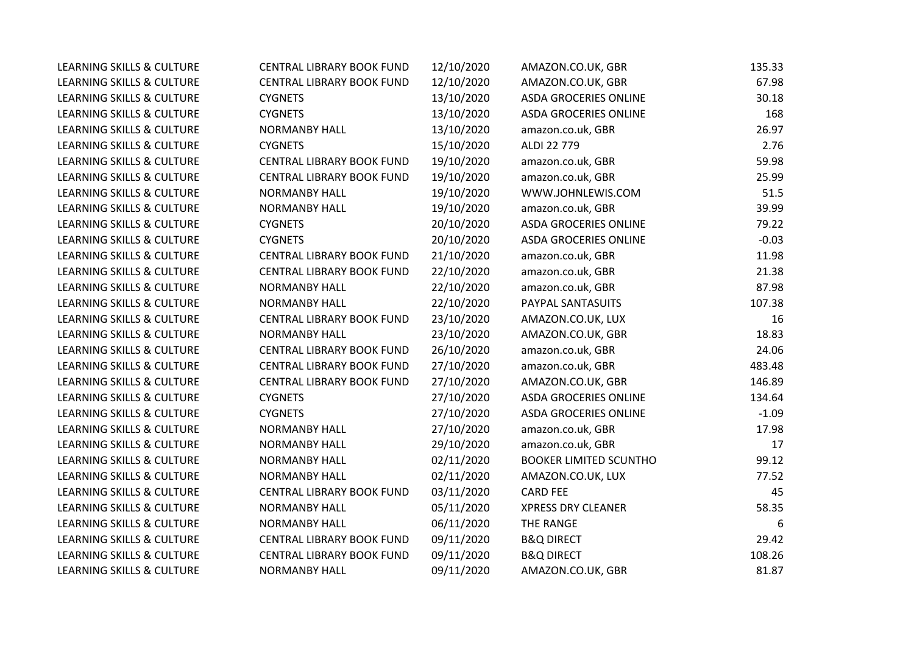| | | | | |
|---|---|---|---|---|
| LEARNING SKILLS & CULTURE | CENTRAL LIBRARY BOOK FUND | 12/10/2020 | AMAZON.CO.UK, GBR | 135.33 |
| LEARNING SKILLS & CULTURE | CENTRAL LIBRARY BOOK FUND | 12/10/2020 | AMAZON.CO.UK, GBR | 67.98 |
| LEARNING SKILLS & CULTURE | CYGNETS | 13/10/2020 | ASDA GROCERIES ONLINE | 30.18 |
| LEARNING SKILLS & CULTURE | CYGNETS | 13/10/2020 | ASDA GROCERIES ONLINE | 168 |
| LEARNING SKILLS & CULTURE | NORMANBY HALL | 13/10/2020 | amazon.co.uk, GBR | 26.97 |
| LEARNING SKILLS & CULTURE | CYGNETS | 15/10/2020 | ALDI 22 779 | 2.76 |
| LEARNING SKILLS & CULTURE | CENTRAL LIBRARY BOOK FUND | 19/10/2020 | amazon.co.uk, GBR | 59.98 |
| LEARNING SKILLS & CULTURE | CENTRAL LIBRARY BOOK FUND | 19/10/2020 | amazon.co.uk, GBR | 25.99 |
| LEARNING SKILLS & CULTURE | NORMANBY HALL | 19/10/2020 | WWW.JOHNLEWIS.COM | 51.5 |
| LEARNING SKILLS & CULTURE | NORMANBY HALL | 19/10/2020 | amazon.co.uk, GBR | 39.99 |
| LEARNING SKILLS & CULTURE | CYGNETS | 20/10/2020 | ASDA GROCERIES ONLINE | 79.22 |
| LEARNING SKILLS & CULTURE | CYGNETS | 20/10/2020 | ASDA GROCERIES ONLINE | -0.03 |
| LEARNING SKILLS & CULTURE | CENTRAL LIBRARY BOOK FUND | 21/10/2020 | amazon.co.uk, GBR | 11.98 |
| LEARNING SKILLS & CULTURE | CENTRAL LIBRARY BOOK FUND | 22/10/2020 | amazon.co.uk, GBR | 21.38 |
| LEARNING SKILLS & CULTURE | NORMANBY HALL | 22/10/2020 | amazon.co.uk, GBR | 87.98 |
| LEARNING SKILLS & CULTURE | NORMANBY HALL | 22/10/2020 | PAYPAL SANTASUITS | 107.38 |
| LEARNING SKILLS & CULTURE | CENTRAL LIBRARY BOOK FUND | 23/10/2020 | AMAZON.CO.UK, LUX | 16 |
| LEARNING SKILLS & CULTURE | NORMANBY HALL | 23/10/2020 | AMAZON.CO.UK, GBR | 18.83 |
| LEARNING SKILLS & CULTURE | CENTRAL LIBRARY BOOK FUND | 26/10/2020 | amazon.co.uk, GBR | 24.06 |
| LEARNING SKILLS & CULTURE | CENTRAL LIBRARY BOOK FUND | 27/10/2020 | amazon.co.uk, GBR | 483.48 |
| LEARNING SKILLS & CULTURE | CENTRAL LIBRARY BOOK FUND | 27/10/2020 | AMAZON.CO.UK, GBR | 146.89 |
| LEARNING SKILLS & CULTURE | CYGNETS | 27/10/2020 | ASDA GROCERIES ONLINE | 134.64 |
| LEARNING SKILLS & CULTURE | CYGNETS | 27/10/2020 | ASDA GROCERIES ONLINE | -1.09 |
| LEARNING SKILLS & CULTURE | NORMANBY HALL | 27/10/2020 | amazon.co.uk, GBR | 17.98 |
| LEARNING SKILLS & CULTURE | NORMANBY HALL | 29/10/2020 | amazon.co.uk, GBR | 17 |
| LEARNING SKILLS & CULTURE | NORMANBY HALL | 02/11/2020 | BOOKER LIMITED SCUNTHO | 99.12 |
| LEARNING SKILLS & CULTURE | NORMANBY HALL | 02/11/2020 | AMAZON.CO.UK, LUX | 77.52 |
| LEARNING SKILLS & CULTURE | CENTRAL LIBRARY BOOK FUND | 03/11/2020 | CARD FEE | 45 |
| LEARNING SKILLS & CULTURE | NORMANBY HALL | 05/11/2020 | XPRESS DRY CLEANER | 58.35 |
| LEARNING SKILLS & CULTURE | NORMANBY HALL | 06/11/2020 | THE RANGE | 6 |
| LEARNING SKILLS & CULTURE | CENTRAL LIBRARY BOOK FUND | 09/11/2020 | B&Q DIRECT | 29.42 |
| LEARNING SKILLS & CULTURE | CENTRAL LIBRARY BOOK FUND | 09/11/2020 | B&Q DIRECT | 108.26 |
| LEARNING SKILLS & CULTURE | NORMANBY HALL | 09/11/2020 | AMAZON.CO.UK, GBR | 81.87 |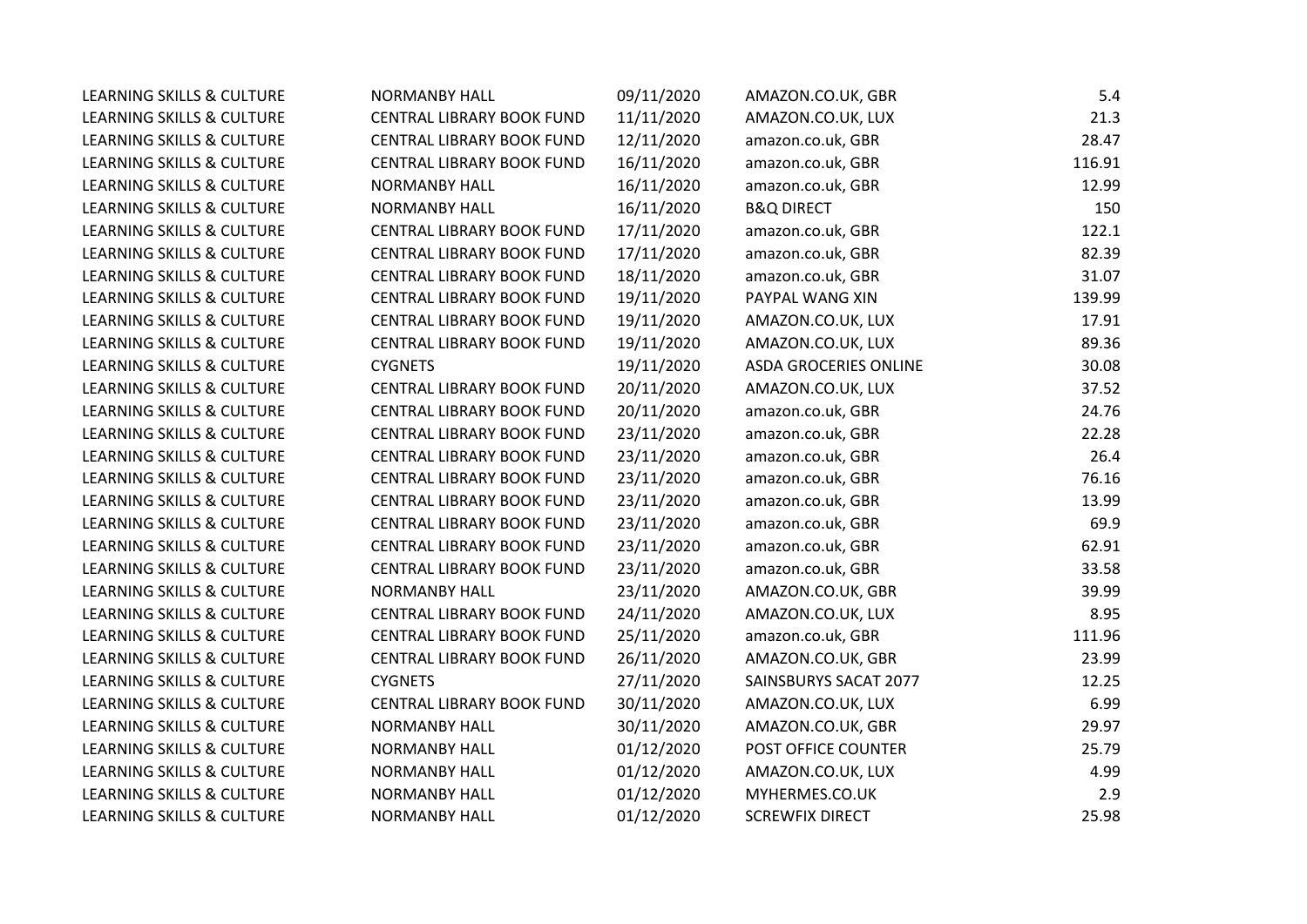| | | | | |
|---|---|---|---|---|
| LEARNING SKILLS & CULTURE | NORMANBY HALL | 09/11/2020 | AMAZON.CO.UK, GBR | 5.4 |
| LEARNING SKILLS & CULTURE | CENTRAL LIBRARY BOOK FUND | 11/11/2020 | AMAZON.CO.UK, LUX | 21.3 |
| LEARNING SKILLS & CULTURE | CENTRAL LIBRARY BOOK FUND | 12/11/2020 | amazon.co.uk, GBR | 28.47 |
| LEARNING SKILLS & CULTURE | CENTRAL LIBRARY BOOK FUND | 16/11/2020 | amazon.co.uk, GBR | 116.91 |
| LEARNING SKILLS & CULTURE | NORMANBY HALL | 16/11/2020 | amazon.co.uk, GBR | 12.99 |
| LEARNING SKILLS & CULTURE | NORMANBY HALL | 16/11/2020 | B&Q DIRECT | 150 |
| LEARNING SKILLS & CULTURE | CENTRAL LIBRARY BOOK FUND | 17/11/2020 | amazon.co.uk, GBR | 122.1 |
| LEARNING SKILLS & CULTURE | CENTRAL LIBRARY BOOK FUND | 17/11/2020 | amazon.co.uk, GBR | 82.39 |
| LEARNING SKILLS & CULTURE | CENTRAL LIBRARY BOOK FUND | 18/11/2020 | amazon.co.uk, GBR | 31.07 |
| LEARNING SKILLS & CULTURE | CENTRAL LIBRARY BOOK FUND | 19/11/2020 | PAYPAL WANG XIN | 139.99 |
| LEARNING SKILLS & CULTURE | CENTRAL LIBRARY BOOK FUND | 19/11/2020 | AMAZON.CO.UK, LUX | 17.91 |
| LEARNING SKILLS & CULTURE | CENTRAL LIBRARY BOOK FUND | 19/11/2020 | AMAZON.CO.UK, LUX | 89.36 |
| LEARNING SKILLS & CULTURE | CYGNETS | 19/11/2020 | ASDA GROCERIES ONLINE | 30.08 |
| LEARNING SKILLS & CULTURE | CENTRAL LIBRARY BOOK FUND | 20/11/2020 | AMAZON.CO.UK, LUX | 37.52 |
| LEARNING SKILLS & CULTURE | CENTRAL LIBRARY BOOK FUND | 20/11/2020 | amazon.co.uk, GBR | 24.76 |
| LEARNING SKILLS & CULTURE | CENTRAL LIBRARY BOOK FUND | 23/11/2020 | amazon.co.uk, GBR | 22.28 |
| LEARNING SKILLS & CULTURE | CENTRAL LIBRARY BOOK FUND | 23/11/2020 | amazon.co.uk, GBR | 26.4 |
| LEARNING SKILLS & CULTURE | CENTRAL LIBRARY BOOK FUND | 23/11/2020 | amazon.co.uk, GBR | 76.16 |
| LEARNING SKILLS & CULTURE | CENTRAL LIBRARY BOOK FUND | 23/11/2020 | amazon.co.uk, GBR | 13.99 |
| LEARNING SKILLS & CULTURE | CENTRAL LIBRARY BOOK FUND | 23/11/2020 | amazon.co.uk, GBR | 69.9 |
| LEARNING SKILLS & CULTURE | CENTRAL LIBRARY BOOK FUND | 23/11/2020 | amazon.co.uk, GBR | 62.91 |
| LEARNING SKILLS & CULTURE | CENTRAL LIBRARY BOOK FUND | 23/11/2020 | amazon.co.uk, GBR | 33.58 |
| LEARNING SKILLS & CULTURE | NORMANBY HALL | 23/11/2020 | AMAZON.CO.UK, GBR | 39.99 |
| LEARNING SKILLS & CULTURE | CENTRAL LIBRARY BOOK FUND | 24/11/2020 | AMAZON.CO.UK, LUX | 8.95 |
| LEARNING SKILLS & CULTURE | CENTRAL LIBRARY BOOK FUND | 25/11/2020 | amazon.co.uk, GBR | 111.96 |
| LEARNING SKILLS & CULTURE | CENTRAL LIBRARY BOOK FUND | 26/11/2020 | AMAZON.CO.UK, GBR | 23.99 |
| LEARNING SKILLS & CULTURE | CYGNETS | 27/11/2020 | SAINSBURYS SACAT 2077 | 12.25 |
| LEARNING SKILLS & CULTURE | CENTRAL LIBRARY BOOK FUND | 30/11/2020 | AMAZON.CO.UK, LUX | 6.99 |
| LEARNING SKILLS & CULTURE | NORMANBY HALL | 30/11/2020 | AMAZON.CO.UK, GBR | 29.97 |
| LEARNING SKILLS & CULTURE | NORMANBY HALL | 01/12/2020 | POST OFFICE COUNTER | 25.79 |
| LEARNING SKILLS & CULTURE | NORMANBY HALL | 01/12/2020 | AMAZON.CO.UK, LUX | 4.99 |
| LEARNING SKILLS & CULTURE | NORMANBY HALL | 01/12/2020 | MYHERMES.CO.UK | 2.9 |
| LEARNING SKILLS & CULTURE | NORMANBY HALL | 01/12/2020 | SCREWFIX DIRECT | 25.98 |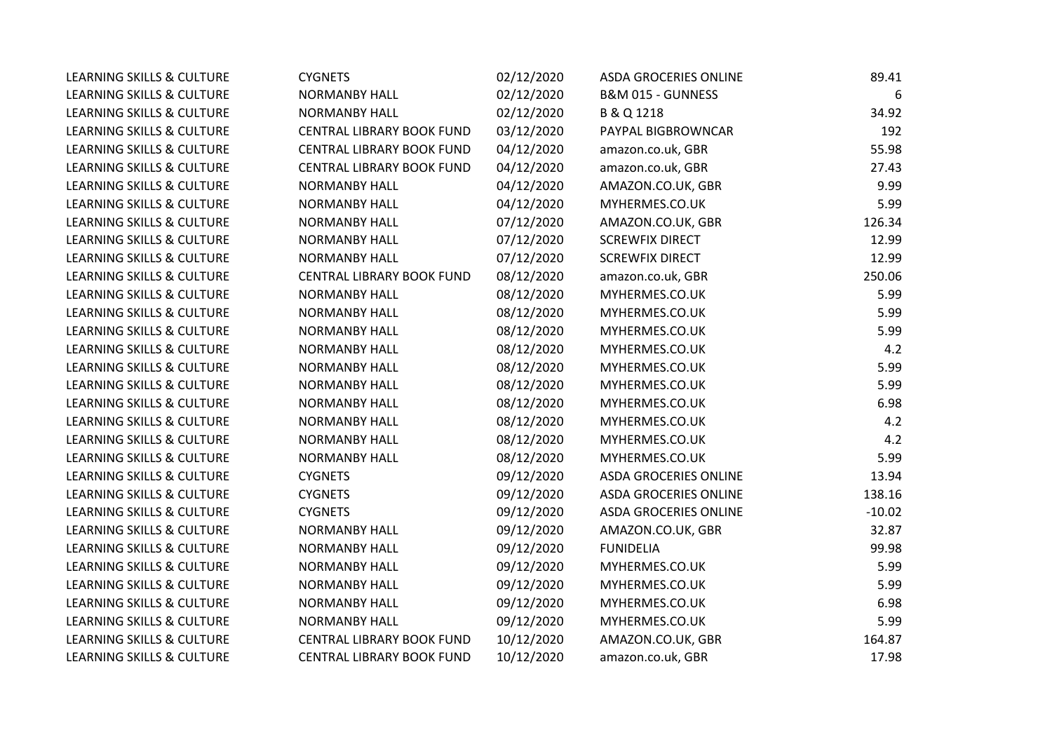| | | | | |
|---|---|---|---|---|
| LEARNING SKILLS & CULTURE | CYGNETS | 02/12/2020 | ASDA GROCERIES ONLINE | 89.41 |
| LEARNING SKILLS & CULTURE | NORMANBY HALL | 02/12/2020 | B&M 015 - GUNNESS | 6 |
| LEARNING SKILLS & CULTURE | NORMANBY HALL | 02/12/2020 | B & Q 1218 | 34.92 |
| LEARNING SKILLS & CULTURE | CENTRAL LIBRARY BOOK FUND | 03/12/2020 | PAYPAL BIGBROWNCAR | 192 |
| LEARNING SKILLS & CULTURE | CENTRAL LIBRARY BOOK FUND | 04/12/2020 | amazon.co.uk, GBR | 55.98 |
| LEARNING SKILLS & CULTURE | CENTRAL LIBRARY BOOK FUND | 04/12/2020 | amazon.co.uk, GBR | 27.43 |
| LEARNING SKILLS & CULTURE | NORMANBY HALL | 04/12/2020 | AMAZON.CO.UK, GBR | 9.99 |
| LEARNING SKILLS & CULTURE | NORMANBY HALL | 04/12/2020 | MYHERMES.CO.UK | 5.99 |
| LEARNING SKILLS & CULTURE | NORMANBY HALL | 07/12/2020 | AMAZON.CO.UK, GBR | 126.34 |
| LEARNING SKILLS & CULTURE | NORMANBY HALL | 07/12/2020 | SCREWFIX DIRECT | 12.99 |
| LEARNING SKILLS & CULTURE | NORMANBY HALL | 07/12/2020 | SCREWFIX DIRECT | 12.99 |
| LEARNING SKILLS & CULTURE | CENTRAL LIBRARY BOOK FUND | 08/12/2020 | amazon.co.uk, GBR | 250.06 |
| LEARNING SKILLS & CULTURE | NORMANBY HALL | 08/12/2020 | MYHERMES.CO.UK | 5.99 |
| LEARNING SKILLS & CULTURE | NORMANBY HALL | 08/12/2020 | MYHERMES.CO.UK | 5.99 |
| LEARNING SKILLS & CULTURE | NORMANBY HALL | 08/12/2020 | MYHERMES.CO.UK | 5.99 |
| LEARNING SKILLS & CULTURE | NORMANBY HALL | 08/12/2020 | MYHERMES.CO.UK | 4.2 |
| LEARNING SKILLS & CULTURE | NORMANBY HALL | 08/12/2020 | MYHERMES.CO.UK | 5.99 |
| LEARNING SKILLS & CULTURE | NORMANBY HALL | 08/12/2020 | MYHERMES.CO.UK | 5.99 |
| LEARNING SKILLS & CULTURE | NORMANBY HALL | 08/12/2020 | MYHERMES.CO.UK | 6.98 |
| LEARNING SKILLS & CULTURE | NORMANBY HALL | 08/12/2020 | MYHERMES.CO.UK | 4.2 |
| LEARNING SKILLS & CULTURE | NORMANBY HALL | 08/12/2020 | MYHERMES.CO.UK | 4.2 |
| LEARNING SKILLS & CULTURE | NORMANBY HALL | 08/12/2020 | MYHERMES.CO.UK | 5.99 |
| LEARNING SKILLS & CULTURE | CYGNETS | 09/12/2020 | ASDA GROCERIES ONLINE | 13.94 |
| LEARNING SKILLS & CULTURE | CYGNETS | 09/12/2020 | ASDA GROCERIES ONLINE | 138.16 |
| LEARNING SKILLS & CULTURE | CYGNETS | 09/12/2020 | ASDA GROCERIES ONLINE | -10.02 |
| LEARNING SKILLS & CULTURE | NORMANBY HALL | 09/12/2020 | AMAZON.CO.UK, GBR | 32.87 |
| LEARNING SKILLS & CULTURE | NORMANBY HALL | 09/12/2020 | FUNIDELIA | 99.98 |
| LEARNING SKILLS & CULTURE | NORMANBY HALL | 09/12/2020 | MYHERMES.CO.UK | 5.99 |
| LEARNING SKILLS & CULTURE | NORMANBY HALL | 09/12/2020 | MYHERMES.CO.UK | 5.99 |
| LEARNING SKILLS & CULTURE | NORMANBY HALL | 09/12/2020 | MYHERMES.CO.UK | 6.98 |
| LEARNING SKILLS & CULTURE | NORMANBY HALL | 09/12/2020 | MYHERMES.CO.UK | 5.99 |
| LEARNING SKILLS & CULTURE | CENTRAL LIBRARY BOOK FUND | 10/12/2020 | AMAZON.CO.UK, GBR | 164.87 |
| LEARNING SKILLS & CULTURE | CENTRAL LIBRARY BOOK FUND | 10/12/2020 | amazon.co.uk, GBR | 17.98 |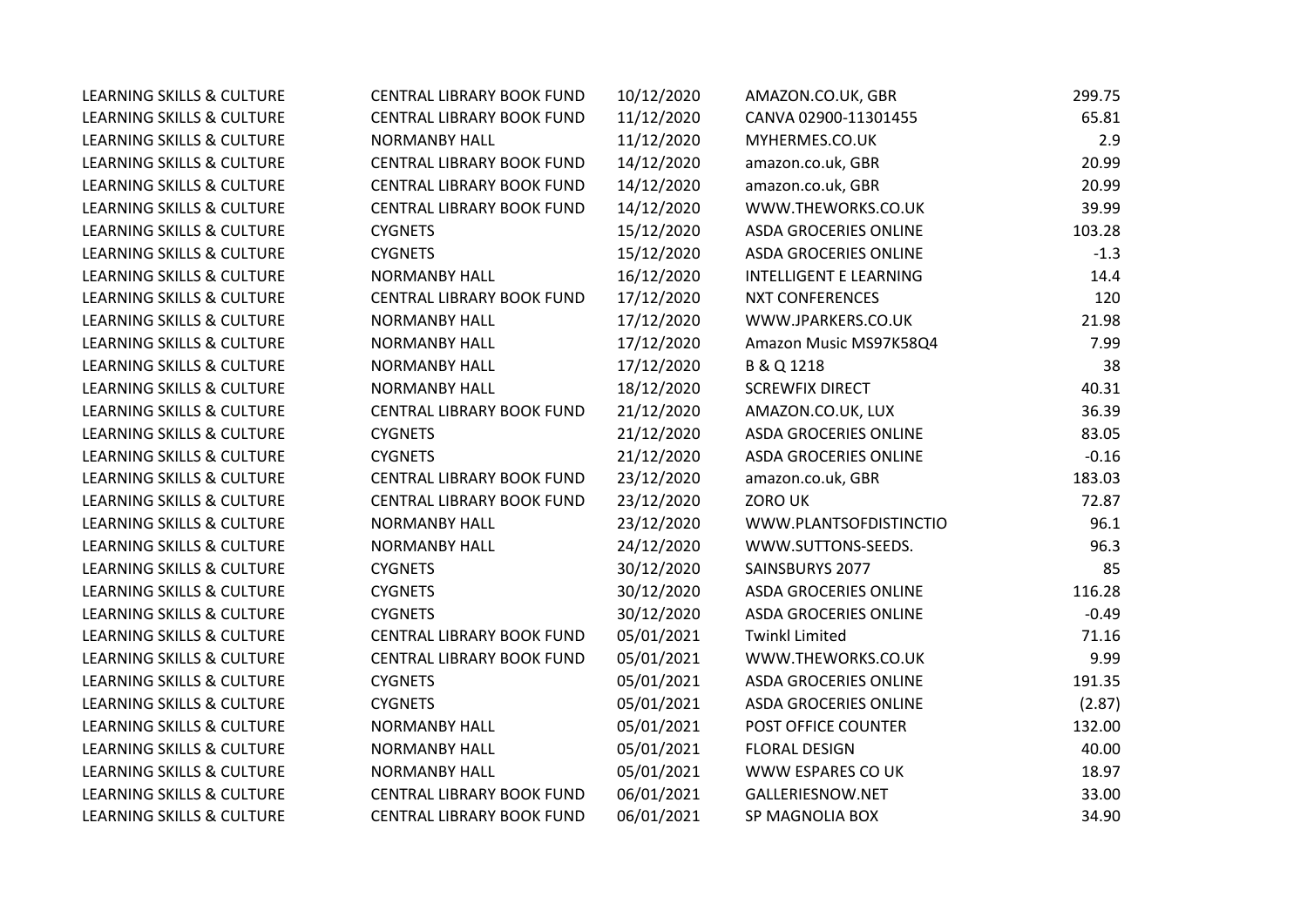| | | | | |
|---|---|---|---|---|
| LEARNING SKILLS & CULTURE | CENTRAL LIBRARY BOOK FUND | 10/12/2020 | AMAZON.CO.UK, GBR | 299.75 |
| LEARNING SKILLS & CULTURE | CENTRAL LIBRARY BOOK FUND | 11/12/2020 | CANVA 02900-11301455 | 65.81 |
| LEARNING SKILLS & CULTURE | NORMANBY HALL | 11/12/2020 | MYHERMES.CO.UK | 2.9 |
| LEARNING SKILLS & CULTURE | CENTRAL LIBRARY BOOK FUND | 14/12/2020 | amazon.co.uk, GBR | 20.99 |
| LEARNING SKILLS & CULTURE | CENTRAL LIBRARY BOOK FUND | 14/12/2020 | amazon.co.uk, GBR | 20.99 |
| LEARNING SKILLS & CULTURE | CENTRAL LIBRARY BOOK FUND | 14/12/2020 | WWW.THEWORKS.CO.UK | 39.99 |
| LEARNING SKILLS & CULTURE | CYGNETS | 15/12/2020 | ASDA GROCERIES ONLINE | 103.28 |
| LEARNING SKILLS & CULTURE | CYGNETS | 15/12/2020 | ASDA GROCERIES ONLINE | -1.3 |
| LEARNING SKILLS & CULTURE | NORMANBY HALL | 16/12/2020 | INTELLIGENT E LEARNING | 14.4 |
| LEARNING SKILLS & CULTURE | CENTRAL LIBRARY BOOK FUND | 17/12/2020 | NXT CONFERENCES | 120 |
| LEARNING SKILLS & CULTURE | NORMANBY HALL | 17/12/2020 | WWW.JPARKERS.CO.UK | 21.98 |
| LEARNING SKILLS & CULTURE | NORMANBY HALL | 17/12/2020 | Amazon Music MS97K58Q4 | 7.99 |
| LEARNING SKILLS & CULTURE | NORMANBY HALL | 17/12/2020 | B & Q 1218 | 38 |
| LEARNING SKILLS & CULTURE | NORMANBY HALL | 18/12/2020 | SCREWFIX DIRECT | 40.31 |
| LEARNING SKILLS & CULTURE | CENTRAL LIBRARY BOOK FUND | 21/12/2020 | AMAZON.CO.UK, LUX | 36.39 |
| LEARNING SKILLS & CULTURE | CYGNETS | 21/12/2020 | ASDA GROCERIES ONLINE | 83.05 |
| LEARNING SKILLS & CULTURE | CYGNETS | 21/12/2020 | ASDA GROCERIES ONLINE | -0.16 |
| LEARNING SKILLS & CULTURE | CENTRAL LIBRARY BOOK FUND | 23/12/2020 | amazon.co.uk, GBR | 183.03 |
| LEARNING SKILLS & CULTURE | CENTRAL LIBRARY BOOK FUND | 23/12/2020 | ZORO UK | 72.87 |
| LEARNING SKILLS & CULTURE | NORMANBY HALL | 23/12/2020 | WWW.PLANTSOFDISTINCTIO | 96.1 |
| LEARNING SKILLS & CULTURE | NORMANBY HALL | 24/12/2020 | WWW.SUTTONS-SEEDS. | 96.3 |
| LEARNING SKILLS & CULTURE | CYGNETS | 30/12/2020 | SAINSBURYS 2077 | 85 |
| LEARNING SKILLS & CULTURE | CYGNETS | 30/12/2020 | ASDA GROCERIES ONLINE | 116.28 |
| LEARNING SKILLS & CULTURE | CYGNETS | 30/12/2020 | ASDA GROCERIES ONLINE | -0.49 |
| LEARNING SKILLS & CULTURE | CENTRAL LIBRARY BOOK FUND | 05/01/2021 | Twinkl Limited | 71.16 |
| LEARNING SKILLS & CULTURE | CENTRAL LIBRARY BOOK FUND | 05/01/2021 | WWW.THEWORKS.CO.UK | 9.99 |
| LEARNING SKILLS & CULTURE | CYGNETS | 05/01/2021 | ASDA GROCERIES ONLINE | 191.35 |
| LEARNING SKILLS & CULTURE | CYGNETS | 05/01/2021 | ASDA GROCERIES ONLINE | (2.87) |
| LEARNING SKILLS & CULTURE | NORMANBY HALL | 05/01/2021 | POST OFFICE COUNTER | 132.00 |
| LEARNING SKILLS & CULTURE | NORMANBY HALL | 05/01/2021 | FLORAL DESIGN | 40.00 |
| LEARNING SKILLS & CULTURE | NORMANBY HALL | 05/01/2021 | WWW ESPARES CO UK | 18.97 |
| LEARNING SKILLS & CULTURE | CENTRAL LIBRARY BOOK FUND | 06/01/2021 | GALLERIESNOW.NET | 33.00 |
| LEARNING SKILLS & CULTURE | CENTRAL LIBRARY BOOK FUND | 06/01/2021 | SP MAGNOLIA BOX | 34.90 |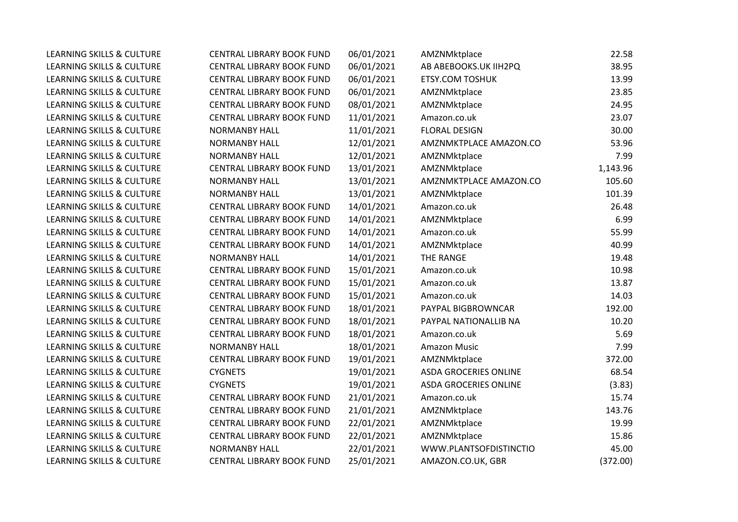| | | | | |
|---|---|---|---|---|
| LEARNING SKILLS & CULTURE | CENTRAL LIBRARY BOOK FUND | 06/01/2021 | AMZNMktplace | 22.58 |
| LEARNING SKILLS & CULTURE | CENTRAL LIBRARY BOOK FUND | 06/01/2021 | AB ABEBOOKS.UK IIH2PQ | 38.95 |
| LEARNING SKILLS & CULTURE | CENTRAL LIBRARY BOOK FUND | 06/01/2021 | ETSY.COM TOSHUK | 13.99 |
| LEARNING SKILLS & CULTURE | CENTRAL LIBRARY BOOK FUND | 06/01/2021 | AMZNMktplace | 23.85 |
| LEARNING SKILLS & CULTURE | CENTRAL LIBRARY BOOK FUND | 08/01/2021 | AMZNMktplace | 24.95 |
| LEARNING SKILLS & CULTURE | CENTRAL LIBRARY BOOK FUND | 11/01/2021 | Amazon.co.uk | 23.07 |
| LEARNING SKILLS & CULTURE | NORMANBY HALL | 11/01/2021 | FLORAL DESIGN | 30.00 |
| LEARNING SKILLS & CULTURE | NORMANBY HALL | 12/01/2021 | AMZNMKTPLACE AMAZON.CO | 53.96 |
| LEARNING SKILLS & CULTURE | NORMANBY HALL | 12/01/2021 | AMZNMktplace | 7.99 |
| LEARNING SKILLS & CULTURE | CENTRAL LIBRARY BOOK FUND | 13/01/2021 | AMZNMktplace | 1,143.96 |
| LEARNING SKILLS & CULTURE | NORMANBY HALL | 13/01/2021 | AMZNMKTPLACE AMAZON.CO | 105.60 |
| LEARNING SKILLS & CULTURE | NORMANBY HALL | 13/01/2021 | AMZNMktplace | 101.39 |
| LEARNING SKILLS & CULTURE | CENTRAL LIBRARY BOOK FUND | 14/01/2021 | Amazon.co.uk | 26.48 |
| LEARNING SKILLS & CULTURE | CENTRAL LIBRARY BOOK FUND | 14/01/2021 | AMZNMktplace | 6.99 |
| LEARNING SKILLS & CULTURE | CENTRAL LIBRARY BOOK FUND | 14/01/2021 | Amazon.co.uk | 55.99 |
| LEARNING SKILLS & CULTURE | CENTRAL LIBRARY BOOK FUND | 14/01/2021 | AMZNMktplace | 40.99 |
| LEARNING SKILLS & CULTURE | NORMANBY HALL | 14/01/2021 | THE RANGE | 19.48 |
| LEARNING SKILLS & CULTURE | CENTRAL LIBRARY BOOK FUND | 15/01/2021 | Amazon.co.uk | 10.98 |
| LEARNING SKILLS & CULTURE | CENTRAL LIBRARY BOOK FUND | 15/01/2021 | Amazon.co.uk | 13.87 |
| LEARNING SKILLS & CULTURE | CENTRAL LIBRARY BOOK FUND | 15/01/2021 | Amazon.co.uk | 14.03 |
| LEARNING SKILLS & CULTURE | CENTRAL LIBRARY BOOK FUND | 18/01/2021 | PAYPAL BIGBROWNCAR | 192.00 |
| LEARNING SKILLS & CULTURE | CENTRAL LIBRARY BOOK FUND | 18/01/2021 | PAYPAL NATIONALLIB NA | 10.20 |
| LEARNING SKILLS & CULTURE | CENTRAL LIBRARY BOOK FUND | 18/01/2021 | Amazon.co.uk | 5.69 |
| LEARNING SKILLS & CULTURE | NORMANBY HALL | 18/01/2021 | Amazon Music | 7.99 |
| LEARNING SKILLS & CULTURE | CENTRAL LIBRARY BOOK FUND | 19/01/2021 | AMZNMktplace | 372.00 |
| LEARNING SKILLS & CULTURE | CYGNETS | 19/01/2021 | ASDA GROCERIES ONLINE | 68.54 |
| LEARNING SKILLS & CULTURE | CYGNETS | 19/01/2021 | ASDA GROCERIES ONLINE | (3.83) |
| LEARNING SKILLS & CULTURE | CENTRAL LIBRARY BOOK FUND | 21/01/2021 | Amazon.co.uk | 15.74 |
| LEARNING SKILLS & CULTURE | CENTRAL LIBRARY BOOK FUND | 21/01/2021 | AMZNMktplace | 143.76 |
| LEARNING SKILLS & CULTURE | CENTRAL LIBRARY BOOK FUND | 22/01/2021 | AMZNMktplace | 19.99 |
| LEARNING SKILLS & CULTURE | CENTRAL LIBRARY BOOK FUND | 22/01/2021 | AMZNMktplace | 15.86 |
| LEARNING SKILLS & CULTURE | NORMANBY HALL | 22/01/2021 | WWW.PLANTSOFDISTINCTIO | 45.00 |
| LEARNING SKILLS & CULTURE | CENTRAL LIBRARY BOOK FUND | 25/01/2021 | AMAZON.CO.UK, GBR | (372.00) |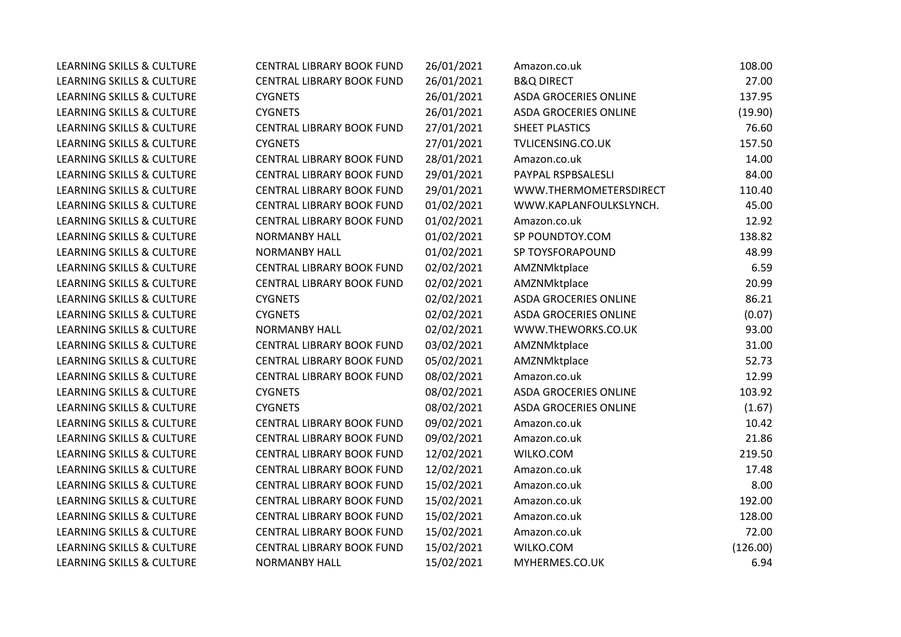| | | | | |
|---|---|---|---|---|
| LEARNING SKILLS & CULTURE | CENTRAL LIBRARY BOOK FUND | 26/01/2021 | Amazon.co.uk | 108.00 |
| LEARNING SKILLS & CULTURE | CENTRAL LIBRARY BOOK FUND | 26/01/2021 | B&Q DIRECT | 27.00 |
| LEARNING SKILLS & CULTURE | CYGNETS | 26/01/2021 | ASDA GROCERIES ONLINE | 137.95 |
| LEARNING SKILLS & CULTURE | CYGNETS | 26/01/2021 | ASDA GROCERIES ONLINE | (19.90) |
| LEARNING SKILLS & CULTURE | CENTRAL LIBRARY BOOK FUND | 27/01/2021 | SHEET PLASTICS | 76.60 |
| LEARNING SKILLS & CULTURE | CYGNETS | 27/01/2021 | TVLICENSING.CO.UK | 157.50 |
| LEARNING SKILLS & CULTURE | CENTRAL LIBRARY BOOK FUND | 28/01/2021 | Amazon.co.uk | 14.00 |
| LEARNING SKILLS & CULTURE | CENTRAL LIBRARY BOOK FUND | 29/01/2021 | PAYPAL RSPBSALESLI | 84.00 |
| LEARNING SKILLS & CULTURE | CENTRAL LIBRARY BOOK FUND | 29/01/2021 | WWW.THERMOMETERSDIRECT | 110.40 |
| LEARNING SKILLS & CULTURE | CENTRAL LIBRARY BOOK FUND | 01/02/2021 | WWW.KAPLANFOULKSLYNCH. | 45.00 |
| LEARNING SKILLS & CULTURE | CENTRAL LIBRARY BOOK FUND | 01/02/2021 | Amazon.co.uk | 12.92 |
| LEARNING SKILLS & CULTURE | NORMANBY HALL | 01/02/2021 | SP POUNDTOY.COM | 138.82 |
| LEARNING SKILLS & CULTURE | NORMANBY HALL | 01/02/2021 | SP TOYSFORAPOUND | 48.99 |
| LEARNING SKILLS & CULTURE | CENTRAL LIBRARY BOOK FUND | 02/02/2021 | AMZNMktplace | 6.59 |
| LEARNING SKILLS & CULTURE | CENTRAL LIBRARY BOOK FUND | 02/02/2021 | AMZNMktplace | 20.99 |
| LEARNING SKILLS & CULTURE | CYGNETS | 02/02/2021 | ASDA GROCERIES ONLINE | 86.21 |
| LEARNING SKILLS & CULTURE | CYGNETS | 02/02/2021 | ASDA GROCERIES ONLINE | (0.07) |
| LEARNING SKILLS & CULTURE | NORMANBY HALL | 02/02/2021 | WWW.THEWORKS.CO.UK | 93.00 |
| LEARNING SKILLS & CULTURE | CENTRAL LIBRARY BOOK FUND | 03/02/2021 | AMZNMktplace | 31.00 |
| LEARNING SKILLS & CULTURE | CENTRAL LIBRARY BOOK FUND | 05/02/2021 | AMZNMktplace | 52.73 |
| LEARNING SKILLS & CULTURE | CENTRAL LIBRARY BOOK FUND | 08/02/2021 | Amazon.co.uk | 12.99 |
| LEARNING SKILLS & CULTURE | CYGNETS | 08/02/2021 | ASDA GROCERIES ONLINE | 103.92 |
| LEARNING SKILLS & CULTURE | CYGNETS | 08/02/2021 | ASDA GROCERIES ONLINE | (1.67) |
| LEARNING SKILLS & CULTURE | CENTRAL LIBRARY BOOK FUND | 09/02/2021 | Amazon.co.uk | 10.42 |
| LEARNING SKILLS & CULTURE | CENTRAL LIBRARY BOOK FUND | 09/02/2021 | Amazon.co.uk | 21.86 |
| LEARNING SKILLS & CULTURE | CENTRAL LIBRARY BOOK FUND | 12/02/2021 | WILKO.COM | 219.50 |
| LEARNING SKILLS & CULTURE | CENTRAL LIBRARY BOOK FUND | 12/02/2021 | Amazon.co.uk | 17.48 |
| LEARNING SKILLS & CULTURE | CENTRAL LIBRARY BOOK FUND | 15/02/2021 | Amazon.co.uk | 8.00 |
| LEARNING SKILLS & CULTURE | CENTRAL LIBRARY BOOK FUND | 15/02/2021 | Amazon.co.uk | 192.00 |
| LEARNING SKILLS & CULTURE | CENTRAL LIBRARY BOOK FUND | 15/02/2021 | Amazon.co.uk | 128.00 |
| LEARNING SKILLS & CULTURE | CENTRAL LIBRARY BOOK FUND | 15/02/2021 | Amazon.co.uk | 72.00 |
| LEARNING SKILLS & CULTURE | CENTRAL LIBRARY BOOK FUND | 15/02/2021 | WILKO.COM | (126.00) |
| LEARNING SKILLS & CULTURE | NORMANBY HALL | 15/02/2021 | MYHERMES.CO.UK | 6.94 |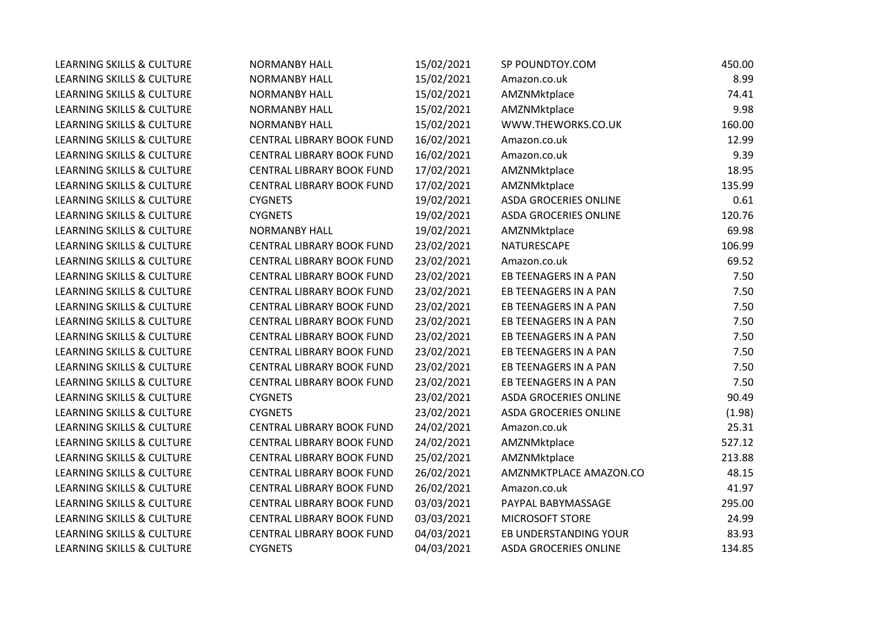| | | | | |
|---|---|---|---|---|
| LEARNING SKILLS & CULTURE | NORMANBY HALL | 15/02/2021 | SP POUNDTOY.COM | 450.00 |
| LEARNING SKILLS & CULTURE | NORMANBY HALL | 15/02/2021 | Amazon.co.uk | 8.99 |
| LEARNING SKILLS & CULTURE | NORMANBY HALL | 15/02/2021 | AMZNMktplace | 74.41 |
| LEARNING SKILLS & CULTURE | NORMANBY HALL | 15/02/2021 | AMZNMktplace | 9.98 |
| LEARNING SKILLS & CULTURE | NORMANBY HALL | 15/02/2021 | WWW.THEWORKS.CO.UK | 160.00 |
| LEARNING SKILLS & CULTURE | CENTRAL LIBRARY BOOK FUND | 16/02/2021 | Amazon.co.uk | 12.99 |
| LEARNING SKILLS & CULTURE | CENTRAL LIBRARY BOOK FUND | 16/02/2021 | Amazon.co.uk | 9.39 |
| LEARNING SKILLS & CULTURE | CENTRAL LIBRARY BOOK FUND | 17/02/2021 | AMZNMktplace | 18.95 |
| LEARNING SKILLS & CULTURE | CENTRAL LIBRARY BOOK FUND | 17/02/2021 | AMZNMktplace | 135.99 |
| LEARNING SKILLS & CULTURE | CYGNETS | 19/02/2021 | ASDA GROCERIES ONLINE | 0.61 |
| LEARNING SKILLS & CULTURE | CYGNETS | 19/02/2021 | ASDA GROCERIES ONLINE | 120.76 |
| LEARNING SKILLS & CULTURE | NORMANBY HALL | 19/02/2021 | AMZNMktplace | 69.98 |
| LEARNING SKILLS & CULTURE | CENTRAL LIBRARY BOOK FUND | 23/02/2021 | NATURESCAPE | 106.99 |
| LEARNING SKILLS & CULTURE | CENTRAL LIBRARY BOOK FUND | 23/02/2021 | Amazon.co.uk | 69.52 |
| LEARNING SKILLS & CULTURE | CENTRAL LIBRARY BOOK FUND | 23/02/2021 | EB TEENAGERS IN A PAN | 7.50 |
| LEARNING SKILLS & CULTURE | CENTRAL LIBRARY BOOK FUND | 23/02/2021 | EB TEENAGERS IN A PAN | 7.50 |
| LEARNING SKILLS & CULTURE | CENTRAL LIBRARY BOOK FUND | 23/02/2021 | EB TEENAGERS IN A PAN | 7.50 |
| LEARNING SKILLS & CULTURE | CENTRAL LIBRARY BOOK FUND | 23/02/2021 | EB TEENAGERS IN A PAN | 7.50 |
| LEARNING SKILLS & CULTURE | CENTRAL LIBRARY BOOK FUND | 23/02/2021 | EB TEENAGERS IN A PAN | 7.50 |
| LEARNING SKILLS & CULTURE | CENTRAL LIBRARY BOOK FUND | 23/02/2021 | EB TEENAGERS IN A PAN | 7.50 |
| LEARNING SKILLS & CULTURE | CENTRAL LIBRARY BOOK FUND | 23/02/2021 | EB TEENAGERS IN A PAN | 7.50 |
| LEARNING SKILLS & CULTURE | CENTRAL LIBRARY BOOK FUND | 23/02/2021 | EB TEENAGERS IN A PAN | 7.50 |
| LEARNING SKILLS & CULTURE | CYGNETS | 23/02/2021 | ASDA GROCERIES ONLINE | 90.49 |
| LEARNING SKILLS & CULTURE | CYGNETS | 23/02/2021 | ASDA GROCERIES ONLINE | (1.98) |
| LEARNING SKILLS & CULTURE | CENTRAL LIBRARY BOOK FUND | 24/02/2021 | Amazon.co.uk | 25.31 |
| LEARNING SKILLS & CULTURE | CENTRAL LIBRARY BOOK FUND | 24/02/2021 | AMZNMktplace | 527.12 |
| LEARNING SKILLS & CULTURE | CENTRAL LIBRARY BOOK FUND | 25/02/2021 | AMZNMktplace | 213.88 |
| LEARNING SKILLS & CULTURE | CENTRAL LIBRARY BOOK FUND | 26/02/2021 | AMZNMKTPLACE AMAZON.CO | 48.15 |
| LEARNING SKILLS & CULTURE | CENTRAL LIBRARY BOOK FUND | 26/02/2021 | Amazon.co.uk | 41.97 |
| LEARNING SKILLS & CULTURE | CENTRAL LIBRARY BOOK FUND | 03/03/2021 | PAYPAL BABYMASSAGE | 295.00 |
| LEARNING SKILLS & CULTURE | CENTRAL LIBRARY BOOK FUND | 03/03/2021 | MICROSOFT STORE | 24.99 |
| LEARNING SKILLS & CULTURE | CENTRAL LIBRARY BOOK FUND | 04/03/2021 | EB UNDERSTANDING YOUR | 83.93 |
| LEARNING SKILLS & CULTURE | CYGNETS | 04/03/2021 | ASDA GROCERIES ONLINE | 134.85 |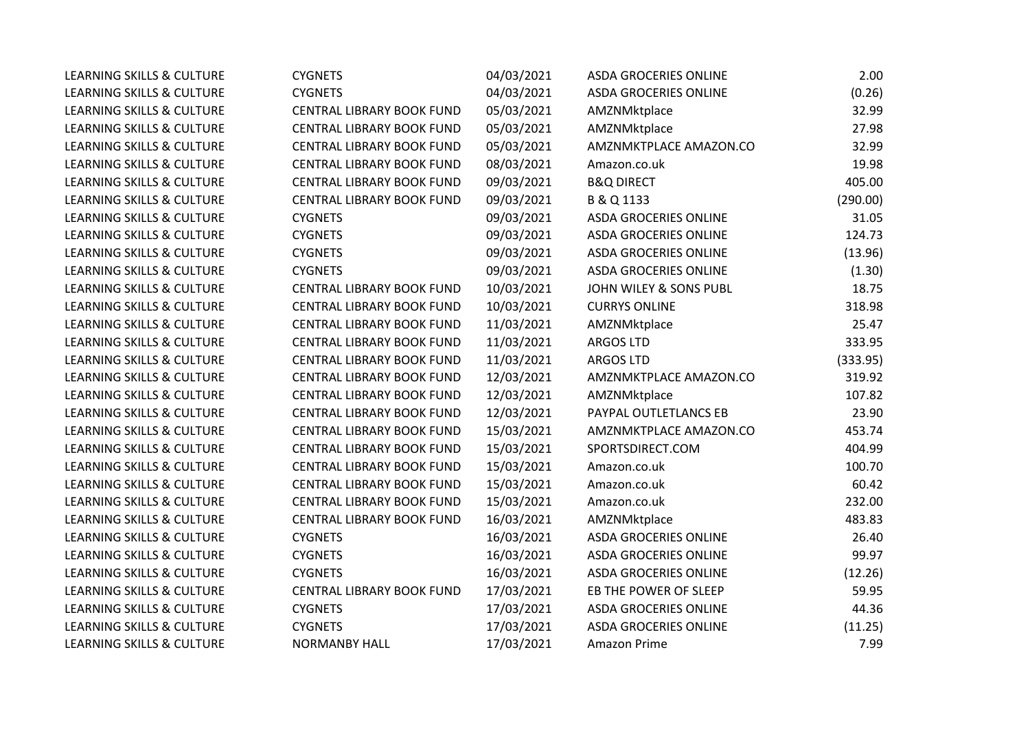| | | | | |
|---|---|---|---|---|
| LEARNING SKILLS & CULTURE | CYGNETS | 04/03/2021 | ASDA GROCERIES ONLINE | 2.00 |
| LEARNING SKILLS & CULTURE | CYGNETS | 04/03/2021 | ASDA GROCERIES ONLINE | (0.26) |
| LEARNING SKILLS & CULTURE | CENTRAL LIBRARY BOOK FUND | 05/03/2021 | AMZNMktplace | 32.99 |
| LEARNING SKILLS & CULTURE | CENTRAL LIBRARY BOOK FUND | 05/03/2021 | AMZNMktplace | 27.98 |
| LEARNING SKILLS & CULTURE | CENTRAL LIBRARY BOOK FUND | 05/03/2021 | AMZNMKTPLACE AMAZON.CO | 32.99 |
| LEARNING SKILLS & CULTURE | CENTRAL LIBRARY BOOK FUND | 08/03/2021 | Amazon.co.uk | 19.98 |
| LEARNING SKILLS & CULTURE | CENTRAL LIBRARY BOOK FUND | 09/03/2021 | B&Q DIRECT | 405.00 |
| LEARNING SKILLS & CULTURE | CENTRAL LIBRARY BOOK FUND | 09/03/2021 | B & Q 1133 | (290.00) |
| LEARNING SKILLS & CULTURE | CYGNETS | 09/03/2021 | ASDA GROCERIES ONLINE | 31.05 |
| LEARNING SKILLS & CULTURE | CYGNETS | 09/03/2021 | ASDA GROCERIES ONLINE | 124.73 |
| LEARNING SKILLS & CULTURE | CYGNETS | 09/03/2021 | ASDA GROCERIES ONLINE | (13.96) |
| LEARNING SKILLS & CULTURE | CYGNETS | 09/03/2021 | ASDA GROCERIES ONLINE | (1.30) |
| LEARNING SKILLS & CULTURE | CENTRAL LIBRARY BOOK FUND | 10/03/2021 | JOHN WILEY & SONS PUBL | 18.75 |
| LEARNING SKILLS & CULTURE | CENTRAL LIBRARY BOOK FUND | 10/03/2021 | CURRYS ONLINE | 318.98 |
| LEARNING SKILLS & CULTURE | CENTRAL LIBRARY BOOK FUND | 11/03/2021 | AMZNMktplace | 25.47 |
| LEARNING SKILLS & CULTURE | CENTRAL LIBRARY BOOK FUND | 11/03/2021 | ARGOS LTD | 333.95 |
| LEARNING SKILLS & CULTURE | CENTRAL LIBRARY BOOK FUND | 11/03/2021 | ARGOS LTD | (333.95) |
| LEARNING SKILLS & CULTURE | CENTRAL LIBRARY BOOK FUND | 12/03/2021 | AMZNMKTPLACE AMAZON.CO | 319.92 |
| LEARNING SKILLS & CULTURE | CENTRAL LIBRARY BOOK FUND | 12/03/2021 | AMZNMktplace | 107.82 |
| LEARNING SKILLS & CULTURE | CENTRAL LIBRARY BOOK FUND | 12/03/2021 | PAYPAL OUTLETLANCS EB | 23.90 |
| LEARNING SKILLS & CULTURE | CENTRAL LIBRARY BOOK FUND | 15/03/2021 | AMZNMKTPLACE AMAZON.CO | 453.74 |
| LEARNING SKILLS & CULTURE | CENTRAL LIBRARY BOOK FUND | 15/03/2021 | SPORTSDIRECT.COM | 404.99 |
| LEARNING SKILLS & CULTURE | CENTRAL LIBRARY BOOK FUND | 15/03/2021 | Amazon.co.uk | 100.70 |
| LEARNING SKILLS & CULTURE | CENTRAL LIBRARY BOOK FUND | 15/03/2021 | Amazon.co.uk | 60.42 |
| LEARNING SKILLS & CULTURE | CENTRAL LIBRARY BOOK FUND | 15/03/2021 | Amazon.co.uk | 232.00 |
| LEARNING SKILLS & CULTURE | CENTRAL LIBRARY BOOK FUND | 16/03/2021 | AMZNMktplace | 483.83 |
| LEARNING SKILLS & CULTURE | CYGNETS | 16/03/2021 | ASDA GROCERIES ONLINE | 26.40 |
| LEARNING SKILLS & CULTURE | CYGNETS | 16/03/2021 | ASDA GROCERIES ONLINE | 99.97 |
| LEARNING SKILLS & CULTURE | CYGNETS | 16/03/2021 | ASDA GROCERIES ONLINE | (12.26) |
| LEARNING SKILLS & CULTURE | CENTRAL LIBRARY BOOK FUND | 17/03/2021 | EB THE POWER OF SLEEP | 59.95 |
| LEARNING SKILLS & CULTURE | CYGNETS | 17/03/2021 | ASDA GROCERIES ONLINE | 44.36 |
| LEARNING SKILLS & CULTURE | CYGNETS | 17/03/2021 | ASDA GROCERIES ONLINE | (11.25) |
| LEARNING SKILLS & CULTURE | NORMANBY HALL | 17/03/2021 | Amazon Prime | 7.99 |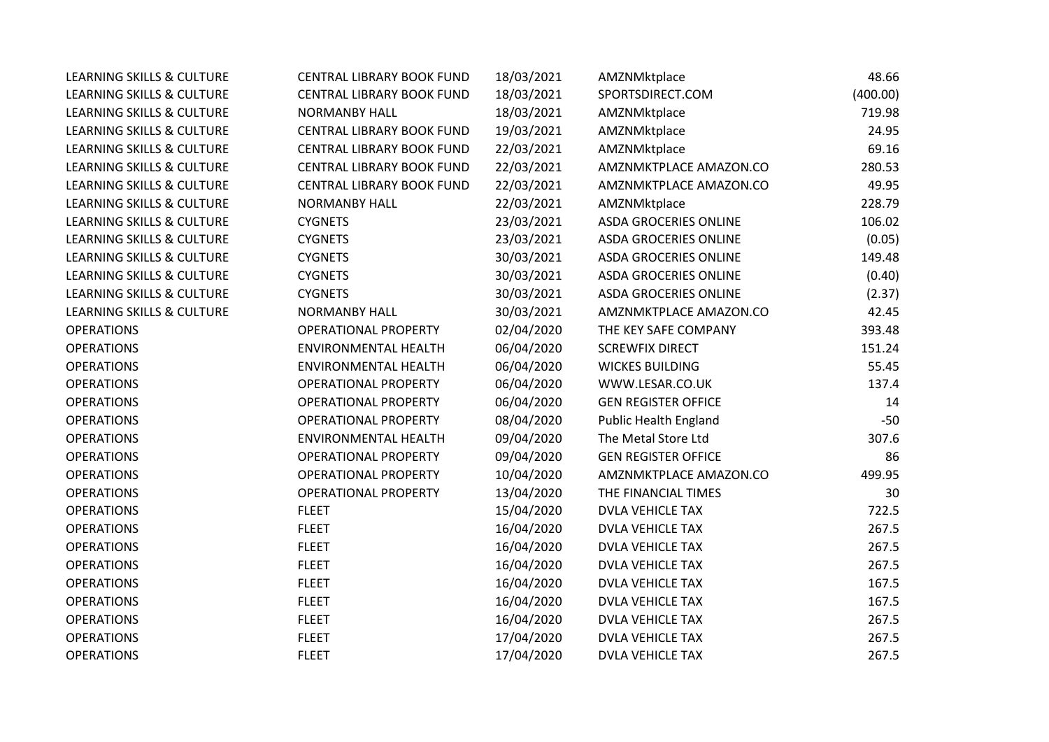| | | | | |
|---|---|---|---|---|
| LEARNING SKILLS & CULTURE | CENTRAL LIBRARY BOOK FUND | 18/03/2021 | AMZNMktplace | 48.66 |
| LEARNING SKILLS & CULTURE | CENTRAL LIBRARY BOOK FUND | 18/03/2021 | SPORTSDIRECT.COM | (400.00) |
| LEARNING SKILLS & CULTURE | NORMANBY HALL | 18/03/2021 | AMZNMktplace | 719.98 |
| LEARNING SKILLS & CULTURE | CENTRAL LIBRARY BOOK FUND | 19/03/2021 | AMZNMktplace | 24.95 |
| LEARNING SKILLS & CULTURE | CENTRAL LIBRARY BOOK FUND | 22/03/2021 | AMZNMktplace | 69.16 |
| LEARNING SKILLS & CULTURE | CENTRAL LIBRARY BOOK FUND | 22/03/2021 | AMZNMKTPLACE AMAZON.CO | 280.53 |
| LEARNING SKILLS & CULTURE | CENTRAL LIBRARY BOOK FUND | 22/03/2021 | AMZNMKTPLACE AMAZON.CO | 49.95 |
| LEARNING SKILLS & CULTURE | NORMANBY HALL | 22/03/2021 | AMZNMktplace | 228.79 |
| LEARNING SKILLS & CULTURE | CYGNETS | 23/03/2021 | ASDA GROCERIES ONLINE | 106.02 |
| LEARNING SKILLS & CULTURE | CYGNETS | 23/03/2021 | ASDA GROCERIES ONLINE | (0.05) |
| LEARNING SKILLS & CULTURE | CYGNETS | 30/03/2021 | ASDA GROCERIES ONLINE | 149.48 |
| LEARNING SKILLS & CULTURE | CYGNETS | 30/03/2021 | ASDA GROCERIES ONLINE | (0.40) |
| LEARNING SKILLS & CULTURE | CYGNETS | 30/03/2021 | ASDA GROCERIES ONLINE | (2.37) |
| LEARNING SKILLS & CULTURE | NORMANBY HALL | 30/03/2021 | AMZNMKTPLACE AMAZON.CO | 42.45 |
| OPERATIONS | OPERATIONAL PROPERTY | 02/04/2020 | THE KEY SAFE COMPANY | 393.48 |
| OPERATIONS | ENVIRONMENTAL HEALTH | 06/04/2020 | SCREWFIX DIRECT | 151.24 |
| OPERATIONS | ENVIRONMENTAL HEALTH | 06/04/2020 | WICKES BUILDING | 55.45 |
| OPERATIONS | OPERATIONAL PROPERTY | 06/04/2020 | WWW.LESAR.CO.UK | 137.4 |
| OPERATIONS | OPERATIONAL PROPERTY | 06/04/2020 | GEN REGISTER OFFICE | 14 |
| OPERATIONS | OPERATIONAL PROPERTY | 08/04/2020 | Public Health England | -50 |
| OPERATIONS | ENVIRONMENTAL HEALTH | 09/04/2020 | The Metal Store Ltd | 307.6 |
| OPERATIONS | OPERATIONAL PROPERTY | 09/04/2020 | GEN REGISTER OFFICE | 86 |
| OPERATIONS | OPERATIONAL PROPERTY | 10/04/2020 | AMZNMKTPLACE AMAZON.CO | 499.95 |
| OPERATIONS | OPERATIONAL PROPERTY | 13/04/2020 | THE FINANCIAL TIMES | 30 |
| OPERATIONS | FLEET | 15/04/2020 | DVLA VEHICLE TAX | 722.5 |
| OPERATIONS | FLEET | 16/04/2020 | DVLA VEHICLE TAX | 267.5 |
| OPERATIONS | FLEET | 16/04/2020 | DVLA VEHICLE TAX | 267.5 |
| OPERATIONS | FLEET | 16/04/2020 | DVLA VEHICLE TAX | 267.5 |
| OPERATIONS | FLEET | 16/04/2020 | DVLA VEHICLE TAX | 167.5 |
| OPERATIONS | FLEET | 16/04/2020 | DVLA VEHICLE TAX | 167.5 |
| OPERATIONS | FLEET | 16/04/2020 | DVLA VEHICLE TAX | 267.5 |
| OPERATIONS | FLEET | 17/04/2020 | DVLA VEHICLE TAX | 267.5 |
| OPERATIONS | FLEET | 17/04/2020 | DVLA VEHICLE TAX | 267.5 |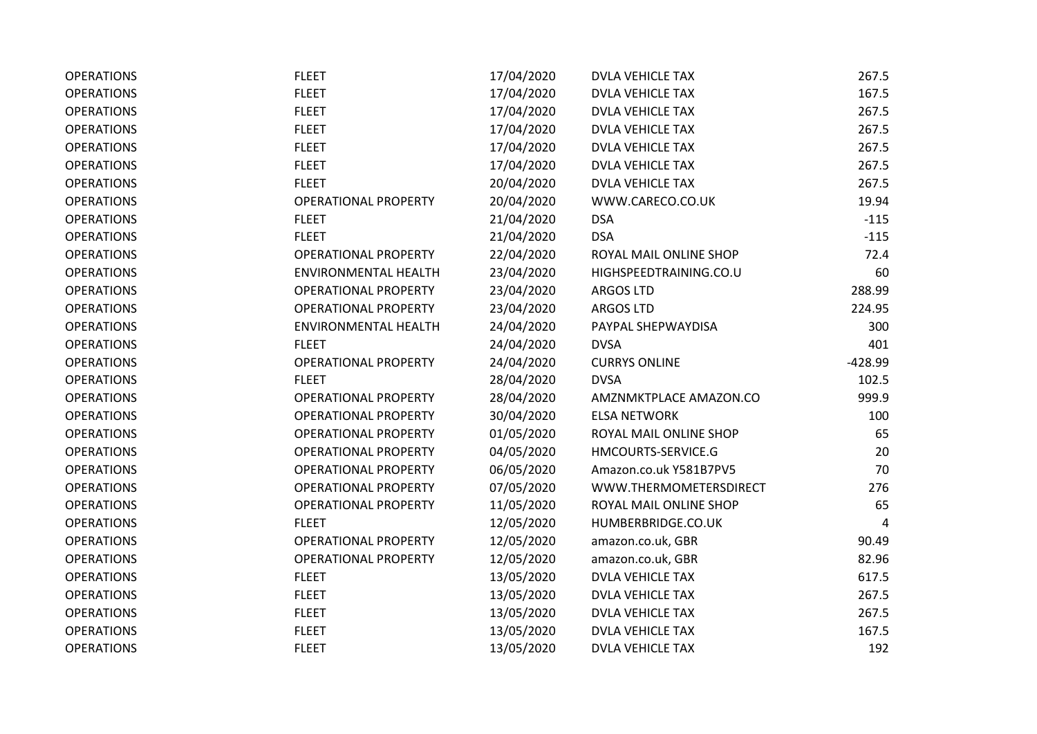| OPERATIONS | FLEET | 17/04/2020 | DVLA VEHICLE TAX | 267.5 |
|---|---|---|---|---|
| OPERATIONS | FLEET | 17/04/2020 | DVLA VEHICLE TAX | 167.5 |
| OPERATIONS | FLEET | 17/04/2020 | DVLA VEHICLE TAX | 267.5 |
| OPERATIONS | FLEET | 17/04/2020 | DVLA VEHICLE TAX | 267.5 |
| OPERATIONS | FLEET | 17/04/2020 | DVLA VEHICLE TAX | 267.5 |
| OPERATIONS | FLEET | 17/04/2020 | DVLA VEHICLE TAX | 267.5 |
| OPERATIONS | FLEET | 20/04/2020 | DVLA VEHICLE TAX | 267.5 |
| OPERATIONS | OPERATIONAL PROPERTY | 20/04/2020 | WWW.CARECO.CO.UK | 19.94 |
| OPERATIONS | FLEET | 21/04/2020 | DSA | -115 |
| OPERATIONS | FLEET | 21/04/2020 | DSA | -115 |
| OPERATIONS | OPERATIONAL PROPERTY | 22/04/2020 | ROYAL MAIL ONLINE SHOP | 72.4 |
| OPERATIONS | ENVIRONMENTAL HEALTH | 23/04/2020 | HIGHSPEEDTRAINING.CO.U | 60 |
| OPERATIONS | OPERATIONAL PROPERTY | 23/04/2020 | ARGOS LTD | 288.99 |
| OPERATIONS | OPERATIONAL PROPERTY | 23/04/2020 | ARGOS LTD | 224.95 |
| OPERATIONS | ENVIRONMENTAL HEALTH | 24/04/2020 | PAYPAL SHEPWAYDISA | 300 |
| OPERATIONS | FLEET | 24/04/2020 | DVSA | 401 |
| OPERATIONS | OPERATIONAL PROPERTY | 24/04/2020 | CURRYS ONLINE | -428.99 |
| OPERATIONS | FLEET | 28/04/2020 | DVSA | 102.5 |
| OPERATIONS | OPERATIONAL PROPERTY | 28/04/2020 | AMZNMKTPLACE AMAZON.CO | 999.9 |
| OPERATIONS | OPERATIONAL PROPERTY | 30/04/2020 | ELSA NETWORK | 100 |
| OPERATIONS | OPERATIONAL PROPERTY | 01/05/2020 | ROYAL MAIL ONLINE SHOP | 65 |
| OPERATIONS | OPERATIONAL PROPERTY | 04/05/2020 | HMCOURTS-SERVICE.G | 20 |
| OPERATIONS | OPERATIONAL PROPERTY | 06/05/2020 | Amazon.co.uk Y581B7PV5 | 70 |
| OPERATIONS | OPERATIONAL PROPERTY | 07/05/2020 | WWW.THERMOMETERSDIRECT | 276 |
| OPERATIONS | OPERATIONAL PROPERTY | 11/05/2020 | ROYAL MAIL ONLINE SHOP | 65 |
| OPERATIONS | FLEET | 12/05/2020 | HUMBERBRIDGE.CO.UK | 4 |
| OPERATIONS | OPERATIONAL PROPERTY | 12/05/2020 | amazon.co.uk, GBR | 90.49 |
| OPERATIONS | OPERATIONAL PROPERTY | 12/05/2020 | amazon.co.uk, GBR | 82.96 |
| OPERATIONS | FLEET | 13/05/2020 | DVLA VEHICLE TAX | 617.5 |
| OPERATIONS | FLEET | 13/05/2020 | DVLA VEHICLE TAX | 267.5 |
| OPERATIONS | FLEET | 13/05/2020 | DVLA VEHICLE TAX | 267.5 |
| OPERATIONS | FLEET | 13/05/2020 | DVLA VEHICLE TAX | 167.5 |
| OPERATIONS | FLEET | 13/05/2020 | DVLA VEHICLE TAX | 192 |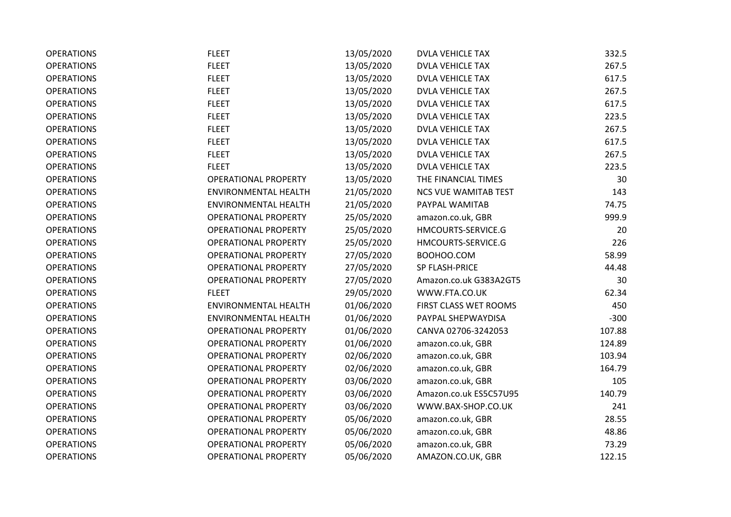| | | | | |
|---|---|---|---|---|
| OPERATIONS | FLEET | 13/05/2020 | DVLA VEHICLE TAX | 332.5 |
| OPERATIONS | FLEET | 13/05/2020 | DVLA VEHICLE TAX | 267.5 |
| OPERATIONS | FLEET | 13/05/2020 | DVLA VEHICLE TAX | 617.5 |
| OPERATIONS | FLEET | 13/05/2020 | DVLA VEHICLE TAX | 267.5 |
| OPERATIONS | FLEET | 13/05/2020 | DVLA VEHICLE TAX | 617.5 |
| OPERATIONS | FLEET | 13/05/2020 | DVLA VEHICLE TAX | 223.5 |
| OPERATIONS | FLEET | 13/05/2020 | DVLA VEHICLE TAX | 267.5 |
| OPERATIONS | FLEET | 13/05/2020 | DVLA VEHICLE TAX | 617.5 |
| OPERATIONS | FLEET | 13/05/2020 | DVLA VEHICLE TAX | 267.5 |
| OPERATIONS | FLEET | 13/05/2020 | DVLA VEHICLE TAX | 223.5 |
| OPERATIONS | OPERATIONAL PROPERTY | 13/05/2020 | THE FINANCIAL TIMES | 30 |
| OPERATIONS | ENVIRONMENTAL HEALTH | 21/05/2020 | NCS VUE WAMITAB TEST | 143 |
| OPERATIONS | ENVIRONMENTAL HEALTH | 21/05/2020 | PAYPAL WAMITAB | 74.75 |
| OPERATIONS | OPERATIONAL PROPERTY | 25/05/2020 | amazon.co.uk, GBR | 999.9 |
| OPERATIONS | OPERATIONAL PROPERTY | 25/05/2020 | HMCOURTS-SERVICE.G | 20 |
| OPERATIONS | OPERATIONAL PROPERTY | 25/05/2020 | HMCOURTS-SERVICE.G | 226 |
| OPERATIONS | OPERATIONAL PROPERTY | 27/05/2020 | BOOHOO.COM | 58.99 |
| OPERATIONS | OPERATIONAL PROPERTY | 27/05/2020 | SP FLASH-PRICE | 44.48 |
| OPERATIONS | OPERATIONAL PROPERTY | 27/05/2020 | Amazon.co.uk G383A2GT5 | 30 |
| OPERATIONS | FLEET | 29/05/2020 | WWW.FTA.CO.UK | 62.34 |
| OPERATIONS | ENVIRONMENTAL HEALTH | 01/06/2020 | FIRST CLASS WET ROOMS | 450 |
| OPERATIONS | ENVIRONMENTAL HEALTH | 01/06/2020 | PAYPAL SHEPWAYDISA | -300 |
| OPERATIONS | OPERATIONAL PROPERTY | 01/06/2020 | CANVA 02706-3242053 | 107.88 |
| OPERATIONS | OPERATIONAL PROPERTY | 01/06/2020 | amazon.co.uk, GBR | 124.89 |
| OPERATIONS | OPERATIONAL PROPERTY | 02/06/2020 | amazon.co.uk, GBR | 103.94 |
| OPERATIONS | OPERATIONAL PROPERTY | 02/06/2020 | amazon.co.uk, GBR | 164.79 |
| OPERATIONS | OPERATIONAL PROPERTY | 03/06/2020 | amazon.co.uk, GBR | 105 |
| OPERATIONS | OPERATIONAL PROPERTY | 03/06/2020 | Amazon.co.uk ES5C57U95 | 140.79 |
| OPERATIONS | OPERATIONAL PROPERTY | 03/06/2020 | WWW.BAX-SHOP.CO.UK | 241 |
| OPERATIONS | OPERATIONAL PROPERTY | 05/06/2020 | amazon.co.uk, GBR | 28.55 |
| OPERATIONS | OPERATIONAL PROPERTY | 05/06/2020 | amazon.co.uk, GBR | 48.86 |
| OPERATIONS | OPERATIONAL PROPERTY | 05/06/2020 | amazon.co.uk, GBR | 73.29 |
| OPERATIONS | OPERATIONAL PROPERTY | 05/06/2020 | AMAZON.CO.UK, GBR | 122.15 |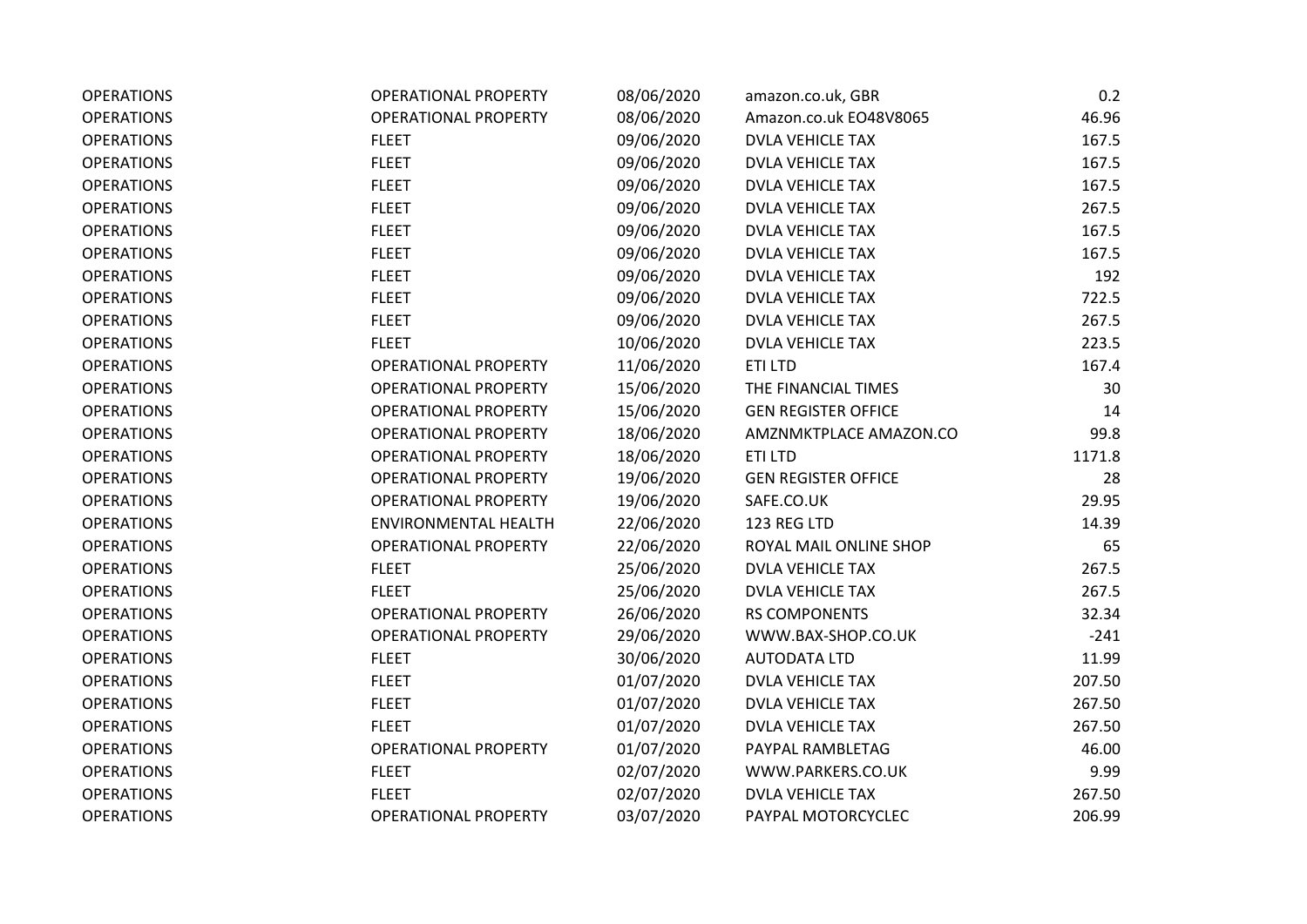| | | | | |
|---|---|---|---|---|
| OPERATIONS | OPERATIONAL PROPERTY | 08/06/2020 | amazon.co.uk, GBR | 0.2 |
| OPERATIONS | OPERATIONAL PROPERTY | 08/06/2020 | Amazon.co.uk EO48V8065 | 46.96 |
| OPERATIONS | FLEET | 09/06/2020 | DVLA VEHICLE TAX | 167.5 |
| OPERATIONS | FLEET | 09/06/2020 | DVLA VEHICLE TAX | 167.5 |
| OPERATIONS | FLEET | 09/06/2020 | DVLA VEHICLE TAX | 167.5 |
| OPERATIONS | FLEET | 09/06/2020 | DVLA VEHICLE TAX | 267.5 |
| OPERATIONS | FLEET | 09/06/2020 | DVLA VEHICLE TAX | 167.5 |
| OPERATIONS | FLEET | 09/06/2020 | DVLA VEHICLE TAX | 167.5 |
| OPERATIONS | FLEET | 09/06/2020 | DVLA VEHICLE TAX | 192 |
| OPERATIONS | FLEET | 09/06/2020 | DVLA VEHICLE TAX | 722.5 |
| OPERATIONS | FLEET | 09/06/2020 | DVLA VEHICLE TAX | 267.5 |
| OPERATIONS | FLEET | 10/06/2020 | DVLA VEHICLE TAX | 223.5 |
| OPERATIONS | OPERATIONAL PROPERTY | 11/06/2020 | ETI LTD | 167.4 |
| OPERATIONS | OPERATIONAL PROPERTY | 15/06/2020 | THE FINANCIAL TIMES | 30 |
| OPERATIONS | OPERATIONAL PROPERTY | 15/06/2020 | GEN REGISTER OFFICE | 14 |
| OPERATIONS | OPERATIONAL PROPERTY | 18/06/2020 | AMZNMKTPLACE AMAZON.CO | 99.8 |
| OPERATIONS | OPERATIONAL PROPERTY | 18/06/2020 | ETI LTD | 1171.8 |
| OPERATIONS | OPERATIONAL PROPERTY | 19/06/2020 | GEN REGISTER OFFICE | 28 |
| OPERATIONS | OPERATIONAL PROPERTY | 19/06/2020 | SAFE.CO.UK | 29.95 |
| OPERATIONS | ENVIRONMENTAL HEALTH | 22/06/2020 | 123 REG LTD | 14.39 |
| OPERATIONS | OPERATIONAL PROPERTY | 22/06/2020 | ROYAL MAIL ONLINE SHOP | 65 |
| OPERATIONS | FLEET | 25/06/2020 | DVLA VEHICLE TAX | 267.5 |
| OPERATIONS | FLEET | 25/06/2020 | DVLA VEHICLE TAX | 267.5 |
| OPERATIONS | OPERATIONAL PROPERTY | 26/06/2020 | RS COMPONENTS | 32.34 |
| OPERATIONS | OPERATIONAL PROPERTY | 29/06/2020 | WWW.BAX-SHOP.CO.UK | -241 |
| OPERATIONS | FLEET | 30/06/2020 | AUTODATA LTD | 11.99 |
| OPERATIONS | FLEET | 01/07/2020 | DVLA VEHICLE TAX | 207.50 |
| OPERATIONS | FLEET | 01/07/2020 | DVLA VEHICLE TAX | 267.50 |
| OPERATIONS | FLEET | 01/07/2020 | DVLA VEHICLE TAX | 267.50 |
| OPERATIONS | OPERATIONAL PROPERTY | 01/07/2020 | PAYPAL RAMBLETAG | 46.00 |
| OPERATIONS | FLEET | 02/07/2020 | WWW.PARKERS.CO.UK | 9.99 |
| OPERATIONS | FLEET | 02/07/2020 | DVLA VEHICLE TAX | 267.50 |
| OPERATIONS | OPERATIONAL PROPERTY | 03/07/2020 | PAYPAL MOTORCYCLEC | 206.99 |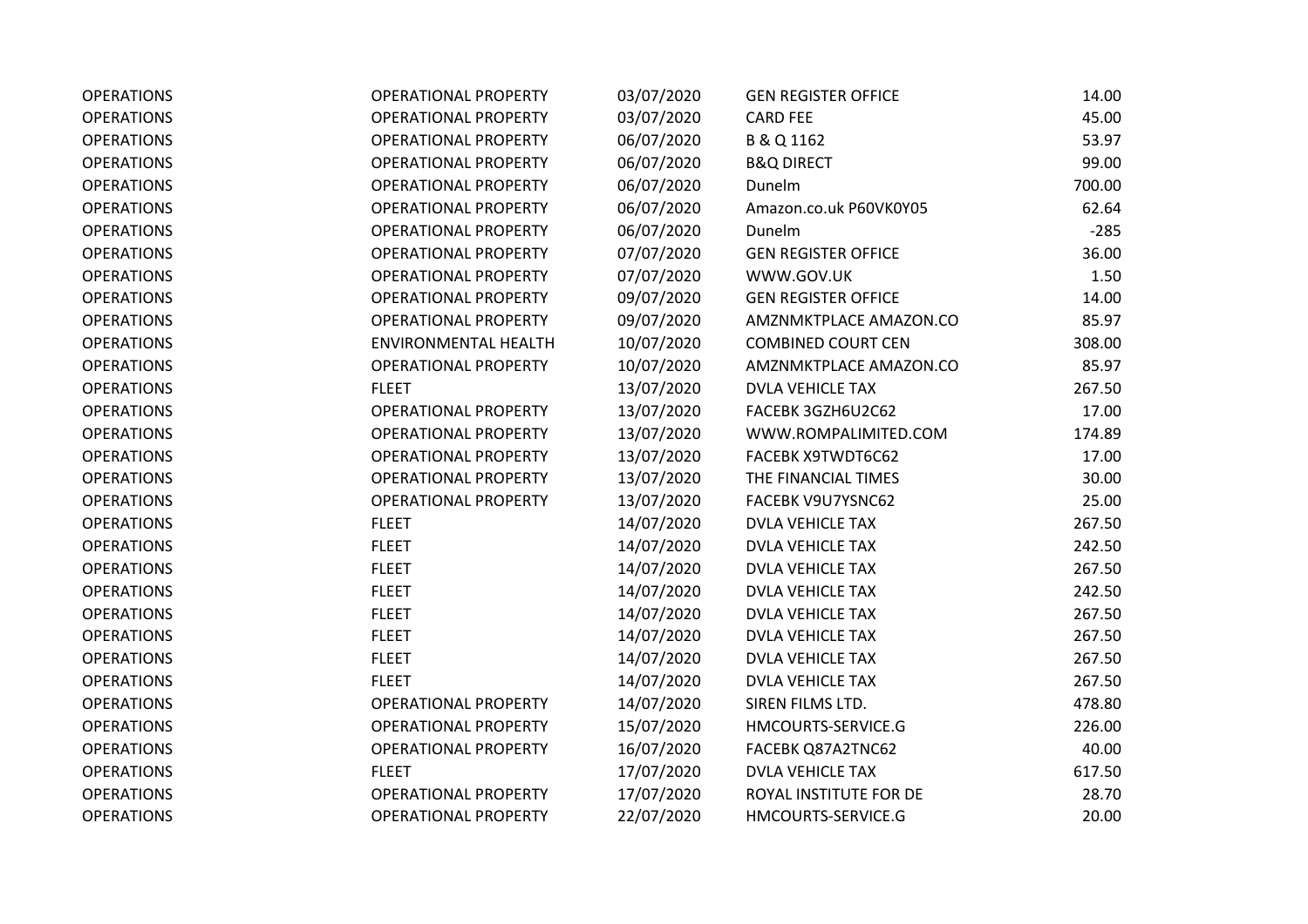| | | | | |
|---|---|---|---|---|
| OPERATIONS | OPERATIONAL PROPERTY | 03/07/2020 | GEN REGISTER OFFICE | 14.00 |
| OPERATIONS | OPERATIONAL PROPERTY | 03/07/2020 | CARD FEE | 45.00 |
| OPERATIONS | OPERATIONAL PROPERTY | 06/07/2020 | B & Q 1162 | 53.97 |
| OPERATIONS | OPERATIONAL PROPERTY | 06/07/2020 | B&Q DIRECT | 99.00 |
| OPERATIONS | OPERATIONAL PROPERTY | 06/07/2020 | Dunelm | 700.00 |
| OPERATIONS | OPERATIONAL PROPERTY | 06/07/2020 | Amazon.co.uk P60VK0Y05 | 62.64 |
| OPERATIONS | OPERATIONAL PROPERTY | 06/07/2020 | Dunelm | -285 |
| OPERATIONS | OPERATIONAL PROPERTY | 07/07/2020 | GEN REGISTER OFFICE | 36.00 |
| OPERATIONS | OPERATIONAL PROPERTY | 07/07/2020 | WWW.GOV.UK | 1.50 |
| OPERATIONS | OPERATIONAL PROPERTY | 09/07/2020 | GEN REGISTER OFFICE | 14.00 |
| OPERATIONS | OPERATIONAL PROPERTY | 09/07/2020 | AMZNMKTPLACE AMAZON.CO | 85.97 |
| OPERATIONS | ENVIRONMENTAL HEALTH | 10/07/2020 | COMBINED COURT CEN | 308.00 |
| OPERATIONS | OPERATIONAL PROPERTY | 10/07/2020 | AMZNMKTPLACE AMAZON.CO | 85.97 |
| OPERATIONS | FLEET | 13/07/2020 | DVLA VEHICLE TAX | 267.50 |
| OPERATIONS | OPERATIONAL PROPERTY | 13/07/2020 | FACEBK 3GZH6U2C62 | 17.00 |
| OPERATIONS | OPERATIONAL PROPERTY | 13/07/2020 | WWW.ROMPALIMITED.COM | 174.89 |
| OPERATIONS | OPERATIONAL PROPERTY | 13/07/2020 | FACEBK X9TWDT6C62 | 17.00 |
| OPERATIONS | OPERATIONAL PROPERTY | 13/07/2020 | THE FINANCIAL TIMES | 30.00 |
| OPERATIONS | OPERATIONAL PROPERTY | 13/07/2020 | FACEBK V9U7YSNC62 | 25.00 |
| OPERATIONS | FLEET | 14/07/2020 | DVLA VEHICLE TAX | 267.50 |
| OPERATIONS | FLEET | 14/07/2020 | DVLA VEHICLE TAX | 242.50 |
| OPERATIONS | FLEET | 14/07/2020 | DVLA VEHICLE TAX | 267.50 |
| OPERATIONS | FLEET | 14/07/2020 | DVLA VEHICLE TAX | 242.50 |
| OPERATIONS | FLEET | 14/07/2020 | DVLA VEHICLE TAX | 267.50 |
| OPERATIONS | FLEET | 14/07/2020 | DVLA VEHICLE TAX | 267.50 |
| OPERATIONS | FLEET | 14/07/2020 | DVLA VEHICLE TAX | 267.50 |
| OPERATIONS | FLEET | 14/07/2020 | DVLA VEHICLE TAX | 267.50 |
| OPERATIONS | OPERATIONAL PROPERTY | 14/07/2020 | SIREN FILMS LTD. | 478.80 |
| OPERATIONS | OPERATIONAL PROPERTY | 15/07/2020 | HMCOURTS-SERVICE.G | 226.00 |
| OPERATIONS | OPERATIONAL PROPERTY | 16/07/2020 | FACEBK Q87A2TNC62 | 40.00 |
| OPERATIONS | FLEET | 17/07/2020 | DVLA VEHICLE TAX | 617.50 |
| OPERATIONS | OPERATIONAL PROPERTY | 17/07/2020 | ROYAL INSTITUTE FOR DE | 28.70 |
| OPERATIONS | OPERATIONAL PROPERTY | 22/07/2020 | HMCOURTS-SERVICE.G | 20.00 |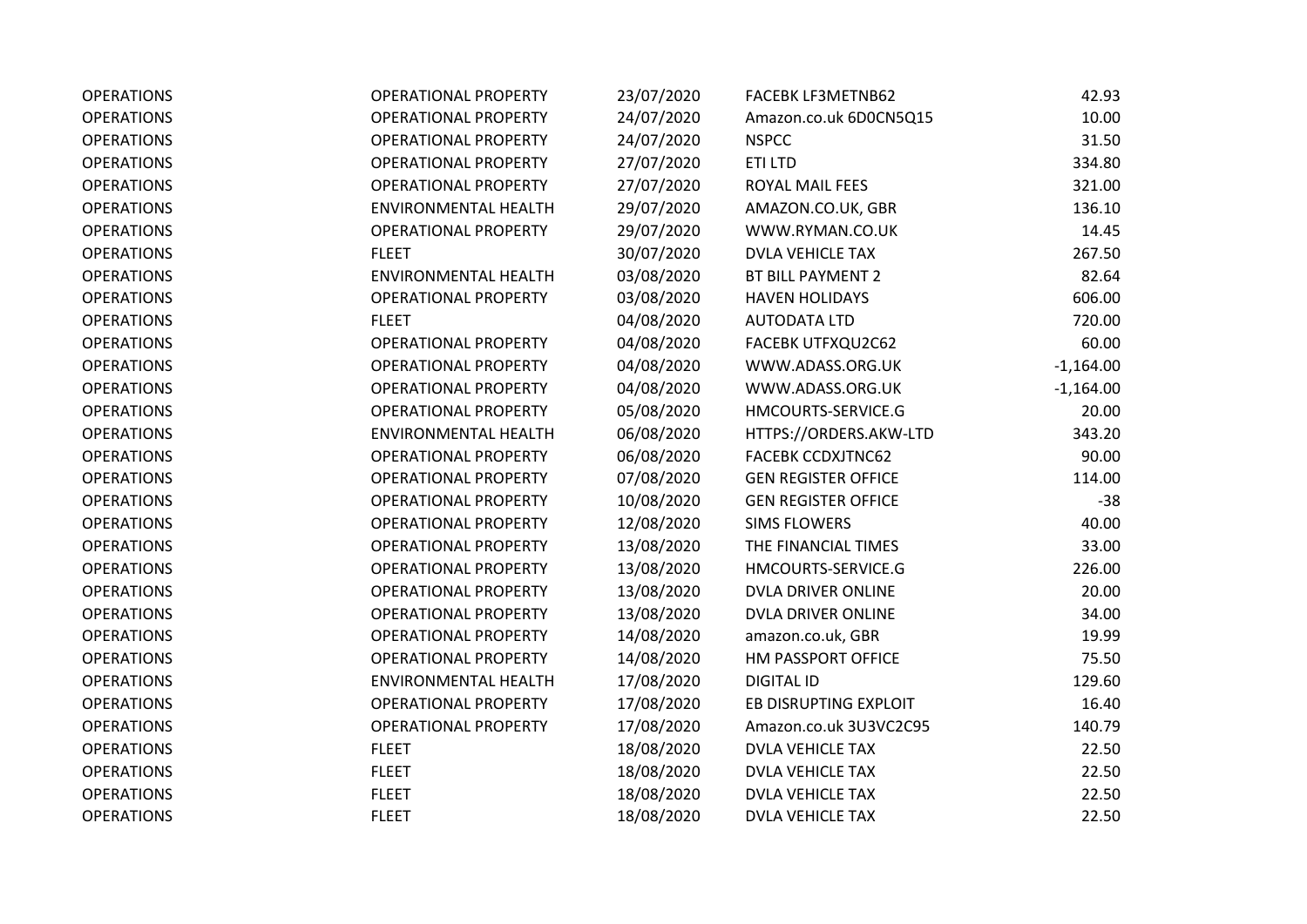| | | | | |
|---|---|---|---|---|
| OPERATIONS | OPERATIONAL PROPERTY | 23/07/2020 | FACEBK LF3METNB62 | 42.93 |
| OPERATIONS | OPERATIONAL PROPERTY | 24/07/2020 | Amazon.co.uk 6D0CN5Q15 | 10.00 |
| OPERATIONS | OPERATIONAL PROPERTY | 24/07/2020 | NSPCC | 31.50 |
| OPERATIONS | OPERATIONAL PROPERTY | 27/07/2020 | ETI LTD | 334.80 |
| OPERATIONS | OPERATIONAL PROPERTY | 27/07/2020 | ROYAL MAIL FEES | 321.00 |
| OPERATIONS | ENVIRONMENTAL HEALTH | 29/07/2020 | AMAZON.CO.UK, GBR | 136.10 |
| OPERATIONS | OPERATIONAL PROPERTY | 29/07/2020 | WWW.RYMAN.CO.UK | 14.45 |
| OPERATIONS | FLEET | 30/07/2020 | DVLA VEHICLE TAX | 267.50 |
| OPERATIONS | ENVIRONMENTAL HEALTH | 03/08/2020 | BT BILL PAYMENT 2 | 82.64 |
| OPERATIONS | OPERATIONAL PROPERTY | 03/08/2020 | HAVEN HOLIDAYS | 606.00 |
| OPERATIONS | FLEET | 04/08/2020 | AUTODATA LTD | 720.00 |
| OPERATIONS | OPERATIONAL PROPERTY | 04/08/2020 | FACEBK UTFXQU2C62 | 60.00 |
| OPERATIONS | OPERATIONAL PROPERTY | 04/08/2020 | WWW.ADASS.ORG.UK | -1,164.00 |
| OPERATIONS | OPERATIONAL PROPERTY | 04/08/2020 | WWW.ADASS.ORG.UK | -1,164.00 |
| OPERATIONS | OPERATIONAL PROPERTY | 05/08/2020 | HMCOURTS-SERVICE.G | 20.00 |
| OPERATIONS | ENVIRONMENTAL HEALTH | 06/08/2020 | HTTPS://ORDERS.AKW-LTD | 343.20 |
| OPERATIONS | OPERATIONAL PROPERTY | 06/08/2020 | FACEBK CCDXJTNC62 | 90.00 |
| OPERATIONS | OPERATIONAL PROPERTY | 07/08/2020 | GEN REGISTER OFFICE | 114.00 |
| OPERATIONS | OPERATIONAL PROPERTY | 10/08/2020 | GEN REGISTER OFFICE | -38 |
| OPERATIONS | OPERATIONAL PROPERTY | 12/08/2020 | SIMS FLOWERS | 40.00 |
| OPERATIONS | OPERATIONAL PROPERTY | 13/08/2020 | THE FINANCIAL TIMES | 33.00 |
| OPERATIONS | OPERATIONAL PROPERTY | 13/08/2020 | HMCOURTS-SERVICE.G | 226.00 |
| OPERATIONS | OPERATIONAL PROPERTY | 13/08/2020 | DVLA DRIVER ONLINE | 20.00 |
| OPERATIONS | OPERATIONAL PROPERTY | 13/08/2020 | DVLA DRIVER ONLINE | 34.00 |
| OPERATIONS | OPERATIONAL PROPERTY | 14/08/2020 | amazon.co.uk, GBR | 19.99 |
| OPERATIONS | OPERATIONAL PROPERTY | 14/08/2020 | HM PASSPORT OFFICE | 75.50 |
| OPERATIONS | ENVIRONMENTAL HEALTH | 17/08/2020 | DIGITAL ID | 129.60 |
| OPERATIONS | OPERATIONAL PROPERTY | 17/08/2020 | EB DISRUPTING EXPLOIT | 16.40 |
| OPERATIONS | OPERATIONAL PROPERTY | 17/08/2020 | Amazon.co.uk 3U3VC2C95 | 140.79 |
| OPERATIONS | FLEET | 18/08/2020 | DVLA VEHICLE TAX | 22.50 |
| OPERATIONS | FLEET | 18/08/2020 | DVLA VEHICLE TAX | 22.50 |
| OPERATIONS | FLEET | 18/08/2020 | DVLA VEHICLE TAX | 22.50 |
| OPERATIONS | FLEET | 18/08/2020 | DVLA VEHICLE TAX | 22.50 |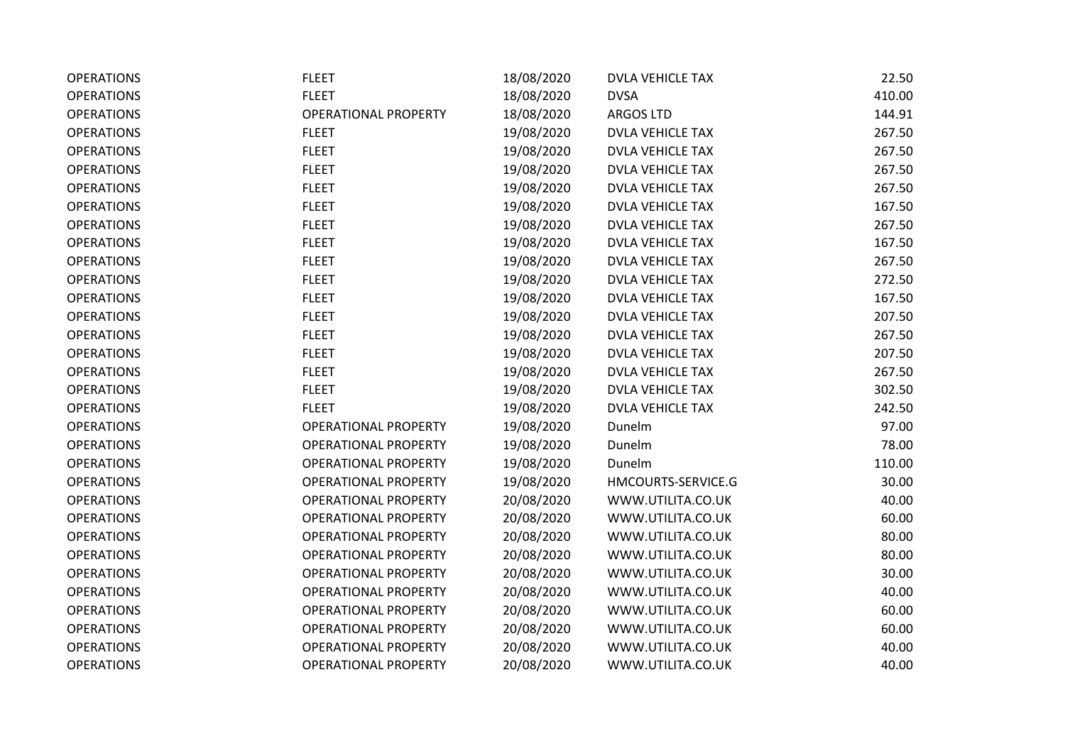| | | | | |
|---|---|---|---|---|
| OPERATIONS | FLEET | 18/08/2020 | DVLA VEHICLE TAX | 22.50 |
| OPERATIONS | FLEET | 18/08/2020 | DVSA | 410.00 |
| OPERATIONS | OPERATIONAL PROPERTY | 18/08/2020 | ARGOS LTD | 144.91 |
| OPERATIONS | FLEET | 19/08/2020 | DVLA VEHICLE TAX | 267.50 |
| OPERATIONS | FLEET | 19/08/2020 | DVLA VEHICLE TAX | 267.50 |
| OPERATIONS | FLEET | 19/08/2020 | DVLA VEHICLE TAX | 267.50 |
| OPERATIONS | FLEET | 19/08/2020 | DVLA VEHICLE TAX | 267.50 |
| OPERATIONS | FLEET | 19/08/2020 | DVLA VEHICLE TAX | 167.50 |
| OPERATIONS | FLEET | 19/08/2020 | DVLA VEHICLE TAX | 267.50 |
| OPERATIONS | FLEET | 19/08/2020 | DVLA VEHICLE TAX | 167.50 |
| OPERATIONS | FLEET | 19/08/2020 | DVLA VEHICLE TAX | 267.50 |
| OPERATIONS | FLEET | 19/08/2020 | DVLA VEHICLE TAX | 272.50 |
| OPERATIONS | FLEET | 19/08/2020 | DVLA VEHICLE TAX | 167.50 |
| OPERATIONS | FLEET | 19/08/2020 | DVLA VEHICLE TAX | 207.50 |
| OPERATIONS | FLEET | 19/08/2020 | DVLA VEHICLE TAX | 267.50 |
| OPERATIONS | FLEET | 19/08/2020 | DVLA VEHICLE TAX | 207.50 |
| OPERATIONS | FLEET | 19/08/2020 | DVLA VEHICLE TAX | 267.50 |
| OPERATIONS | FLEET | 19/08/2020 | DVLA VEHICLE TAX | 302.50 |
| OPERATIONS | FLEET | 19/08/2020 | DVLA VEHICLE TAX | 242.50 |
| OPERATIONS | OPERATIONAL PROPERTY | 19/08/2020 | Dunelm | 97.00 |
| OPERATIONS | OPERATIONAL PROPERTY | 19/08/2020 | Dunelm | 78.00 |
| OPERATIONS | OPERATIONAL PROPERTY | 19/08/2020 | Dunelm | 110.00 |
| OPERATIONS | OPERATIONAL PROPERTY | 19/08/2020 | HMCOURTS-SERVICE.G | 30.00 |
| OPERATIONS | OPERATIONAL PROPERTY | 20/08/2020 | WWW.UTILITA.CO.UK | 40.00 |
| OPERATIONS | OPERATIONAL PROPERTY | 20/08/2020 | WWW.UTILITA.CO.UK | 60.00 |
| OPERATIONS | OPERATIONAL PROPERTY | 20/08/2020 | WWW.UTILITA.CO.UK | 80.00 |
| OPERATIONS | OPERATIONAL PROPERTY | 20/08/2020 | WWW.UTILITA.CO.UK | 80.00 |
| OPERATIONS | OPERATIONAL PROPERTY | 20/08/2020 | WWW.UTILITA.CO.UK | 30.00 |
| OPERATIONS | OPERATIONAL PROPERTY | 20/08/2020 | WWW.UTILITA.CO.UK | 40.00 |
| OPERATIONS | OPERATIONAL PROPERTY | 20/08/2020 | WWW.UTILITA.CO.UK | 60.00 |
| OPERATIONS | OPERATIONAL PROPERTY | 20/08/2020 | WWW.UTILITA.CO.UK | 60.00 |
| OPERATIONS | OPERATIONAL PROPERTY | 20/08/2020 | WWW.UTILITA.CO.UK | 40.00 |
| OPERATIONS | OPERATIONAL PROPERTY | 20/08/2020 | WWW.UTILITA.CO.UK | 40.00 |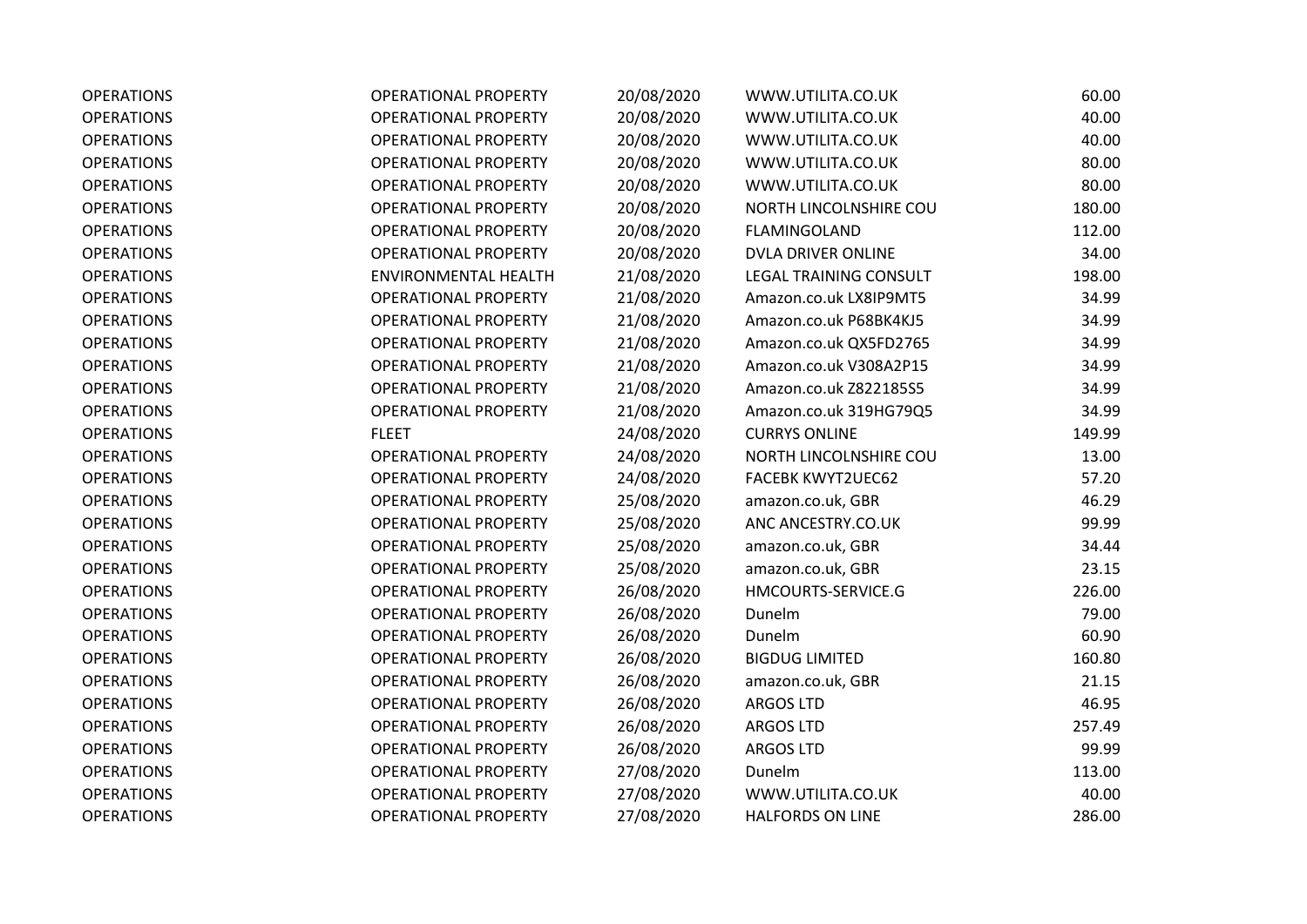| | | | | |
|---|---|---|---|---|
| OPERATIONS | OPERATIONAL PROPERTY | 20/08/2020 | WWW.UTILITA.CO.UK | 60.00 |
| OPERATIONS | OPERATIONAL PROPERTY | 20/08/2020 | WWW.UTILITA.CO.UK | 40.00 |
| OPERATIONS | OPERATIONAL PROPERTY | 20/08/2020 | WWW.UTILITA.CO.UK | 40.00 |
| OPERATIONS | OPERATIONAL PROPERTY | 20/08/2020 | WWW.UTILITA.CO.UK | 80.00 |
| OPERATIONS | OPERATIONAL PROPERTY | 20/08/2020 | WWW.UTILITA.CO.UK | 80.00 |
| OPERATIONS | OPERATIONAL PROPERTY | 20/08/2020 | NORTH LINCOLNSHIRE COU | 180.00 |
| OPERATIONS | OPERATIONAL PROPERTY | 20/08/2020 | FLAMINGOLAND | 112.00 |
| OPERATIONS | OPERATIONAL PROPERTY | 20/08/2020 | DVLA DRIVER ONLINE | 34.00 |
| OPERATIONS | ENVIRONMENTAL HEALTH | 21/08/2020 | LEGAL TRAINING CONSULT | 198.00 |
| OPERATIONS | OPERATIONAL PROPERTY | 21/08/2020 | Amazon.co.uk LX8IP9MT5 | 34.99 |
| OPERATIONS | OPERATIONAL PROPERTY | 21/08/2020 | Amazon.co.uk P68BK4KJ5 | 34.99 |
| OPERATIONS | OPERATIONAL PROPERTY | 21/08/2020 | Amazon.co.uk QX5FD2765 | 34.99 |
| OPERATIONS | OPERATIONAL PROPERTY | 21/08/2020 | Amazon.co.uk V308A2P15 | 34.99 |
| OPERATIONS | OPERATIONAL PROPERTY | 21/08/2020 | Amazon.co.uk Z822185S5 | 34.99 |
| OPERATIONS | OPERATIONAL PROPERTY | 21/08/2020 | Amazon.co.uk 319HG79Q5 | 34.99 |
| OPERATIONS | FLEET | 24/08/2020 | CURRYS ONLINE | 149.99 |
| OPERATIONS | OPERATIONAL PROPERTY | 24/08/2020 | NORTH LINCOLNSHIRE COU | 13.00 |
| OPERATIONS | OPERATIONAL PROPERTY | 24/08/2020 | FACEBK KWYT2UEC62 | 57.20 |
| OPERATIONS | OPERATIONAL PROPERTY | 25/08/2020 | amazon.co.uk, GBR | 46.29 |
| OPERATIONS | OPERATIONAL PROPERTY | 25/08/2020 | ANC ANCESTRY.CO.UK | 99.99 |
| OPERATIONS | OPERATIONAL PROPERTY | 25/08/2020 | amazon.co.uk, GBR | 34.44 |
| OPERATIONS | OPERATIONAL PROPERTY | 25/08/2020 | amazon.co.uk, GBR | 23.15 |
| OPERATIONS | OPERATIONAL PROPERTY | 26/08/2020 | HMCOURTS-SERVICE.G | 226.00 |
| OPERATIONS | OPERATIONAL PROPERTY | 26/08/2020 | Dunelm | 79.00 |
| OPERATIONS | OPERATIONAL PROPERTY | 26/08/2020 | Dunelm | 60.90 |
| OPERATIONS | OPERATIONAL PROPERTY | 26/08/2020 | BIGDUG LIMITED | 160.80 |
| OPERATIONS | OPERATIONAL PROPERTY | 26/08/2020 | amazon.co.uk, GBR | 21.15 |
| OPERATIONS | OPERATIONAL PROPERTY | 26/08/2020 | ARGOS LTD | 46.95 |
| OPERATIONS | OPERATIONAL PROPERTY | 26/08/2020 | ARGOS LTD | 257.49 |
| OPERATIONS | OPERATIONAL PROPERTY | 26/08/2020 | ARGOS LTD | 99.99 |
| OPERATIONS | OPERATIONAL PROPERTY | 27/08/2020 | Dunelm | 113.00 |
| OPERATIONS | OPERATIONAL PROPERTY | 27/08/2020 | WWW.UTILITA.CO.UK | 40.00 |
| OPERATIONS | OPERATIONAL PROPERTY | 27/08/2020 | HALFORDS ON LINE | 286.00 |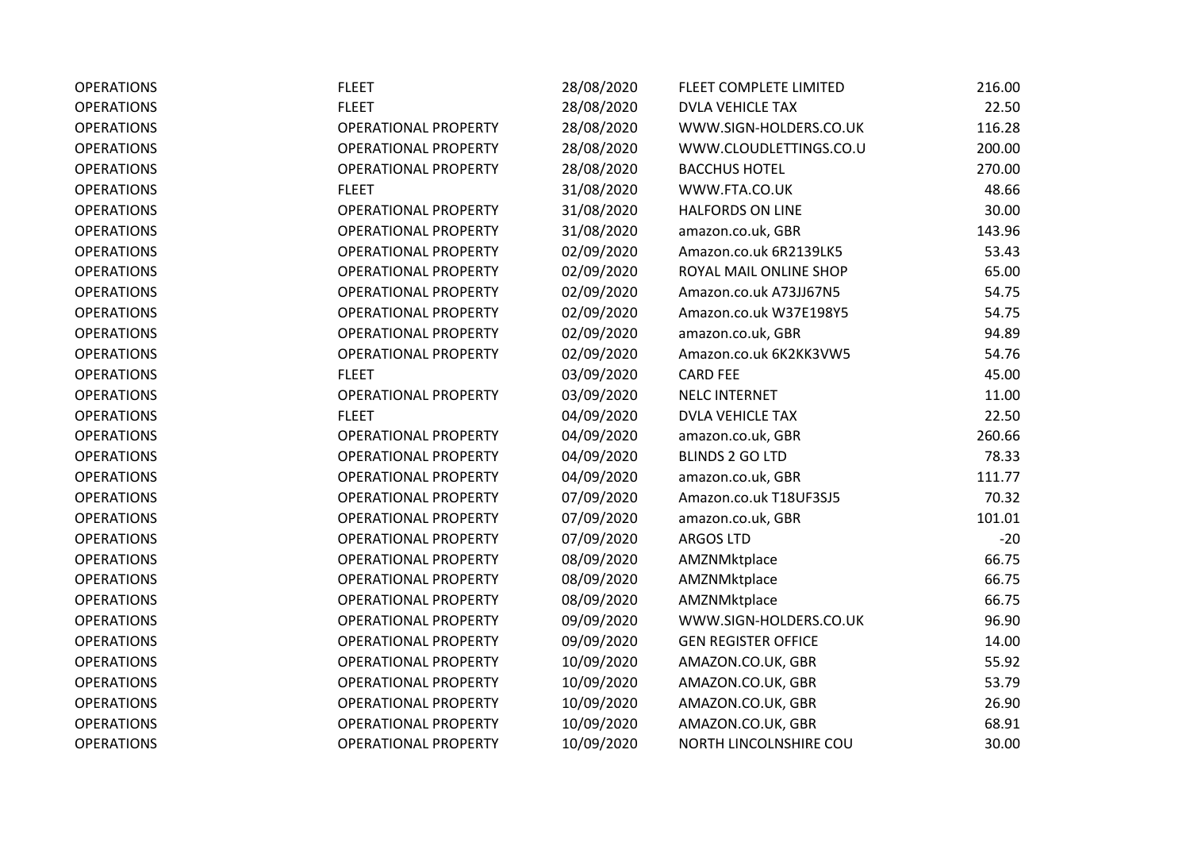| | | | | |
|---|---|---|---|---|
| OPERATIONS | FLEET | 28/08/2020 | FLEET COMPLETE LIMITED | 216.00 |
| OPERATIONS | FLEET | 28/08/2020 | DVLA VEHICLE TAX | 22.50 |
| OPERATIONS | OPERATIONAL PROPERTY | 28/08/2020 | WWW.SIGN-HOLDERS.CO.UK | 116.28 |
| OPERATIONS | OPERATIONAL PROPERTY | 28/08/2020 | WWW.CLOUDLETTINGS.CO.U | 200.00 |
| OPERATIONS | OPERATIONAL PROPERTY | 28/08/2020 | BACCHUS HOTEL | 270.00 |
| OPERATIONS | FLEET | 31/08/2020 | WWW.FTA.CO.UK | 48.66 |
| OPERATIONS | OPERATIONAL PROPERTY | 31/08/2020 | HALFORDS ON LINE | 30.00 |
| OPERATIONS | OPERATIONAL PROPERTY | 31/08/2020 | amazon.co.uk, GBR | 143.96 |
| OPERATIONS | OPERATIONAL PROPERTY | 02/09/2020 | Amazon.co.uk 6R2139LK5 | 53.43 |
| OPERATIONS | OPERATIONAL PROPERTY | 02/09/2020 | ROYAL MAIL ONLINE SHOP | 65.00 |
| OPERATIONS | OPERATIONAL PROPERTY | 02/09/2020 | Amazon.co.uk A73JJ67N5 | 54.75 |
| OPERATIONS | OPERATIONAL PROPERTY | 02/09/2020 | Amazon.co.uk W37E198Y5 | 54.75 |
| OPERATIONS | OPERATIONAL PROPERTY | 02/09/2020 | amazon.co.uk, GBR | 94.89 |
| OPERATIONS | OPERATIONAL PROPERTY | 02/09/2020 | Amazon.co.uk 6K2KK3VW5 | 54.76 |
| OPERATIONS | FLEET | 03/09/2020 | CARD FEE | 45.00 |
| OPERATIONS | OPERATIONAL PROPERTY | 03/09/2020 | NELC INTERNET | 11.00 |
| OPERATIONS | FLEET | 04/09/2020 | DVLA VEHICLE TAX | 22.50 |
| OPERATIONS | OPERATIONAL PROPERTY | 04/09/2020 | amazon.co.uk, GBR | 260.66 |
| OPERATIONS | OPERATIONAL PROPERTY | 04/09/2020 | BLINDS 2 GO LTD | 78.33 |
| OPERATIONS | OPERATIONAL PROPERTY | 04/09/2020 | amazon.co.uk, GBR | 111.77 |
| OPERATIONS | OPERATIONAL PROPERTY | 07/09/2020 | Amazon.co.uk T18UF3SJ5 | 70.32 |
| OPERATIONS | OPERATIONAL PROPERTY | 07/09/2020 | amazon.co.uk, GBR | 101.01 |
| OPERATIONS | OPERATIONAL PROPERTY | 07/09/2020 | ARGOS LTD | -20 |
| OPERATIONS | OPERATIONAL PROPERTY | 08/09/2020 | AMZNMktplace | 66.75 |
| OPERATIONS | OPERATIONAL PROPERTY | 08/09/2020 | AMZNMktplace | 66.75 |
| OPERATIONS | OPERATIONAL PROPERTY | 08/09/2020 | AMZNMktplace | 66.75 |
| OPERATIONS | OPERATIONAL PROPERTY | 09/09/2020 | WWW.SIGN-HOLDERS.CO.UK | 96.90 |
| OPERATIONS | OPERATIONAL PROPERTY | 09/09/2020 | GEN REGISTER OFFICE | 14.00 |
| OPERATIONS | OPERATIONAL PROPERTY | 10/09/2020 | AMAZON.CO.UK, GBR | 55.92 |
| OPERATIONS | OPERATIONAL PROPERTY | 10/09/2020 | AMAZON.CO.UK, GBR | 53.79 |
| OPERATIONS | OPERATIONAL PROPERTY | 10/09/2020 | AMAZON.CO.UK, GBR | 26.90 |
| OPERATIONS | OPERATIONAL PROPERTY | 10/09/2020 | AMAZON.CO.UK, GBR | 68.91 |
| OPERATIONS | OPERATIONAL PROPERTY | 10/09/2020 | NORTH LINCOLNSHIRE COU | 30.00 |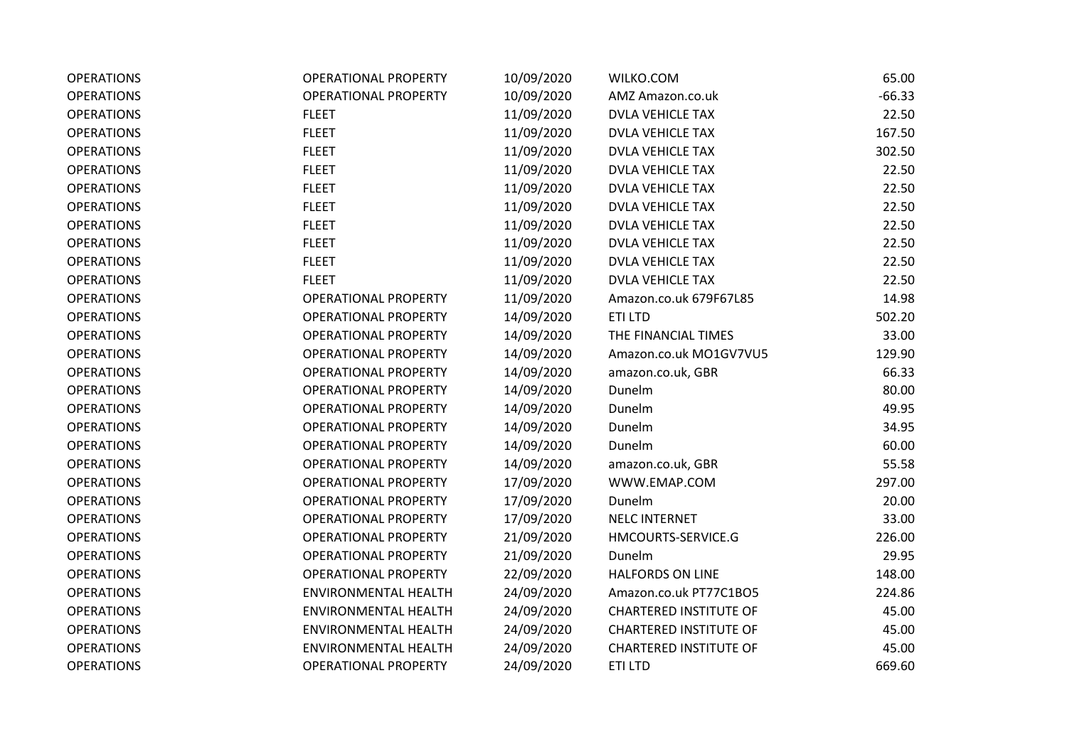| | | | | |
|---|---|---|---|---|
| OPERATIONS | OPERATIONAL PROPERTY | 10/09/2020 | WILKO.COM | 65.00 |
| OPERATIONS | OPERATIONAL PROPERTY | 10/09/2020 | AMZ Amazon.co.uk | -66.33 |
| OPERATIONS | FLEET | 11/09/2020 | DVLA VEHICLE TAX | 22.50 |
| OPERATIONS | FLEET | 11/09/2020 | DVLA VEHICLE TAX | 167.50 |
| OPERATIONS | FLEET | 11/09/2020 | DVLA VEHICLE TAX | 302.50 |
| OPERATIONS | FLEET | 11/09/2020 | DVLA VEHICLE TAX | 22.50 |
| OPERATIONS | FLEET | 11/09/2020 | DVLA VEHICLE TAX | 22.50 |
| OPERATIONS | FLEET | 11/09/2020 | DVLA VEHICLE TAX | 22.50 |
| OPERATIONS | FLEET | 11/09/2020 | DVLA VEHICLE TAX | 22.50 |
| OPERATIONS | FLEET | 11/09/2020 | DVLA VEHICLE TAX | 22.50 |
| OPERATIONS | FLEET | 11/09/2020 | DVLA VEHICLE TAX | 22.50 |
| OPERATIONS | FLEET | 11/09/2020 | DVLA VEHICLE TAX | 22.50 |
| OPERATIONS | OPERATIONAL PROPERTY | 11/09/2020 | Amazon.co.uk 679F67L85 | 14.98 |
| OPERATIONS | OPERATIONAL PROPERTY | 14/09/2020 | ETI LTD | 502.20 |
| OPERATIONS | OPERATIONAL PROPERTY | 14/09/2020 | THE FINANCIAL TIMES | 33.00 |
| OPERATIONS | OPERATIONAL PROPERTY | 14/09/2020 | Amazon.co.uk MO1GV7VU5 | 129.90 |
| OPERATIONS | OPERATIONAL PROPERTY | 14/09/2020 | amazon.co.uk, GBR | 66.33 |
| OPERATIONS | OPERATIONAL PROPERTY | 14/09/2020 | Dunelm | 80.00 |
| OPERATIONS | OPERATIONAL PROPERTY | 14/09/2020 | Dunelm | 49.95 |
| OPERATIONS | OPERATIONAL PROPERTY | 14/09/2020 | Dunelm | 34.95 |
| OPERATIONS | OPERATIONAL PROPERTY | 14/09/2020 | Dunelm | 60.00 |
| OPERATIONS | OPERATIONAL PROPERTY | 14/09/2020 | amazon.co.uk, GBR | 55.58 |
| OPERATIONS | OPERATIONAL PROPERTY | 17/09/2020 | WWW.EMAP.COM | 297.00 |
| OPERATIONS | OPERATIONAL PROPERTY | 17/09/2020 | Dunelm | 20.00 |
| OPERATIONS | OPERATIONAL PROPERTY | 17/09/2020 | NELC INTERNET | 33.00 |
| OPERATIONS | OPERATIONAL PROPERTY | 21/09/2020 | HMCOURTS-SERVICE.G | 226.00 |
| OPERATIONS | OPERATIONAL PROPERTY | 21/09/2020 | Dunelm | 29.95 |
| OPERATIONS | OPERATIONAL PROPERTY | 22/09/2020 | HALFORDS ON LINE | 148.00 |
| OPERATIONS | ENVIRONMENTAL HEALTH | 24/09/2020 | Amazon.co.uk PT77C1BO5 | 224.86 |
| OPERATIONS | ENVIRONMENTAL HEALTH | 24/09/2020 | CHARTERED INSTITUTE OF | 45.00 |
| OPERATIONS | ENVIRONMENTAL HEALTH | 24/09/2020 | CHARTERED INSTITUTE OF | 45.00 |
| OPERATIONS | ENVIRONMENTAL HEALTH | 24/09/2020 | CHARTERED INSTITUTE OF | 45.00 |
| OPERATIONS | OPERATIONAL PROPERTY | 24/09/2020 | ETI LTD | 669.60 |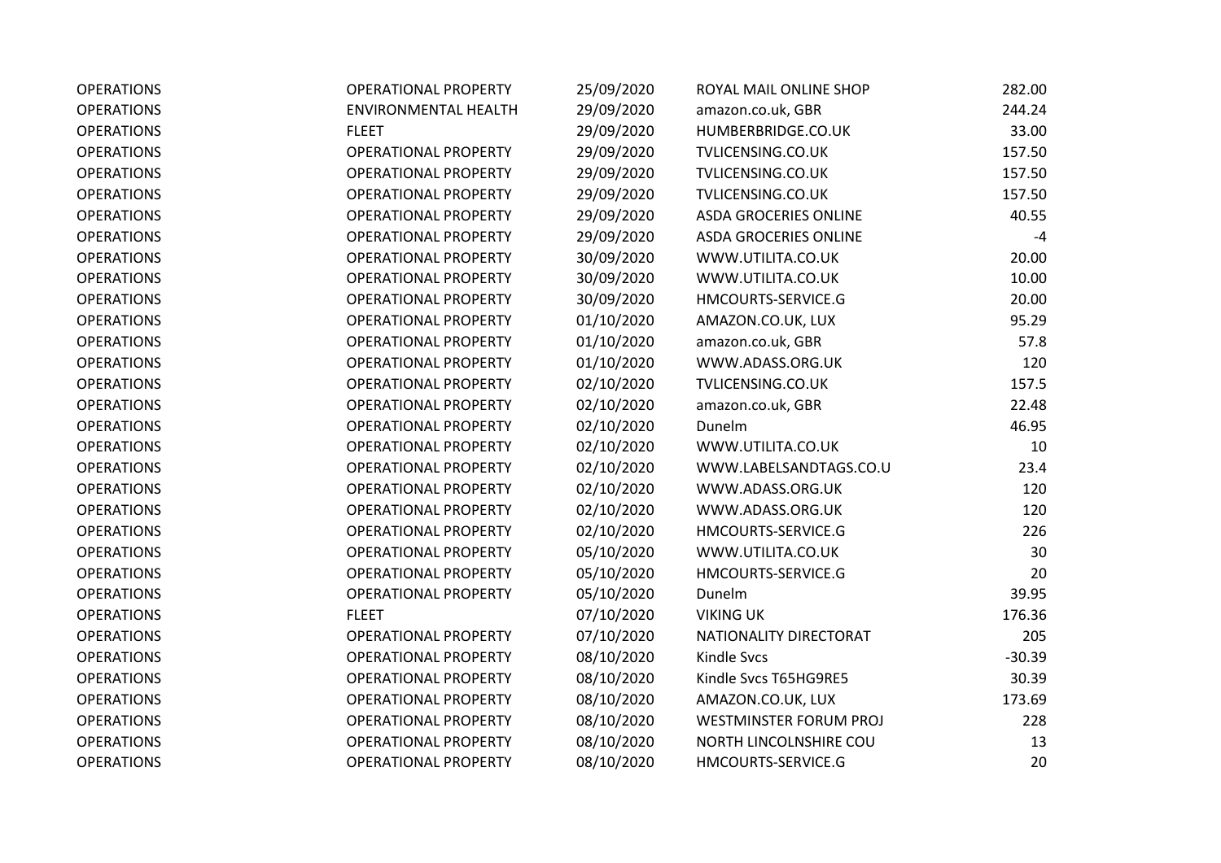| | | | | |
|---|---|---|---|---|
| OPERATIONS | OPERATIONAL PROPERTY | 25/09/2020 | ROYAL MAIL ONLINE SHOP | 282.00 |
| OPERATIONS | ENVIRONMENTAL HEALTH | 29/09/2020 | amazon.co.uk, GBR | 244.24 |
| OPERATIONS | FLEET | 29/09/2020 | HUMBERBRIDGE.CO.UK | 33.00 |
| OPERATIONS | OPERATIONAL PROPERTY | 29/09/2020 | TVLICENSING.CO.UK | 157.50 |
| OPERATIONS | OPERATIONAL PROPERTY | 29/09/2020 | TVLICENSING.CO.UK | 157.50 |
| OPERATIONS | OPERATIONAL PROPERTY | 29/09/2020 | TVLICENSING.CO.UK | 157.50 |
| OPERATIONS | OPERATIONAL PROPERTY | 29/09/2020 | ASDA GROCERIES ONLINE | 40.55 |
| OPERATIONS | OPERATIONAL PROPERTY | 29/09/2020 | ASDA GROCERIES ONLINE | -4 |
| OPERATIONS | OPERATIONAL PROPERTY | 30/09/2020 | WWW.UTILITA.CO.UK | 20.00 |
| OPERATIONS | OPERATIONAL PROPERTY | 30/09/2020 | WWW.UTILITA.CO.UK | 10.00 |
| OPERATIONS | OPERATIONAL PROPERTY | 30/09/2020 | HMCOURTS-SERVICE.G | 20.00 |
| OPERATIONS | OPERATIONAL PROPERTY | 01/10/2020 | AMAZON.CO.UK, LUX | 95.29 |
| OPERATIONS | OPERATIONAL PROPERTY | 01/10/2020 | amazon.co.uk, GBR | 57.8 |
| OPERATIONS | OPERATIONAL PROPERTY | 01/10/2020 | WWW.ADASS.ORG.UK | 120 |
| OPERATIONS | OPERATIONAL PROPERTY | 02/10/2020 | TVLICENSING.CO.UK | 157.5 |
| OPERATIONS | OPERATIONAL PROPERTY | 02/10/2020 | amazon.co.uk, GBR | 22.48 |
| OPERATIONS | OPERATIONAL PROPERTY | 02/10/2020 | Dunelm | 46.95 |
| OPERATIONS | OPERATIONAL PROPERTY | 02/10/2020 | WWW.UTILITA.CO.UK | 10 |
| OPERATIONS | OPERATIONAL PROPERTY | 02/10/2020 | WWW.LABELSANDTAGS.CO.U | 23.4 |
| OPERATIONS | OPERATIONAL PROPERTY | 02/10/2020 | WWW.ADASS.ORG.UK | 120 |
| OPERATIONS | OPERATIONAL PROPERTY | 02/10/2020 | WWW.ADASS.ORG.UK | 120 |
| OPERATIONS | OPERATIONAL PROPERTY | 02/10/2020 | HMCOURTS-SERVICE.G | 226 |
| OPERATIONS | OPERATIONAL PROPERTY | 05/10/2020 | WWW.UTILITA.CO.UK | 30 |
| OPERATIONS | OPERATIONAL PROPERTY | 05/10/2020 | HMCOURTS-SERVICE.G | 20 |
| OPERATIONS | OPERATIONAL PROPERTY | 05/10/2020 | Dunelm | 39.95 |
| OPERATIONS | FLEET | 07/10/2020 | VIKING UK | 176.36 |
| OPERATIONS | OPERATIONAL PROPERTY | 07/10/2020 | NATIONALITY DIRECTORAT | 205 |
| OPERATIONS | OPERATIONAL PROPERTY | 08/10/2020 | Kindle Svcs | -30.39 |
| OPERATIONS | OPERATIONAL PROPERTY | 08/10/2020 | Kindle Svcs T65HG9RE5 | 30.39 |
| OPERATIONS | OPERATIONAL PROPERTY | 08/10/2020 | AMAZON.CO.UK, LUX | 173.69 |
| OPERATIONS | OPERATIONAL PROPERTY | 08/10/2020 | WESTMINSTER FORUM PROJ | 228 |
| OPERATIONS | OPERATIONAL PROPERTY | 08/10/2020 | NORTH LINCOLNSHIRE COU | 13 |
| OPERATIONS | OPERATIONAL PROPERTY | 08/10/2020 | HMCOURTS-SERVICE.G | 20 |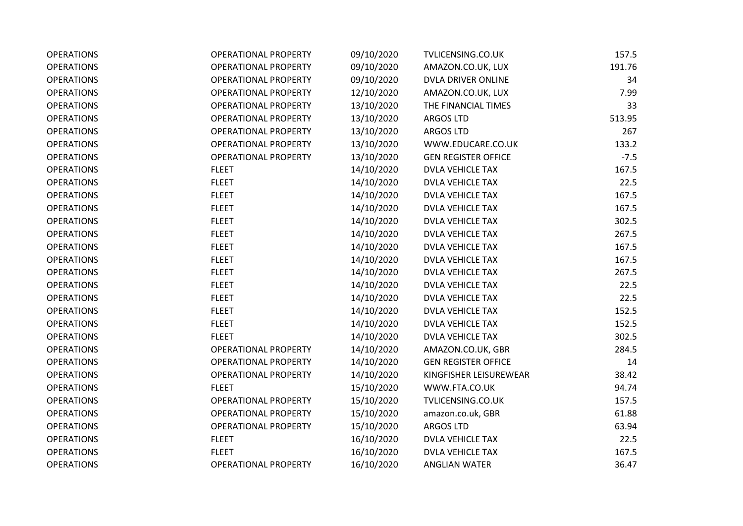| | | | | |
|---|---|---|---|---|
| OPERATIONS | OPERATIONAL PROPERTY | 09/10/2020 | TVLICENSING.CO.UK | 157.5 |
| OPERATIONS | OPERATIONAL PROPERTY | 09/10/2020 | AMAZON.CO.UK, LUX | 191.76 |
| OPERATIONS | OPERATIONAL PROPERTY | 09/10/2020 | DVLA DRIVER ONLINE | 34 |
| OPERATIONS | OPERATIONAL PROPERTY | 12/10/2020 | AMAZON.CO.UK, LUX | 7.99 |
| OPERATIONS | OPERATIONAL PROPERTY | 13/10/2020 | THE FINANCIAL TIMES | 33 |
| OPERATIONS | OPERATIONAL PROPERTY | 13/10/2020 | ARGOS LTD | 513.95 |
| OPERATIONS | OPERATIONAL PROPERTY | 13/10/2020 | ARGOS LTD | 267 |
| OPERATIONS | OPERATIONAL PROPERTY | 13/10/2020 | WWW.EDUCARE.CO.UK | 133.2 |
| OPERATIONS | OPERATIONAL PROPERTY | 13/10/2020 | GEN REGISTER OFFICE | -7.5 |
| OPERATIONS | FLEET | 14/10/2020 | DVLA VEHICLE TAX | 167.5 |
| OPERATIONS | FLEET | 14/10/2020 | DVLA VEHICLE TAX | 22.5 |
| OPERATIONS | FLEET | 14/10/2020 | DVLA VEHICLE TAX | 167.5 |
| OPERATIONS | FLEET | 14/10/2020 | DVLA VEHICLE TAX | 167.5 |
| OPERATIONS | FLEET | 14/10/2020 | DVLA VEHICLE TAX | 302.5 |
| OPERATIONS | FLEET | 14/10/2020 | DVLA VEHICLE TAX | 267.5 |
| OPERATIONS | FLEET | 14/10/2020 | DVLA VEHICLE TAX | 167.5 |
| OPERATIONS | FLEET | 14/10/2020 | DVLA VEHICLE TAX | 167.5 |
| OPERATIONS | FLEET | 14/10/2020 | DVLA VEHICLE TAX | 267.5 |
| OPERATIONS | FLEET | 14/10/2020 | DVLA VEHICLE TAX | 22.5 |
| OPERATIONS | FLEET | 14/10/2020 | DVLA VEHICLE TAX | 22.5 |
| OPERATIONS | FLEET | 14/10/2020 | DVLA VEHICLE TAX | 152.5 |
| OPERATIONS | FLEET | 14/10/2020 | DVLA VEHICLE TAX | 152.5 |
| OPERATIONS | FLEET | 14/10/2020 | DVLA VEHICLE TAX | 302.5 |
| OPERATIONS | OPERATIONAL PROPERTY | 14/10/2020 | AMAZON.CO.UK, GBR | 284.5 |
| OPERATIONS | OPERATIONAL PROPERTY | 14/10/2020 | GEN REGISTER OFFICE | 14 |
| OPERATIONS | OPERATIONAL PROPERTY | 14/10/2020 | KINGFISHER LEISUREWEAR | 38.42 |
| OPERATIONS | FLEET | 15/10/2020 | WWW.FTA.CO.UK | 94.74 |
| OPERATIONS | OPERATIONAL PROPERTY | 15/10/2020 | TVLICENSING.CO.UK | 157.5 |
| OPERATIONS | OPERATIONAL PROPERTY | 15/10/2020 | amazon.co.uk, GBR | 61.88 |
| OPERATIONS | OPERATIONAL PROPERTY | 15/10/2020 | ARGOS LTD | 63.94 |
| OPERATIONS | FLEET | 16/10/2020 | DVLA VEHICLE TAX | 22.5 |
| OPERATIONS | FLEET | 16/10/2020 | DVLA VEHICLE TAX | 167.5 |
| OPERATIONS | OPERATIONAL PROPERTY | 16/10/2020 | ANGLIAN WATER | 36.47 |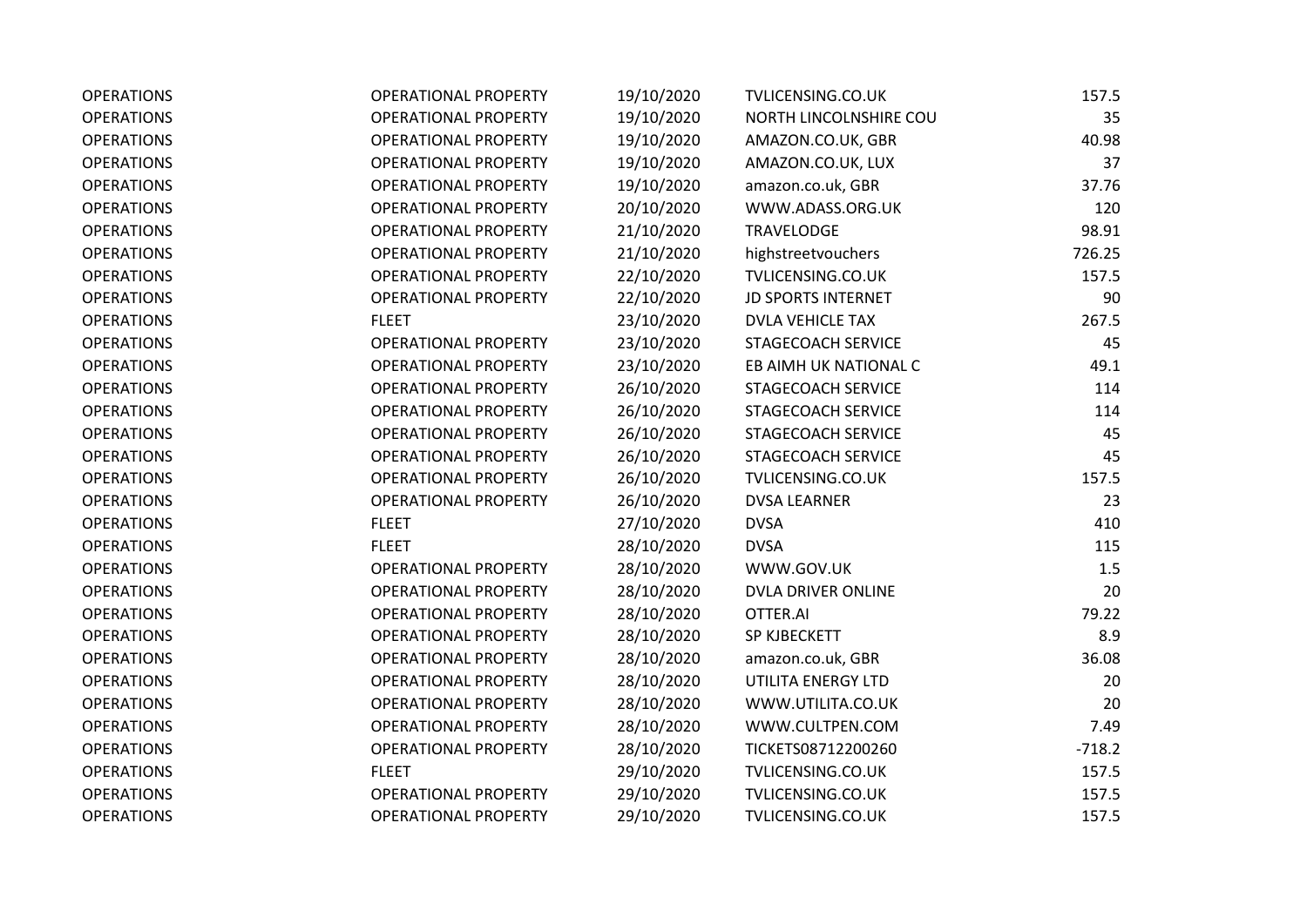| | | | | |
|---|---|---|---|---|
| OPERATIONS | OPERATIONAL PROPERTY | 19/10/2020 | TVLICENSING.CO.UK | 157.5 |
| OPERATIONS | OPERATIONAL PROPERTY | 19/10/2020 | NORTH LINCOLNSHIRE COU | 35 |
| OPERATIONS | OPERATIONAL PROPERTY | 19/10/2020 | AMAZON.CO.UK, GBR | 40.98 |
| OPERATIONS | OPERATIONAL PROPERTY | 19/10/2020 | AMAZON.CO.UK, LUX | 37 |
| OPERATIONS | OPERATIONAL PROPERTY | 19/10/2020 | amazon.co.uk, GBR | 37.76 |
| OPERATIONS | OPERATIONAL PROPERTY | 20/10/2020 | WWW.ADASS.ORG.UK | 120 |
| OPERATIONS | OPERATIONAL PROPERTY | 21/10/2020 | TRAVELODGE | 98.91 |
| OPERATIONS | OPERATIONAL PROPERTY | 21/10/2020 | highstreetvouchers | 726.25 |
| OPERATIONS | OPERATIONAL PROPERTY | 22/10/2020 | TVLICENSING.CO.UK | 157.5 |
| OPERATIONS | OPERATIONAL PROPERTY | 22/10/2020 | JD SPORTS INTERNET | 90 |
| OPERATIONS | FLEET | 23/10/2020 | DVLA VEHICLE TAX | 267.5 |
| OPERATIONS | OPERATIONAL PROPERTY | 23/10/2020 | STAGECOACH SERVICE | 45 |
| OPERATIONS | OPERATIONAL PROPERTY | 23/10/2020 | EB AIMH UK NATIONAL C | 49.1 |
| OPERATIONS | OPERATIONAL PROPERTY | 26/10/2020 | STAGECOACH SERVICE | 114 |
| OPERATIONS | OPERATIONAL PROPERTY | 26/10/2020 | STAGECOACH SERVICE | 114 |
| OPERATIONS | OPERATIONAL PROPERTY | 26/10/2020 | STAGECOACH SERVICE | 45 |
| OPERATIONS | OPERATIONAL PROPERTY | 26/10/2020 | STAGECOACH SERVICE | 45 |
| OPERATIONS | OPERATIONAL PROPERTY | 26/10/2020 | TVLICENSING.CO.UK | 157.5 |
| OPERATIONS | OPERATIONAL PROPERTY | 26/10/2020 | DVSA LEARNER | 23 |
| OPERATIONS | FLEET | 27/10/2020 | DVSA | 410 |
| OPERATIONS | FLEET | 28/10/2020 | DVSA | 115 |
| OPERATIONS | OPERATIONAL PROPERTY | 28/10/2020 | WWW.GOV.UK | 1.5 |
| OPERATIONS | OPERATIONAL PROPERTY | 28/10/2020 | DVLA DRIVER ONLINE | 20 |
| OPERATIONS | OPERATIONAL PROPERTY | 28/10/2020 | OTTER.AI | 79.22 |
| OPERATIONS | OPERATIONAL PROPERTY | 28/10/2020 | SP KJBECKETT | 8.9 |
| OPERATIONS | OPERATIONAL PROPERTY | 28/10/2020 | amazon.co.uk, GBR | 36.08 |
| OPERATIONS | OPERATIONAL PROPERTY | 28/10/2020 | UTILITA ENERGY LTD | 20 |
| OPERATIONS | OPERATIONAL PROPERTY | 28/10/2020 | WWW.UTILITA.CO.UK | 20 |
| OPERATIONS | OPERATIONAL PROPERTY | 28/10/2020 | WWW.CULTPEN.COM | 7.49 |
| OPERATIONS | OPERATIONAL PROPERTY | 28/10/2020 | TICKETS08712200260 | -718.2 |
| OPERATIONS | FLEET | 29/10/2020 | TVLICENSING.CO.UK | 157.5 |
| OPERATIONS | OPERATIONAL PROPERTY | 29/10/2020 | TVLICENSING.CO.UK | 157.5 |
| OPERATIONS | OPERATIONAL PROPERTY | 29/10/2020 | TVLICENSING.CO.UK | 157.5 |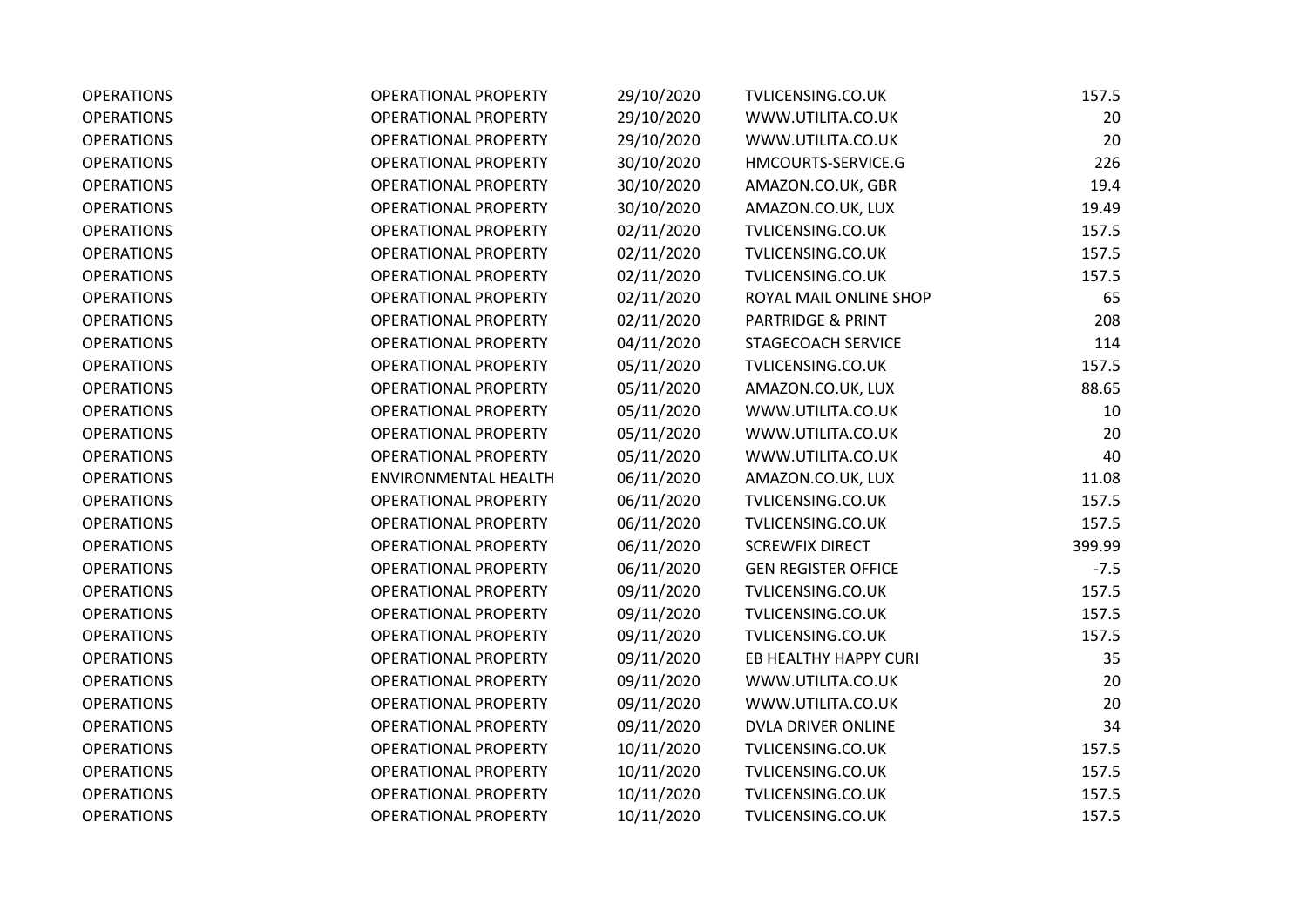| OPERATIONS | OPERATIONAL PROPERTY | 29/10/2020 | TVLICENSING.CO.UK | 157.5 |
|---|---|---|---|---|
| OPERATIONS | OPERATIONAL PROPERTY | 29/10/2020 | WWW.UTILITA.CO.UK | 20 |
| OPERATIONS | OPERATIONAL PROPERTY | 29/10/2020 | WWW.UTILITA.CO.UK | 20 |
| OPERATIONS | OPERATIONAL PROPERTY | 30/10/2020 | HMCOURTS-SERVICE.G | 226 |
| OPERATIONS | OPERATIONAL PROPERTY | 30/10/2020 | AMAZON.CO.UK, GBR | 19.4 |
| OPERATIONS | OPERATIONAL PROPERTY | 30/10/2020 | AMAZON.CO.UK, LUX | 19.49 |
| OPERATIONS | OPERATIONAL PROPERTY | 02/11/2020 | TVLICENSING.CO.UK | 157.5 |
| OPERATIONS | OPERATIONAL PROPERTY | 02/11/2020 | TVLICENSING.CO.UK | 157.5 |
| OPERATIONS | OPERATIONAL PROPERTY | 02/11/2020 | TVLICENSING.CO.UK | 157.5 |
| OPERATIONS | OPERATIONAL PROPERTY | 02/11/2020 | ROYAL MAIL ONLINE SHOP | 65 |
| OPERATIONS | OPERATIONAL PROPERTY | 02/11/2020 | PARTRIDGE & PRINT | 208 |
| OPERATIONS | OPERATIONAL PROPERTY | 04/11/2020 | STAGECOACH SERVICE | 114 |
| OPERATIONS | OPERATIONAL PROPERTY | 05/11/2020 | TVLICENSING.CO.UK | 157.5 |
| OPERATIONS | OPERATIONAL PROPERTY | 05/11/2020 | AMAZON.CO.UK, LUX | 88.65 |
| OPERATIONS | OPERATIONAL PROPERTY | 05/11/2020 | WWW.UTILITA.CO.UK | 10 |
| OPERATIONS | OPERATIONAL PROPERTY | 05/11/2020 | WWW.UTILITA.CO.UK | 20 |
| OPERATIONS | OPERATIONAL PROPERTY | 05/11/2020 | WWW.UTILITA.CO.UK | 40 |
| OPERATIONS | ENVIRONMENTAL HEALTH | 06/11/2020 | AMAZON.CO.UK, LUX | 11.08 |
| OPERATIONS | OPERATIONAL PROPERTY | 06/11/2020 | TVLICENSING.CO.UK | 157.5 |
| OPERATIONS | OPERATIONAL PROPERTY | 06/11/2020 | TVLICENSING.CO.UK | 157.5 |
| OPERATIONS | OPERATIONAL PROPERTY | 06/11/2020 | SCREWFIX DIRECT | 399.99 |
| OPERATIONS | OPERATIONAL PROPERTY | 06/11/2020 | GEN REGISTER OFFICE | -7.5 |
| OPERATIONS | OPERATIONAL PROPERTY | 09/11/2020 | TVLICENSING.CO.UK | 157.5 |
| OPERATIONS | OPERATIONAL PROPERTY | 09/11/2020 | TVLICENSING.CO.UK | 157.5 |
| OPERATIONS | OPERATIONAL PROPERTY | 09/11/2020 | TVLICENSING.CO.UK | 157.5 |
| OPERATIONS | OPERATIONAL PROPERTY | 09/11/2020 | EB HEALTHY HAPPY CURI | 35 |
| OPERATIONS | OPERATIONAL PROPERTY | 09/11/2020 | WWW.UTILITA.CO.UK | 20 |
| OPERATIONS | OPERATIONAL PROPERTY | 09/11/2020 | WWW.UTILITA.CO.UK | 20 |
| OPERATIONS | OPERATIONAL PROPERTY | 09/11/2020 | DVLA DRIVER ONLINE | 34 |
| OPERATIONS | OPERATIONAL PROPERTY | 10/11/2020 | TVLICENSING.CO.UK | 157.5 |
| OPERATIONS | OPERATIONAL PROPERTY | 10/11/2020 | TVLICENSING.CO.UK | 157.5 |
| OPERATIONS | OPERATIONAL PROPERTY | 10/11/2020 | TVLICENSING.CO.UK | 157.5 |
| OPERATIONS | OPERATIONAL PROPERTY | 10/11/2020 | TVLICENSING.CO.UK | 157.5 |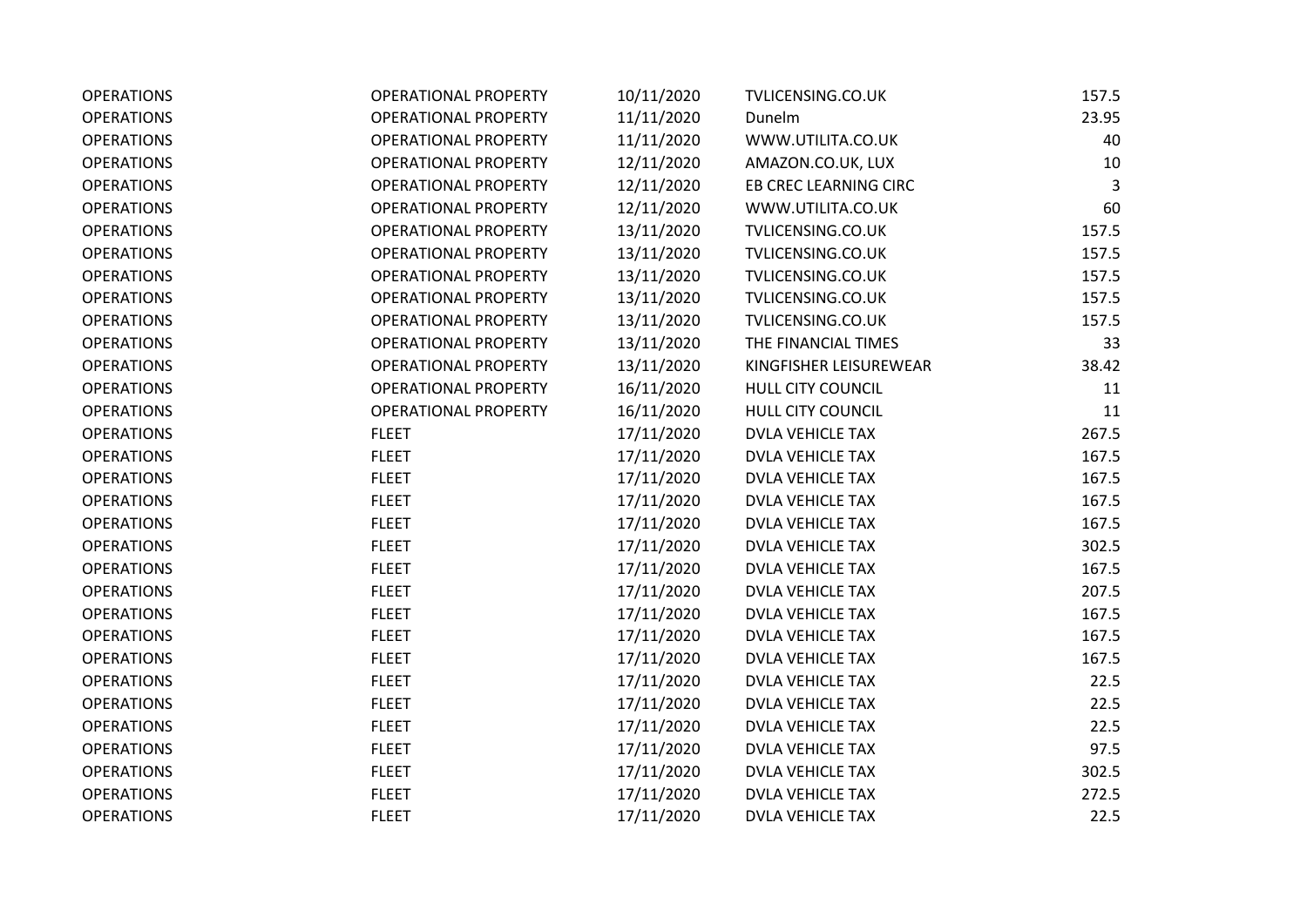| | | | | |
|---|---|---|---|---|
| OPERATIONS | OPERATIONAL PROPERTY | 10/11/2020 | TVLICENSING.CO.UK | 157.5 |
| OPERATIONS | OPERATIONAL PROPERTY | 11/11/2020 | Dunelm | 23.95 |
| OPERATIONS | OPERATIONAL PROPERTY | 11/11/2020 | WWW.UTILITA.CO.UK | 40 |
| OPERATIONS | OPERATIONAL PROPERTY | 12/11/2020 | AMAZON.CO.UK, LUX | 10 |
| OPERATIONS | OPERATIONAL PROPERTY | 12/11/2020 | EB CREC LEARNING CIRC | 3 |
| OPERATIONS | OPERATIONAL PROPERTY | 12/11/2020 | WWW.UTILITA.CO.UK | 60 |
| OPERATIONS | OPERATIONAL PROPERTY | 13/11/2020 | TVLICENSING.CO.UK | 157.5 |
| OPERATIONS | OPERATIONAL PROPERTY | 13/11/2020 | TVLICENSING.CO.UK | 157.5 |
| OPERATIONS | OPERATIONAL PROPERTY | 13/11/2020 | TVLICENSING.CO.UK | 157.5 |
| OPERATIONS | OPERATIONAL PROPERTY | 13/11/2020 | TVLICENSING.CO.UK | 157.5 |
| OPERATIONS | OPERATIONAL PROPERTY | 13/11/2020 | TVLICENSING.CO.UK | 157.5 |
| OPERATIONS | OPERATIONAL PROPERTY | 13/11/2020 | THE FINANCIAL TIMES | 33 |
| OPERATIONS | OPERATIONAL PROPERTY | 13/11/2020 | KINGFISHER LEISUREWEAR | 38.42 |
| OPERATIONS | OPERATIONAL PROPERTY | 16/11/2020 | HULL CITY COUNCIL | 11 |
| OPERATIONS | OPERATIONAL PROPERTY | 16/11/2020 | HULL CITY COUNCIL | 11 |
| OPERATIONS | FLEET | 17/11/2020 | DVLA VEHICLE TAX | 267.5 |
| OPERATIONS | FLEET | 17/11/2020 | DVLA VEHICLE TAX | 167.5 |
| OPERATIONS | FLEET | 17/11/2020 | DVLA VEHICLE TAX | 167.5 |
| OPERATIONS | FLEET | 17/11/2020 | DVLA VEHICLE TAX | 167.5 |
| OPERATIONS | FLEET | 17/11/2020 | DVLA VEHICLE TAX | 167.5 |
| OPERATIONS | FLEET | 17/11/2020 | DVLA VEHICLE TAX | 302.5 |
| OPERATIONS | FLEET | 17/11/2020 | DVLA VEHICLE TAX | 167.5 |
| OPERATIONS | FLEET | 17/11/2020 | DVLA VEHICLE TAX | 207.5 |
| OPERATIONS | FLEET | 17/11/2020 | DVLA VEHICLE TAX | 167.5 |
| OPERATIONS | FLEET | 17/11/2020 | DVLA VEHICLE TAX | 167.5 |
| OPERATIONS | FLEET | 17/11/2020 | DVLA VEHICLE TAX | 167.5 |
| OPERATIONS | FLEET | 17/11/2020 | DVLA VEHICLE TAX | 22.5 |
| OPERATIONS | FLEET | 17/11/2020 | DVLA VEHICLE TAX | 22.5 |
| OPERATIONS | FLEET | 17/11/2020 | DVLA VEHICLE TAX | 22.5 |
| OPERATIONS | FLEET | 17/11/2020 | DVLA VEHICLE TAX | 97.5 |
| OPERATIONS | FLEET | 17/11/2020 | DVLA VEHICLE TAX | 302.5 |
| OPERATIONS | FLEET | 17/11/2020 | DVLA VEHICLE TAX | 272.5 |
| OPERATIONS | FLEET | 17/11/2020 | DVLA VEHICLE TAX | 22.5 |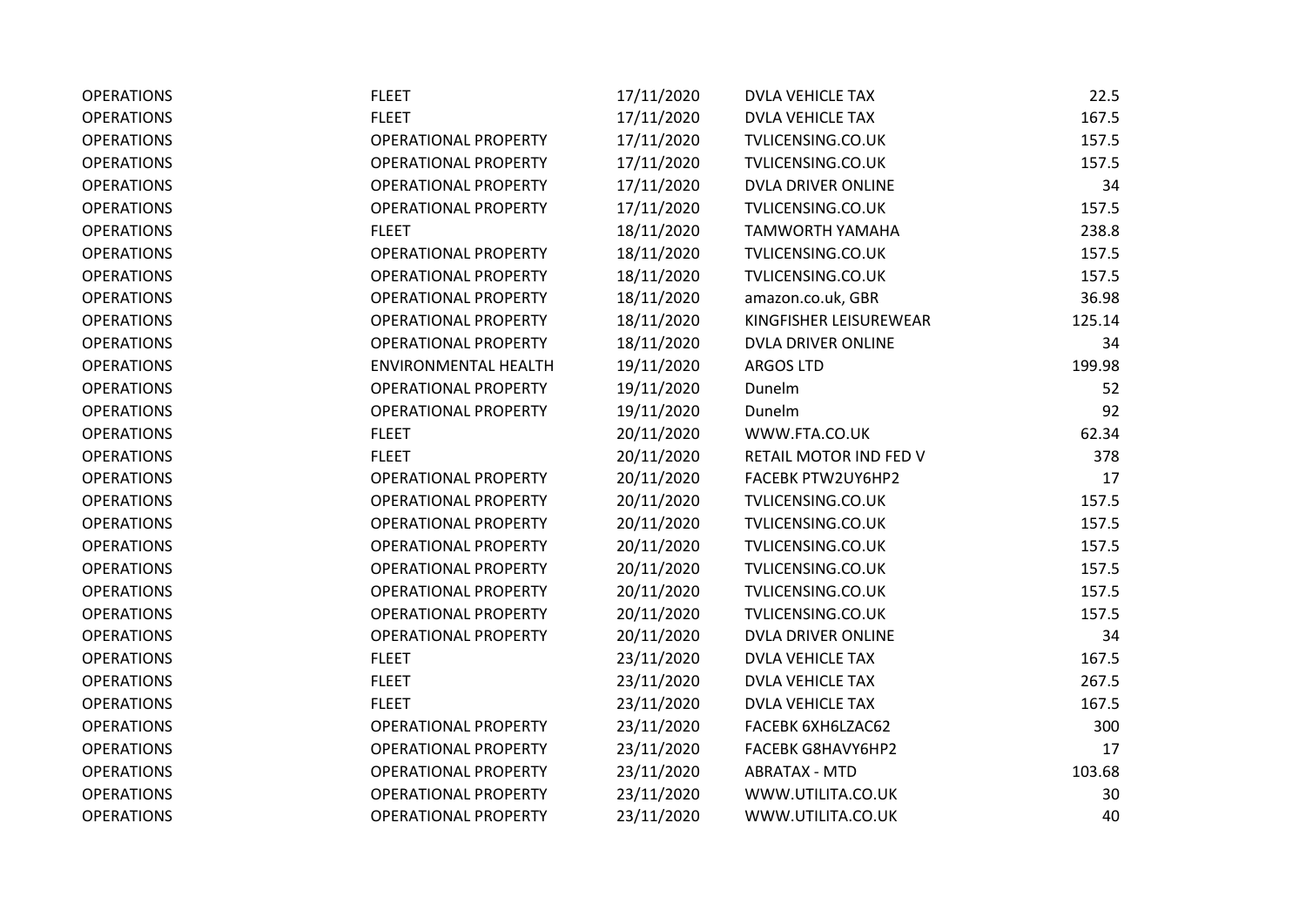| | | | | |
|---|---|---|---|---|
| OPERATIONS | FLEET | 17/11/2020 | DVLA VEHICLE TAX | 22.5 |
| OPERATIONS | FLEET | 17/11/2020 | DVLA VEHICLE TAX | 167.5 |
| OPERATIONS | OPERATIONAL PROPERTY | 17/11/2020 | TVLICENSING.CO.UK | 157.5 |
| OPERATIONS | OPERATIONAL PROPERTY | 17/11/2020 | TVLICENSING.CO.UK | 157.5 |
| OPERATIONS | OPERATIONAL PROPERTY | 17/11/2020 | DVLA DRIVER ONLINE | 34 |
| OPERATIONS | OPERATIONAL PROPERTY | 17/11/2020 | TVLICENSING.CO.UK | 157.5 |
| OPERATIONS | FLEET | 18/11/2020 | TAMWORTH YAMAHA | 238.8 |
| OPERATIONS | OPERATIONAL PROPERTY | 18/11/2020 | TVLICENSING.CO.UK | 157.5 |
| OPERATIONS | OPERATIONAL PROPERTY | 18/11/2020 | TVLICENSING.CO.UK | 157.5 |
| OPERATIONS | OPERATIONAL PROPERTY | 18/11/2020 | amazon.co.uk, GBR | 36.98 |
| OPERATIONS | OPERATIONAL PROPERTY | 18/11/2020 | KINGFISHER LEISUREWEAR | 125.14 |
| OPERATIONS | OPERATIONAL PROPERTY | 18/11/2020 | DVLA DRIVER ONLINE | 34 |
| OPERATIONS | ENVIRONMENTAL HEALTH | 19/11/2020 | ARGOS LTD | 199.98 |
| OPERATIONS | OPERATIONAL PROPERTY | 19/11/2020 | Dunelm | 52 |
| OPERATIONS | OPERATIONAL PROPERTY | 19/11/2020 | Dunelm | 92 |
| OPERATIONS | FLEET | 20/11/2020 | WWW.FTA.CO.UK | 62.34 |
| OPERATIONS | FLEET | 20/11/2020 | RETAIL MOTOR IND FED V | 378 |
| OPERATIONS | OPERATIONAL PROPERTY | 20/11/2020 | FACEBK PTW2UY6HP2 | 17 |
| OPERATIONS | OPERATIONAL PROPERTY | 20/11/2020 | TVLICENSING.CO.UK | 157.5 |
| OPERATIONS | OPERATIONAL PROPERTY | 20/11/2020 | TVLICENSING.CO.UK | 157.5 |
| OPERATIONS | OPERATIONAL PROPERTY | 20/11/2020 | TVLICENSING.CO.UK | 157.5 |
| OPERATIONS | OPERATIONAL PROPERTY | 20/11/2020 | TVLICENSING.CO.UK | 157.5 |
| OPERATIONS | OPERATIONAL PROPERTY | 20/11/2020 | TVLICENSING.CO.UK | 157.5 |
| OPERATIONS | OPERATIONAL PROPERTY | 20/11/2020 | TVLICENSING.CO.UK | 157.5 |
| OPERATIONS | OPERATIONAL PROPERTY | 20/11/2020 | DVLA DRIVER ONLINE | 34 |
| OPERATIONS | FLEET | 23/11/2020 | DVLA VEHICLE TAX | 167.5 |
| OPERATIONS | FLEET | 23/11/2020 | DVLA VEHICLE TAX | 267.5 |
| OPERATIONS | FLEET | 23/11/2020 | DVLA VEHICLE TAX | 167.5 |
| OPERATIONS | OPERATIONAL PROPERTY | 23/11/2020 | FACEBK 6XH6LZAC62 | 300 |
| OPERATIONS | OPERATIONAL PROPERTY | 23/11/2020 | FACEBK G8HAVY6HP2 | 17 |
| OPERATIONS | OPERATIONAL PROPERTY | 23/11/2020 | ABRATAX - MTD | 103.68 |
| OPERATIONS | OPERATIONAL PROPERTY | 23/11/2020 | WWW.UTILITA.CO.UK | 30 |
| OPERATIONS | OPERATIONAL PROPERTY | 23/11/2020 | WWW.UTILITA.CO.UK | 40 |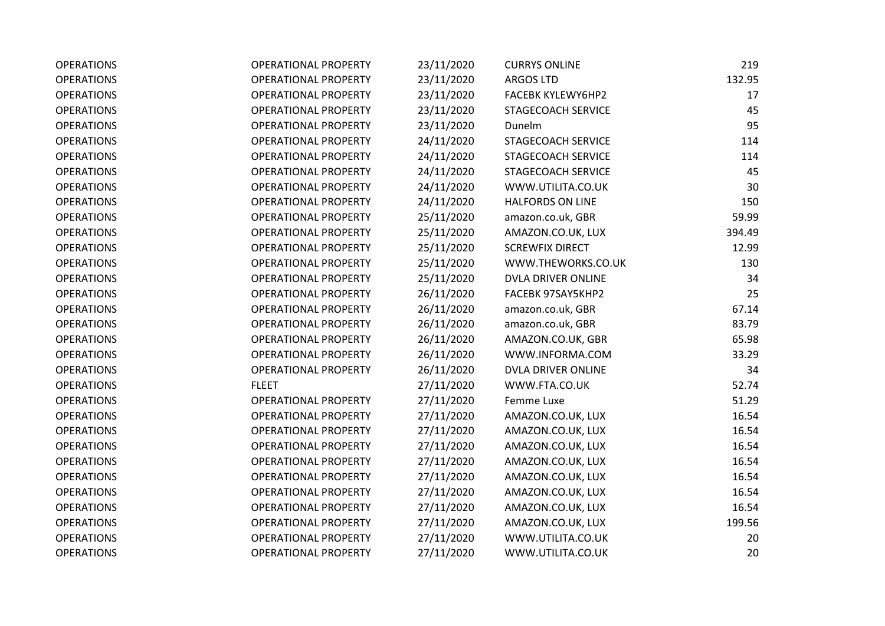| | | | | |
|---|---|---|---|---|
| OPERATIONS | OPERATIONAL PROPERTY | 23/11/2020 | CURRYS ONLINE | 219 |
| OPERATIONS | OPERATIONAL PROPERTY | 23/11/2020 | ARGOS LTD | 132.95 |
| OPERATIONS | OPERATIONAL PROPERTY | 23/11/2020 | FACEBK KYLEWY6HP2 | 17 |
| OPERATIONS | OPERATIONAL PROPERTY | 23/11/2020 | STAGECOACH SERVICE | 45 |
| OPERATIONS | OPERATIONAL PROPERTY | 23/11/2020 | Dunelm | 95 |
| OPERATIONS | OPERATIONAL PROPERTY | 24/11/2020 | STAGECOACH SERVICE | 114 |
| OPERATIONS | OPERATIONAL PROPERTY | 24/11/2020 | STAGECOACH SERVICE | 114 |
| OPERATIONS | OPERATIONAL PROPERTY | 24/11/2020 | STAGECOACH SERVICE | 45 |
| OPERATIONS | OPERATIONAL PROPERTY | 24/11/2020 | WWW.UTILITA.CO.UK | 30 |
| OPERATIONS | OPERATIONAL PROPERTY | 24/11/2020 | HALFORDS ON LINE | 150 |
| OPERATIONS | OPERATIONAL PROPERTY | 25/11/2020 | amazon.co.uk, GBR | 59.99 |
| OPERATIONS | OPERATIONAL PROPERTY | 25/11/2020 | AMAZON.CO.UK, LUX | 394.49 |
| OPERATIONS | OPERATIONAL PROPERTY | 25/11/2020 | SCREWFIX DIRECT | 12.99 |
| OPERATIONS | OPERATIONAL PROPERTY | 25/11/2020 | WWW.THEWORKS.CO.UK | 130 |
| OPERATIONS | OPERATIONAL PROPERTY | 25/11/2020 | DVLA DRIVER ONLINE | 34 |
| OPERATIONS | OPERATIONAL PROPERTY | 26/11/2020 | FACEBK 97SAY5KHP2 | 25 |
| OPERATIONS | OPERATIONAL PROPERTY | 26/11/2020 | amazon.co.uk, GBR | 67.14 |
| OPERATIONS | OPERATIONAL PROPERTY | 26/11/2020 | amazon.co.uk, GBR | 83.79 |
| OPERATIONS | OPERATIONAL PROPERTY | 26/11/2020 | AMAZON.CO.UK, GBR | 65.98 |
| OPERATIONS | OPERATIONAL PROPERTY | 26/11/2020 | WWW.INFORMA.COM | 33.29 |
| OPERATIONS | OPERATIONAL PROPERTY | 26/11/2020 | DVLA DRIVER ONLINE | 34 |
| OPERATIONS | FLEET | 27/11/2020 | WWW.FTA.CO.UK | 52.74 |
| OPERATIONS | OPERATIONAL PROPERTY | 27/11/2020 | Femme Luxe | 51.29 |
| OPERATIONS | OPERATIONAL PROPERTY | 27/11/2020 | AMAZON.CO.UK, LUX | 16.54 |
| OPERATIONS | OPERATIONAL PROPERTY | 27/11/2020 | AMAZON.CO.UK, LUX | 16.54 |
| OPERATIONS | OPERATIONAL PROPERTY | 27/11/2020 | AMAZON.CO.UK, LUX | 16.54 |
| OPERATIONS | OPERATIONAL PROPERTY | 27/11/2020 | AMAZON.CO.UK, LUX | 16.54 |
| OPERATIONS | OPERATIONAL PROPERTY | 27/11/2020 | AMAZON.CO.UK, LUX | 16.54 |
| OPERATIONS | OPERATIONAL PROPERTY | 27/11/2020 | AMAZON.CO.UK, LUX | 16.54 |
| OPERATIONS | OPERATIONAL PROPERTY | 27/11/2020 | AMAZON.CO.UK, LUX | 16.54 |
| OPERATIONS | OPERATIONAL PROPERTY | 27/11/2020 | AMAZON.CO.UK, LUX | 199.56 |
| OPERATIONS | OPERATIONAL PROPERTY | 27/11/2020 | WWW.UTILITA.CO.UK | 20 |
| OPERATIONS | OPERATIONAL PROPERTY | 27/11/2020 | WWW.UTILITA.CO.UK | 20 |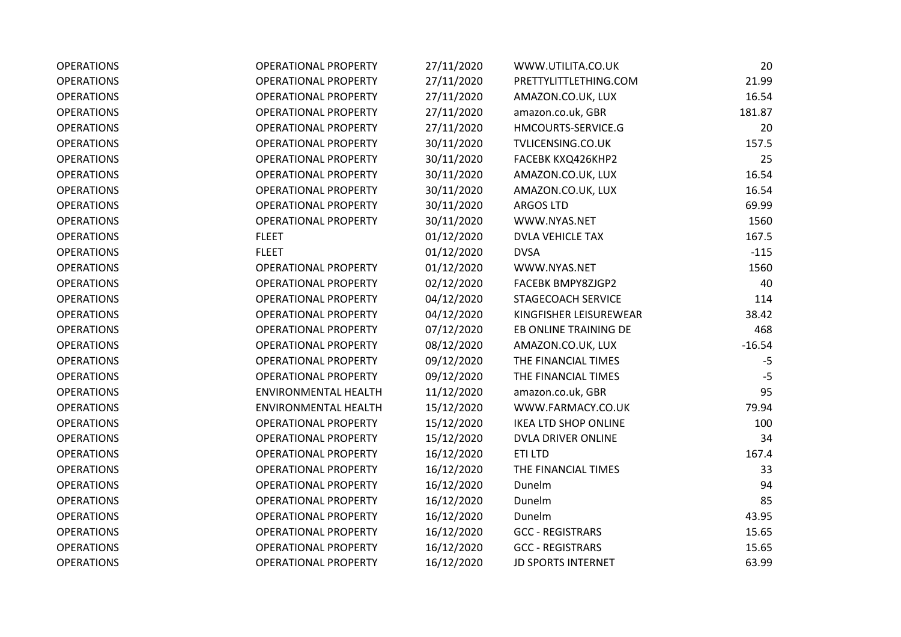| | | | | |
|---|---|---|---|---|
| OPERATIONS | OPERATIONAL PROPERTY | 27/11/2020 | WWW.UTILITA.CO.UK | 20 |
| OPERATIONS | OPERATIONAL PROPERTY | 27/11/2020 | PRETTYLITTLETHING.COM | 21.99 |
| OPERATIONS | OPERATIONAL PROPERTY | 27/11/2020 | AMAZON.CO.UK, LUX | 16.54 |
| OPERATIONS | OPERATIONAL PROPERTY | 27/11/2020 | amazon.co.uk, GBR | 181.87 |
| OPERATIONS | OPERATIONAL PROPERTY | 27/11/2020 | HMCOURTS-SERVICE.G | 20 |
| OPERATIONS | OPERATIONAL PROPERTY | 30/11/2020 | TVLICENSING.CO.UK | 157.5 |
| OPERATIONS | OPERATIONAL PROPERTY | 30/11/2020 | FACEBK KXQ426KHP2 | 25 |
| OPERATIONS | OPERATIONAL PROPERTY | 30/11/2020 | AMAZON.CO.UK, LUX | 16.54 |
| OPERATIONS | OPERATIONAL PROPERTY | 30/11/2020 | AMAZON.CO.UK, LUX | 16.54 |
| OPERATIONS | OPERATIONAL PROPERTY | 30/11/2020 | ARGOS LTD | 69.99 |
| OPERATIONS | OPERATIONAL PROPERTY | 30/11/2020 | WWW.NYAS.NET | 1560 |
| OPERATIONS | FLEET | 01/12/2020 | DVLA VEHICLE TAX | 167.5 |
| OPERATIONS | FLEET | 01/12/2020 | DVSA | -115 |
| OPERATIONS | OPERATIONAL PROPERTY | 01/12/2020 | WWW.NYAS.NET | 1560 |
| OPERATIONS | OPERATIONAL PROPERTY | 02/12/2020 | FACEBK BMPY8ZJGP2 | 40 |
| OPERATIONS | OPERATIONAL PROPERTY | 04/12/2020 | STAGECOACH SERVICE | 114 |
| OPERATIONS | OPERATIONAL PROPERTY | 04/12/2020 | KINGFISHER LEISUREWEAR | 38.42 |
| OPERATIONS | OPERATIONAL PROPERTY | 07/12/2020 | EB ONLINE TRAINING DE | 468 |
| OPERATIONS | OPERATIONAL PROPERTY | 08/12/2020 | AMAZON.CO.UK, LUX | -16.54 |
| OPERATIONS | OPERATIONAL PROPERTY | 09/12/2020 | THE FINANCIAL TIMES | -5 |
| OPERATIONS | OPERATIONAL PROPERTY | 09/12/2020 | THE FINANCIAL TIMES | -5 |
| OPERATIONS | ENVIRONMENTAL HEALTH | 11/12/2020 | amazon.co.uk, GBR | 95 |
| OPERATIONS | ENVIRONMENTAL HEALTH | 15/12/2020 | WWW.FARMACY.CO.UK | 79.94 |
| OPERATIONS | OPERATIONAL PROPERTY | 15/12/2020 | IKEA LTD SHOP ONLINE | 100 |
| OPERATIONS | OPERATIONAL PROPERTY | 15/12/2020 | DVLA DRIVER ONLINE | 34 |
| OPERATIONS | OPERATIONAL PROPERTY | 16/12/2020 | ETI LTD | 167.4 |
| OPERATIONS | OPERATIONAL PROPERTY | 16/12/2020 | THE FINANCIAL TIMES | 33 |
| OPERATIONS | OPERATIONAL PROPERTY | 16/12/2020 | Dunelm | 94 |
| OPERATIONS | OPERATIONAL PROPERTY | 16/12/2020 | Dunelm | 85 |
| OPERATIONS | OPERATIONAL PROPERTY | 16/12/2020 | Dunelm | 43.95 |
| OPERATIONS | OPERATIONAL PROPERTY | 16/12/2020 | GCC - REGISTRARS | 15.65 |
| OPERATIONS | OPERATIONAL PROPERTY | 16/12/2020 | GCC - REGISTRARS | 15.65 |
| OPERATIONS | OPERATIONAL PROPERTY | 16/12/2020 | JD SPORTS INTERNET | 63.99 |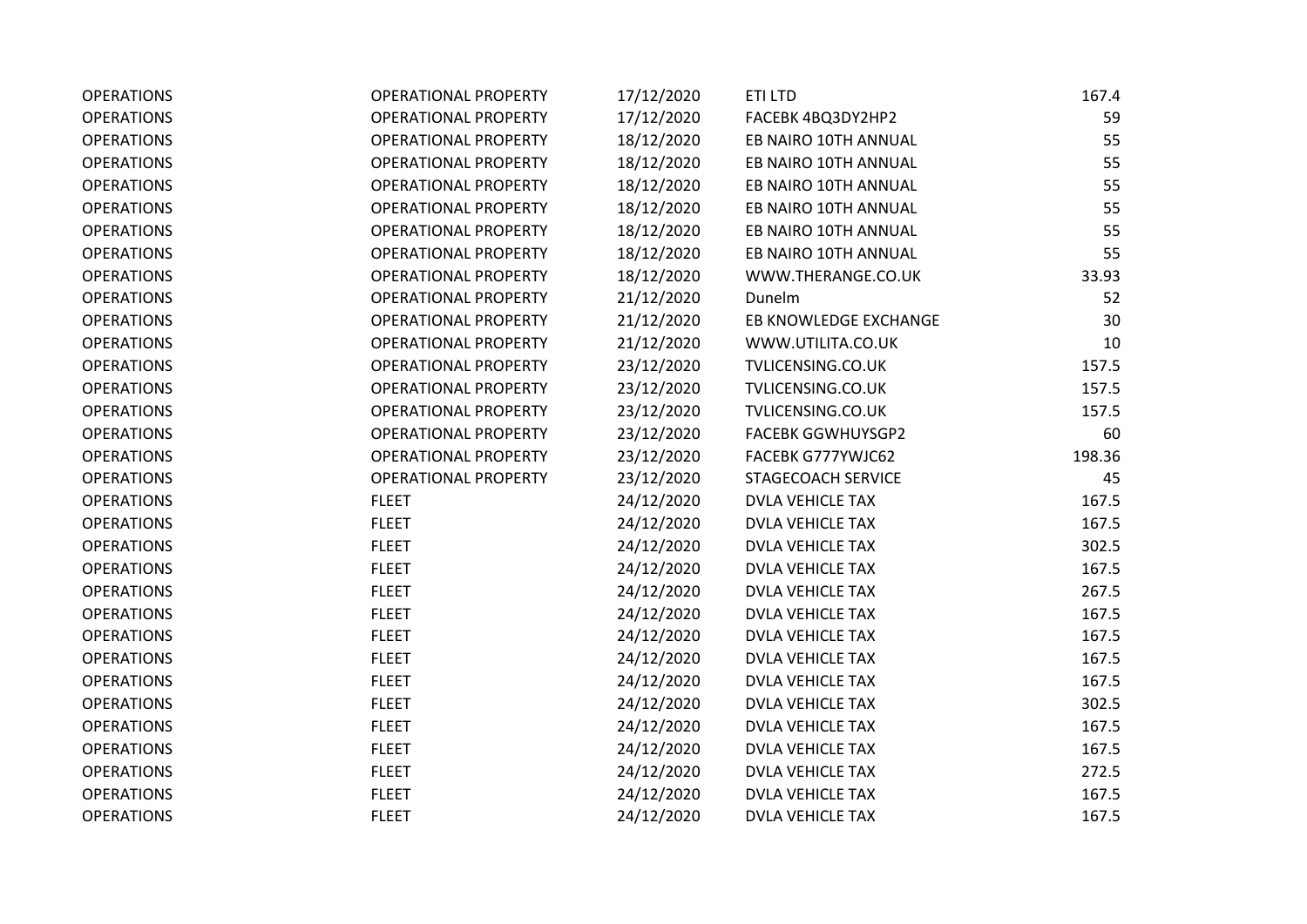| | | | | |
|---|---|---|---|---|
| OPERATIONS | OPERATIONAL PROPERTY | 17/12/2020 | ETI LTD | 167.4 |
| OPERATIONS | OPERATIONAL PROPERTY | 17/12/2020 | FACEBK 4BQ3DY2HP2 | 59 |
| OPERATIONS | OPERATIONAL PROPERTY | 18/12/2020 | EB NAIRO 10TH ANNUAL | 55 |
| OPERATIONS | OPERATIONAL PROPERTY | 18/12/2020 | EB NAIRO 10TH ANNUAL | 55 |
| OPERATIONS | OPERATIONAL PROPERTY | 18/12/2020 | EB NAIRO 10TH ANNUAL | 55 |
| OPERATIONS | OPERATIONAL PROPERTY | 18/12/2020 | EB NAIRO 10TH ANNUAL | 55 |
| OPERATIONS | OPERATIONAL PROPERTY | 18/12/2020 | EB NAIRO 10TH ANNUAL | 55 |
| OPERATIONS | OPERATIONAL PROPERTY | 18/12/2020 | EB NAIRO 10TH ANNUAL | 55 |
| OPERATIONS | OPERATIONAL PROPERTY | 18/12/2020 | WWW.THERANGE.CO.UK | 33.93 |
| OPERATIONS | OPERATIONAL PROPERTY | 21/12/2020 | Dunelm | 52 |
| OPERATIONS | OPERATIONAL PROPERTY | 21/12/2020 | EB KNOWLEDGE EXCHANGE | 30 |
| OPERATIONS | OPERATIONAL PROPERTY | 21/12/2020 | WWW.UTILITA.CO.UK | 10 |
| OPERATIONS | OPERATIONAL PROPERTY | 23/12/2020 | TVLICENSING.CO.UK | 157.5 |
| OPERATIONS | OPERATIONAL PROPERTY | 23/12/2020 | TVLICENSING.CO.UK | 157.5 |
| OPERATIONS | OPERATIONAL PROPERTY | 23/12/2020 | TVLICENSING.CO.UK | 157.5 |
| OPERATIONS | OPERATIONAL PROPERTY | 23/12/2020 | FACEBK GGWHUYSGP2 | 60 |
| OPERATIONS | OPERATIONAL PROPERTY | 23/12/2020 | FACEBK G777YWJC62 | 198.36 |
| OPERATIONS | OPERATIONAL PROPERTY | 23/12/2020 | STAGECOACH SERVICE | 45 |
| OPERATIONS | FLEET | 24/12/2020 | DVLA VEHICLE TAX | 167.5 |
| OPERATIONS | FLEET | 24/12/2020 | DVLA VEHICLE TAX | 167.5 |
| OPERATIONS | FLEET | 24/12/2020 | DVLA VEHICLE TAX | 302.5 |
| OPERATIONS | FLEET | 24/12/2020 | DVLA VEHICLE TAX | 167.5 |
| OPERATIONS | FLEET | 24/12/2020 | DVLA VEHICLE TAX | 267.5 |
| OPERATIONS | FLEET | 24/12/2020 | DVLA VEHICLE TAX | 167.5 |
| OPERATIONS | FLEET | 24/12/2020 | DVLA VEHICLE TAX | 167.5 |
| OPERATIONS | FLEET | 24/12/2020 | DVLA VEHICLE TAX | 167.5 |
| OPERATIONS | FLEET | 24/12/2020 | DVLA VEHICLE TAX | 167.5 |
| OPERATIONS | FLEET | 24/12/2020 | DVLA VEHICLE TAX | 302.5 |
| OPERATIONS | FLEET | 24/12/2020 | DVLA VEHICLE TAX | 167.5 |
| OPERATIONS | FLEET | 24/12/2020 | DVLA VEHICLE TAX | 167.5 |
| OPERATIONS | FLEET | 24/12/2020 | DVLA VEHICLE TAX | 272.5 |
| OPERATIONS | FLEET | 24/12/2020 | DVLA VEHICLE TAX | 167.5 |
| OPERATIONS | FLEET | 24/12/2020 | DVLA VEHICLE TAX | 167.5 |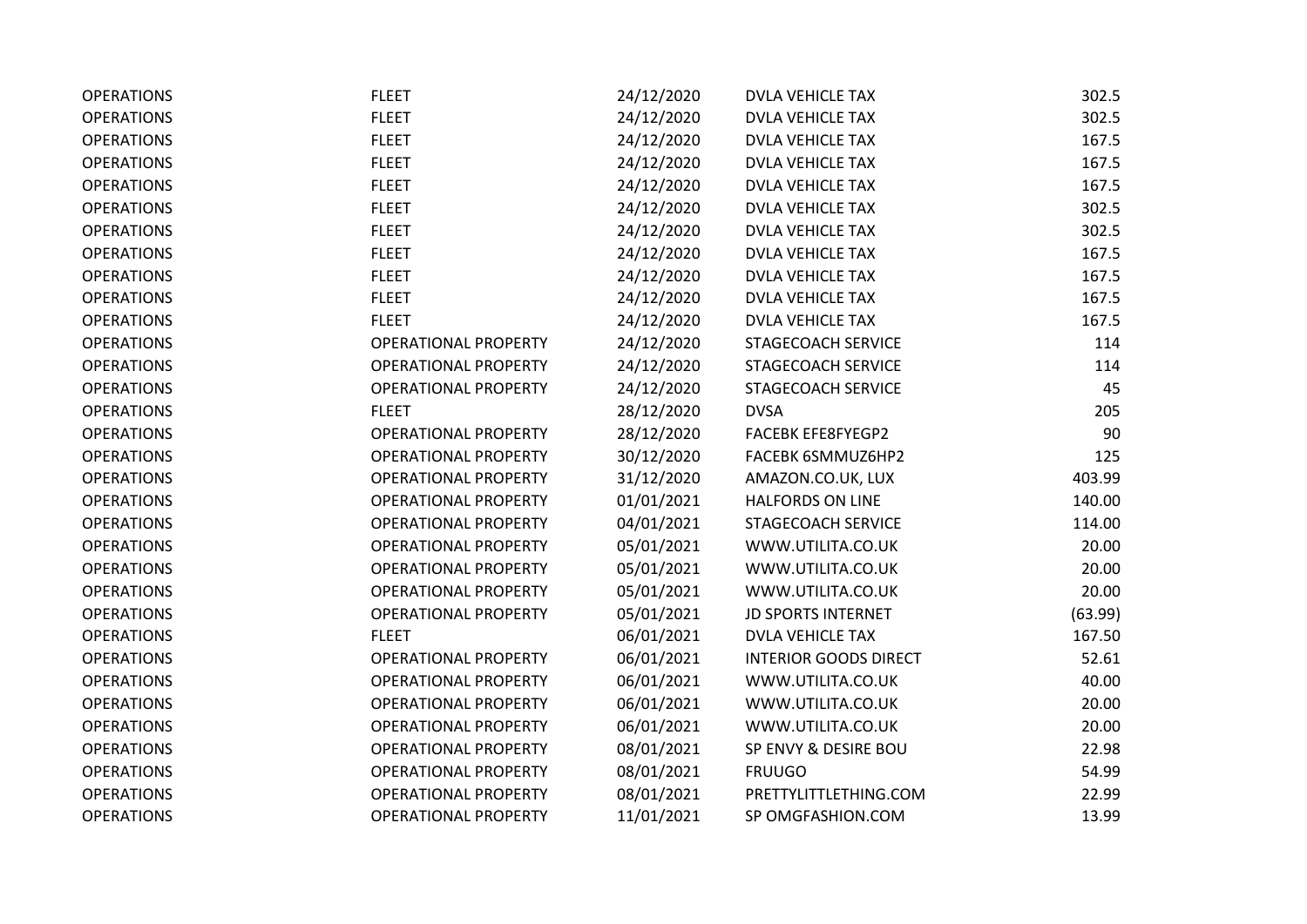| | | | | |
|---|---|---|---|---|
| OPERATIONS | FLEET | 24/12/2020 | DVLA VEHICLE TAX | 302.5 |
| OPERATIONS | FLEET | 24/12/2020 | DVLA VEHICLE TAX | 302.5 |
| OPERATIONS | FLEET | 24/12/2020 | DVLA VEHICLE TAX | 167.5 |
| OPERATIONS | FLEET | 24/12/2020 | DVLA VEHICLE TAX | 167.5 |
| OPERATIONS | FLEET | 24/12/2020 | DVLA VEHICLE TAX | 167.5 |
| OPERATIONS | FLEET | 24/12/2020 | DVLA VEHICLE TAX | 302.5 |
| OPERATIONS | FLEET | 24/12/2020 | DVLA VEHICLE TAX | 302.5 |
| OPERATIONS | FLEET | 24/12/2020 | DVLA VEHICLE TAX | 167.5 |
| OPERATIONS | FLEET | 24/12/2020 | DVLA VEHICLE TAX | 167.5 |
| OPERATIONS | FLEET | 24/12/2020 | DVLA VEHICLE TAX | 167.5 |
| OPERATIONS | FLEET | 24/12/2020 | DVLA VEHICLE TAX | 167.5 |
| OPERATIONS | OPERATIONAL PROPERTY | 24/12/2020 | STAGECOACH SERVICE | 114 |
| OPERATIONS | OPERATIONAL PROPERTY | 24/12/2020 | STAGECOACH SERVICE | 114 |
| OPERATIONS | OPERATIONAL PROPERTY | 24/12/2020 | STAGECOACH SERVICE | 45 |
| OPERATIONS | FLEET | 28/12/2020 | DVSA | 205 |
| OPERATIONS | OPERATIONAL PROPERTY | 28/12/2020 | FACEBK EFE8FYEGP2 | 90 |
| OPERATIONS | OPERATIONAL PROPERTY | 30/12/2020 | FACEBK 6SMMUZ6HP2 | 125 |
| OPERATIONS | OPERATIONAL PROPERTY | 31/12/2020 | AMAZON.CO.UK, LUX | 403.99 |
| OPERATIONS | OPERATIONAL PROPERTY | 01/01/2021 | HALFORDS ON LINE | 140.00 |
| OPERATIONS | OPERATIONAL PROPERTY | 04/01/2021 | STAGECOACH SERVICE | 114.00 |
| OPERATIONS | OPERATIONAL PROPERTY | 05/01/2021 | WWW.UTILITA.CO.UK | 20.00 |
| OPERATIONS | OPERATIONAL PROPERTY | 05/01/2021 | WWW.UTILITA.CO.UK | 20.00 |
| OPERATIONS | OPERATIONAL PROPERTY | 05/01/2021 | WWW.UTILITA.CO.UK | 20.00 |
| OPERATIONS | OPERATIONAL PROPERTY | 05/01/2021 | JD SPORTS INTERNET | (63.99) |
| OPERATIONS | FLEET | 06/01/2021 | DVLA VEHICLE TAX | 167.50 |
| OPERATIONS | OPERATIONAL PROPERTY | 06/01/2021 | INTERIOR GOODS DIRECT | 52.61 |
| OPERATIONS | OPERATIONAL PROPERTY | 06/01/2021 | WWW.UTILITA.CO.UK | 40.00 |
| OPERATIONS | OPERATIONAL PROPERTY | 06/01/2021 | WWW.UTILITA.CO.UK | 20.00 |
| OPERATIONS | OPERATIONAL PROPERTY | 06/01/2021 | WWW.UTILITA.CO.UK | 20.00 |
| OPERATIONS | OPERATIONAL PROPERTY | 08/01/2021 | SP ENVY & DESIRE BOU | 22.98 |
| OPERATIONS | OPERATIONAL PROPERTY | 08/01/2021 | FRUUGO | 54.99 |
| OPERATIONS | OPERATIONAL PROPERTY | 08/01/2021 | PRETTYLITTLETHING.COM | 22.99 |
| OPERATIONS | OPERATIONAL PROPERTY | 11/01/2021 | SP OMGFASHION.COM | 13.99 |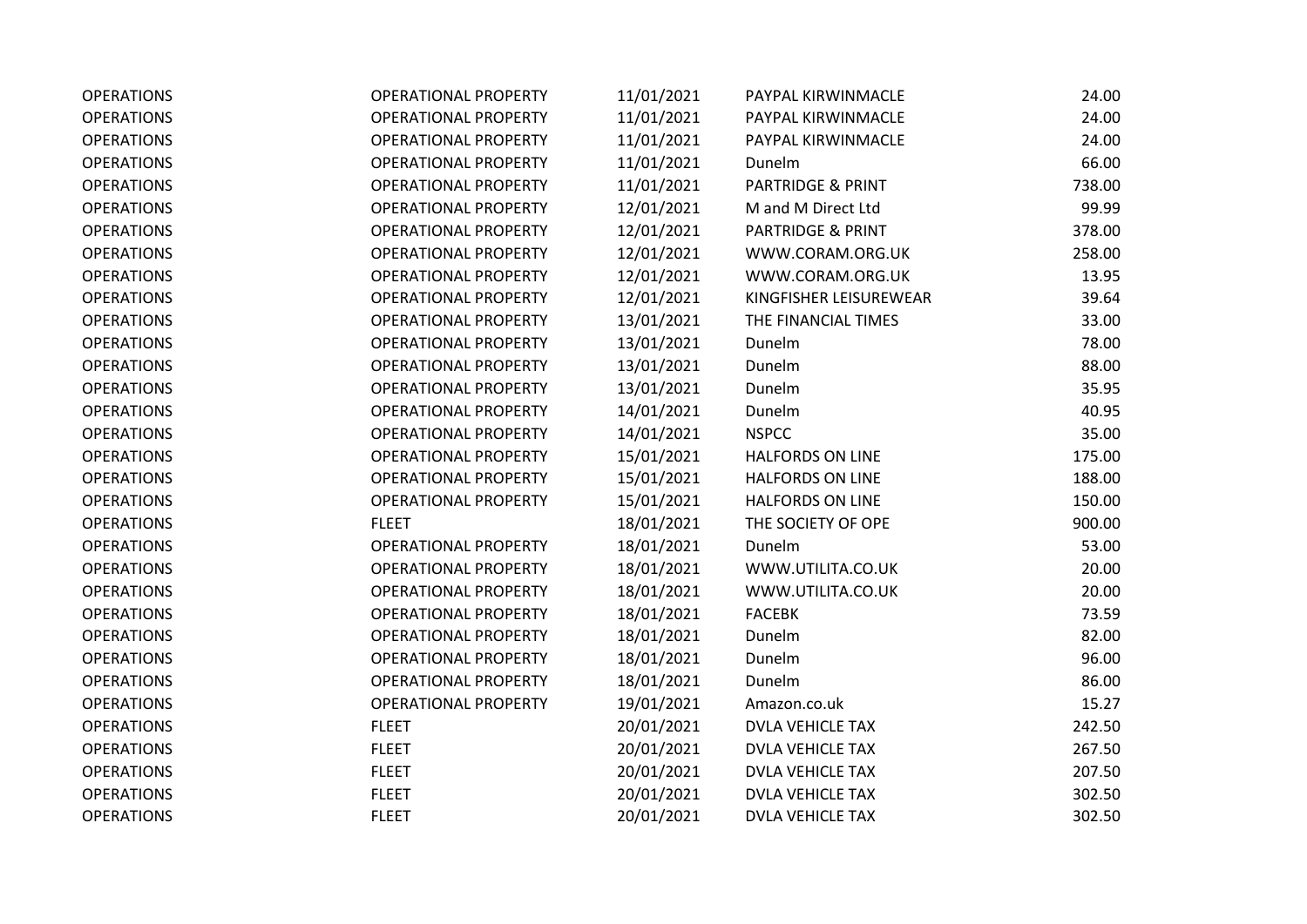| | | | | |
|---|---|---|---|---|
| OPERATIONS | OPERATIONAL PROPERTY | 11/01/2021 | PAYPAL KIRWINMACLE | 24.00 |
| OPERATIONS | OPERATIONAL PROPERTY | 11/01/2021 | PAYPAL KIRWINMACLE | 24.00 |
| OPERATIONS | OPERATIONAL PROPERTY | 11/01/2021 | PAYPAL KIRWINMACLE | 24.00 |
| OPERATIONS | OPERATIONAL PROPERTY | 11/01/2021 | Dunelm | 66.00 |
| OPERATIONS | OPERATIONAL PROPERTY | 11/01/2021 | PARTRIDGE & PRINT | 738.00 |
| OPERATIONS | OPERATIONAL PROPERTY | 12/01/2021 | M and M Direct Ltd | 99.99 |
| OPERATIONS | OPERATIONAL PROPERTY | 12/01/2021 | PARTRIDGE & PRINT | 378.00 |
| OPERATIONS | OPERATIONAL PROPERTY | 12/01/2021 | WWW.CORAM.ORG.UK | 258.00 |
| OPERATIONS | OPERATIONAL PROPERTY | 12/01/2021 | WWW.CORAM.ORG.UK | 13.95 |
| OPERATIONS | OPERATIONAL PROPERTY | 12/01/2021 | KINGFISHER LEISUREWEAR | 39.64 |
| OPERATIONS | OPERATIONAL PROPERTY | 13/01/2021 | THE FINANCIAL TIMES | 33.00 |
| OPERATIONS | OPERATIONAL PROPERTY | 13/01/2021 | Dunelm | 78.00 |
| OPERATIONS | OPERATIONAL PROPERTY | 13/01/2021 | Dunelm | 88.00 |
| OPERATIONS | OPERATIONAL PROPERTY | 13/01/2021 | Dunelm | 35.95 |
| OPERATIONS | OPERATIONAL PROPERTY | 14/01/2021 | Dunelm | 40.95 |
| OPERATIONS | OPERATIONAL PROPERTY | 14/01/2021 | NSPCC | 35.00 |
| OPERATIONS | OPERATIONAL PROPERTY | 15/01/2021 | HALFORDS ON LINE | 175.00 |
| OPERATIONS | OPERATIONAL PROPERTY | 15/01/2021 | HALFORDS ON LINE | 188.00 |
| OPERATIONS | OPERATIONAL PROPERTY | 15/01/2021 | HALFORDS ON LINE | 150.00 |
| OPERATIONS | FLEET | 18/01/2021 | THE SOCIETY OF OPE | 900.00 |
| OPERATIONS | OPERATIONAL PROPERTY | 18/01/2021 | Dunelm | 53.00 |
| OPERATIONS | OPERATIONAL PROPERTY | 18/01/2021 | WWW.UTILITA.CO.UK | 20.00 |
| OPERATIONS | OPERATIONAL PROPERTY | 18/01/2021 | WWW.UTILITA.CO.UK | 20.00 |
| OPERATIONS | OPERATIONAL PROPERTY | 18/01/2021 | FACEBK | 73.59 |
| OPERATIONS | OPERATIONAL PROPERTY | 18/01/2021 | Dunelm | 82.00 |
| OPERATIONS | OPERATIONAL PROPERTY | 18/01/2021 | Dunelm | 96.00 |
| OPERATIONS | OPERATIONAL PROPERTY | 18/01/2021 | Dunelm | 86.00 |
| OPERATIONS | OPERATIONAL PROPERTY | 19/01/2021 | Amazon.co.uk | 15.27 |
| OPERATIONS | FLEET | 20/01/2021 | DVLA VEHICLE TAX | 242.50 |
| OPERATIONS | FLEET | 20/01/2021 | DVLA VEHICLE TAX | 267.50 |
| OPERATIONS | FLEET | 20/01/2021 | DVLA VEHICLE TAX | 207.50 |
| OPERATIONS | FLEET | 20/01/2021 | DVLA VEHICLE TAX | 302.50 |
| OPERATIONS | FLEET | 20/01/2021 | DVLA VEHICLE TAX | 302.50 |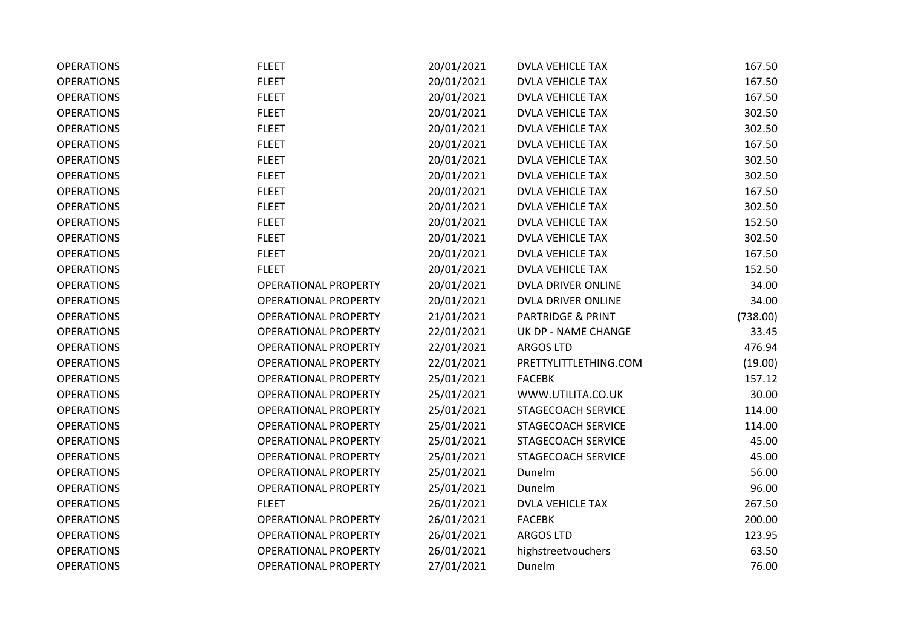| | | | | |
|---|---|---|---|---|
| OPERATIONS | FLEET | 20/01/2021 | DVLA VEHICLE TAX | 167.50 |
| OPERATIONS | FLEET | 20/01/2021 | DVLA VEHICLE TAX | 167.50 |
| OPERATIONS | FLEET | 20/01/2021 | DVLA VEHICLE TAX | 167.50 |
| OPERATIONS | FLEET | 20/01/2021 | DVLA VEHICLE TAX | 302.50 |
| OPERATIONS | FLEET | 20/01/2021 | DVLA VEHICLE TAX | 302.50 |
| OPERATIONS | FLEET | 20/01/2021 | DVLA VEHICLE TAX | 167.50 |
| OPERATIONS | FLEET | 20/01/2021 | DVLA VEHICLE TAX | 302.50 |
| OPERATIONS | FLEET | 20/01/2021 | DVLA VEHICLE TAX | 302.50 |
| OPERATIONS | FLEET | 20/01/2021 | DVLA VEHICLE TAX | 167.50 |
| OPERATIONS | FLEET | 20/01/2021 | DVLA VEHICLE TAX | 302.50 |
| OPERATIONS | FLEET | 20/01/2021 | DVLA VEHICLE TAX | 152.50 |
| OPERATIONS | FLEET | 20/01/2021 | DVLA VEHICLE TAX | 302.50 |
| OPERATIONS | FLEET | 20/01/2021 | DVLA VEHICLE TAX | 167.50 |
| OPERATIONS | FLEET | 20/01/2021 | DVLA VEHICLE TAX | 152.50 |
| OPERATIONS | OPERATIONAL PROPERTY | 20/01/2021 | DVLA DRIVER ONLINE | 34.00 |
| OPERATIONS | OPERATIONAL PROPERTY | 20/01/2021 | DVLA DRIVER ONLINE | 34.00 |
| OPERATIONS | OPERATIONAL PROPERTY | 21/01/2021 | PARTRIDGE & PRINT | (738.00) |
| OPERATIONS | OPERATIONAL PROPERTY | 22/01/2021 | UK DP - NAME CHANGE | 33.45 |
| OPERATIONS | OPERATIONAL PROPERTY | 22/01/2021 | ARGOS LTD | 476.94 |
| OPERATIONS | OPERATIONAL PROPERTY | 22/01/2021 | PRETTYLITTLETHING.COM | (19.00) |
| OPERATIONS | OPERATIONAL PROPERTY | 25/01/2021 | FACEBK | 157.12 |
| OPERATIONS | OPERATIONAL PROPERTY | 25/01/2021 | WWW.UTILITA.CO.UK | 30.00 |
| OPERATIONS | OPERATIONAL PROPERTY | 25/01/2021 | STAGECOACH SERVICE | 114.00 |
| OPERATIONS | OPERATIONAL PROPERTY | 25/01/2021 | STAGECOACH SERVICE | 114.00 |
| OPERATIONS | OPERATIONAL PROPERTY | 25/01/2021 | STAGECOACH SERVICE | 45.00 |
| OPERATIONS | OPERATIONAL PROPERTY | 25/01/2021 | STAGECOACH SERVICE | 45.00 |
| OPERATIONS | OPERATIONAL PROPERTY | 25/01/2021 | Dunelm | 56.00 |
| OPERATIONS | OPERATIONAL PROPERTY | 25/01/2021 | Dunelm | 96.00 |
| OPERATIONS | FLEET | 26/01/2021 | DVLA VEHICLE TAX | 267.50 |
| OPERATIONS | OPERATIONAL PROPERTY | 26/01/2021 | FACEBK | 200.00 |
| OPERATIONS | OPERATIONAL PROPERTY | 26/01/2021 | ARGOS LTD | 123.95 |
| OPERATIONS | OPERATIONAL PROPERTY | 26/01/2021 | highstreetvouchers | 63.50 |
| OPERATIONS | OPERATIONAL PROPERTY | 27/01/2021 | Dunelm | 76.00 |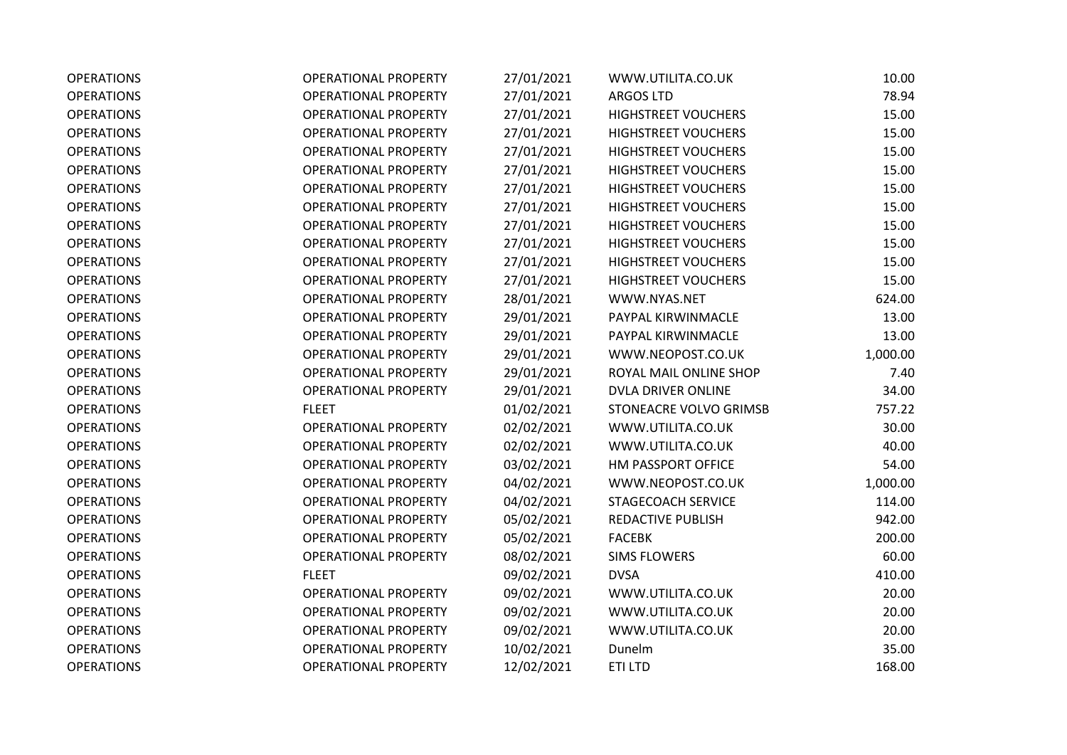| | | | | |
|---|---|---|---|---|
| OPERATIONS | OPERATIONAL PROPERTY | 27/01/2021 | WWW.UTILITA.CO.UK | 10.00 |
| OPERATIONS | OPERATIONAL PROPERTY | 27/01/2021 | ARGOS LTD | 78.94 |
| OPERATIONS | OPERATIONAL PROPERTY | 27/01/2021 | HIGHSTREET VOUCHERS | 15.00 |
| OPERATIONS | OPERATIONAL PROPERTY | 27/01/2021 | HIGHSTREET VOUCHERS | 15.00 |
| OPERATIONS | OPERATIONAL PROPERTY | 27/01/2021 | HIGHSTREET VOUCHERS | 15.00 |
| OPERATIONS | OPERATIONAL PROPERTY | 27/01/2021 | HIGHSTREET VOUCHERS | 15.00 |
| OPERATIONS | OPERATIONAL PROPERTY | 27/01/2021 | HIGHSTREET VOUCHERS | 15.00 |
| OPERATIONS | OPERATIONAL PROPERTY | 27/01/2021 | HIGHSTREET VOUCHERS | 15.00 |
| OPERATIONS | OPERATIONAL PROPERTY | 27/01/2021 | HIGHSTREET VOUCHERS | 15.00 |
| OPERATIONS | OPERATIONAL PROPERTY | 27/01/2021 | HIGHSTREET VOUCHERS | 15.00 |
| OPERATIONS | OPERATIONAL PROPERTY | 27/01/2021 | HIGHSTREET VOUCHERS | 15.00 |
| OPERATIONS | OPERATIONAL PROPERTY | 27/01/2021 | HIGHSTREET VOUCHERS | 15.00 |
| OPERATIONS | OPERATIONAL PROPERTY | 28/01/2021 | WWW.NYAS.NET | 624.00 |
| OPERATIONS | OPERATIONAL PROPERTY | 29/01/2021 | PAYPAL KIRWINMACLE | 13.00 |
| OPERATIONS | OPERATIONAL PROPERTY | 29/01/2021 | PAYPAL KIRWINMACLE | 13.00 |
| OPERATIONS | OPERATIONAL PROPERTY | 29/01/2021 | WWW.NEOPOST.CO.UK | 1,000.00 |
| OPERATIONS | OPERATIONAL PROPERTY | 29/01/2021 | ROYAL MAIL ONLINE SHOP | 7.40 |
| OPERATIONS | OPERATIONAL PROPERTY | 29/01/2021 | DVLA DRIVER ONLINE | 34.00 |
| OPERATIONS | FLEET | 01/02/2021 | STONEACRE VOLVO GRIMSB | 757.22 |
| OPERATIONS | OPERATIONAL PROPERTY | 02/02/2021 | WWW.UTILITA.CO.UK | 30.00 |
| OPERATIONS | OPERATIONAL PROPERTY | 02/02/2021 | WWW.UTILITA.CO.UK | 40.00 |
| OPERATIONS | OPERATIONAL PROPERTY | 03/02/2021 | HM PASSPORT OFFICE | 54.00 |
| OPERATIONS | OPERATIONAL PROPERTY | 04/02/2021 | WWW.NEOPOST.CO.UK | 1,000.00 |
| OPERATIONS | OPERATIONAL PROPERTY | 04/02/2021 | STAGECOACH SERVICE | 114.00 |
| OPERATIONS | OPERATIONAL PROPERTY | 05/02/2021 | REDACTIVE PUBLISH | 942.00 |
| OPERATIONS | OPERATIONAL PROPERTY | 05/02/2021 | FACEBK | 200.00 |
| OPERATIONS | OPERATIONAL PROPERTY | 08/02/2021 | SIMS FLOWERS | 60.00 |
| OPERATIONS | FLEET | 09/02/2021 | DVSA | 410.00 |
| OPERATIONS | OPERATIONAL PROPERTY | 09/02/2021 | WWW.UTILITA.CO.UK | 20.00 |
| OPERATIONS | OPERATIONAL PROPERTY | 09/02/2021 | WWW.UTILITA.CO.UK | 20.00 |
| OPERATIONS | OPERATIONAL PROPERTY | 09/02/2021 | WWW.UTILITA.CO.UK | 20.00 |
| OPERATIONS | OPERATIONAL PROPERTY | 10/02/2021 | Dunelm | 35.00 |
| OPERATIONS | OPERATIONAL PROPERTY | 12/02/2021 | ETI LTD | 168.00 |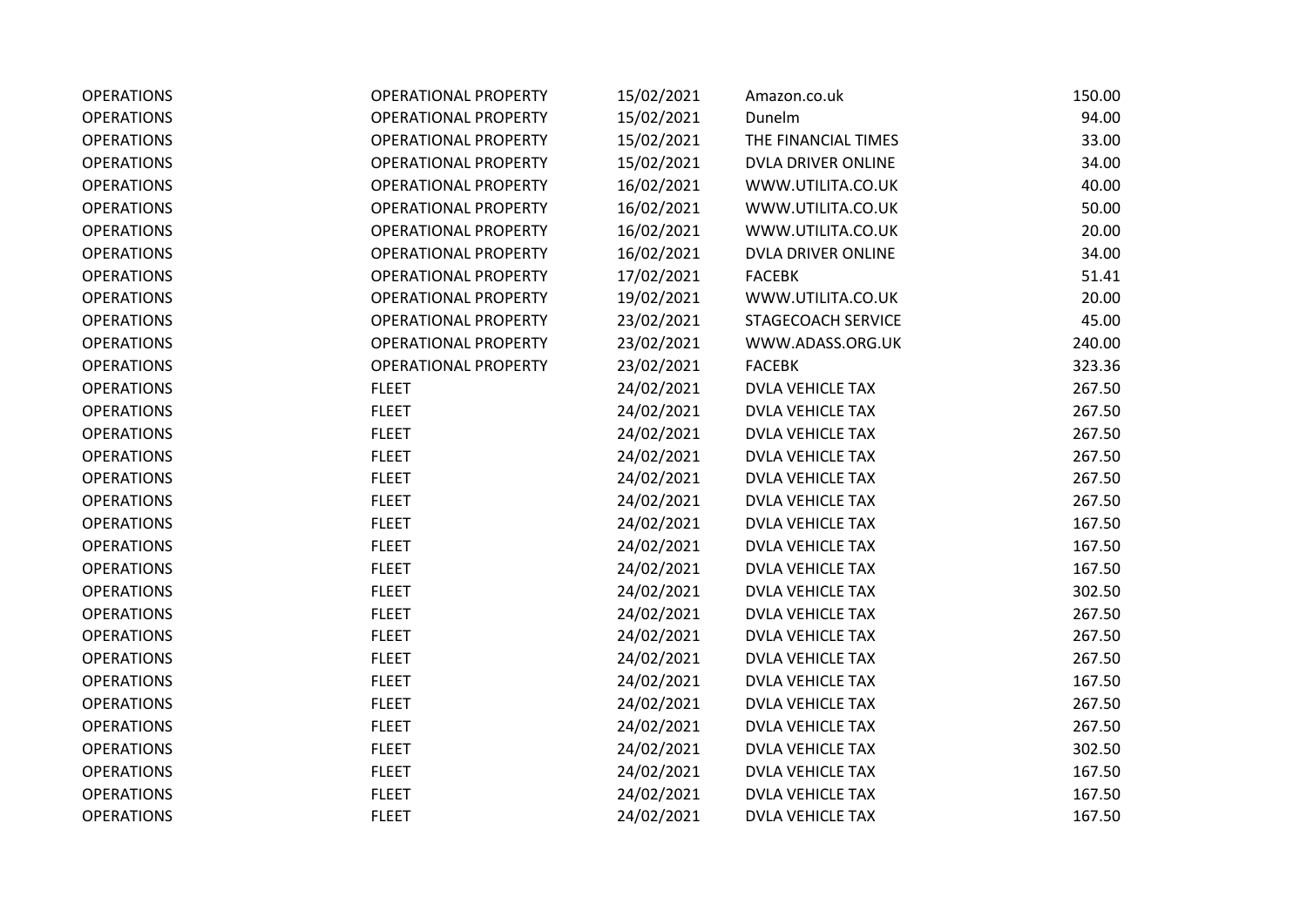| OPERATIONS | OPERATIONAL PROPERTY | 15/02/2021 | Amazon.co.uk | 150.00 |
|---|---|---|---|---|
| OPERATIONS | OPERATIONAL PROPERTY | 15/02/2021 | Dunelm | 94.00 |
| OPERATIONS | OPERATIONAL PROPERTY | 15/02/2021 | THE FINANCIAL TIMES | 33.00 |
| OPERATIONS | OPERATIONAL PROPERTY | 15/02/2021 | DVLA DRIVER ONLINE | 34.00 |
| OPERATIONS | OPERATIONAL PROPERTY | 16/02/2021 | WWW.UTILITA.CO.UK | 40.00 |
| OPERATIONS | OPERATIONAL PROPERTY | 16/02/2021 | WWW.UTILITA.CO.UK | 50.00 |
| OPERATIONS | OPERATIONAL PROPERTY | 16/02/2021 | WWW.UTILITA.CO.UK | 20.00 |
| OPERATIONS | OPERATIONAL PROPERTY | 16/02/2021 | DVLA DRIVER ONLINE | 34.00 |
| OPERATIONS | OPERATIONAL PROPERTY | 17/02/2021 | FACEBK | 51.41 |
| OPERATIONS | OPERATIONAL PROPERTY | 19/02/2021 | WWW.UTILITA.CO.UK | 20.00 |
| OPERATIONS | OPERATIONAL PROPERTY | 23/02/2021 | STAGECOACH SERVICE | 45.00 |
| OPERATIONS | OPERATIONAL PROPERTY | 23/02/2021 | WWW.ADASS.ORG.UK | 240.00 |
| OPERATIONS | OPERATIONAL PROPERTY | 23/02/2021 | FACEBK | 323.36 |
| OPERATIONS | FLEET | 24/02/2021 | DVLA VEHICLE TAX | 267.50 |
| OPERATIONS | FLEET | 24/02/2021 | DVLA VEHICLE TAX | 267.50 |
| OPERATIONS | FLEET | 24/02/2021 | DVLA VEHICLE TAX | 267.50 |
| OPERATIONS | FLEET | 24/02/2021 | DVLA VEHICLE TAX | 267.50 |
| OPERATIONS | FLEET | 24/02/2021 | DVLA VEHICLE TAX | 267.50 |
| OPERATIONS | FLEET | 24/02/2021 | DVLA VEHICLE TAX | 267.50 |
| OPERATIONS | FLEET | 24/02/2021 | DVLA VEHICLE TAX | 167.50 |
| OPERATIONS | FLEET | 24/02/2021 | DVLA VEHICLE TAX | 167.50 |
| OPERATIONS | FLEET | 24/02/2021 | DVLA VEHICLE TAX | 167.50 |
| OPERATIONS | FLEET | 24/02/2021 | DVLA VEHICLE TAX | 302.50 |
| OPERATIONS | FLEET | 24/02/2021 | DVLA VEHICLE TAX | 267.50 |
| OPERATIONS | FLEET | 24/02/2021 | DVLA VEHICLE TAX | 267.50 |
| OPERATIONS | FLEET | 24/02/2021 | DVLA VEHICLE TAX | 267.50 |
| OPERATIONS | FLEET | 24/02/2021 | DVLA VEHICLE TAX | 167.50 |
| OPERATIONS | FLEET | 24/02/2021 | DVLA VEHICLE TAX | 267.50 |
| OPERATIONS | FLEET | 24/02/2021 | DVLA VEHICLE TAX | 267.50 |
| OPERATIONS | FLEET | 24/02/2021 | DVLA VEHICLE TAX | 302.50 |
| OPERATIONS | FLEET | 24/02/2021 | DVLA VEHICLE TAX | 167.50 |
| OPERATIONS | FLEET | 24/02/2021 | DVLA VEHICLE TAX | 167.50 |
| OPERATIONS | FLEET | 24/02/2021 | DVLA VEHICLE TAX | 167.50 |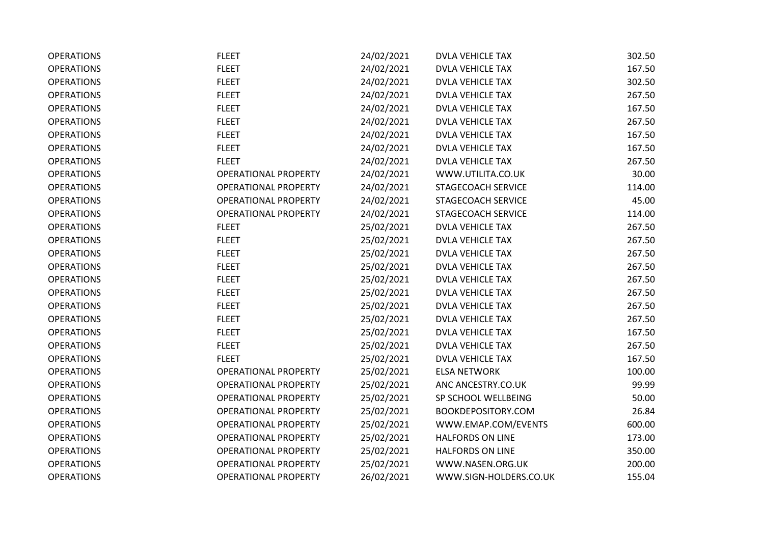| | | | | |
|---|---|---|---|---|
| OPERATIONS | FLEET | 24/02/2021 | DVLA VEHICLE TAX | 302.50 |
| OPERATIONS | FLEET | 24/02/2021 | DVLA VEHICLE TAX | 167.50 |
| OPERATIONS | FLEET | 24/02/2021 | DVLA VEHICLE TAX | 302.50 |
| OPERATIONS | FLEET | 24/02/2021 | DVLA VEHICLE TAX | 267.50 |
| OPERATIONS | FLEET | 24/02/2021 | DVLA VEHICLE TAX | 167.50 |
| OPERATIONS | FLEET | 24/02/2021 | DVLA VEHICLE TAX | 267.50 |
| OPERATIONS | FLEET | 24/02/2021 | DVLA VEHICLE TAX | 167.50 |
| OPERATIONS | FLEET | 24/02/2021 | DVLA VEHICLE TAX | 167.50 |
| OPERATIONS | FLEET | 24/02/2021 | DVLA VEHICLE TAX | 267.50 |
| OPERATIONS | OPERATIONAL PROPERTY | 24/02/2021 | WWW.UTILITA.CO.UK | 30.00 |
| OPERATIONS | OPERATIONAL PROPERTY | 24/02/2021 | STAGECOACH SERVICE | 114.00 |
| OPERATIONS | OPERATIONAL PROPERTY | 24/02/2021 | STAGECOACH SERVICE | 45.00 |
| OPERATIONS | OPERATIONAL PROPERTY | 24/02/2021 | STAGECOACH SERVICE | 114.00 |
| OPERATIONS | FLEET | 25/02/2021 | DVLA VEHICLE TAX | 267.50 |
| OPERATIONS | FLEET | 25/02/2021 | DVLA VEHICLE TAX | 267.50 |
| OPERATIONS | FLEET | 25/02/2021 | DVLA VEHICLE TAX | 267.50 |
| OPERATIONS | FLEET | 25/02/2021 | DVLA VEHICLE TAX | 267.50 |
| OPERATIONS | FLEET | 25/02/2021 | DVLA VEHICLE TAX | 267.50 |
| OPERATIONS | FLEET | 25/02/2021 | DVLA VEHICLE TAX | 267.50 |
| OPERATIONS | FLEET | 25/02/2021 | DVLA VEHICLE TAX | 267.50 |
| OPERATIONS | FLEET | 25/02/2021 | DVLA VEHICLE TAX | 267.50 |
| OPERATIONS | FLEET | 25/02/2021 | DVLA VEHICLE TAX | 167.50 |
| OPERATIONS | FLEET | 25/02/2021 | DVLA VEHICLE TAX | 267.50 |
| OPERATIONS | FLEET | 25/02/2021 | DVLA VEHICLE TAX | 167.50 |
| OPERATIONS | OPERATIONAL PROPERTY | 25/02/2021 | ELSA NETWORK | 100.00 |
| OPERATIONS | OPERATIONAL PROPERTY | 25/02/2021 | ANC ANCESTRY.CO.UK | 99.99 |
| OPERATIONS | OPERATIONAL PROPERTY | 25/02/2021 | SP SCHOOL WELLBEING | 50.00 |
| OPERATIONS | OPERATIONAL PROPERTY | 25/02/2021 | BOOKDEPOSITORY.COM | 26.84 |
| OPERATIONS | OPERATIONAL PROPERTY | 25/02/2021 | WWW.EMAP.COM/EVENTS | 600.00 |
| OPERATIONS | OPERATIONAL PROPERTY | 25/02/2021 | HALFORDS ON LINE | 173.00 |
| OPERATIONS | OPERATIONAL PROPERTY | 25/02/2021 | HALFORDS ON LINE | 350.00 |
| OPERATIONS | OPERATIONAL PROPERTY | 25/02/2021 | WWW.NASEN.ORG.UK | 200.00 |
| OPERATIONS | OPERATIONAL PROPERTY | 26/02/2021 | WWW.SIGN-HOLDERS.CO.UK | 155.04 |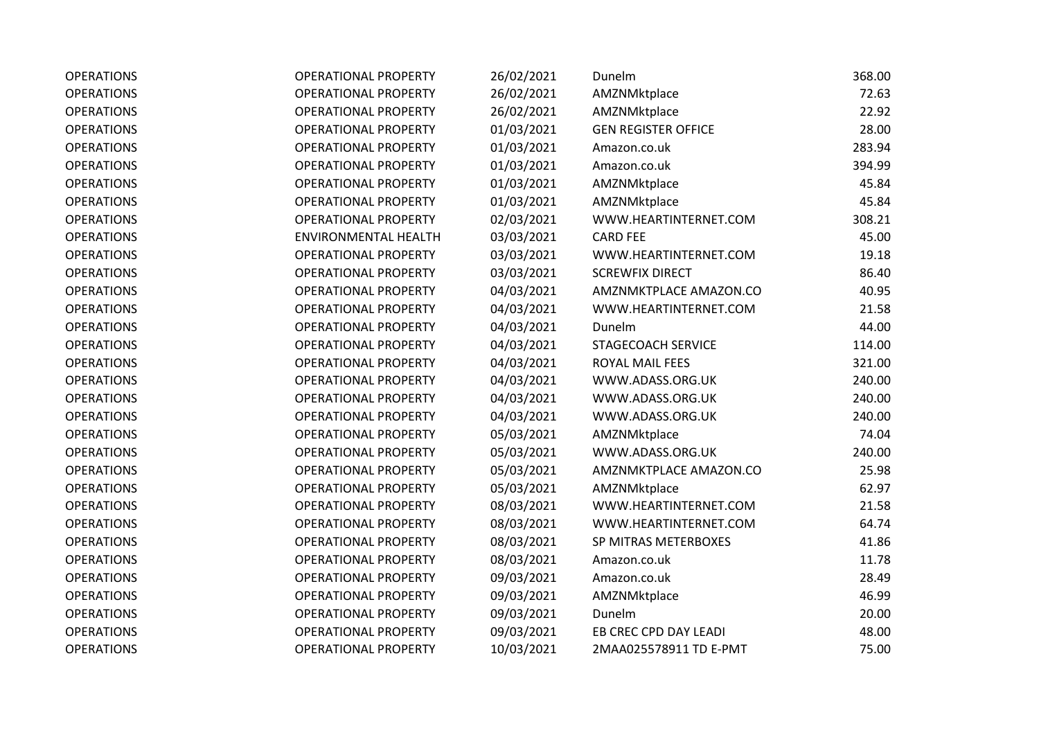| | | | | |
|---|---|---|---|---|
| OPERATIONS | OPERATIONAL PROPERTY | 26/02/2021 | Dunelm | 368.00 |
| OPERATIONS | OPERATIONAL PROPERTY | 26/02/2021 | AMZNMktplace | 72.63 |
| OPERATIONS | OPERATIONAL PROPERTY | 26/02/2021 | AMZNMktplace | 22.92 |
| OPERATIONS | OPERATIONAL PROPERTY | 01/03/2021 | GEN REGISTER OFFICE | 28.00 |
| OPERATIONS | OPERATIONAL PROPERTY | 01/03/2021 | Amazon.co.uk | 283.94 |
| OPERATIONS | OPERATIONAL PROPERTY | 01/03/2021 | Amazon.co.uk | 394.99 |
| OPERATIONS | OPERATIONAL PROPERTY | 01/03/2021 | AMZNMktplace | 45.84 |
| OPERATIONS | OPERATIONAL PROPERTY | 01/03/2021 | AMZNMktplace | 45.84 |
| OPERATIONS | OPERATIONAL PROPERTY | 02/03/2021 | WWW.HEARTINTERNET.COM | 308.21 |
| OPERATIONS | ENVIRONMENTAL HEALTH | 03/03/2021 | CARD FEE | 45.00 |
| OPERATIONS | OPERATIONAL PROPERTY | 03/03/2021 | WWW.HEARTINTERNET.COM | 19.18 |
| OPERATIONS | OPERATIONAL PROPERTY | 03/03/2021 | SCREWFIX DIRECT | 86.40 |
| OPERATIONS | OPERATIONAL PROPERTY | 04/03/2021 | AMZNMKTPLACE AMAZON.CO | 40.95 |
| OPERATIONS | OPERATIONAL PROPERTY | 04/03/2021 | WWW.HEARTINTERNET.COM | 21.58 |
| OPERATIONS | OPERATIONAL PROPERTY | 04/03/2021 | Dunelm | 44.00 |
| OPERATIONS | OPERATIONAL PROPERTY | 04/03/2021 | STAGECOACH SERVICE | 114.00 |
| OPERATIONS | OPERATIONAL PROPERTY | 04/03/2021 | ROYAL MAIL FEES | 321.00 |
| OPERATIONS | OPERATIONAL PROPERTY | 04/03/2021 | WWW.ADASS.ORG.UK | 240.00 |
| OPERATIONS | OPERATIONAL PROPERTY | 04/03/2021 | WWW.ADASS.ORG.UK | 240.00 |
| OPERATIONS | OPERATIONAL PROPERTY | 04/03/2021 | WWW.ADASS.ORG.UK | 240.00 |
| OPERATIONS | OPERATIONAL PROPERTY | 05/03/2021 | AMZNMktplace | 74.04 |
| OPERATIONS | OPERATIONAL PROPERTY | 05/03/2021 | WWW.ADASS.ORG.UK | 240.00 |
| OPERATIONS | OPERATIONAL PROPERTY | 05/03/2021 | AMZNMKTPLACE AMAZON.CO | 25.98 |
| OPERATIONS | OPERATIONAL PROPERTY | 05/03/2021 | AMZNMktplace | 62.97 |
| OPERATIONS | OPERATIONAL PROPERTY | 08/03/2021 | WWW.HEARTINTERNET.COM | 21.58 |
| OPERATIONS | OPERATIONAL PROPERTY | 08/03/2021 | WWW.HEARTINTERNET.COM | 64.74 |
| OPERATIONS | OPERATIONAL PROPERTY | 08/03/2021 | SP MITRAS METERBOXES | 41.86 |
| OPERATIONS | OPERATIONAL PROPERTY | 08/03/2021 | Amazon.co.uk | 11.78 |
| OPERATIONS | OPERATIONAL PROPERTY | 09/03/2021 | Amazon.co.uk | 28.49 |
| OPERATIONS | OPERATIONAL PROPERTY | 09/03/2021 | AMZNMktplace | 46.99 |
| OPERATIONS | OPERATIONAL PROPERTY | 09/03/2021 | Dunelm | 20.00 |
| OPERATIONS | OPERATIONAL PROPERTY | 09/03/2021 | EB CREC CPD DAY LEADI | 48.00 |
| OPERATIONS | OPERATIONAL PROPERTY | 10/03/2021 | 2MAA025578911 TD E-PMT | 75.00 |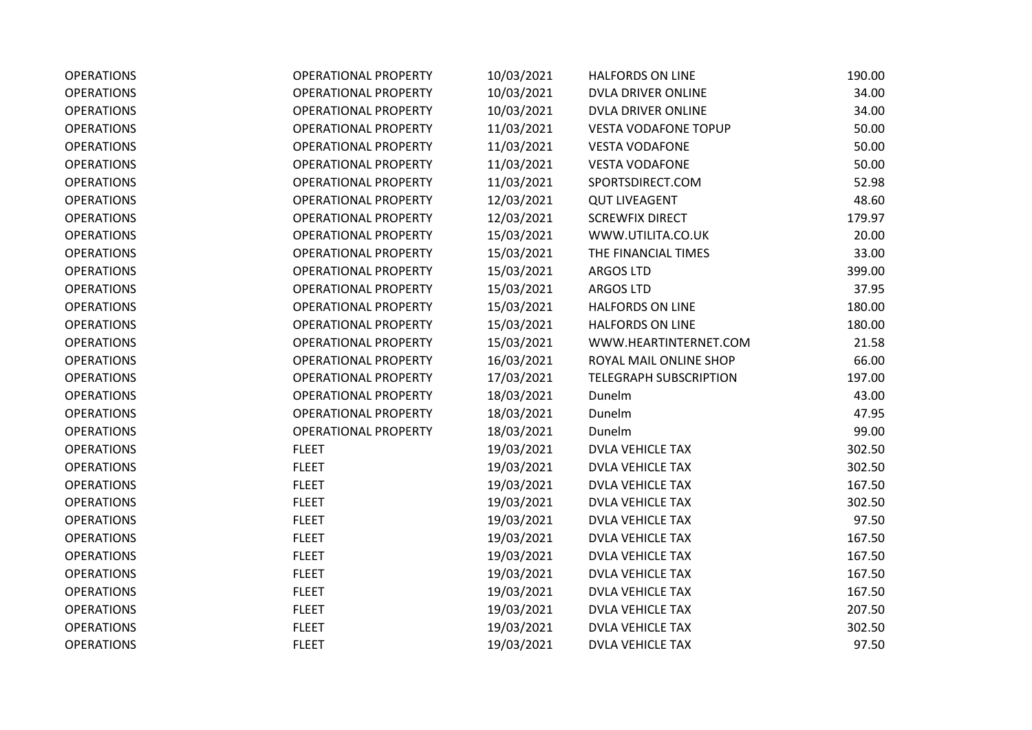| | | | | |
|---|---|---|---|---|
| OPERATIONS | OPERATIONAL PROPERTY | 10/03/2021 | HALFORDS ON LINE | 190.00 |
| OPERATIONS | OPERATIONAL PROPERTY | 10/03/2021 | DVLA DRIVER ONLINE | 34.00 |
| OPERATIONS | OPERATIONAL PROPERTY | 10/03/2021 | DVLA DRIVER ONLINE | 34.00 |
| OPERATIONS | OPERATIONAL PROPERTY | 11/03/2021 | VESTA VODAFONE TOPUP | 50.00 |
| OPERATIONS | OPERATIONAL PROPERTY | 11/03/2021 | VESTA VODAFONE | 50.00 |
| OPERATIONS | OPERATIONAL PROPERTY | 11/03/2021 | VESTA VODAFONE | 50.00 |
| OPERATIONS | OPERATIONAL PROPERTY | 11/03/2021 | SPORTSDIRECT.COM | 52.98 |
| OPERATIONS | OPERATIONAL PROPERTY | 12/03/2021 | QUT LIVEAGENT | 48.60 |
| OPERATIONS | OPERATIONAL PROPERTY | 12/03/2021 | SCREWFIX DIRECT | 179.97 |
| OPERATIONS | OPERATIONAL PROPERTY | 15/03/2021 | WWW.UTILITA.CO.UK | 20.00 |
| OPERATIONS | OPERATIONAL PROPERTY | 15/03/2021 | THE FINANCIAL TIMES | 33.00 |
| OPERATIONS | OPERATIONAL PROPERTY | 15/03/2021 | ARGOS LTD | 399.00 |
| OPERATIONS | OPERATIONAL PROPERTY | 15/03/2021 | ARGOS LTD | 37.95 |
| OPERATIONS | OPERATIONAL PROPERTY | 15/03/2021 | HALFORDS ON LINE | 180.00 |
| OPERATIONS | OPERATIONAL PROPERTY | 15/03/2021 | HALFORDS ON LINE | 180.00 |
| OPERATIONS | OPERATIONAL PROPERTY | 15/03/2021 | WWW.HEARTINTERNET.COM | 21.58 |
| OPERATIONS | OPERATIONAL PROPERTY | 16/03/2021 | ROYAL MAIL ONLINE SHOP | 66.00 |
| OPERATIONS | OPERATIONAL PROPERTY | 17/03/2021 | TELEGRAPH SUBSCRIPTION | 197.00 |
| OPERATIONS | OPERATIONAL PROPERTY | 18/03/2021 | Dunelm | 43.00 |
| OPERATIONS | OPERATIONAL PROPERTY | 18/03/2021 | Dunelm | 47.95 |
| OPERATIONS | OPERATIONAL PROPERTY | 18/03/2021 | Dunelm | 99.00 |
| OPERATIONS | FLEET | 19/03/2021 | DVLA VEHICLE TAX | 302.50 |
| OPERATIONS | FLEET | 19/03/2021 | DVLA VEHICLE TAX | 302.50 |
| OPERATIONS | FLEET | 19/03/2021 | DVLA VEHICLE TAX | 167.50 |
| OPERATIONS | FLEET | 19/03/2021 | DVLA VEHICLE TAX | 302.50 |
| OPERATIONS | FLEET | 19/03/2021 | DVLA VEHICLE TAX | 97.50 |
| OPERATIONS | FLEET | 19/03/2021 | DVLA VEHICLE TAX | 167.50 |
| OPERATIONS | FLEET | 19/03/2021 | DVLA VEHICLE TAX | 167.50 |
| OPERATIONS | FLEET | 19/03/2021 | DVLA VEHICLE TAX | 167.50 |
| OPERATIONS | FLEET | 19/03/2021 | DVLA VEHICLE TAX | 167.50 |
| OPERATIONS | FLEET | 19/03/2021 | DVLA VEHICLE TAX | 207.50 |
| OPERATIONS | FLEET | 19/03/2021 | DVLA VEHICLE TAX | 302.50 |
| OPERATIONS | FLEET | 19/03/2021 | DVLA VEHICLE TAX | 97.50 |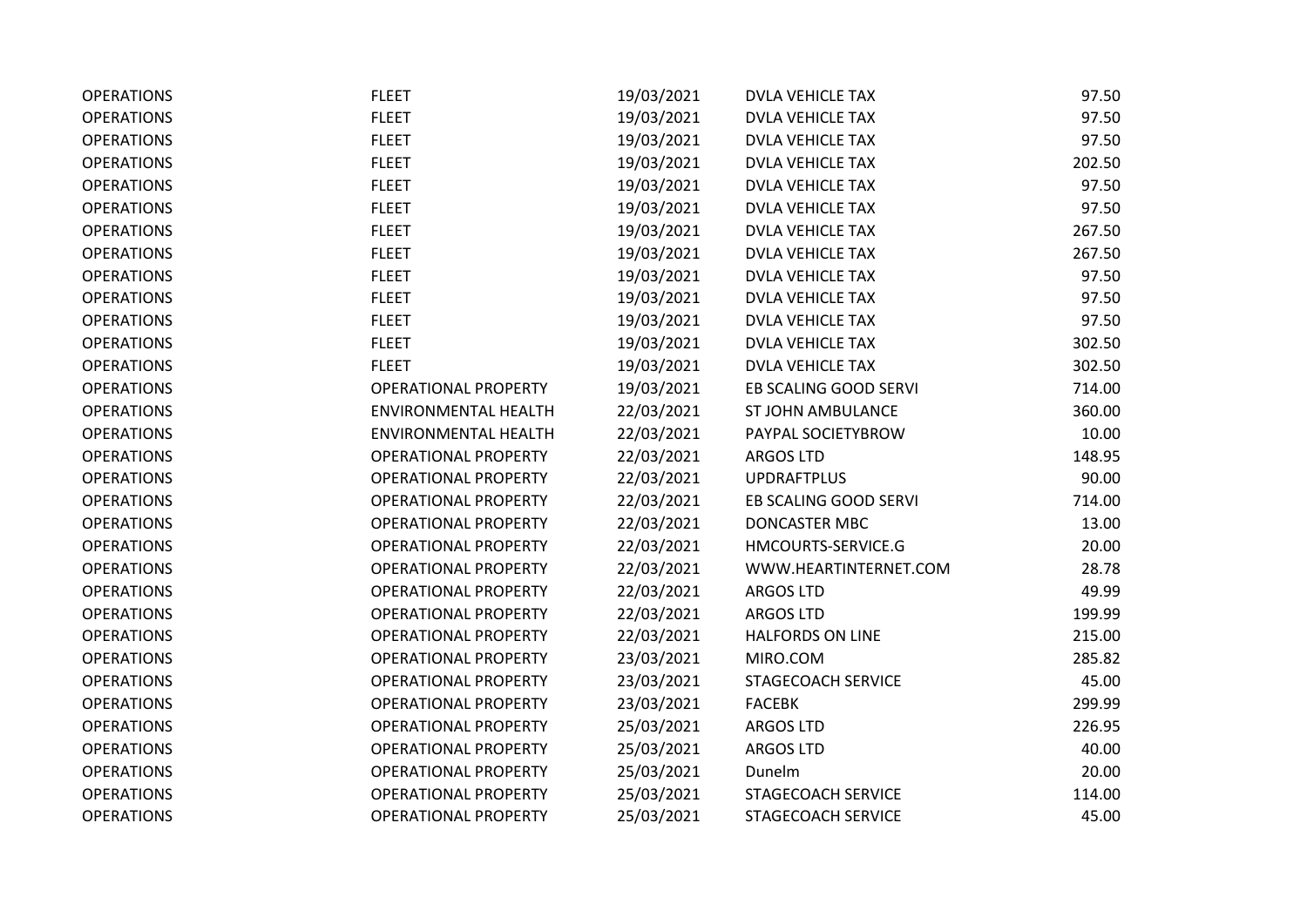| | | | | |
|---|---|---|---|---|
| OPERATIONS | FLEET | 19/03/2021 | DVLA VEHICLE TAX | 97.50 |
| OPERATIONS | FLEET | 19/03/2021 | DVLA VEHICLE TAX | 97.50 |
| OPERATIONS | FLEET | 19/03/2021 | DVLA VEHICLE TAX | 97.50 |
| OPERATIONS | FLEET | 19/03/2021 | DVLA VEHICLE TAX | 202.50 |
| OPERATIONS | FLEET | 19/03/2021 | DVLA VEHICLE TAX | 97.50 |
| OPERATIONS | FLEET | 19/03/2021 | DVLA VEHICLE TAX | 97.50 |
| OPERATIONS | FLEET | 19/03/2021 | DVLA VEHICLE TAX | 267.50 |
| OPERATIONS | FLEET | 19/03/2021 | DVLA VEHICLE TAX | 267.50 |
| OPERATIONS | FLEET | 19/03/2021 | DVLA VEHICLE TAX | 97.50 |
| OPERATIONS | FLEET | 19/03/2021 | DVLA VEHICLE TAX | 97.50 |
| OPERATIONS | FLEET | 19/03/2021 | DVLA VEHICLE TAX | 97.50 |
| OPERATIONS | FLEET | 19/03/2021 | DVLA VEHICLE TAX | 302.50 |
| OPERATIONS | FLEET | 19/03/2021 | DVLA VEHICLE TAX | 302.50 |
| OPERATIONS | OPERATIONAL PROPERTY | 19/03/2021 | EB SCALING GOOD SERVI | 714.00 |
| OPERATIONS | ENVIRONMENTAL HEALTH | 22/03/2021 | ST JOHN AMBULANCE | 360.00 |
| OPERATIONS | ENVIRONMENTAL HEALTH | 22/03/2021 | PAYPAL SOCIETYBROW | 10.00 |
| OPERATIONS | OPERATIONAL PROPERTY | 22/03/2021 | ARGOS LTD | 148.95 |
| OPERATIONS | OPERATIONAL PROPERTY | 22/03/2021 | UPDRAFTPLUS | 90.00 |
| OPERATIONS | OPERATIONAL PROPERTY | 22/03/2021 | EB SCALING GOOD SERVI | 714.00 |
| OPERATIONS | OPERATIONAL PROPERTY | 22/03/2021 | DONCASTER MBC | 13.00 |
| OPERATIONS | OPERATIONAL PROPERTY | 22/03/2021 | HMCOURTS-SERVICE.G | 20.00 |
| OPERATIONS | OPERATIONAL PROPERTY | 22/03/2021 | WWW.HEARTINTERNET.COM | 28.78 |
| OPERATIONS | OPERATIONAL PROPERTY | 22/03/2021 | ARGOS LTD | 49.99 |
| OPERATIONS | OPERATIONAL PROPERTY | 22/03/2021 | ARGOS LTD | 199.99 |
| OPERATIONS | OPERATIONAL PROPERTY | 22/03/2021 | HALFORDS ON LINE | 215.00 |
| OPERATIONS | OPERATIONAL PROPERTY | 23/03/2021 | MIRO.COM | 285.82 |
| OPERATIONS | OPERATIONAL PROPERTY | 23/03/2021 | STAGECOACH SERVICE | 45.00 |
| OPERATIONS | OPERATIONAL PROPERTY | 23/03/2021 | FACEBK | 299.99 |
| OPERATIONS | OPERATIONAL PROPERTY | 25/03/2021 | ARGOS LTD | 226.95 |
| OPERATIONS | OPERATIONAL PROPERTY | 25/03/2021 | ARGOS LTD | 40.00 |
| OPERATIONS | OPERATIONAL PROPERTY | 25/03/2021 | Dunelm | 20.00 |
| OPERATIONS | OPERATIONAL PROPERTY | 25/03/2021 | STAGECOACH SERVICE | 114.00 |
| OPERATIONS | OPERATIONAL PROPERTY | 25/03/2021 | STAGECOACH SERVICE | 45.00 |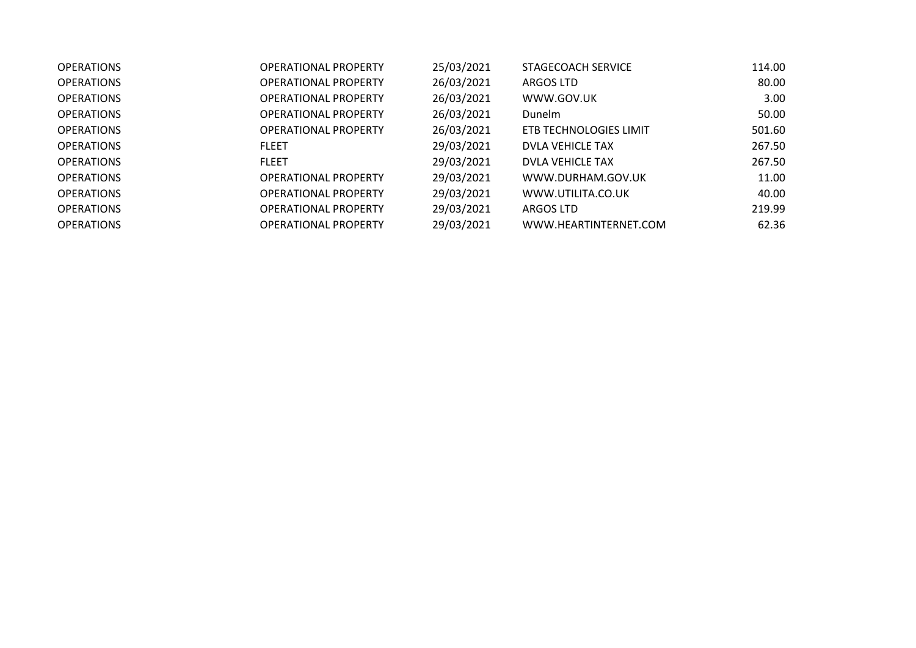| | | | | |
|---|---|---|---|---|
| OPERATIONS | OPERATIONAL PROPERTY | 25/03/2021 | STAGECOACH SERVICE | 114.00 |
| OPERATIONS | OPERATIONAL PROPERTY | 26/03/2021 | ARGOS LTD | 80.00 |
| OPERATIONS | OPERATIONAL PROPERTY | 26/03/2021 | WWW.GOV.UK | 3.00 |
| OPERATIONS | OPERATIONAL PROPERTY | 26/03/2021 | Dunelm | 50.00 |
| OPERATIONS | OPERATIONAL PROPERTY | 26/03/2021 | ETB TECHNOLOGIES LIMIT | 501.60 |
| OPERATIONS | FLEET | 29/03/2021 | DVLA VEHICLE TAX | 267.50 |
| OPERATIONS | FLEET | 29/03/2021 | DVLA VEHICLE TAX | 267.50 |
| OPERATIONS | OPERATIONAL PROPERTY | 29/03/2021 | WWW.DURHAM.GOV.UK | 11.00 |
| OPERATIONS | OPERATIONAL PROPERTY | 29/03/2021 | WWW.UTILITA.CO.UK | 40.00 |
| OPERATIONS | OPERATIONAL PROPERTY | 29/03/2021 | ARGOS LTD | 219.99 |
| OPERATIONS | OPERATIONAL PROPERTY | 29/03/2021 | WWW.HEARTINTERNET.COM | 62.36 |